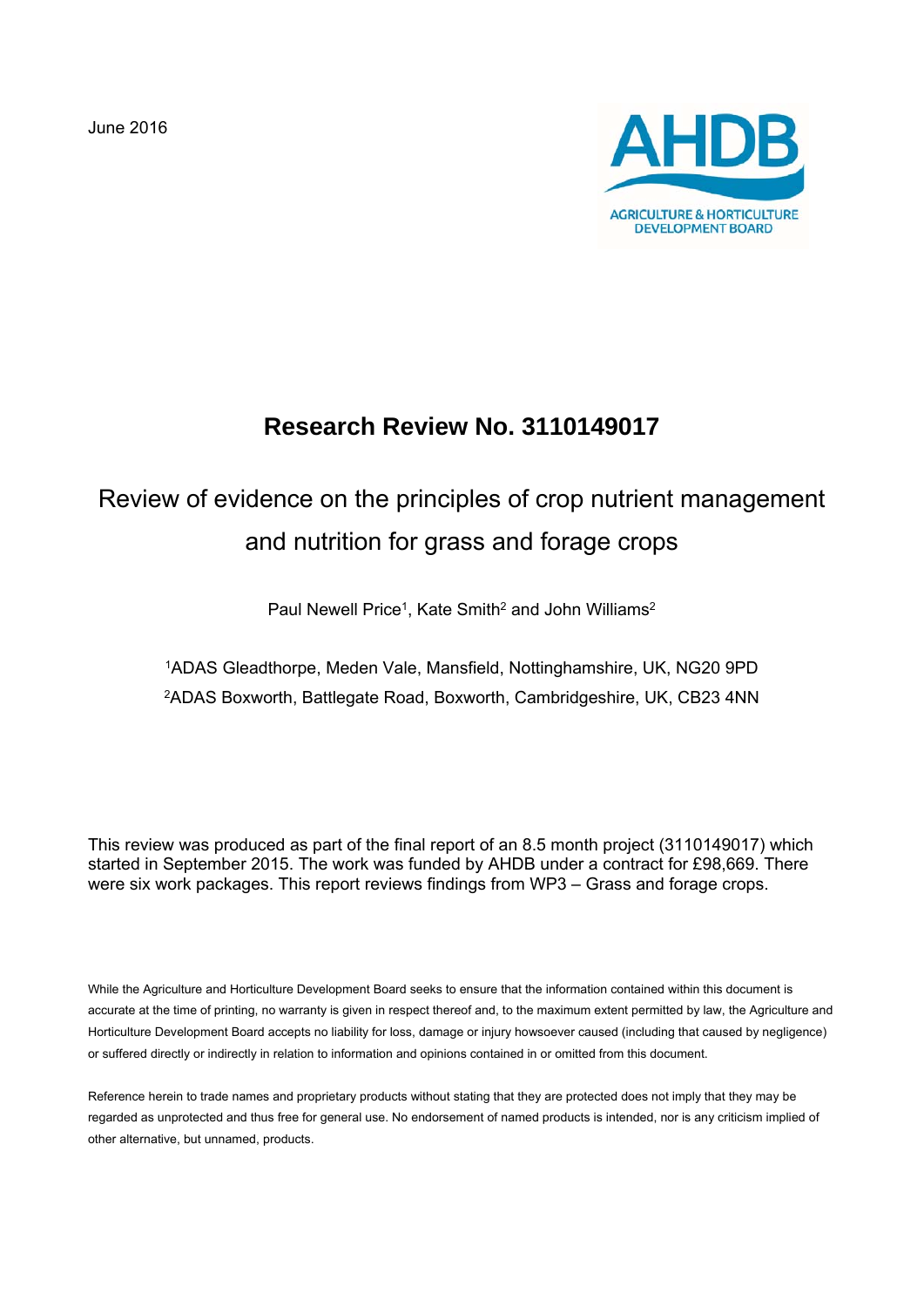June 2016

AHDB

AGRICULTURE & HORTICULTURE DEVELOPMENT BOARD

# Research Review No. 3110149017

## Review of evidence on the principles of crop nutrient management and nutrition for grass and forage crops

Paul Newell Price[1], Kate Smith[2] and John Williams[2]

[1]ADAS Gleadthorpe, Meden Vale, Mansfield, Nottinghamshire, UK, NG20 9PD

[2]ADAS Boxworth, Battlegate Road, Boxworth, Cambridgeshire, UK, CB23 4NN

This review was produced as part of the final report of an 8.5 month project (3110149017) which started in September 2015. The work was funded by AHDB under a contract for £98,669. There were six work packages. This report reviews findings from WP3 – Grass and forage crops.

While the Agriculture and Horticulture Development Board seeks to ensure that the information contained within this document is accurate at the time of printing, no warranty is given in respect thereof and, to the maximum extent permitted by law, the Agriculture and Horticulture Development Board accepts no liability for loss, damage or injury howsoever caused (including that caused by negligence) or suffered directly or indirectly in relation to information and opinions contained in or omitted from this document.

Reference herein to trade names and proprietary products without stating that they are protected does not imply that they may be regarded as unprotected and thus free for general use. No endorsement of named products is intended, nor is any criticism implied of other alternative, but unnamed, products.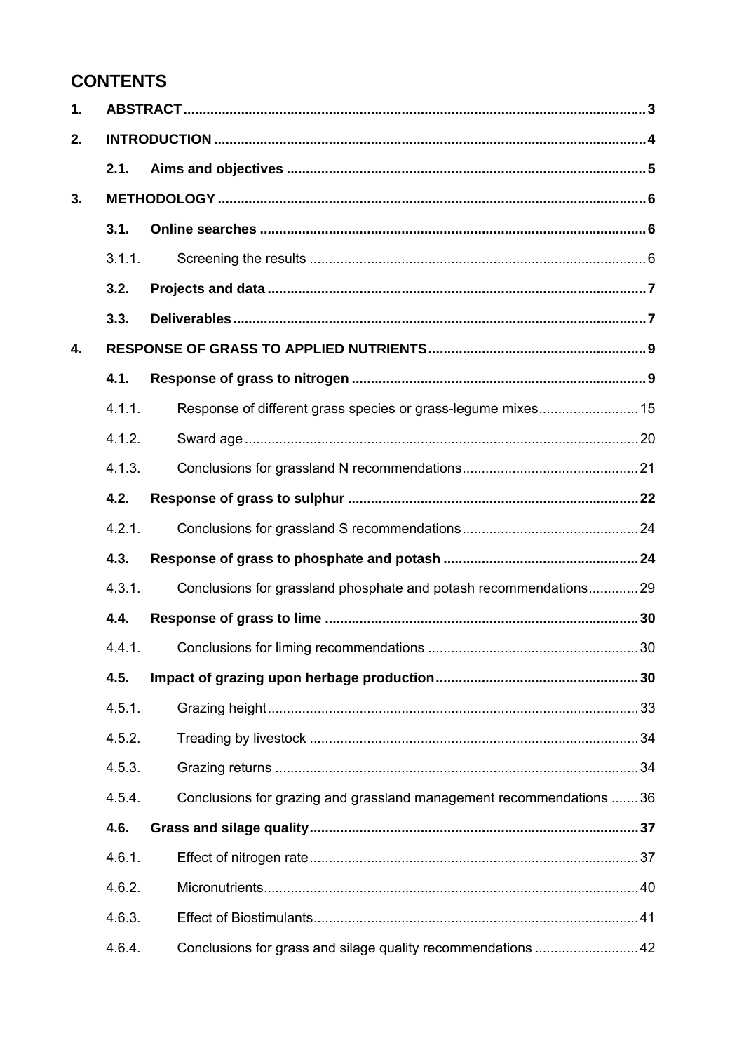## CONTENTS

| | | | |
|---|---|---|---|
| **1.** | **ABSTRACT** | | **3** |
| **2.** | **INTRODUCTION** | | **4** |
| | **2.1.** | **Aims and objectives** | **5** |
| **3.** | **METHODOLOGY** | | **6** |
| | **3.1.** | **Online searches** | **6** |
| | 3.1.1. | Screening the results | 6 |
| | **3.2.** | **Projects and data** | **7** |
| | **3.3.** | **Deliverables** | **7** |
| **4.** | **RESPONSE OF GRASS TO APPLIED NUTRIENTS** | | **9** |
| | **4.1.** | **Response of grass to nitrogen** | **9** |
| | 4.1.1. | Response of different grass species or grass-legume mixes | 15 |
| | 4.1.2. | Sward age | 20 |
| | 4.1.3. | Conclusions for grassland N recommendations | 21 |
| | **4.2.** | **Response of grass to sulphur** | **22** |
| | 4.2.1. | Conclusions for grassland S recommendations | 24 |
| | **4.3.** | **Response of grass to phosphate and potash** | **24** |
| | 4.3.1. | Conclusions for grassland phosphate and potash recommendations | 29 |
| | **4.4.** | **Response of grass to lime** | **30** |
| | 4.4.1. | Conclusions for liming recommendations | 30 |
| | **4.5.** | **Impact of grazing upon herbage production** | **30** |
| | 4.5.1. | Grazing height | 33 |
| | 4.5.2. | Treading by livestock | 34 |
| | 4.5.3. | Grazing returns | 34 |
| | 4.5.4. | Conclusions for grazing and grassland management recommendations | 36 |
| | **4.6.** | **Grass and silage quality** | **37** |
| | 4.6.1. | Effect of nitrogen rate | 37 |
| | 4.6.2. | Micronutrients | 40 |
| | 4.6.3. | Effect of Biostimulants | 41 |
| | 4.6.4. | Conclusions for grass and silage quality recommendations | 42 |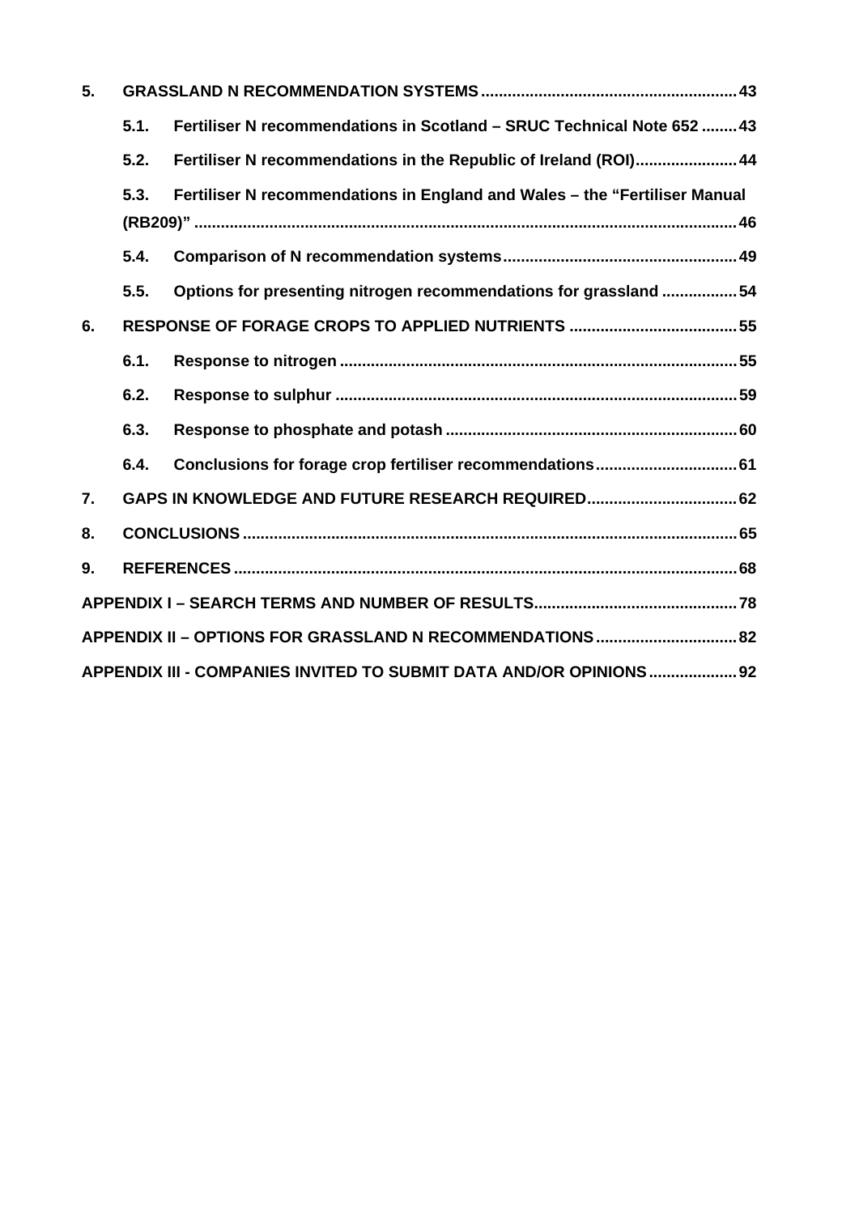**5. GRASSLAND N RECOMMENDATION SYSTEMS ........................................................ 43**

- **5.1. Fertiliser N recommendations in Scotland – SRUC Technical Note 652 ........ 43**
- **5.2. Fertiliser N recommendations in the Republic of Ireland (ROI)....................... 44**
- **5.3. Fertiliser N recommendations in England and Wales – the "Fertiliser Manual (RB209)" ........................................................................................................... 46**
- **5.4. Comparison of N recommendation systems.................................................... 49**
- **5.5. Options for presenting nitrogen recommendations for grassland ................. 54**

**6. RESPONSE OF FORAGE CROPS TO APPLIED NUTRIENTS ..................................... 55**

- **6.1. Response to nitrogen ........................................................................................ 55**
- **6.2. Response to sulphur ......................................................................................... 59**
- **6.3. Response to phosphate and potash ................................................................ 60**
- **6.4. Conclusions for forage crop fertiliser recommendations................................ 61**

**7. GAPS IN KNOWLEDGE AND FUTURE RESEARCH REQUIRED.................................. 62**

**8. CONCLUSIONS .............................................................................................................. 65**

**9. REFERENCES ................................................................................................................ 68**

**APPENDIX I – SEARCH TERMS AND NUMBER OF RESULTS............................................. 78**

**APPENDIX II – OPTIONS FOR GRASSLAND N RECOMMENDATIONS ................................ 82**

**APPENDIX III - COMPANIES INVITED TO SUBMIT DATA AND/OR OPINIONS .................... 92**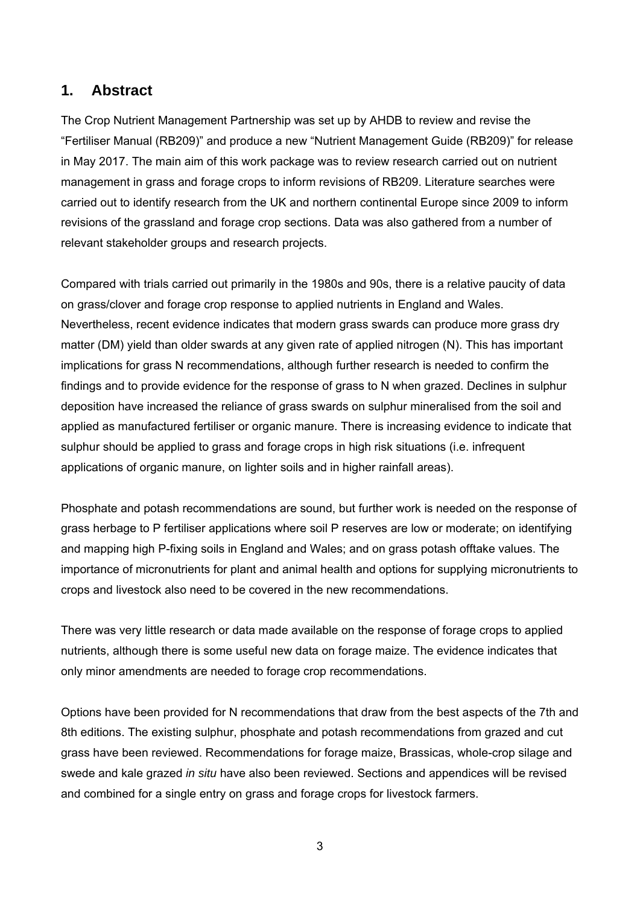## 1. Abstract

The Crop Nutrient Management Partnership was set up by AHDB to review and revise the "Fertiliser Manual (RB209)" and produce a new "Nutrient Management Guide (RB209)" for release in May 2017. The main aim of this work package was to review research carried out on nutrient management in grass and forage crops to inform revisions of RB209. Literature searches were carried out to identify research from the UK and northern continental Europe since 2009 to inform revisions of the grassland and forage crop sections. Data was also gathered from a number of relevant stakeholder groups and research projects.

Compared with trials carried out primarily in the 1980s and 90s, there is a relative paucity of data on grass/clover and forage crop response to applied nutrients in England and Wales. Nevertheless, recent evidence indicates that modern grass swards can produce more grass dry matter (DM) yield than older swards at any given rate of applied nitrogen (N). This has important implications for grass N recommendations, although further research is needed to confirm the findings and to provide evidence for the response of grass to N when grazed. Declines in sulphur deposition have increased the reliance of grass swards on sulphur mineralised from the soil and applied as manufactured fertiliser or organic manure. There is increasing evidence to indicate that sulphur should be applied to grass and forage crops in high risk situations (i.e. infrequent applications of organic manure, on lighter soils and in higher rainfall areas).

Phosphate and potash recommendations are sound, but further work is needed on the response of grass herbage to P fertiliser applications where soil P reserves are low or moderate; on identifying and mapping high P-fixing soils in England and Wales; and on grass potash offtake values. The importance of micronutrients for plant and animal health and options for supplying micronutrients to crops and livestock also need to be covered in the new recommendations.

There was very little research or data made available on the response of forage crops to applied nutrients, although there is some useful new data on forage maize. The evidence indicates that only minor amendments are needed to forage crop recommendations.

Options have been provided for N recommendations that draw from the best aspects of the 7th and 8th editions. The existing sulphur, phosphate and potash recommendations from grazed and cut grass have been reviewed. Recommendations for forage maize, Brassicas, whole-crop silage and swede and kale grazed *in situ* have also been reviewed. Sections and appendices will be revised and combined for a single entry on grass and forage crops for livestock farmers.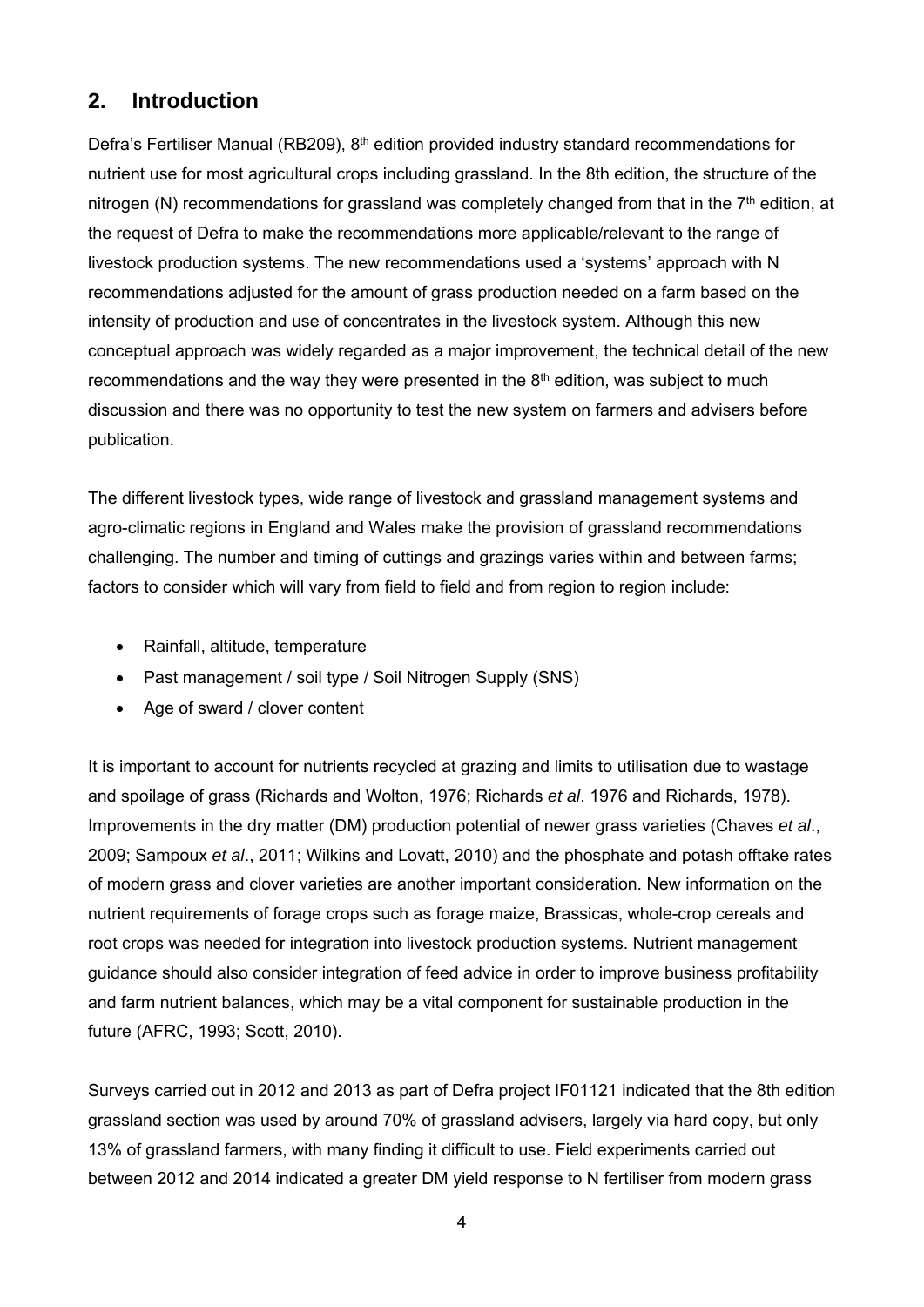## 2. Introduction

Defra's Fertiliser Manual (RB209), 8th edition provided industry standard recommendations for nutrient use for most agricultural crops including grassland. In the 8th edition, the structure of the nitrogen (N) recommendations for grassland was completely changed from that in the 7th edition, at the request of Defra to make the recommendations more applicable/relevant to the range of livestock production systems. The new recommendations used a 'systems' approach with N recommendations adjusted for the amount of grass production needed on a farm based on the intensity of production and use of concentrates in the livestock system. Although this new conceptual approach was widely regarded as a major improvement, the technical detail of the new recommendations and the way they were presented in the 8th edition, was subject to much discussion and there was no opportunity to test the new system on farmers and advisers before publication.

The different livestock types, wide range of livestock and grassland management systems and agro-climatic regions in England and Wales make the provision of grassland recommendations challenging. The number and timing of cuttings and grazings varies within and between farms; factors to consider which will vary from field to field and from region to region include:

- Rainfall, altitude, temperature
- Past management / soil type / Soil Nitrogen Supply (SNS)
- Age of sward / clover content

It is important to account for nutrients recycled at grazing and limits to utilisation due to wastage and spoilage of grass (Richards and Wolton, 1976; Richards *et al*. 1976 and Richards, 1978). Improvements in the dry matter (DM) production potential of newer grass varieties (Chaves *et al*., 2009; Sampoux *et al*., 2011; Wilkins and Lovatt, 2010) and the phosphate and potash offtake rates of modern grass and clover varieties are another important consideration. New information on the nutrient requirements of forage crops such as forage maize, Brassicas, whole-crop cereals and root crops was needed for integration into livestock production systems. Nutrient management guidance should also consider integration of feed advice in order to improve business profitability and farm nutrient balances, which may be a vital component for sustainable production in the future (AFRC, 1993; Scott, 2010).

Surveys carried out in 2012 and 2013 as part of Defra project IF01121 indicated that the 8th edition grassland section was used by around 70% of grassland advisers, largely via hard copy, but only 13% of grassland farmers, with many finding it difficult to use. Field experiments carried out between 2012 and 2014 indicated a greater DM yield response to N fertiliser from modern grass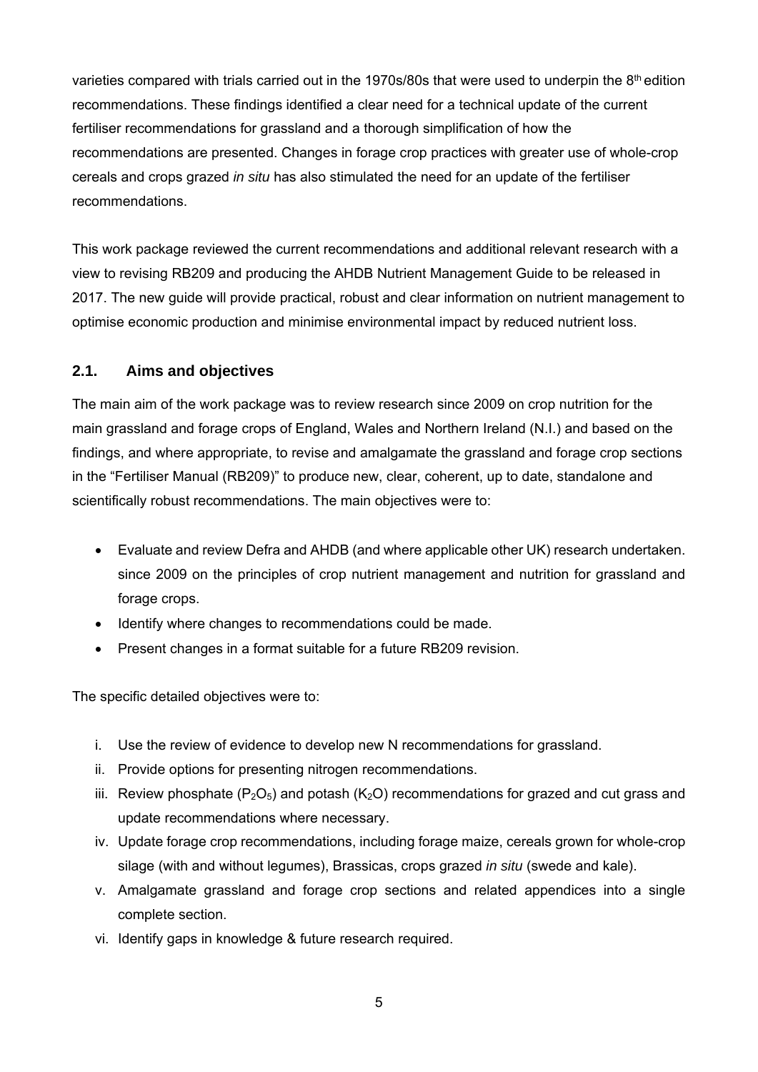varieties compared with trials carried out in the 1970s/80s that were used to underpin the 8th edition recommendations. These findings identified a clear need for a technical update of the current fertiliser recommendations for grassland and a thorough simplification of how the recommendations are presented. Changes in forage crop practices with greater use of whole-crop cereals and crops grazed *in situ* has also stimulated the need for an update of the fertiliser recommendations.

This work package reviewed the current recommendations and additional relevant research with a view to revising RB209 and producing the AHDB Nutrient Management Guide to be released in 2017. The new guide will provide practical, robust and clear information on nutrient management to optimise economic production and minimise environmental impact by reduced nutrient loss.

## 2.1. Aims and objectives

The main aim of the work package was to review research since 2009 on crop nutrition for the main grassland and forage crops of England, Wales and Northern Ireland (N.I.) and based on the findings, and where appropriate, to revise and amalgamate the grassland and forage crop sections in the "Fertiliser Manual (RB209)" to produce new, clear, coherent, up to date, standalone and scientifically robust recommendations. The main objectives were to:

- Evaluate and review Defra and AHDB (and where applicable other UK) research undertaken. since 2009 on the principles of crop nutrient management and nutrition for grassland and forage crops.
- Identify where changes to recommendations could be made.
- Present changes in a format suitable for a future RB209 revision.

The specific detailed objectives were to:

i. Use the review of evidence to develop new N recommendations for grassland.
ii. Provide options for presenting nitrogen recommendations.
iii. Review phosphate ($P_2O_5$) and potash ($K_2O$) recommendations for grazed and cut grass and update recommendations where necessary.
iv. Update forage crop recommendations, including forage maize, cereals grown for whole-crop silage (with and without legumes), Brassicas, crops grazed *in situ* (swede and kale).
v. Amalgamate grassland and forage crop sections and related appendices into a single complete section.
vi. Identify gaps in knowledge & future research required.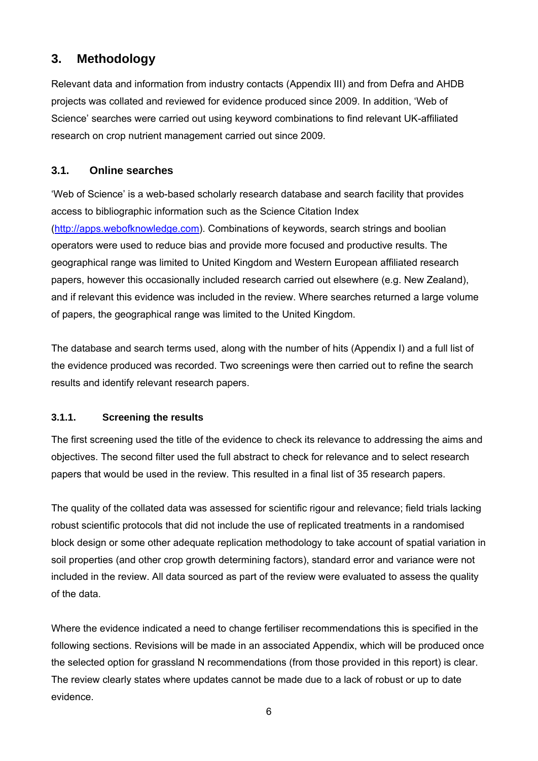# 3. Methodology

Relevant data and information from industry contacts (Appendix III) and from Defra and AHDB projects was collated and reviewed for evidence produced since 2009. In addition, 'Web of Science' searches were carried out using keyword combinations to find relevant UK-affiliated research on crop nutrient management carried out since 2009.

## 3.1. Online searches

'Web of Science' is a web-based scholarly research database and search facility that provides access to bibliographic information such as the Science Citation Index (http://apps.webofknowledge.com). Combinations of keywords, search strings and boolian operators were used to reduce bias and provide more focused and productive results. The geographical range was limited to United Kingdom and Western European affiliated research papers, however this occasionally included research carried out elsewhere (e.g. New Zealand), and if relevant this evidence was included in the review. Where searches returned a large volume of papers, the geographical range was limited to the United Kingdom.

The database and search terms used, along with the number of hits (Appendix I) and a full list of the evidence produced was recorded. Two screenings were then carried out to refine the search results and identify relevant research papers.

### 3.1.1. Screening the results

The first screening used the title of the evidence to check its relevance to addressing the aims and objectives. The second filter used the full abstract to check for relevance and to select research papers that would be used in the review. This resulted in a final list of 35 research papers.

The quality of the collated data was assessed for scientific rigour and relevance; field trials lacking robust scientific protocols that did not include the use of replicated treatments in a randomised block design or some other adequate replication methodology to take account of spatial variation in soil properties (and other crop growth determining factors), standard error and variance were not included in the review. All data sourced as part of the review were evaluated to assess the quality of the data.

Where the evidence indicated a need to change fertiliser recommendations this is specified in the following sections. Revisions will be made in an associated Appendix, which will be produced once the selected option for grassland N recommendations (from those provided in this report) is clear. The review clearly states where updates cannot be made due to a lack of robust or up to date evidence.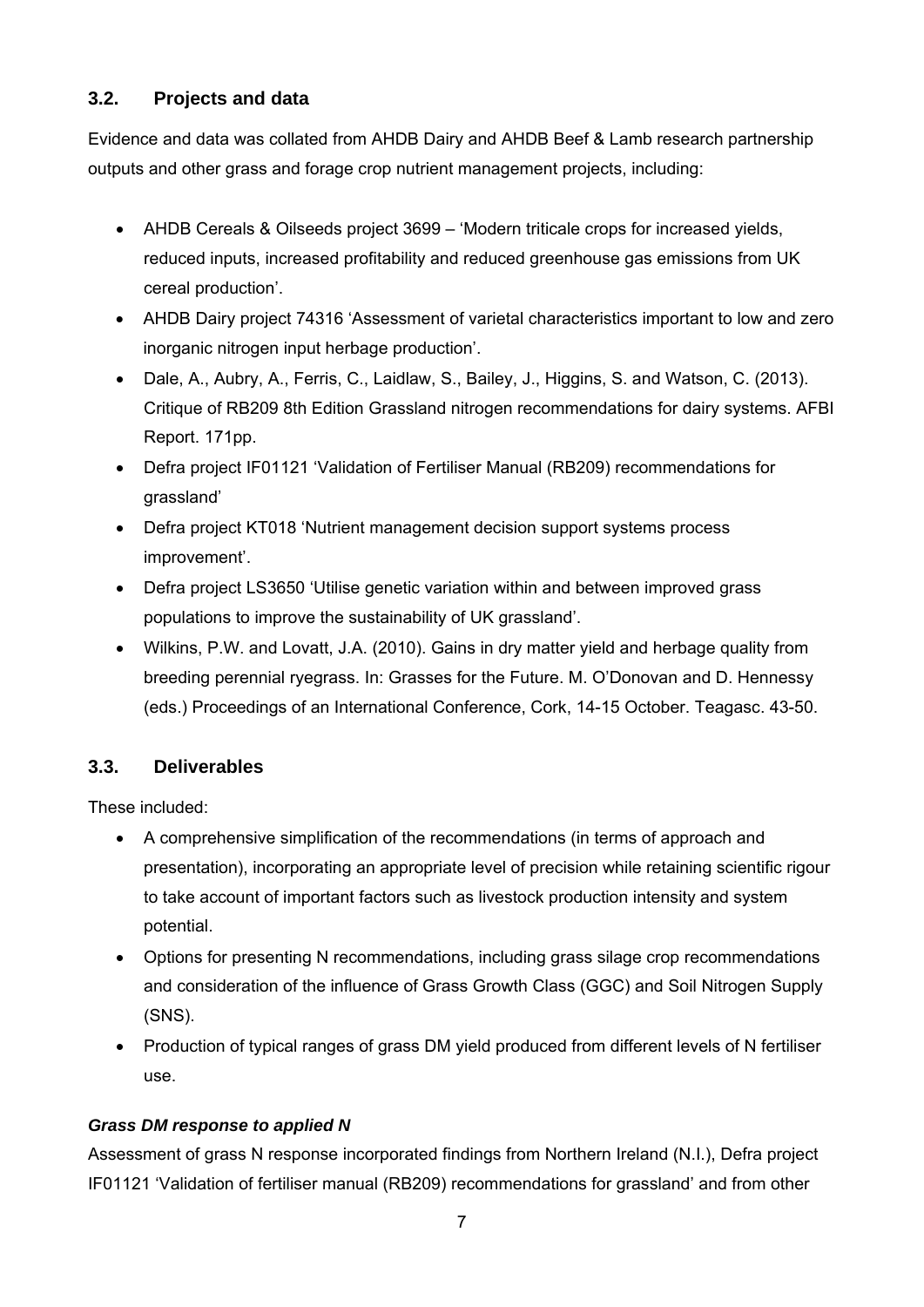## 3.2. Projects and data

Evidence and data was collated from AHDB Dairy and AHDB Beef & Lamb research partnership outputs and other grass and forage crop nutrient management projects, including:

- AHDB Cereals & Oilseeds project 3699 – 'Modern triticale crops for increased yields, reduced inputs, increased profitability and reduced greenhouse gas emissions from UK cereal production'.
- AHDB Dairy project 74316 'Assessment of varietal characteristics important to low and zero inorganic nitrogen input herbage production'.
- Dale, A., Aubry, A., Ferris, C., Laidlaw, S., Bailey, J., Higgins, S. and Watson, C. (2013). Critique of RB209 8th Edition Grassland nitrogen recommendations for dairy systems. AFBI Report. 171pp.
- Defra project IF01121 'Validation of Fertiliser Manual (RB209) recommendations for grassland'
- Defra project KT018 'Nutrient management decision support systems process improvement'.
- Defra project LS3650 'Utilise genetic variation within and between improved grass populations to improve the sustainability of UK grassland'.
- Wilkins, P.W. and Lovatt, J.A. (2010). Gains in dry matter yield and herbage quality from breeding perennial ryegrass. In: Grasses for the Future. M. O'Donovan and D. Hennessy (eds.) Proceedings of an International Conference, Cork, 14-15 October. Teagasc. 43-50.

## 3.3. Deliverables

These included:

- A comprehensive simplification of the recommendations (in terms of approach and presentation), incorporating an appropriate level of precision while retaining scientific rigour to take account of important factors such as livestock production intensity and system potential.
- Options for presenting N recommendations, including grass silage crop recommendations and consideration of the influence of Grass Growth Class (GGC) and Soil Nitrogen Supply (SNS).
- Production of typical ranges of grass DM yield produced from different levels of N fertiliser use.

***Grass DM response to applied N***

Assessment of grass N response incorporated findings from Northern Ireland (N.I.), Defra project IF01121 'Validation of fertiliser manual (RB209) recommendations for grassland' and from other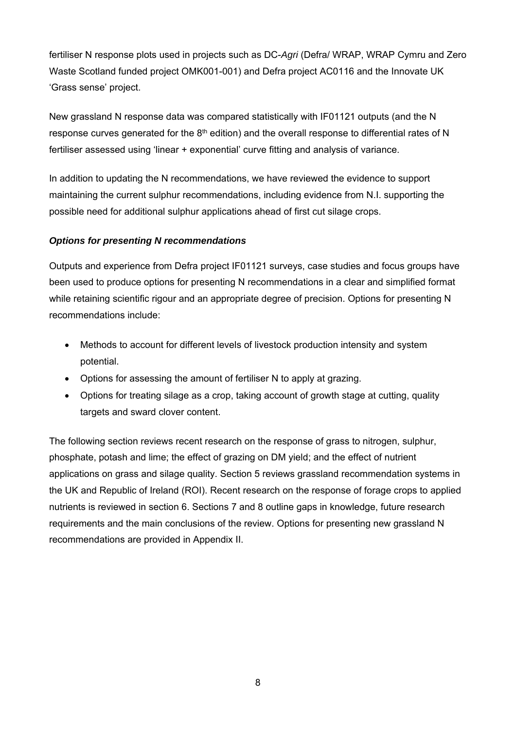fertiliser N response plots used in projects such as DC-*Agri* (Defra/ WRAP, WRAP Cymru and Zero Waste Scotland funded project OMK001-001) and Defra project AC0116 and the Innovate UK 'Grass sense' project.

New grassland N response data was compared statistically with IF01121 outputs (and the N response curves generated for the 8th edition) and the overall response to differential rates of N fertiliser assessed using 'linear + exponential' curve fitting and analysis of variance.

In addition to updating the N recommendations, we have reviewed the evidence to support maintaining the current sulphur recommendations, including evidence from N.I. supporting the possible need for additional sulphur applications ahead of first cut silage crops.

***Options for presenting N recommendations***

Outputs and experience from Defra project IF01121 surveys, case studies and focus groups have been used to produce options for presenting N recommendations in a clear and simplified format while retaining scientific rigour and an appropriate degree of precision. Options for presenting N recommendations include:

- Methods to account for different levels of livestock production intensity and system potential.
- Options for assessing the amount of fertiliser N to apply at grazing.
- Options for treating silage as a crop, taking account of growth stage at cutting, quality targets and sward clover content.

The following section reviews recent research on the response of grass to nitrogen, sulphur, phosphate, potash and lime; the effect of grazing on DM yield; and the effect of nutrient applications on grass and silage quality. Section 5 reviews grassland recommendation systems in the UK and Republic of Ireland (ROI). Recent research on the response of forage crops to applied nutrients is reviewed in section 6. Sections 7 and 8 outline gaps in knowledge, future research requirements and the main conclusions of the review. Options for presenting new grassland N recommendations are provided in Appendix II.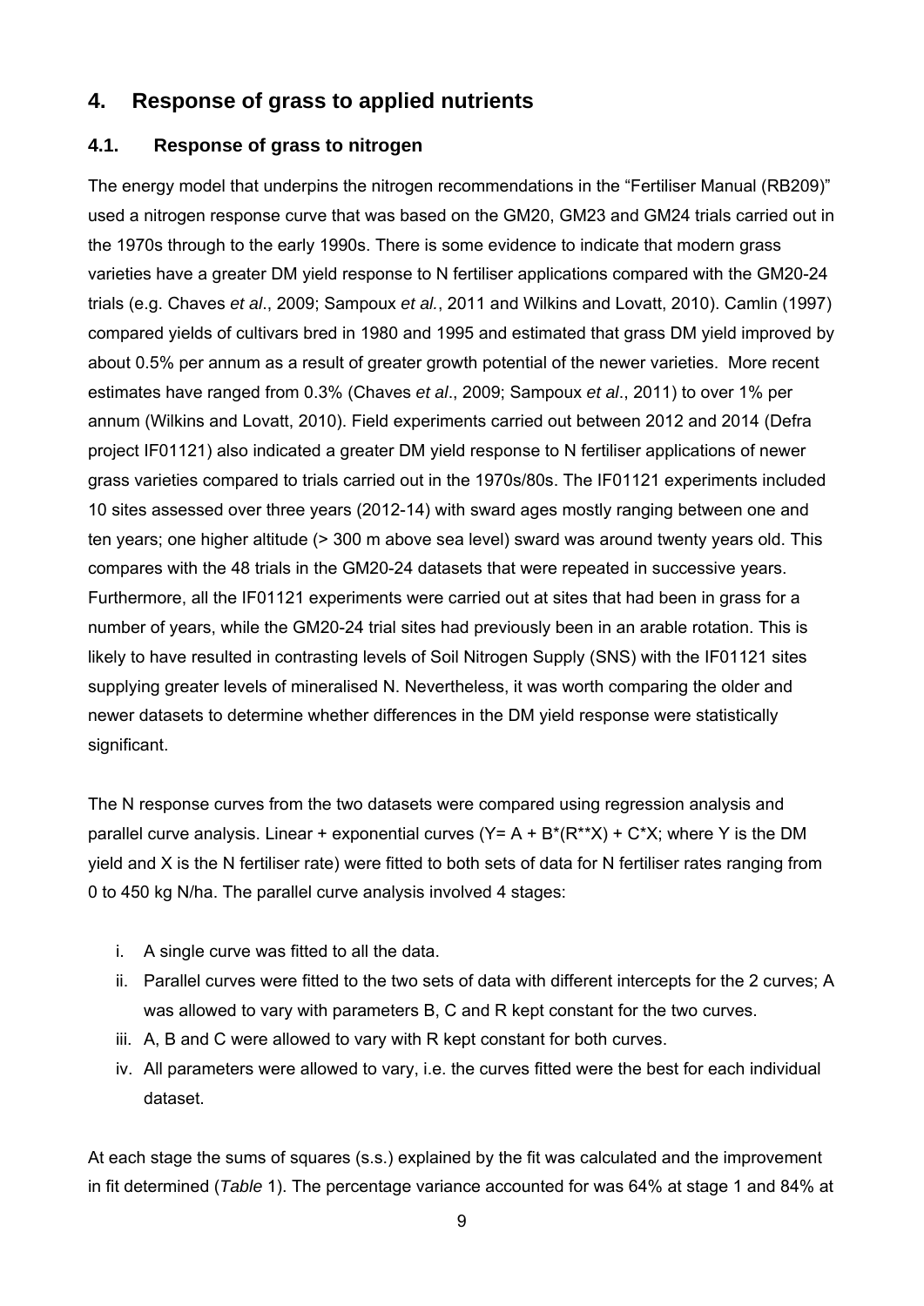## 4. Response of grass to applied nutrients

### 4.1. Response of grass to nitrogen

The energy model that underpins the nitrogen recommendations in the "Fertiliser Manual (RB209)" used a nitrogen response curve that was based on the GM20, GM23 and GM24 trials carried out in the 1970s through to the early 1990s. There is some evidence to indicate that modern grass varieties have a greater DM yield response to N fertiliser applications compared with the GM20-24 trials (e.g. Chaves *et al*., 2009; Sampoux *et al.*, 2011 and Wilkins and Lovatt, 2010). Camlin (1997) compared yields of cultivars bred in 1980 and 1995 and estimated that grass DM yield improved by about 0.5% per annum as a result of greater growth potential of the newer varieties. More recent estimates have ranged from 0.3% (Chaves *et al*., 2009; Sampoux *et al*., 2011) to over 1% per annum (Wilkins and Lovatt, 2010). Field experiments carried out between 2012 and 2014 (Defra project IF01121) also indicated a greater DM yield response to N fertiliser applications of newer grass varieties compared to trials carried out in the 1970s/80s. The IF01121 experiments included 10 sites assessed over three years (2012-14) with sward ages mostly ranging between one and ten years; one higher altitude (> 300 m above sea level) sward was around twenty years old. This compares with the 48 trials in the GM20-24 datasets that were repeated in successive years. Furthermore, all the IF01121 experiments were carried out at sites that had been in grass for a number of years, while the GM20-24 trial sites had previously been in an arable rotation. This is likely to have resulted in contrasting levels of Soil Nitrogen Supply (SNS) with the IF01121 sites supplying greater levels of mineralised N. Nevertheless, it was worth comparing the older and newer datasets to determine whether differences in the DM yield response were statistically significant.

The N response curves from the two datasets were compared using regression analysis and parallel curve analysis. Linear + exponential curves ($Y = A + B*(R^{**}X) + C*X$; where Y is the DM yield and X is the N fertiliser rate) were fitted to both sets of data for N fertiliser rates ranging from 0 to 450 kg N/ha. The parallel curve analysis involved 4 stages:

i. A single curve was fitted to all the data.
ii. Parallel curves were fitted to the two sets of data with different intercepts for the 2 curves; A was allowed to vary with parameters B, C and R kept constant for the two curves.
iii. A, B and C were allowed to vary with R kept constant for both curves.
iv. All parameters were allowed to vary, i.e. the curves fitted were the best for each individual dataset.

At each stage the sums of squares (s.s.) explained by the fit was calculated and the improvement in fit determined (*Table* 1). The percentage variance accounted for was 64% at stage 1 and 84% at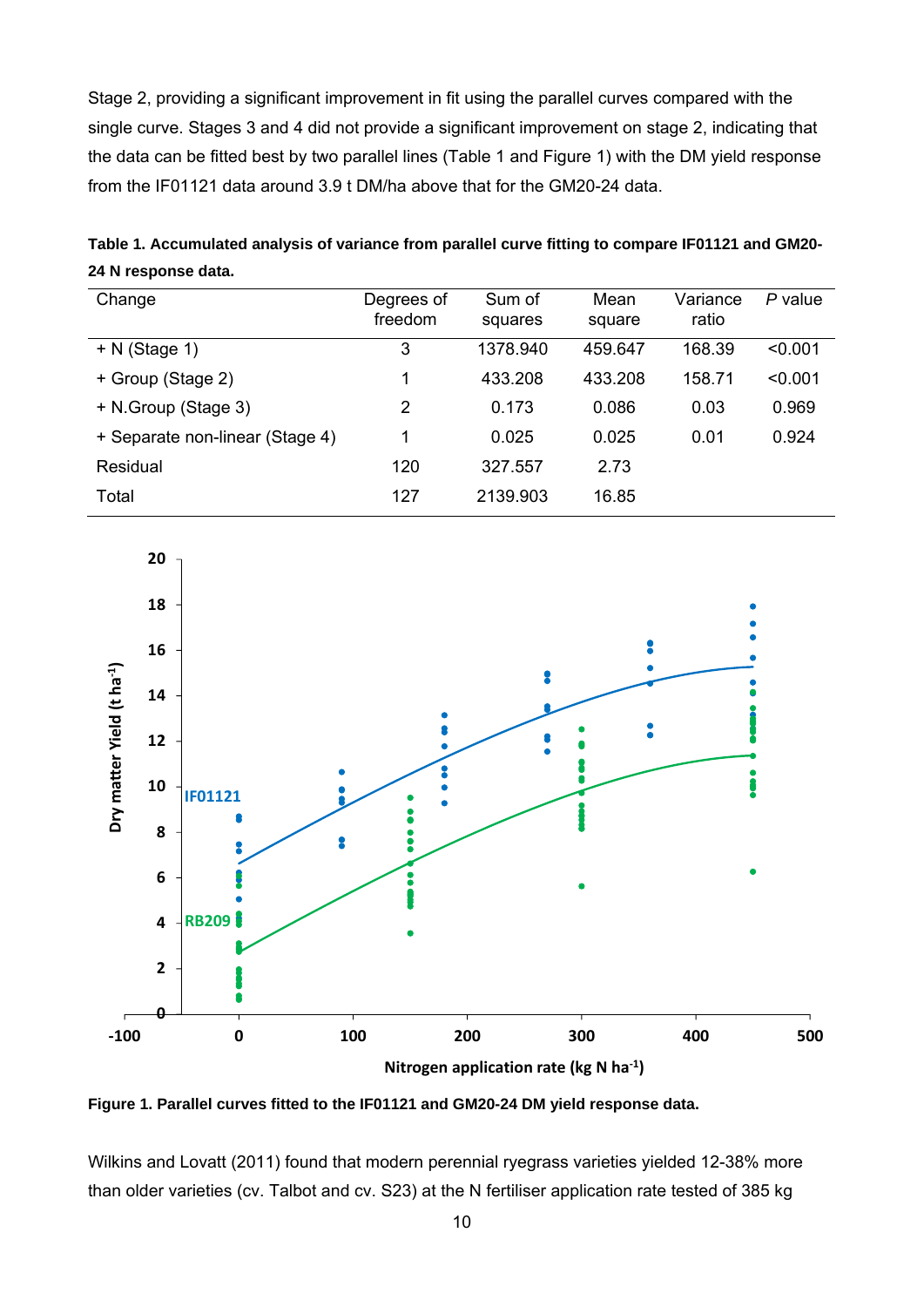Stage 2, providing a significant improvement in fit using the parallel curves compared with the single curve. Stages 3 and 4 did not provide a significant improvement on stage 2, indicating that the data can be fitted best by two parallel lines (Table 1 and Figure 1) with the DM yield response from the IF01121 data around 3.9 t DM/ha above that for the GM20-24 data.

**Table 1. Accumulated analysis of variance from parallel curve fitting to compare IF01121 and GM20-24 N response data.**

| Change | Degrees of freedom | Sum of squares | Mean square | Variance ratio | *P* value |
|---|---|---|---|---|---|
| + N (Stage 1) | 3 | 1378.940 | 459.647 | 168.39 | <0.001 |
| + Group (Stage 2) | 1 | 433.208 | 433.208 | 158.71 | <0.001 |
| + N.Group (Stage 3) | 2 | 0.173 | 0.086 | 0.03 | 0.969 |
| + Separate non-linear (Stage 4) | 1 | 0.025 | 0.025 | 0.01 | 0.924 |
| Residual | 120 | 327.557 | 2.73 | | |
| Total | 127 | 2139.903 | 16.85 | | |

**Figure 1. Parallel curves fitted to the IF01121 and GM20-24 DM yield response data.**

Wilkins and Lovatt (2011) found that modern perennial ryegrass varieties yielded 12-38% more than older varieties (cv. Talbot and cv. S23) at the N fertiliser application rate tested of 385 kg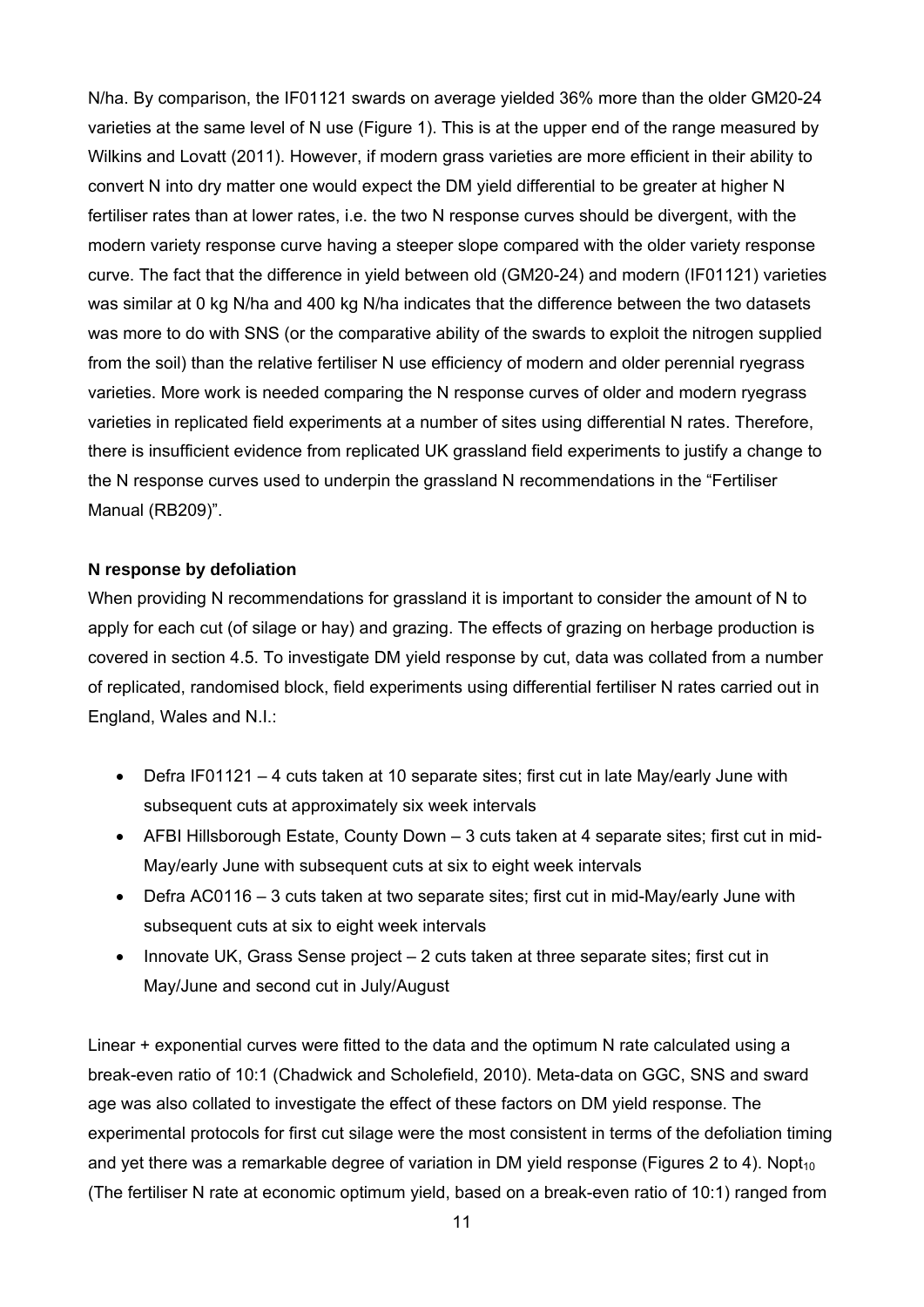N/ha. By comparison, the IF01121 swards on average yielded 36% more than the older GM20-24 varieties at the same level of N use (Figure 1). This is at the upper end of the range measured by Wilkins and Lovatt (2011). However, if modern grass varieties are more efficient in their ability to convert N into dry matter one would expect the DM yield differential to be greater at higher N fertiliser rates than at lower rates, i.e. the two N response curves should be divergent, with the modern variety response curve having a steeper slope compared with the older variety response curve. The fact that the difference in yield between old (GM20-24) and modern (IF01121) varieties was similar at 0 kg N/ha and 400 kg N/ha indicates that the difference between the two datasets was more to do with SNS (or the comparative ability of the swards to exploit the nitrogen supplied from the soil) than the relative fertiliser N use efficiency of modern and older perennial ryegrass varieties. More work is needed comparing the N response curves of older and modern ryegrass varieties in replicated field experiments at a number of sites using differential N rates. Therefore, there is insufficient evidence from replicated UK grassland field experiments to justify a change to the N response curves used to underpin the grassland N recommendations in the "Fertiliser Manual (RB209)".

**N response by defoliation**

When providing N recommendations for grassland it is important to consider the amount of N to apply for each cut (of silage or hay) and grazing. The effects of grazing on herbage production is covered in section 4.5. To investigate DM yield response by cut, data was collated from a number of replicated, randomised block, field experiments using differential fertiliser N rates carried out in England, Wales and N.I.:

- Defra IF01121 – 4 cuts taken at 10 separate sites; first cut in late May/early June with subsequent cuts at approximately six week intervals
- AFBI Hillsborough Estate, County Down – 3 cuts taken at 4 separate sites; first cut in mid-May/early June with subsequent cuts at six to eight week intervals
- Defra AC0116 – 3 cuts taken at two separate sites; first cut in mid-May/early June with subsequent cuts at six to eight week intervals
- Innovate UK, Grass Sense project – 2 cuts taken at three separate sites; first cut in May/June and second cut in July/August

Linear + exponential curves were fitted to the data and the optimum N rate calculated using a break-even ratio of 10:1 (Chadwick and Scholefield, 2010). Meta-data on GGC, SNS and sward age was also collated to investigate the effect of these factors on DM yield response. The experimental protocols for first cut silage were the most consistent in terms of the defoliation timing and yet there was a remarkable degree of variation in DM yield response (Figures 2 to 4). $Nopt_{10}$ (The fertiliser N rate at economic optimum yield, based on a break-even ratio of 10:1) ranged from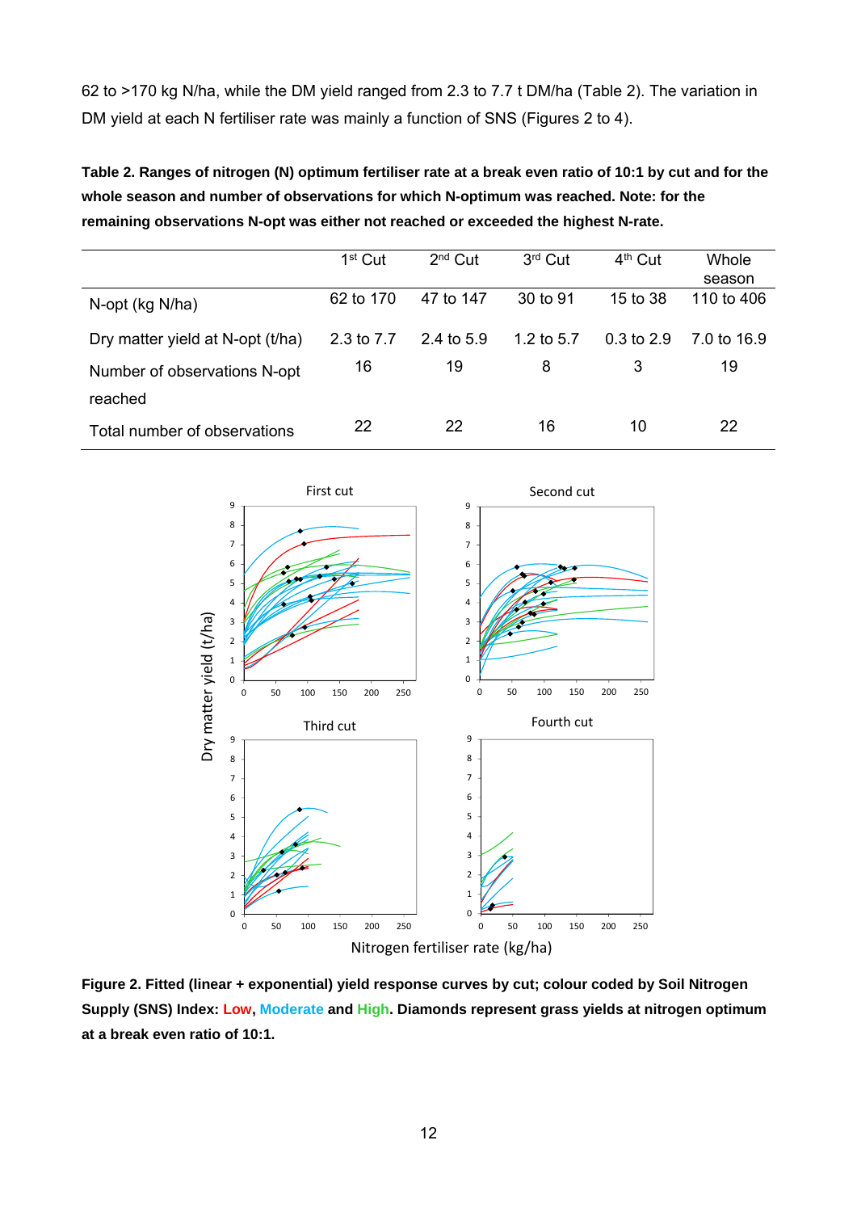62 to >170 kg N/ha, while the DM yield ranged from 2.3 to 7.7 t DM/ha (Table 2). The variation in DM yield at each N fertiliser rate was mainly a function of SNS (Figures 2 to 4).

**Table 2. Ranges of nitrogen (N) optimum fertiliser rate at a break even ratio of 10:1 by cut and for the whole season and number of observations for which N-optimum was reached. Note: for the remaining observations N-opt was either not reached or exceeded the highest N-rate.**

| | 1st Cut | 2nd Cut | 3rd Cut | 4th Cut | Whole season |
|---|---|---|---|---|---|
| N-opt (kg N/ha) | 62 to 170 | 47 to 147 | 30 to 91 | 15 to 38 | 110 to 406 |
| Dry matter yield at N-opt (t/ha) | 2.3 to 7.7 | 2.4 to 5.9 | 1.2 to 5.7 | 0.3 to 2.9 | 7.0 to 16.9 |
| Number of observations N-opt reached | 16 | 19 | 8 | 3 | 19 |
| Total number of observations | 22 | 22 | 16 | 10 | 22 |

**Figure 2. Fitted (linear + exponential) yield response curves by cut; colour coded by Soil Nitrogen Supply (SNS) Index: Low, Moderate and High. Diamonds represent grass yields at nitrogen optimum at a break even ratio of 10:1.**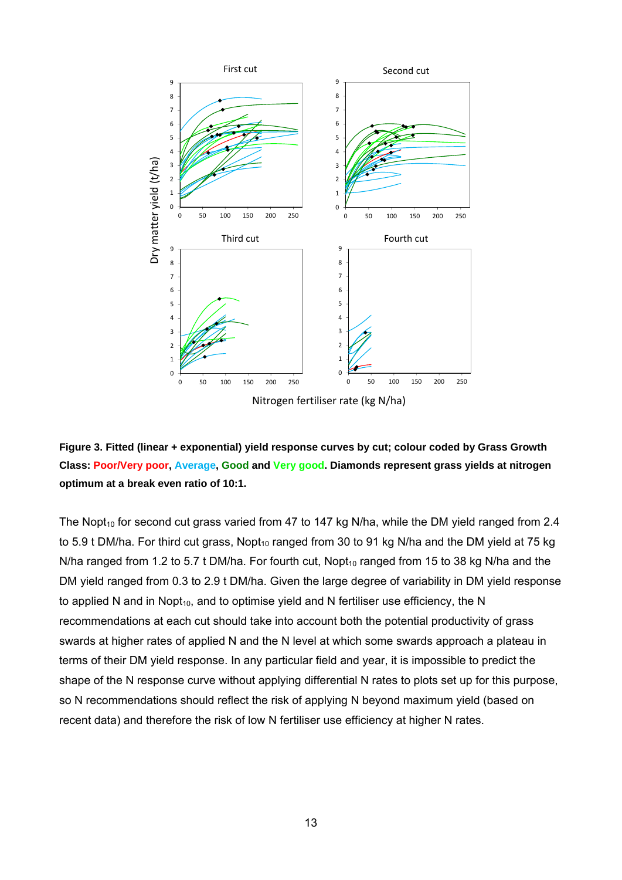**Figure 3. Fitted (linear + exponential) yield response curves by cut; colour coded by Grass Growth Class: Poor/Very poor, Average, Good and Very good. Diamonds represent grass yields at nitrogen optimum at a break even ratio of 10:1.**

The $Nopt_{10}$ for second cut grass varied from 47 to 147 kg N/ha, while the DM yield ranged from 2.4 to 5.9 t DM/ha. For third cut grass, $Nopt_{10}$ ranged from 30 to 91 kg N/ha and the DM yield at 75 kg N/ha ranged from 1.2 to 5.7 t DM/ha. For fourth cut, $Nopt_{10}$ ranged from 15 to 38 kg N/ha and the DM yield ranged from 0.3 to 2.9 t DM/ha. Given the large degree of variability in DM yield response to applied N and in $Nopt_{10}$, and to optimise yield and N fertiliser use efficiency, the N recommendations at each cut should take into account both the potential productivity of grass swards at higher rates of applied N and the N level at which some swards approach a plateau in terms of their DM yield response. In any particular field and year, it is impossible to predict the shape of the N response curve without applying differential N rates to plots set up for this purpose, so N recommendations should reflect the risk of applying N beyond maximum yield (based on recent data) and therefore the risk of low N fertiliser use efficiency at higher N rates.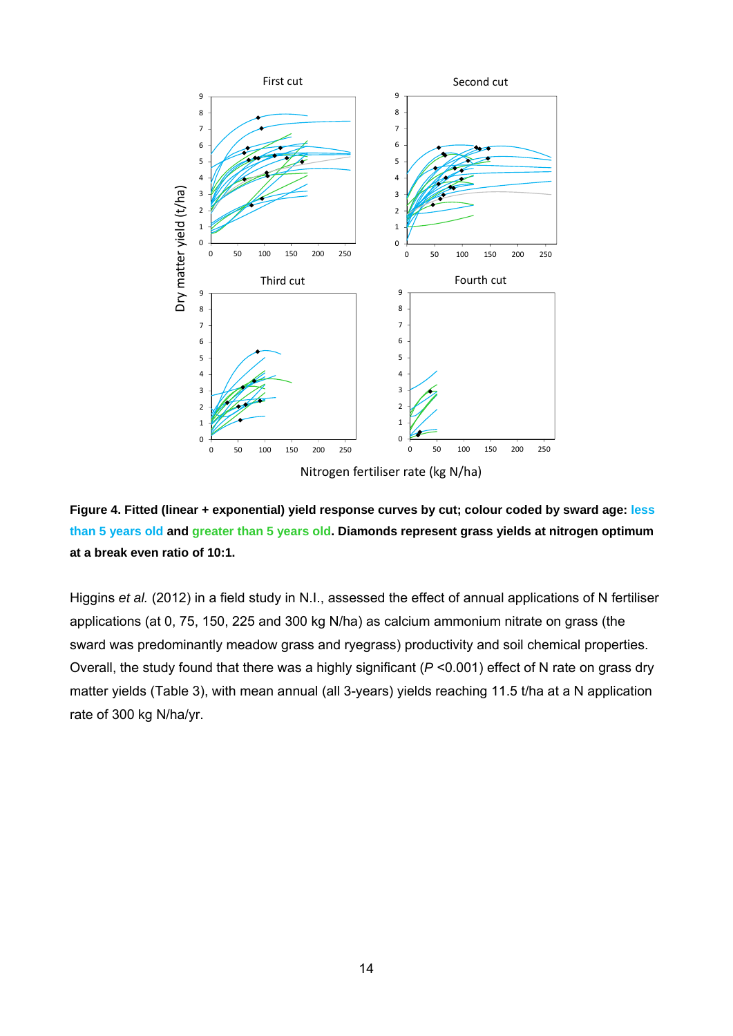**Figure 4. Fitted (linear + exponential) yield response curves by cut; colour coded by sward age: less than 5 years old and greater than 5 years old. Diamonds represent grass yields at nitrogen optimum at a break even ratio of 10:1.**

Higgins *et al.* (2012) in a field study in N.I., assessed the effect of annual applications of N fertiliser applications (at 0, 75, 150, 225 and 300 kg N/ha) as calcium ammonium nitrate on grass (the sward was predominantly meadow grass and ryegrass) productivity and soil chemical properties. Overall, the study found that there was a highly significant ($P$ <0.001) effect of N rate on grass dry matter yields (Table 3), with mean annual (all 3-years) yields reaching 11.5 t/ha at a N application rate of 300 kg N/ha/yr.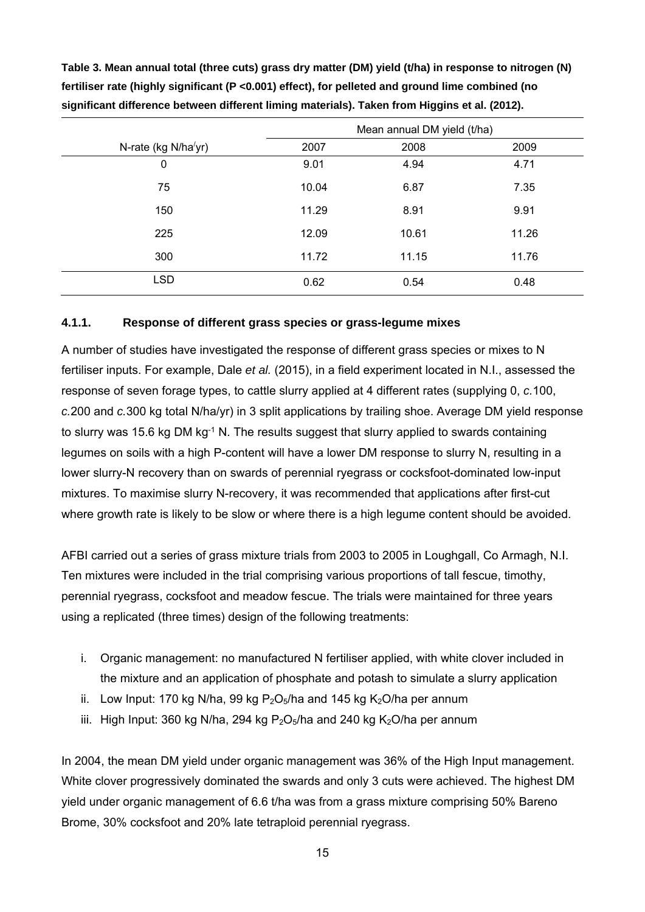**Table 3. Mean annual total (three cuts) grass dry matter (DM) yield (t/ha) in response to nitrogen (N) fertiliser rate (highly significant (P <0.001) effect), for pelleted and ground lime combined (no significant difference between different liming materials). Taken from Higgins et al. (2012).**

| | Mean annual DM yield (t/ha) | | |
|---|---|---|---|
| N-rate (kg N/ha/yr) | 2007 | 2008 | 2009 |
| 0 | 9.01 | 4.94 | 4.71 |
| 75 | 10.04 | 6.87 | 7.35 |
| 150 | 11.29 | 8.91 | 9.91 |
| 225 | 12.09 | 10.61 | 11.26 |
| 300 | 11.72 | 11.15 | 11.76 |
| LSD | 0.62 | 0.54 | 0.48 |

#### 4.1.1. Response of different grass species or grass-legume mixes

A number of studies have investigated the response of different grass species or mixes to N fertiliser inputs. For example, Dale *et al.* (2015), in a field experiment located in N.I., assessed the response of seven forage types, to cattle slurry applied at 4 different rates (supplying 0, *c.*100, *c.*200 and *c.*300 kg total N/ha/yr) in 3 split applications by trailing shoe. Average DM yield response to slurry was 15.6 kg DM $kg^{-1}$ N. The results suggest that slurry applied to swards containing legumes on soils with a high P-content will have a lower DM response to slurry N, resulting in a lower slurry-N recovery than on swards of perennial ryegrass or cocksfoot-dominated low-input mixtures. To maximise slurry N-recovery, it was recommended that applications after first-cut where growth rate is likely to be slow or where there is a high legume content should be avoided.

AFBI carried out a series of grass mixture trials from 2003 to 2005 in Loughgall, Co Armagh, N.I. Ten mixtures were included in the trial comprising various proportions of tall fescue, timothy, perennial ryegrass, cocksfoot and meadow fescue. The trials were maintained for three years using a replicated (three times) design of the following treatments:

i. Organic management: no manufactured N fertiliser applied, with white clover included in the mixture and an application of phosphate and potash to simulate a slurry application
ii. Low Input: 170 kg N/ha, 99 kg $P_2O_5$/ha and 145 kg $K_2O$/ha per annum
iii. High Input: 360 kg N/ha, 294 kg $P_2O_5$/ha and 240 kg $K_2O$/ha per annum

In 2004, the mean DM yield under organic management was 36% of the High Input management. White clover progressively dominated the swards and only 3 cuts were achieved. The highest DM yield under organic management of 6.6 t/ha was from a grass mixture comprising 50% Bareno Brome, 30% cocksfoot and 20% late tetraploid perennial ryegrass.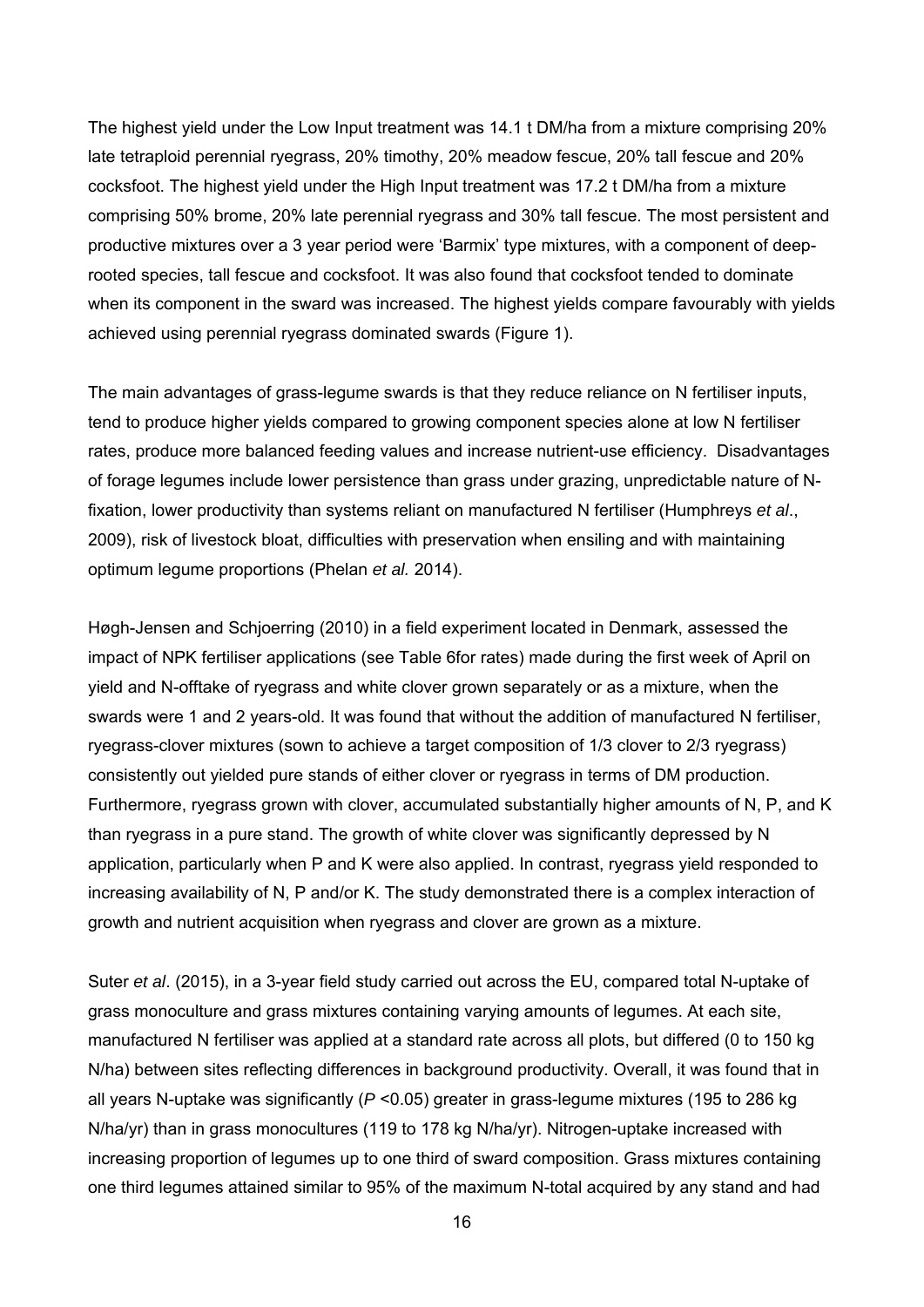The highest yield under the Low Input treatment was 14.1 t DM/ha from a mixture comprising 20% late tetraploid perennial ryegrass, 20% timothy, 20% meadow fescue, 20% tall fescue and 20% cocksfoot. The highest yield under the High Input treatment was 17.2 t DM/ha from a mixture comprising 50% brome, 20% late perennial ryegrass and 30% tall fescue. The most persistent and productive mixtures over a 3 year period were 'Barmix' type mixtures, with a component of deep-rooted species, tall fescue and cocksfoot. It was also found that cocksfoot tended to dominate when its component in the sward was increased. The highest yields compare favourably with yields achieved using perennial ryegrass dominated swards (Figure 1).

The main advantages of grass-legume swards is that they reduce reliance on N fertiliser inputs, tend to produce higher yields compared to growing component species alone at low N fertiliser rates, produce more balanced feeding values and increase nutrient-use efficiency. Disadvantages of forage legumes include lower persistence than grass under grazing, unpredictable nature of N-fixation, lower productivity than systems reliant on manufactured N fertiliser (Humphreys *et al*., 2009), risk of livestock bloat, difficulties with preservation when ensiling and with maintaining optimum legume proportions (Phelan *et al.* 2014).

Høgh-Jensen and Schjoerring (2010) in a field experiment located in Denmark, assessed the impact of NPK fertiliser applications (see Table 6for rates) made during the first week of April on yield and N-offtake of ryegrass and white clover grown separately or as a mixture, when the swards were 1 and 2 years-old. It was found that without the addition of manufactured N fertiliser, ryegrass-clover mixtures (sown to achieve a target composition of 1/3 clover to 2/3 ryegrass) consistently out yielded pure stands of either clover or ryegrass in terms of DM production. Furthermore, ryegrass grown with clover, accumulated substantially higher amounts of N, P, and K than ryegrass in a pure stand. The growth of white clover was significantly depressed by N application, particularly when P and K were also applied. In contrast, ryegrass yield responded to increasing availability of N, P and/or K. The study demonstrated there is a complex interaction of growth and nutrient acquisition when ryegrass and clover are grown as a mixture.

Suter *et al*. (2015), in a 3-year field study carried out across the EU, compared total N-uptake of grass monoculture and grass mixtures containing varying amounts of legumes. At each site, manufactured N fertiliser was applied at a standard rate across all plots, but differed (0 to 150 kg N/ha) between sites reflecting differences in background productivity. Overall, it was found that in all years N-uptake was significantly ($P$ <0.05) greater in grass-legume mixtures (195 to 286 kg N/ha/yr) than in grass monocultures (119 to 178 kg N/ha/yr). Nitrogen-uptake increased with increasing proportion of legumes up to one third of sward composition. Grass mixtures containing one third legumes attained similar to 95% of the maximum N-total acquired by any stand and had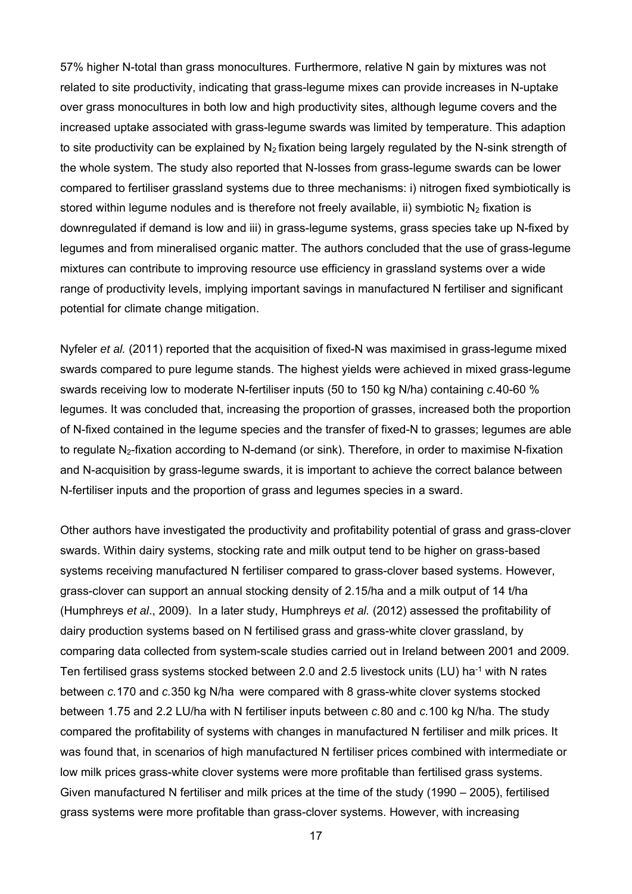57% higher N-total than grass monocultures. Furthermore, relative N gain by mixtures was not related to site productivity, indicating that grass-legume mixes can provide increases in N-uptake over grass monocultures in both low and high productivity sites, although legume covers and the increased uptake associated with grass-legume swards was limited by temperature. This adaption to site productivity can be explained by $N_2$ fixation being largely regulated by the N-sink strength of the whole system. The study also reported that N-losses from grass-legume swards can be lower compared to fertiliser grassland systems due to three mechanisms: i) nitrogen fixed symbiotically is stored within legume nodules and is therefore not freely available, ii) symbiotic $N_2$ fixation is downregulated if demand is low and iii) in grass-legume systems, grass species take up N-fixed by legumes and from mineralised organic matter. The authors concluded that the use of grass-legume mixtures can contribute to improving resource use efficiency in grassland systems over a wide range of productivity levels, implying important savings in manufactured N fertiliser and significant potential for climate change mitigation.

Nyfeler *et al.* (2011) reported that the acquisition of fixed-N was maximised in grass-legume mixed swards compared to pure legume stands. The highest yields were achieved in mixed grass-legume swards receiving low to moderate N-fertiliser inputs (50 to 150 kg N/ha) containing *c.*40-60 % legumes. It was concluded that, increasing the proportion of grasses, increased both the proportion of N-fixed contained in the legume species and the transfer of fixed-N to grasses; legumes are able to regulate $N_2$-fixation according to N-demand (or sink). Therefore, in order to maximise N-fixation and N-acquisition by grass-legume swards, it is important to achieve the correct balance between N-fertiliser inputs and the proportion of grass and legumes species in a sward.

Other authors have investigated the productivity and profitability potential of grass and grass-clover swards. Within dairy systems, stocking rate and milk output tend to be higher on grass-based systems receiving manufactured N fertiliser compared to grass-clover based systems. However, grass-clover can support an annual stocking density of 2.15/ha and a milk output of 14 t/ha (Humphreys *et al*., 2009). In a later study, Humphreys *et al.* (2012) assessed the profitability of dairy production systems based on N fertilised grass and grass-white clover grassland, by comparing data collected from system-scale studies carried out in Ireland between 2001 and 2009. Ten fertilised grass systems stocked between 2.0 and 2.5 livestock units (LU) $ha^{-1}$ with N rates between *c.*170 and *c.*350 kg N/ha were compared with 8 grass-white clover systems stocked between 1.75 and 2.2 LU/ha with N fertiliser inputs between *c.*80 and *c.*100 kg N/ha. The study compared the profitability of systems with changes in manufactured N fertiliser and milk prices. It was found that, in scenarios of high manufactured N fertiliser prices combined with intermediate or low milk prices grass-white clover systems were more profitable than fertilised grass systems. Given manufactured N fertiliser and milk prices at the time of the study (1990 – 2005), fertilised grass systems were more profitable than grass-clover systems. However, with increasing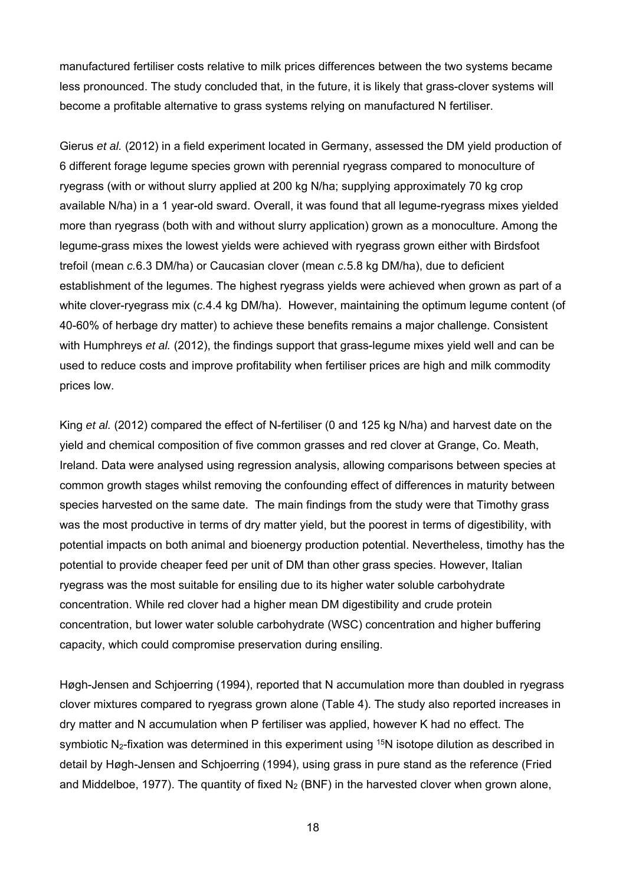manufactured fertiliser costs relative to milk prices differences between the two systems became less pronounced. The study concluded that, in the future, it is likely that grass-clover systems will become a profitable alternative to grass systems relying on manufactured N fertiliser.

Gierus *et al.* (2012) in a field experiment located in Germany, assessed the DM yield production of 6 different forage legume species grown with perennial ryegrass compared to monoculture of ryegrass (with or without slurry applied at 200 kg N/ha; supplying approximately 70 kg crop available N/ha) in a 1 year-old sward. Overall, it was found that all legume-ryegrass mixes yielded more than ryegrass (both with and without slurry application) grown as a monoculture. Among the legume-grass mixes the lowest yields were achieved with ryegrass grown either with Birdsfoot trefoil (mean *c.*6.3 DM/ha) or Caucasian clover (mean *c.*5.8 kg DM/ha), due to deficient establishment of the legumes. The highest ryegrass yields were achieved when grown as part of a white clover-ryegrass mix (*c.*4.4 kg DM/ha). However, maintaining the optimum legume content (of 40-60% of herbage dry matter) to achieve these benefits remains a major challenge. Consistent with Humphreys *et al.* (2012), the findings support that grass-legume mixes yield well and can be used to reduce costs and improve profitability when fertiliser prices are high and milk commodity prices low.

King *et al.* (2012) compared the effect of N-fertiliser (0 and 125 kg N/ha) and harvest date on the yield and chemical composition of five common grasses and red clover at Grange, Co. Meath, Ireland. Data were analysed using regression analysis, allowing comparisons between species at common growth stages whilst removing the confounding effect of differences in maturity between species harvested on the same date. The main findings from the study were that Timothy grass was the most productive in terms of dry matter yield, but the poorest in terms of digestibility, with potential impacts on both animal and bioenergy production potential. Nevertheless, timothy has the potential to provide cheaper feed per unit of DM than other grass species. However, Italian ryegrass was the most suitable for ensiling due to its higher water soluble carbohydrate concentration. While red clover had a higher mean DM digestibility and crude protein concentration, but lower water soluble carbohydrate (WSC) concentration and higher buffering capacity, which could compromise preservation during ensiling.

Høgh-Jensen and Schjoerring (1994), reported that N accumulation more than doubled in ryegrass clover mixtures compared to ryegrass grown alone (Table 4). The study also reported increases in dry matter and N accumulation when P fertiliser was applied, however K had no effect. The symbiotic $N_2$-fixation was determined in this experiment using $^{15}N$ isotope dilution as described in detail by Høgh-Jensen and Schjoerring (1994), using grass in pure stand as the reference (Fried and Middelboe, 1977). The quantity of fixed $N_2$ (BNF) in the harvested clover when grown alone,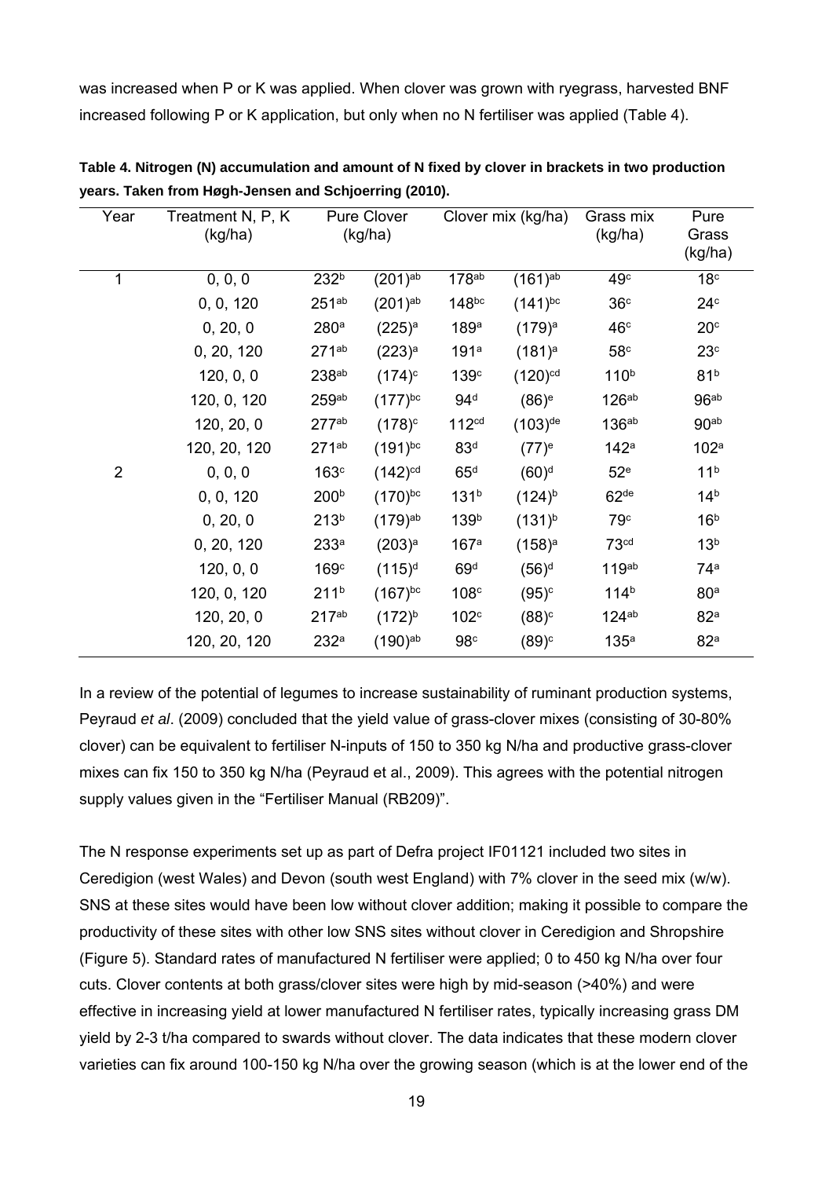was increased when P or K was applied. When clover was grown with ryegrass, harvested BNF increased following P or K application, but only when no N fertiliser was applied (Table 4).

**Table 4. Nitrogen (N) accumulation and amount of N fixed by clover in brackets in two production years. Taken from Høgh-Jensen and Schjoerring (2010).**

| Year | Treatment N, P, K (kg/ha) | Pure Clover (kg/ha) | | Clover mix (kg/ha) | | Grass mix (kg/ha) | Pure Grass (kg/ha) |
|---|---|---|---|---|---|---|---|
| 1 | 0, 0, 0 | 232$^{b}$ | (201)$^{ab}$ | 178$^{ab}$ | (161)$^{ab}$ | 49$^{c}$ | 18$^{c}$ |
| | 0, 0, 120 | 251$^{ab}$ | (201)$^{ab}$ | 148$^{bc}$ | (141)$^{bc}$ | 36$^{c}$ | 24$^{c}$ |
| | 0, 20, 0 | 280$^{a}$ | (225)$^{a}$ | 189$^{a}$ | (179)$^{a}$ | 46$^{c}$ | 20$^{c}$ |
| | 0, 20, 120 | 271$^{ab}$ | (223)$^{a}$ | 191$^{a}$ | (181)$^{a}$ | 58$^{c}$ | 23$^{c}$ |
| | 120, 0, 0 | 238$^{ab}$ | (174)$^{c}$ | 139$^{c}$ | (120)$^{cd}$ | 110$^{b}$ | 81$^{b}$ |
| | 120, 0, 120 | 259$^{ab}$ | (177)$^{bc}$ | 94$^{d}$ | (86)$^{e}$ | 126$^{ab}$ | 96$^{ab}$ |
| | 120, 20, 0 | 277$^{ab}$ | (178)$^{c}$ | 112$^{cd}$ | (103)$^{de}$ | 136$^{ab}$ | 90$^{ab}$ |
| | 120, 20, 120 | 271$^{ab}$ | (191)$^{bc}$ | 83$^{d}$ | (77)$^{e}$ | 142$^{a}$ | 102$^{a}$ |
| 2 | 0, 0, 0 | 163$^{c}$ | (142)$^{cd}$ | 65$^{d}$ | (60)$^{d}$ | 52$^{e}$ | 11$^{b}$ |
| | 0, 0, 120 | 200$^{b}$ | (170)$^{bc}$ | 131$^{b}$ | (124)$^{b}$ | 62$^{de}$ | 14$^{b}$ |
| | 0, 20, 0 | 213$^{b}$ | (179)$^{ab}$ | 139$^{b}$ | (131)$^{b}$ | 79$^{c}$ | 16$^{b}$ |
| | 0, 20, 120 | 233$^{a}$ | (203)$^{a}$ | 167$^{a}$ | (158)$^{a}$ | 73$^{cd}$ | 13$^{b}$ |
| | 120, 0, 0 | 169$^{c}$ | (115)$^{d}$ | 69$^{d}$ | (56)$^{d}$ | 119$^{ab}$ | 74$^{a}$ |
| | 120, 0, 120 | 211$^{b}$ | (167)$^{bc}$ | 108$^{c}$ | (95)$^{c}$ | 114$^{b}$ | 80$^{a}$ |
| | 120, 20, 0 | 217$^{ab}$ | (172)$^{b}$ | 102$^{c}$ | (88)$^{c}$ | 124$^{ab}$ | 82$^{a}$ |
| | 120, 20, 120 | 232$^{a}$ | (190)$^{ab}$ | 98$^{c}$ | (89)$^{c}$ | 135$^{a}$ | 82$^{a}$ |

In a review of the potential of legumes to increase sustainability of ruminant production systems, Peyraud *et al*. (2009) concluded that the yield value of grass-clover mixes (consisting of 30-80% clover) can be equivalent to fertiliser N-inputs of 150 to 350 kg N/ha and productive grass-clover mixes can fix 150 to 350 kg N/ha (Peyraud et al., 2009). This agrees with the potential nitrogen supply values given in the "Fertiliser Manual (RB209)".

The N response experiments set up as part of Defra project IF01121 included two sites in Ceredigion (west Wales) and Devon (south west England) with 7% clover in the seed mix (w/w). SNS at these sites would have been low without clover addition; making it possible to compare the productivity of these sites with other low SNS sites without clover in Ceredigion and Shropshire (Figure 5). Standard rates of manufactured N fertiliser were applied; 0 to 450 kg N/ha over four cuts. Clover contents at both grass/clover sites were high by mid-season (>40%) and were effective in increasing yield at lower manufactured N fertiliser rates, typically increasing grass DM yield by 2-3 t/ha compared to swards without clover. The data indicates that these modern clover varieties can fix around 100-150 kg N/ha over the growing season (which is at the lower end of the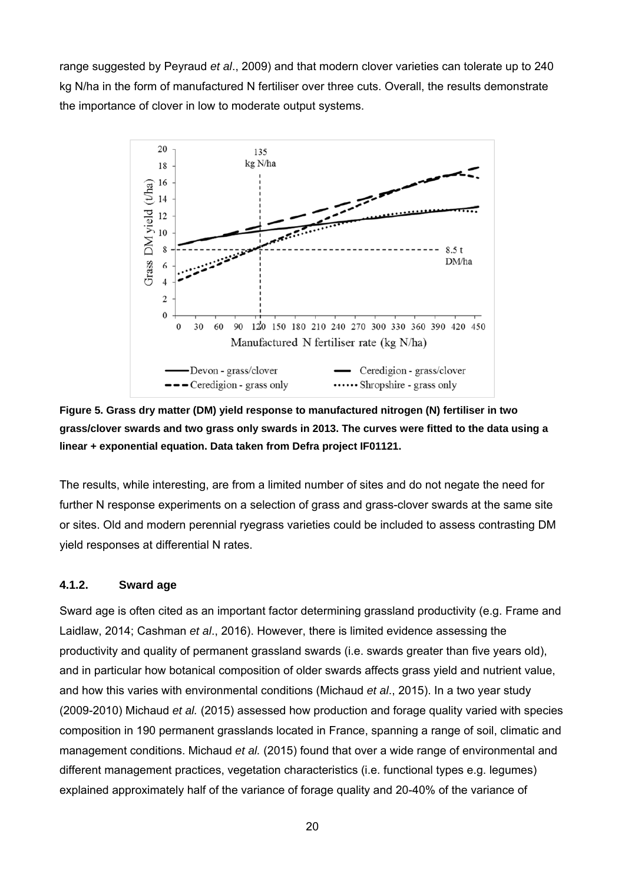range suggested by Peyraud *et al*., 2009) and that modern clover varieties can tolerate up to 240 kg N/ha in the form of manufactured N fertiliser over three cuts. Overall, the results demonstrate the importance of clover in low to moderate output systems.

**Figure 5. Grass dry matter (DM) yield response to manufactured nitrogen (N) fertiliser in two grass/clover swards and two grass only swards in 2013. The curves were fitted to the data using a linear + exponential equation. Data taken from Defra project IF01121.**

The results, while interesting, are from a limited number of sites and do not negate the need for further N response experiments on a selection of grass and grass-clover swards at the same site or sites. Old and modern perennial ryegrass varieties could be included to assess contrasting DM yield responses at differential N rates.

#### 4.1.2. Sward age

Sward age is often cited as an important factor determining grassland productivity (e.g. Frame and Laidlaw, 2014; Cashman *et al*., 2016). However, there is limited evidence assessing the productivity and quality of permanent grassland swards (i.e. swards greater than five years old), and in particular how botanical composition of older swards affects grass yield and nutrient value, and how this varies with environmental conditions (Michaud *et al*., 2015). In a two year study (2009-2010) Michaud *et al.* (2015) assessed how production and forage quality varied with species composition in 190 permanent grasslands located in France, spanning a range of soil, climatic and management conditions. Michaud *et al.* (2015) found that over a wide range of environmental and different management practices, vegetation characteristics (i.e. functional types e.g. legumes) explained approximately half of the variance of forage quality and 20-40% of the variance of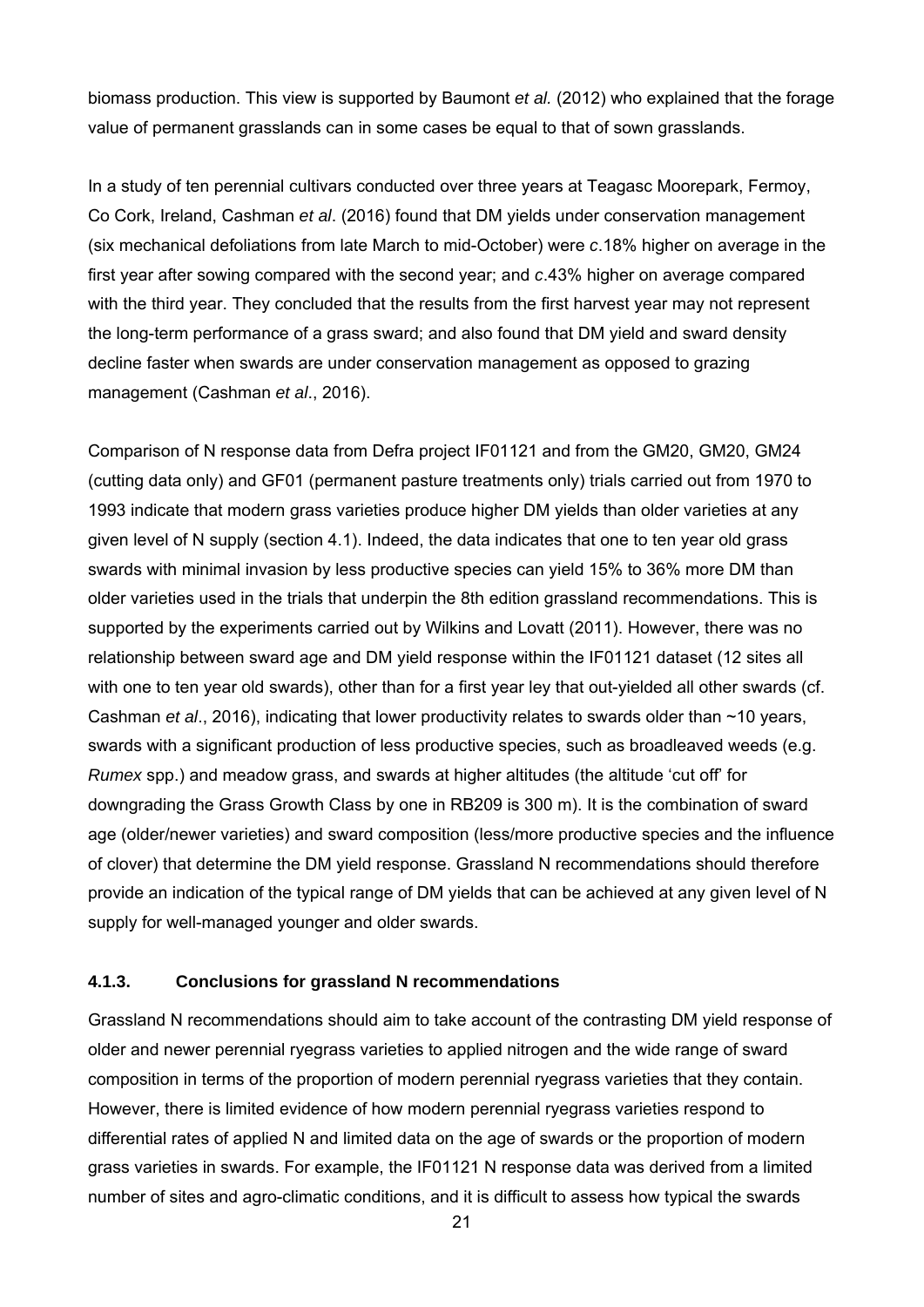biomass production. This view is supported by Baumont *et al.* (2012) who explained that the forage value of permanent grasslands can in some cases be equal to that of sown grasslands.

In a study of ten perennial cultivars conducted over three years at Teagasc Moorepark, Fermoy, Co Cork, Ireland, Cashman *et al*. (2016) found that DM yields under conservation management (six mechanical defoliations from late March to mid-October) were *c*.18% higher on average in the first year after sowing compared with the second year; and *c*.43% higher on average compared with the third year. They concluded that the results from the first harvest year may not represent the long-term performance of a grass sward; and also found that DM yield and sward density decline faster when swards are under conservation management as opposed to grazing management (Cashman *et al*., 2016).

Comparison of N response data from Defra project IF01121 and from the GM20, GM20, GM24 (cutting data only) and GF01 (permanent pasture treatments only) trials carried out from 1970 to 1993 indicate that modern grass varieties produce higher DM yields than older varieties at any given level of N supply (section 4.1). Indeed, the data indicates that one to ten year old grass swards with minimal invasion by less productive species can yield 15% to 36% more DM than older varieties used in the trials that underpin the 8th edition grassland recommendations. This is supported by the experiments carried out by Wilkins and Lovatt (2011). However, there was no relationship between sward age and DM yield response within the IF01121 dataset (12 sites all with one to ten year old swards), other than for a first year ley that out-yielded all other swards (cf. Cashman *et al*., 2016), indicating that lower productivity relates to swards older than ~10 years, swards with a significant production of less productive species, such as broadleaved weeds (e.g. *Rumex* spp.) and meadow grass, and swards at higher altitudes (the altitude 'cut off' for downgrading the Grass Growth Class by one in RB209 is 300 m). It is the combination of sward age (older/newer varieties) and sward composition (less/more productive species and the influence of clover) that determine the DM yield response. Grassland N recommendations should therefore provide an indication of the typical range of DM yields that can be achieved at any given level of N supply for well-managed younger and older swards.

### 4.1.3. Conclusions for grassland N recommendations

Grassland N recommendations should aim to take account of the contrasting DM yield response of older and newer perennial ryegrass varieties to applied nitrogen and the wide range of sward composition in terms of the proportion of modern perennial ryegrass varieties that they contain. However, there is limited evidence of how modern perennial ryegrass varieties respond to differential rates of applied N and limited data on the age of swards or the proportion of modern grass varieties in swards. For example, the IF01121 N response data was derived from a limited number of sites and agro-climatic conditions, and it is difficult to assess how typical the swards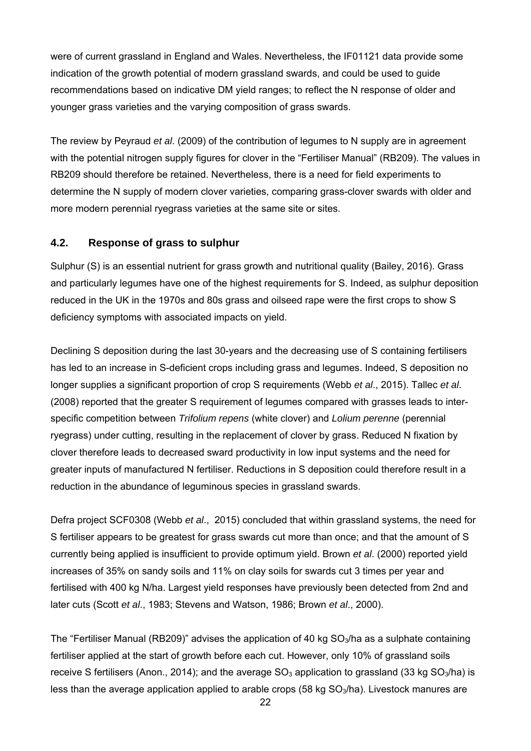were of current grassland in England and Wales. Nevertheless, the IF01121 data provide some indication of the growth potential of modern grassland swards, and could be used to guide recommendations based on indicative DM yield ranges; to reflect the N response of older and younger grass varieties and the varying composition of grass swards.

The review by Peyraud *et al*. (2009) of the contribution of legumes to N supply are in agreement with the potential nitrogen supply figures for clover in the "Fertiliser Manual" (RB209). The values in RB209 should therefore be retained. Nevertheless, there is a need for field experiments to determine the N supply of modern clover varieties, comparing grass-clover swards with older and more modern perennial ryegrass varieties at the same site or sites.

### 4.2. Response of grass to sulphur

Sulphur (S) is an essential nutrient for grass growth and nutritional quality (Bailey, 2016). Grass and particularly legumes have one of the highest requirements for S. Indeed, as sulphur deposition reduced in the UK in the 1970s and 80s grass and oilseed rape were the first crops to show S deficiency symptoms with associated impacts on yield.

Declining S deposition during the last 30-years and the decreasing use of S containing fertilisers has led to an increase in S-deficient crops including grass and legumes. Indeed, S deposition no longer supplies a significant proportion of crop S requirements (Webb *et al*., 2015). Tallec *et al*. (2008) reported that the greater S requirement of legumes compared with grasses leads to inter-specific competition between *Trifolium repens* (white clover) and *Lolium perenne* (perennial ryegrass) under cutting, resulting in the replacement of clover by grass. Reduced N fixation by clover therefore leads to decreased sward productivity in low input systems and the need for greater inputs of manufactured N fertiliser. Reductions in S deposition could therefore result in a reduction in the abundance of leguminous species in grassland swards.

Defra project SCF0308 (Webb *et al*., 2015) concluded that within grassland systems, the need for S fertiliser appears to be greatest for grass swards cut more than once; and that the amount of S currently being applied is insufficient to provide optimum yield. Brown *et al*. (2000) reported yield increases of 35% on sandy soils and 11% on clay soils for swards cut 3 times per year and fertilised with 400 kg N/ha. Largest yield responses have previously been detected from 2nd and later cuts (Scott *et al*., 1983; Stevens and Watson, 1986; Brown *et al*., 2000).

The "Fertiliser Manual (RB209)" advises the application of 40 kg $SO_3$/ha as a sulphate containing fertiliser applied at the start of growth before each cut. However, only 10% of grassland soils receive S fertilisers (Anon., 2014); and the average $SO_3$ application to grassland (33 kg $SO_3$/ha) is less than the average application applied to arable crops (58 kg $SO_3$/ha). Livestock manures are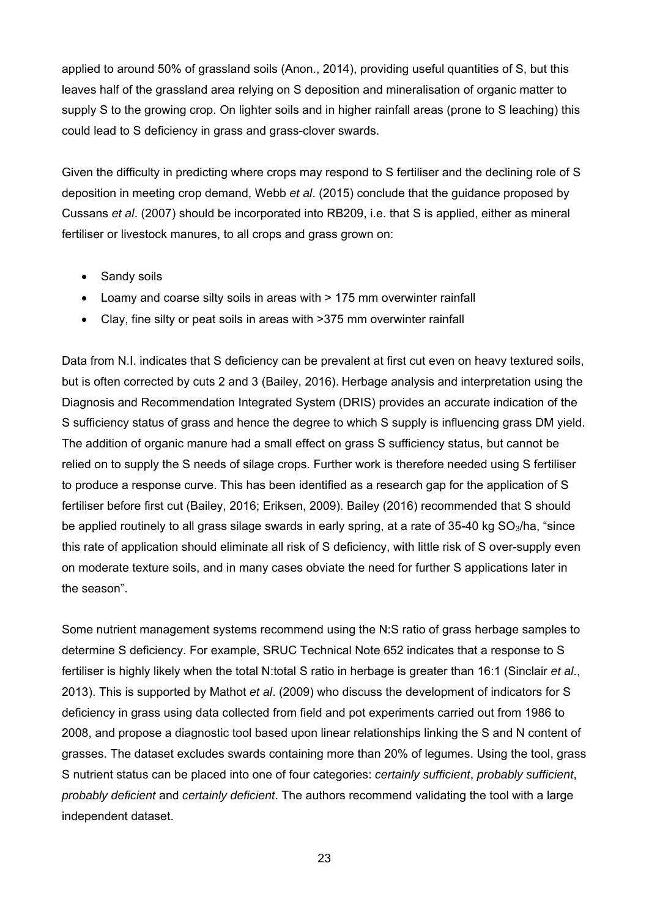applied to around 50% of grassland soils (Anon., 2014), providing useful quantities of S, but this leaves half of the grassland area relying on S deposition and mineralisation of organic matter to supply S to the growing crop. On lighter soils and in higher rainfall areas (prone to S leaching) this could lead to S deficiency in grass and grass-clover swards.

Given the difficulty in predicting where crops may respond to S fertiliser and the declining role of S deposition in meeting crop demand, Webb *et al*. (2015) conclude that the guidance proposed by Cussans *et al*. (2007) should be incorporated into RB209, i.e. that S is applied, either as mineral fertiliser or livestock manures, to all crops and grass grown on:

- Sandy soils
- Loamy and coarse silty soils in areas with > 175 mm overwinter rainfall
- Clay, fine silty or peat soils in areas with >375 mm overwinter rainfall

Data from N.I. indicates that S deficiency can be prevalent at first cut even on heavy textured soils, but is often corrected by cuts 2 and 3 (Bailey, 2016). Herbage analysis and interpretation using the Diagnosis and Recommendation Integrated System (DRIS) provides an accurate indication of the S sufficiency status of grass and hence the degree to which S supply is influencing grass DM yield. The addition of organic manure had a small effect on grass S sufficiency status, but cannot be relied on to supply the S needs of silage crops. Further work is therefore needed using S fertiliser to produce a response curve. This has been identified as a research gap for the application of S fertiliser before first cut (Bailey, 2016; Eriksen, 2009). Bailey (2016) recommended that S should be applied routinely to all grass silage swards in early spring, at a rate of 35-40 kg $SO_3$/ha, "since this rate of application should eliminate all risk of S deficiency, with little risk of S over-supply even on moderate texture soils, and in many cases obviate the need for further S applications later in the season".

Some nutrient management systems recommend using the N:S ratio of grass herbage samples to determine S deficiency. For example, SRUC Technical Note 652 indicates that a response to S fertiliser is highly likely when the total N:total S ratio in herbage is greater than 16:1 (Sinclair *et al*., 2013). This is supported by Mathot *et al*. (2009) who discuss the development of indicators for S deficiency in grass using data collected from field and pot experiments carried out from 1986 to 2008, and propose a diagnostic tool based upon linear relationships linking the S and N content of grasses. The dataset excludes swards containing more than 20% of legumes. Using the tool, grass S nutrient status can be placed into one of four categories: *certainly sufficient*, *probably sufficient*, *probably deficient* and *certainly deficient*. The authors recommend validating the tool with a large independent dataset.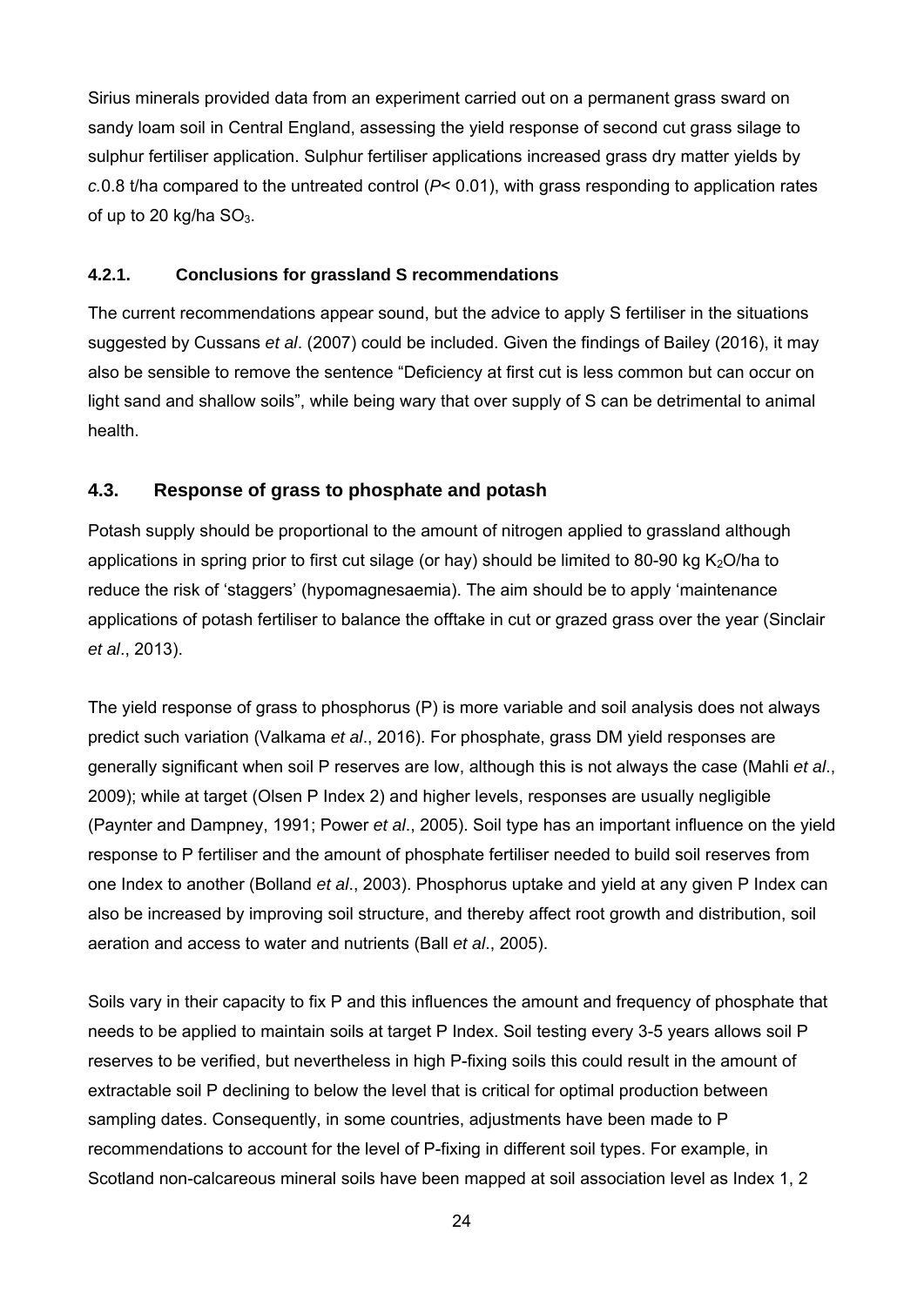Sirius minerals provided data from an experiment carried out on a permanent grass sward on sandy loam soil in Central England, assessing the yield response of second cut grass silage to sulphur fertiliser application. Sulphur fertiliser applications increased grass dry matter yields by *c.*0.8 t/ha compared to the untreated control ($P< 0.01$), with grass responding to application rates of up to 20 kg/ha $SO_3$.

#### 4.2.1. Conclusions for grassland S recommendations

The current recommendations appear sound, but the advice to apply S fertiliser in the situations suggested by Cussans *et al*. (2007) could be included. Given the findings of Bailey (2016), it may also be sensible to remove the sentence "Deficiency at first cut is less common but can occur on light sand and shallow soils", while being wary that over supply of S can be detrimental to animal health.

### 4.3. Response of grass to phosphate and potash

Potash supply should be proportional to the amount of nitrogen applied to grassland although applications in spring prior to first cut silage (or hay) should be limited to 80-90 kg $K_2O$/ha to reduce the risk of 'staggers' (hypomagnesaemia). The aim should be to apply 'maintenance applications of potash fertiliser to balance the offtake in cut or grazed grass over the year (Sinclair *et al*., 2013).

The yield response of grass to phosphorus (P) is more variable and soil analysis does not always predict such variation (Valkama *et al*., 2016). For phosphate, grass DM yield responses are generally significant when soil P reserves are low, although this is not always the case (Mahli *et al*., 2009); while at target (Olsen P Index 2) and higher levels, responses are usually negligible (Paynter and Dampney, 1991; Power *et al*., 2005). Soil type has an important influence on the yield response to P fertiliser and the amount of phosphate fertiliser needed to build soil reserves from one Index to another (Bolland *et al*., 2003). Phosphorus uptake and yield at any given P Index can also be increased by improving soil structure, and thereby affect root growth and distribution, soil aeration and access to water and nutrients (Ball *et al*., 2005).

Soils vary in their capacity to fix P and this influences the amount and frequency of phosphate that needs to be applied to maintain soils at target P Index. Soil testing every 3-5 years allows soil P reserves to be verified, but nevertheless in high P-fixing soils this could result in the amount of extractable soil P declining to below the level that is critical for optimal production between sampling dates. Consequently, in some countries, adjustments have been made to P recommendations to account for the level of P-fixing in different soil types. For example, in Scotland non-calcareous mineral soils have been mapped at soil association level as Index 1, 2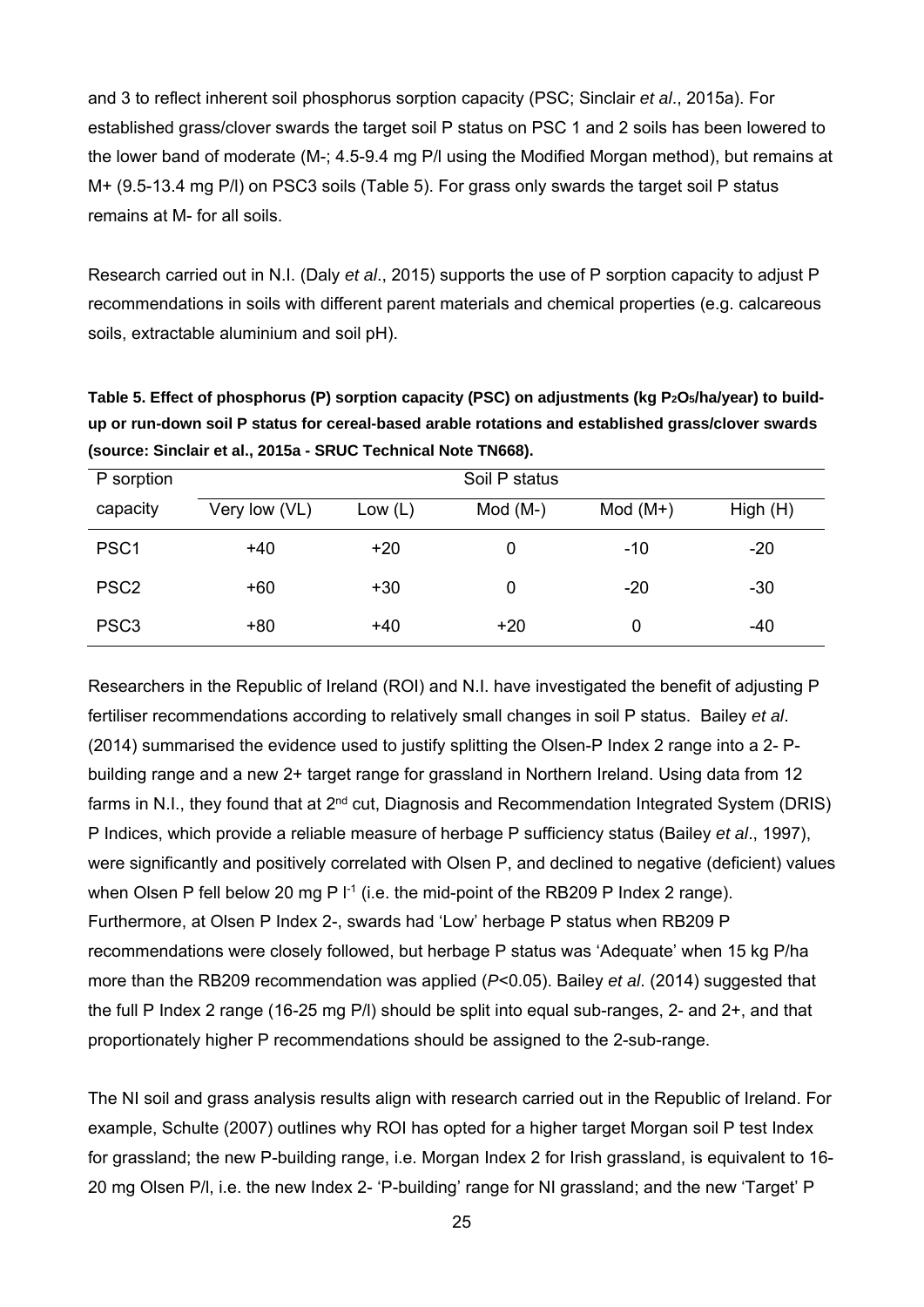and 3 to reflect inherent soil phosphorus sorption capacity (PSC; Sinclair *et al*., 2015a). For established grass/clover swards the target soil P status on PSC 1 and 2 soils has been lowered to the lower band of moderate (M-; 4.5-9.4 mg P/l using the Modified Morgan method), but remains at M+ (9.5-13.4 mg P/l) on PSC3 soils (Table 5). For grass only swards the target soil P status remains at M- for all soils.

Research carried out in N.I. (Daly *et al*., 2015) supports the use of P sorption capacity to adjust P recommendations in soils with different parent materials and chemical properties (e.g. calcareous soils, extractable aluminium and soil pH).

**Table 5. Effect of phosphorus (P) sorption capacity (PSC) on adjustments (kg $P_2O_5$/ha/year) to build-up or run-down soil P status for cereal-based arable rotations and established grass/clover swards (source: Sinclair et al., 2015a - SRUC Technical Note TN668).**

| P sorption | Soil P status | | | | |
|---|---|---|---|---|---|
| capacity | Very low (VL) | Low (L) | Mod (M-) | Mod (M+) | High (H) |
| PSC1 | +40 | +20 | 0 | -10 | -20 |
| PSC2 | +60 | +30 | 0 | -20 | -30 |
| PSC3 | +80 | +40 | +20 | 0 | -40 |

Researchers in the Republic of Ireland (ROI) and N.I. have investigated the benefit of adjusting P fertiliser recommendations according to relatively small changes in soil P status. Bailey *et al*. (2014) summarised the evidence used to justify splitting the Olsen-P Index 2 range into a 2- P-building range and a new 2+ target range for grassland in Northern Ireland. Using data from 12 farms in N.I., they found that at 2nd cut, Diagnosis and Recommendation Integrated System (DRIS) P Indices, which provide a reliable measure of herbage P sufficiency status (Bailey *et al*., 1997), were significantly and positively correlated with Olsen P, and declined to negative (deficient) values when Olsen P fell below 20 mg P $l^{-1}$ (i.e. the mid-point of the RB209 P Index 2 range). Furthermore, at Olsen P Index 2-, swards had 'Low' herbage P status when RB209 P recommendations were closely followed, but herbage P status was 'Adequate' when 15 kg P/ha more than the RB209 recommendation was applied ($P$<0.05). Bailey *et al*. (2014) suggested that the full P Index 2 range (16-25 mg P/l) should be split into equal sub-ranges, 2- and 2+, and that proportionately higher P recommendations should be assigned to the 2-sub-range.

The NI soil and grass analysis results align with research carried out in the Republic of Ireland. For example, Schulte (2007) outlines why ROI has opted for a higher target Morgan soil P test Index for grassland; the new P-building range, i.e. Morgan Index 2 for Irish grassland, is equivalent to 16-20 mg Olsen P/l, i.e. the new Index 2- 'P-building' range for NI grassland; and the new 'Target' P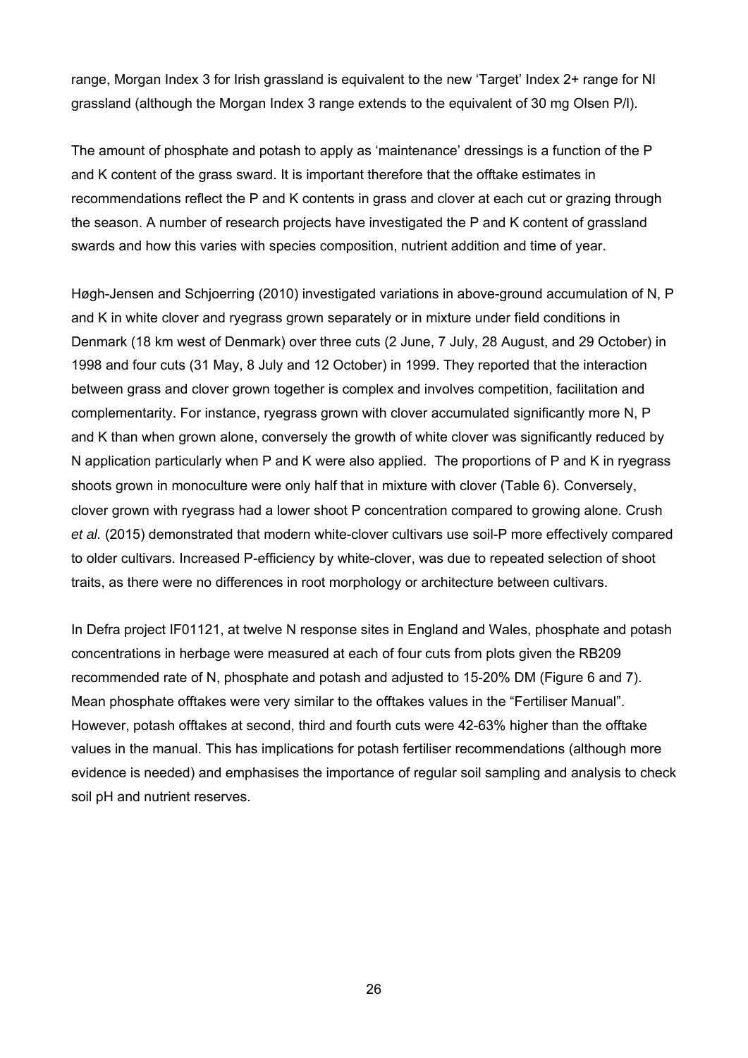range, Morgan Index 3 for Irish grassland is equivalent to the new 'Target' Index 2+ range for NI grassland (although the Morgan Index 3 range extends to the equivalent of 30 mg Olsen P/l).

The amount of phosphate and potash to apply as 'maintenance' dressings is a function of the P and K content of the grass sward. It is important therefore that the offtake estimates in recommendations reflect the P and K contents in grass and clover at each cut or grazing through the season. A number of research projects have investigated the P and K content of grassland swards and how this varies with species composition, nutrient addition and time of year.

Høgh-Jensen and Schjoerring (2010) investigated variations in above-ground accumulation of N, P and K in white clover and ryegrass grown separately or in mixture under field conditions in Denmark (18 km west of Denmark) over three cuts (2 June, 7 July, 28 August, and 29 October) in 1998 and four cuts (31 May, 8 July and 12 October) in 1999. They reported that the interaction between grass and clover grown together is complex and involves competition, facilitation and complementarity. For instance, ryegrass grown with clover accumulated significantly more N, P and K than when grown alone, conversely the growth of white clover was significantly reduced by N application particularly when P and K were also applied. The proportions of P and K in ryegrass shoots grown in monoculture were only half that in mixture with clover (Table 6). Conversely, clover grown with ryegrass had a lower shoot P concentration compared to growing alone. Crush *et al.* (2015) demonstrated that modern white-clover cultivars use soil-P more effectively compared to older cultivars. Increased P-efficiency by white-clover, was due to repeated selection of shoot traits, as there were no differences in root morphology or architecture between cultivars.

In Defra project IF01121, at twelve N response sites in England and Wales, phosphate and potash concentrations in herbage were measured at each of four cuts from plots given the RB209 recommended rate of N, phosphate and potash and adjusted to 15-20% DM (Figure 6 and 7). Mean phosphate offtakes were very similar to the offtakes values in the "Fertiliser Manual". However, potash offtakes at second, third and fourth cuts were 42-63% higher than the offtake values in the manual. This has implications for potash fertiliser recommendations (although more evidence is needed) and emphasises the importance of regular soil sampling and analysis to check soil pH and nutrient reserves.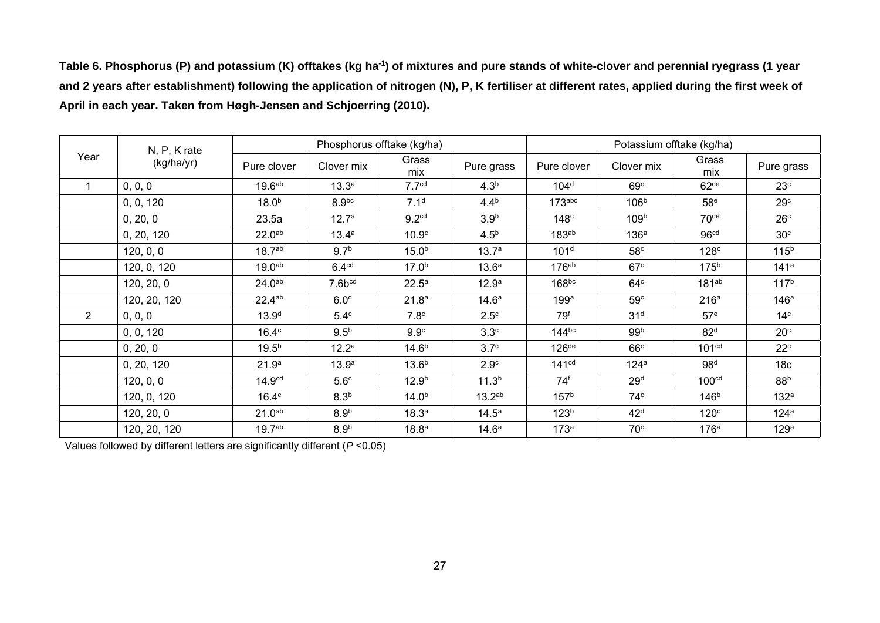**Table 6. Phosphorus (P) and potassium (K) offtakes (kg ha$^{-1}$) of mixtures and pure stands of white-clover and perennial ryegrass (1 year and 2 years after establishment) following the application of nitrogen (N), P, K fertiliser at different rates, applied during the first week of April in each year. Taken from Høgh-Jensen and Schjoerring (2010).**

| Year | N, P, K rate (kg/ha/yr) | Phosphorus offtake (kg/ha) | | | | Potassium offtake (kg/ha) | | | |
|---|---|---|---|---|---|---|---|---|---|
| | | Pure clover | Clover mix | Grass mix | Pure grass | Pure clover | Clover mix | Grass mix | Pure grass |
| 1 | 0, 0, 0 | $19.6^{ab}$ | $13.3^{a}$ | $7.7^{cd}$ | $4.3^{b}$ | $104^{d}$ | $69^{c}$ | $62^{de}$ | $23^{c}$ |
| | 0, 0, 120 | $18.0^{b}$ | $8.9^{bc}$ | $7.1^{d}$ | $4.4^{b}$ | $173^{abc}$ | $106^{b}$ | $58^{e}$ | $29^{c}$ |
| | 0, 20, 0 | 23.5a | $12.7^{a}$ | $9.2^{cd}$ | $3.9^{b}$ | $148^{c}$ | $109^{b}$ | $70^{de}$ | $26^{c}$ |
| | 0, 20, 120 | $22.0^{ab}$ | $13.4^{a}$ | $10.9^{c}$ | $4.5^{b}$ | $183^{ab}$ | $136^{a}$ | $96^{cd}$ | $30^{c}$ |
| | 120, 0, 0 | $18.7^{ab}$ | $9.7^{b}$ | $15.0^{b}$ | $13.7^{a}$ | $101^{d}$ | $58^{c}$ | $128^{c}$ | $115^{b}$ |
| | 120, 0, 120 | $19.0^{ab}$ | $6.4^{cd}$ | $17.0^{b}$ | $13.6^{a}$ | $176^{ab}$ | $67^{c}$ | $175^{b}$ | $141^{a}$ |
| | 120, 20, 0 | $24.0^{ab}$ | $7.6b^{cd}$ | $22.5^{a}$ | $12.9^{a}$ | $168^{bc}$ | $64^{c}$ | $181^{ab}$ | $117^{b}$ |
| | 120, 20, 120 | $22.4^{ab}$ | $6.0^{d}$ | $21.8^{a}$ | $14.6^{a}$ | $199^{a}$ | $59^{c}$ | $216^{a}$ | $146^{a}$ |
| 2 | 0, 0, 0 | $13.9^{d}$ | $5.4^{c}$ | $7.8^{c}$ | $2.5^{c}$ | $79^{f}$ | $31^{d}$ | $57^{e}$ | $14^{c}$ |
| | 0, 0, 120 | $16.4^{c}$ | $9.5^{b}$ | $9.9^{c}$ | $3.3^{c}$ | $144^{bc}$ | $99^{b}$ | $82^{d}$ | $20^{c}$ |
| | 0, 20, 0 | $19.5^{b}$ | $12.2^{a}$ | $14.6^{b}$ | $3.7^{c}$ | $126^{de}$ | $66^{c}$ | $101^{cd}$ | $22^{c}$ |
| | 0, 20, 120 | $21.9^{a}$ | $13.9^{a}$ | $13.6^{b}$ | $2.9^{c}$ | $141^{cd}$ | $124^{a}$ | $98^{d}$ | 18c |
| | 120, 0, 0 | $14.9^{cd}$ | $5.6^{c}$ | $12.9^{b}$ | $11.3^{b}$ | $74^{f}$ | $29^{d}$ | $100^{cd}$ | $88^{b}$ |
| | 120, 0, 120 | $16.4^{c}$ | $8.3^{b}$ | $14.0^{b}$ | $13.2^{ab}$ | $157^{b}$ | $74^{c}$ | $146^{b}$ | $132^{a}$ |
| | 120, 20, 0 | $21.0^{ab}$ | $8.9^{b}$ | $18.3^{a}$ | $14.5^{a}$ | $123^{b}$ | $42^{d}$ | $120^{c}$ | $124^{a}$ |
| | 120, 20, 120 | $19.7^{ab}$ | $8.9^{b}$ | $18.8^{a}$ | $14.6^{a}$ | $173^{a}$ | $70^{c}$ | $176^{a}$ | $129^{a}$ |

Values followed by different letters are significantly different ($P$ <0.05)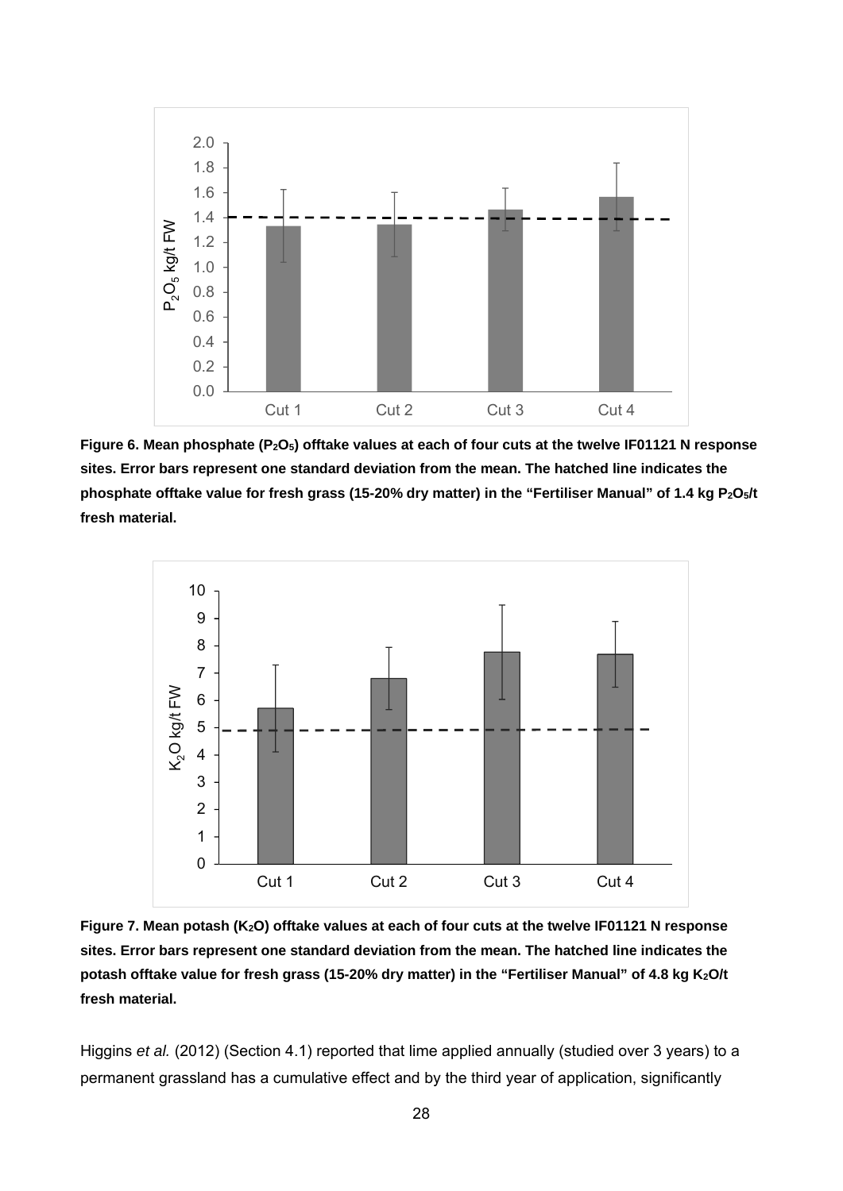**Figure 6. Mean phosphate ($P_2O_5$) offtake values at each of four cuts at the twelve IF01121 N response sites. Error bars represent one standard deviation from the mean. The hatched line indicates the phosphate offtake value for fresh grass (15-20% dry matter) in the "Fertiliser Manual" of 1.4 kg $P_2O_5$/t fresh material.**

**Figure 7. Mean potash ($K_2O$) offtake values at each of four cuts at the twelve IF01121 N response sites. Error bars represent one standard deviation from the mean. The hatched line indicates the potash offtake value for fresh grass (15-20% dry matter) in the "Fertiliser Manual" of 4.8 kg $K_2O$/t fresh material.**

Higgins *et al.* (2012) (Section 4.1) reported that lime applied annually (studied over 3 years) to a permanent grassland has a cumulative effect and by the third year of application, significantly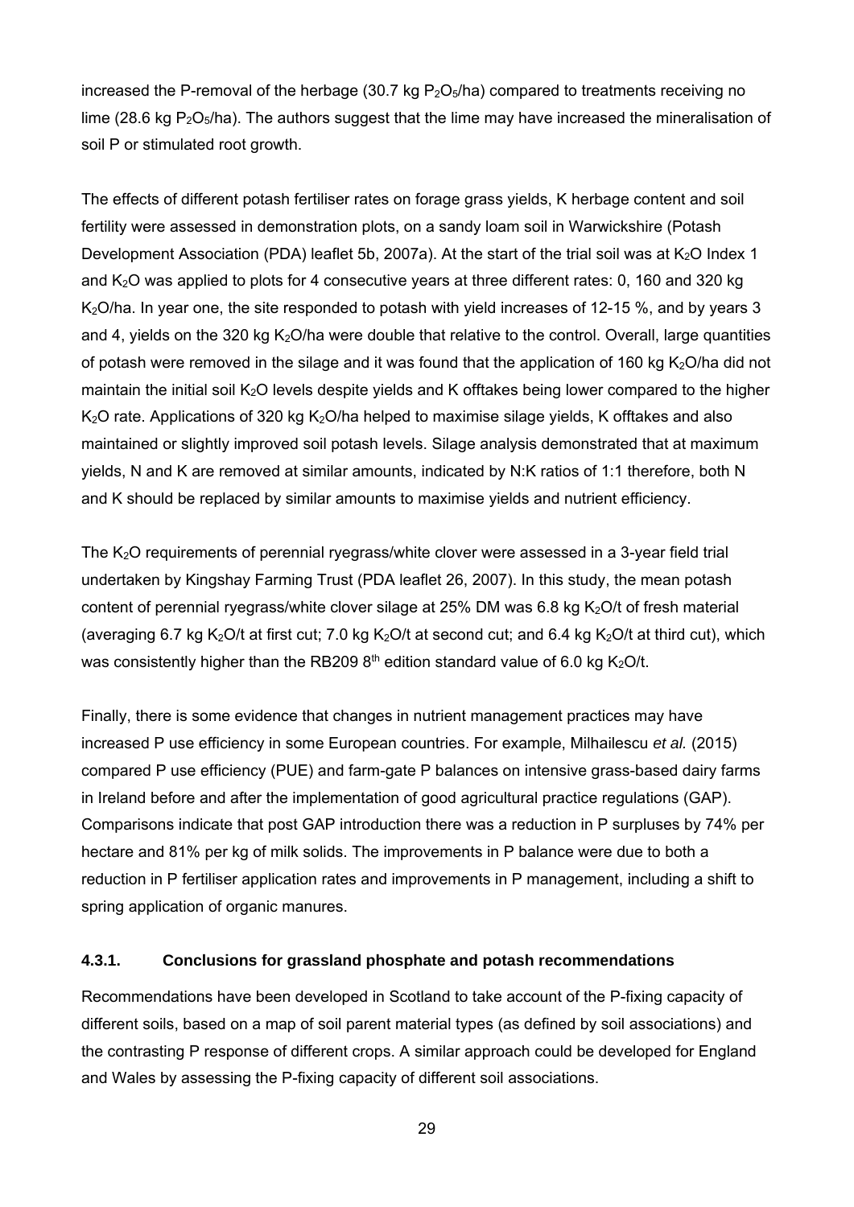increased the P-removal of the herbage (30.7 kg $P_2O_5$/ha) compared to treatments receiving no lime (28.6 kg $P_2O_5$/ha). The authors suggest that the lime may have increased the mineralisation of soil P or stimulated root growth.

The effects of different potash fertiliser rates on forage grass yields, K herbage content and soil fertility were assessed in demonstration plots, on a sandy loam soil in Warwickshire (Potash Development Association (PDA) leaflet 5b, 2007a). At the start of the trial soil was at $K_2O$ Index 1 and $K_2O$ was applied to plots for 4 consecutive years at three different rates: 0, 160 and 320 kg $K_2O$/ha. In year one, the site responded to potash with yield increases of 12-15 %, and by years 3 and 4, yields on the 320 kg $K_2O$/ha were double that relative to the control. Overall, large quantities of potash were removed in the silage and it was found that the application of 160 kg $K_2O$/ha did not maintain the initial soil $K_2O$ levels despite yields and K offtakes being lower compared to the higher $K_2O$ rate. Applications of 320 kg $K_2O$/ha helped to maximise silage yields, K offtakes and also maintained or slightly improved soil potash levels. Silage analysis demonstrated that at maximum yields, N and K are removed at similar amounts, indicated by N:K ratios of 1:1 therefore, both N and K should be replaced by similar amounts to maximise yields and nutrient efficiency.

The $K_2O$ requirements of perennial ryegrass/white clover were assessed in a 3-year field trial undertaken by Kingshay Farming Trust (PDA leaflet 26, 2007). In this study, the mean potash content of perennial ryegrass/white clover silage at 25% DM was 6.8 kg $K_2O$/t of fresh material (averaging 6.7 kg $K_2O$/t at first cut; 7.0 kg $K_2O$/t at second cut; and 6.4 kg $K_2O$/t at third cut), which was consistently higher than the RB209 8$^{th}$ edition standard value of 6.0 kg $K_2O$/t.

Finally, there is some evidence that changes in nutrient management practices may have increased P use efficiency in some European countries. For example, Milhailescu *et al.* (2015) compared P use efficiency (PUE) and farm-gate P balances on intensive grass-based dairy farms in Ireland before and after the implementation of good agricultural practice regulations (GAP). Comparisons indicate that post GAP introduction there was a reduction in P surpluses by 74% per hectare and 81% per kg of milk solids. The improvements in P balance were due to both a reduction in P fertiliser application rates and improvements in P management, including a shift to spring application of organic manures.

#### 4.3.1. Conclusions for grassland phosphate and potash recommendations

Recommendations have been developed in Scotland to take account of the P-fixing capacity of different soils, based on a map of soil parent material types (as defined by soil associations) and the contrasting P response of different crops. A similar approach could be developed for England and Wales by assessing the P-fixing capacity of different soil associations.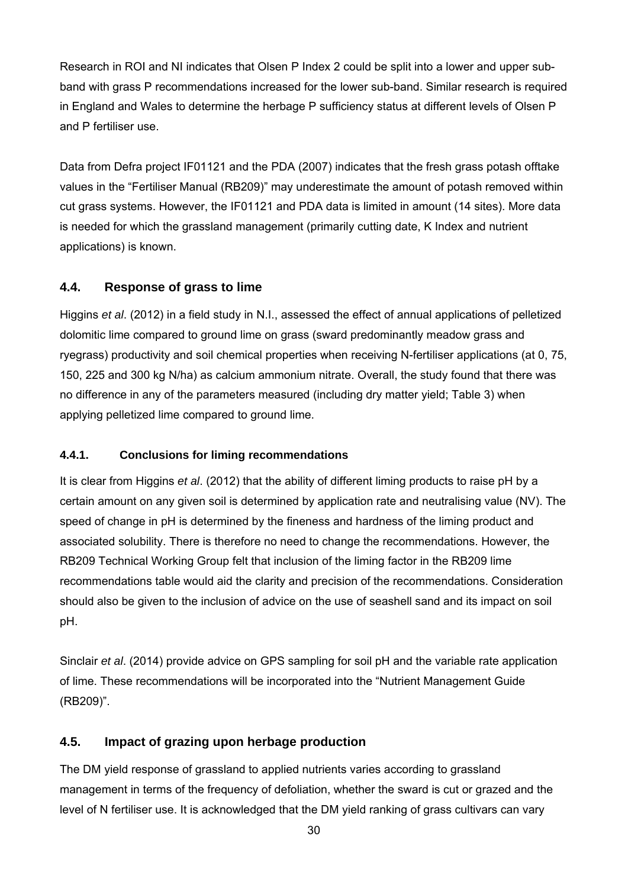Research in ROI and NI indicates that Olsen P Index 2 could be split into a lower and upper sub-band with grass P recommendations increased for the lower sub-band. Similar research is required in England and Wales to determine the herbage P sufficiency status at different levels of Olsen P and P fertiliser use.

Data from Defra project IF01121 and the PDA (2007) indicates that the fresh grass potash offtake values in the "Fertiliser Manual (RB209)" may underestimate the amount of potash removed within cut grass systems. However, the IF01121 and PDA data is limited in amount (14 sites). More data is needed for which the grassland management (primarily cutting date, K Index and nutrient applications) is known.

## 4.4. Response of grass to lime

Higgins *et al*. (2012) in a field study in N.I., assessed the effect of annual applications of pelletized dolomitic lime compared to ground lime on grass (sward predominantly meadow grass and ryegrass) productivity and soil chemical properties when receiving N-fertiliser applications (at 0, 75, 150, 225 and 300 kg N/ha) as calcium ammonium nitrate. Overall, the study found that there was no difference in any of the parameters measured (including dry matter yield; Table 3) when applying pelletized lime compared to ground lime.

### 4.4.1. Conclusions for liming recommendations

It is clear from Higgins *et al*. (2012) that the ability of different liming products to raise pH by a certain amount on any given soil is determined by application rate and neutralising value (NV). The speed of change in pH is determined by the fineness and hardness of the liming product and associated solubility. There is therefore no need to change the recommendations. However, the RB209 Technical Working Group felt that inclusion of the liming factor in the RB209 lime recommendations table would aid the clarity and precision of the recommendations. Consideration should also be given to the inclusion of advice on the use of seashell sand and its impact on soil pH.

Sinclair *et al*. (2014) provide advice on GPS sampling for soil pH and the variable rate application of lime. These recommendations will be incorporated into the "Nutrient Management Guide (RB209)".

## 4.5. Impact of grazing upon herbage production

The DM yield response of grassland to applied nutrients varies according to grassland management in terms of the frequency of defoliation, whether the sward is cut or grazed and the level of N fertiliser use. It is acknowledged that the DM yield ranking of grass cultivars can vary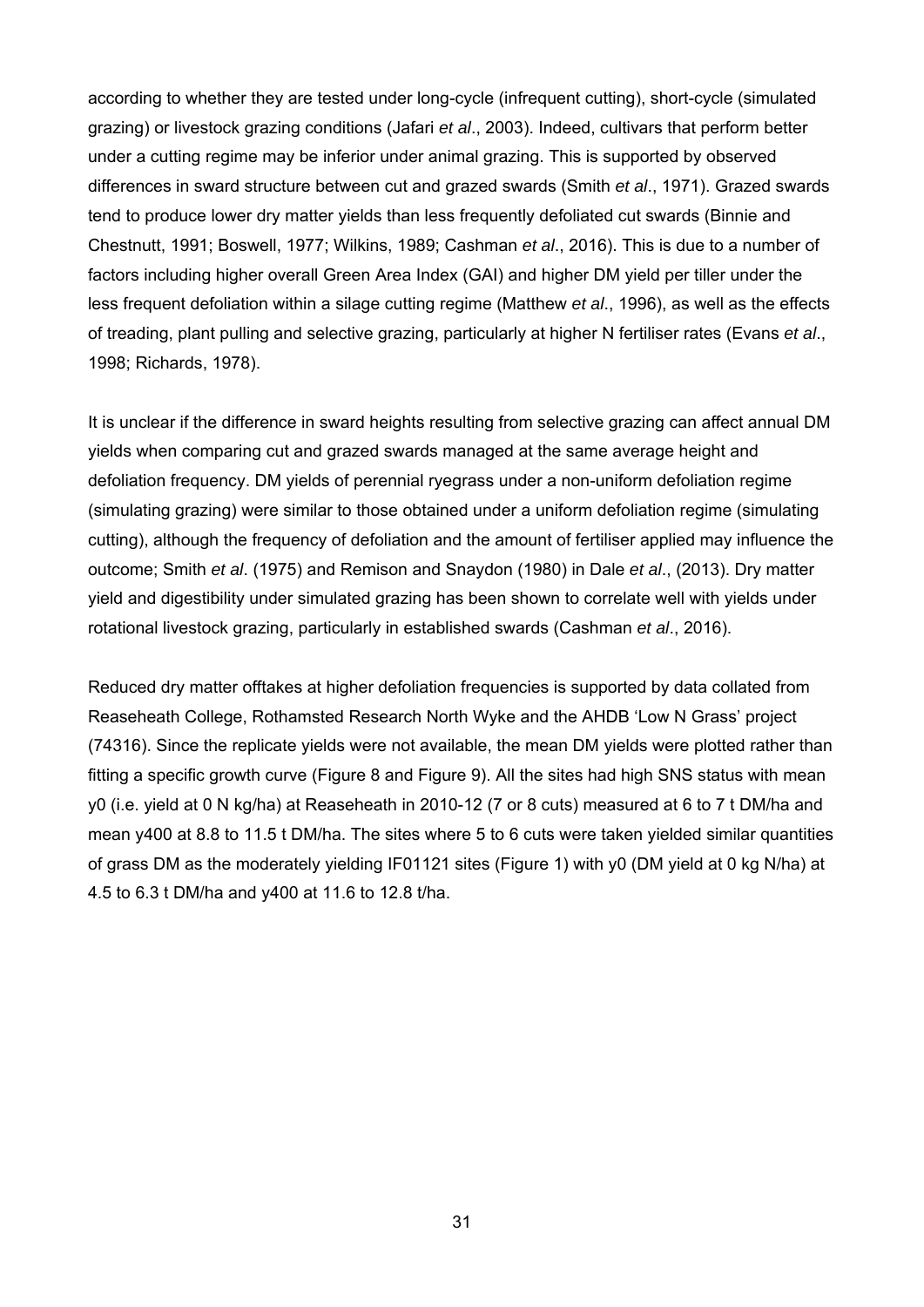according to whether they are tested under long-cycle (infrequent cutting), short-cycle (simulated grazing) or livestock grazing conditions (Jafari *et al*., 2003). Indeed, cultivars that perform better under a cutting regime may be inferior under animal grazing. This is supported by observed differences in sward structure between cut and grazed swards (Smith *et al*., 1971). Grazed swards tend to produce lower dry matter yields than less frequently defoliated cut swards (Binnie and Chestnutt, 1991; Boswell, 1977; Wilkins, 1989; Cashman *et al*., 2016). This is due to a number of factors including higher overall Green Area Index (GAI) and higher DM yield per tiller under the less frequent defoliation within a silage cutting regime (Matthew *et al*., 1996), as well as the effects of treading, plant pulling and selective grazing, particularly at higher N fertiliser rates (Evans *et al*., 1998; Richards, 1978).

It is unclear if the difference in sward heights resulting from selective grazing can affect annual DM yields when comparing cut and grazed swards managed at the same average height and defoliation frequency. DM yields of perennial ryegrass under a non-uniform defoliation regime (simulating grazing) were similar to those obtained under a uniform defoliation regime (simulating cutting), although the frequency of defoliation and the amount of fertiliser applied may influence the outcome; Smith *et al*. (1975) and Remison and Snaydon (1980) in Dale *et al*., (2013). Dry matter yield and digestibility under simulated grazing has been shown to correlate well with yields under rotational livestock grazing, particularly in established swards (Cashman *et al*., 2016).

Reduced dry matter offtakes at higher defoliation frequencies is supported by data collated from Reaseheath College, Rothamsted Research North Wyke and the AHDB 'Low N Grass' project (74316). Since the replicate yields were not available, the mean DM yields were plotted rather than fitting a specific growth curve (Figure 8 and Figure 9). All the sites had high SNS status with mean y0 (i.e. yield at 0 N kg/ha) at Reaseheath in 2010-12 (7 or 8 cuts) measured at 6 to 7 t DM/ha and mean y400 at 8.8 to 11.5 t DM/ha. The sites where 5 to 6 cuts were taken yielded similar quantities of grass DM as the moderately yielding IF01121 sites (Figure 1) with y0 (DM yield at 0 kg N/ha) at 4.5 to 6.3 t DM/ha and y400 at 11.6 to 12.8 t/ha.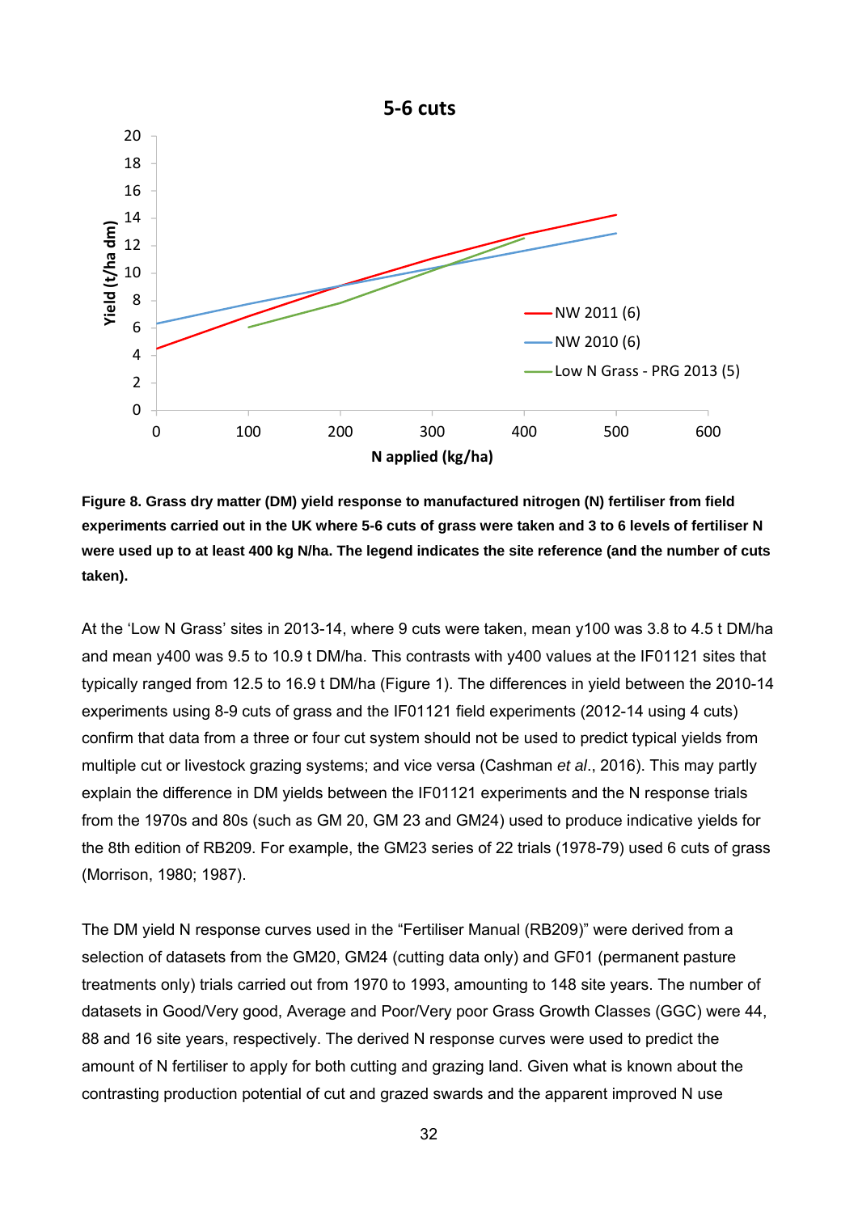**Figure 8. Grass dry matter (DM) yield response to manufactured nitrogen (N) fertiliser from field experiments carried out in the UK where 5-6 cuts of grass were taken and 3 to 6 levels of fertiliser N were used up to at least 400 kg N/ha. The legend indicates the site reference (and the number of cuts taken).**

At the 'Low N Grass' sites in 2013-14, where 9 cuts were taken, mean y100 was 3.8 to 4.5 t DM/ha and mean y400 was 9.5 to 10.9 t DM/ha. This contrasts with y400 values at the IF01121 sites that typically ranged from 12.5 to 16.9 t DM/ha (Figure 1). The differences in yield between the 2010-14 experiments using 8-9 cuts of grass and the IF01121 field experiments (2012-14 using 4 cuts) confirm that data from a three or four cut system should not be used to predict typical yields from multiple cut or livestock grazing systems; and vice versa (Cashman *et al*., 2016). This may partly explain the difference in DM yields between the IF01121 experiments and the N response trials from the 1970s and 80s (such as GM 20, GM 23 and GM24) used to produce indicative yields for the 8th edition of RB209. For example, the GM23 series of 22 trials (1978-79) used 6 cuts of grass (Morrison, 1980; 1987).

The DM yield N response curves used in the "Fertiliser Manual (RB209)" were derived from a selection of datasets from the GM20, GM24 (cutting data only) and GF01 (permanent pasture treatments only) trials carried out from 1970 to 1993, amounting to 148 site years. The number of datasets in Good/Very good, Average and Poor/Very poor Grass Growth Classes (GGC) were 44, 88 and 16 site years, respectively. The derived N response curves were used to predict the amount of N fertiliser to apply for both cutting and grazing land. Given what is known about the contrasting production potential of cut and grazed swards and the apparent improved N use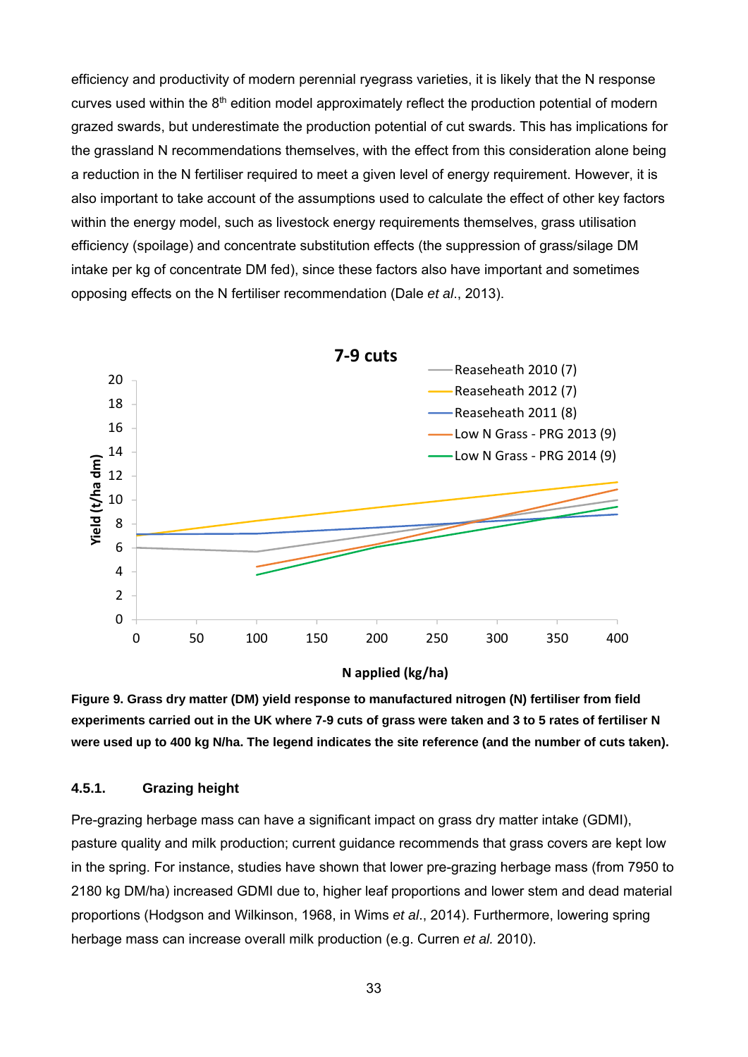efficiency and productivity of modern perennial ryegrass varieties, it is likely that the N response curves used within the 8th edition model approximately reflect the production potential of modern grazed swards, but underestimate the production potential of cut swards. This has implications for the grassland N recommendations themselves, with the effect from this consideration alone being a reduction in the N fertiliser required to meet a given level of energy requirement. However, it is also important to take account of the assumptions used to calculate the effect of other key factors within the energy model, such as livestock energy requirements themselves, grass utilisation efficiency (spoilage) and concentrate substitution effects (the suppression of grass/silage DM intake per kg of concentrate DM fed), since these factors also have important and sometimes opposing effects on the N fertiliser recommendation (Dale *et al*., 2013).

**Figure 9. Grass dry matter (DM) yield response to manufactured nitrogen (N) fertiliser from field experiments carried out in the UK where 7-9 cuts of grass were taken and 3 to 5 rates of fertiliser N were used up to 400 kg N/ha. The legend indicates the site reference (and the number of cuts taken).**

### 4.5.1. Grazing height

Pre-grazing herbage mass can have a significant impact on grass dry matter intake (GDMI), pasture quality and milk production; current guidance recommends that grass covers are kept low in the spring. For instance, studies have shown that lower pre-grazing herbage mass (from 7950 to 2180 kg DM/ha) increased GDMI due to, higher leaf proportions and lower stem and dead material proportions (Hodgson and Wilkinson, 1968, in Wims *et al*., 2014). Furthermore, lowering spring herbage mass can increase overall milk production (e.g. Curren *et al.* 2010).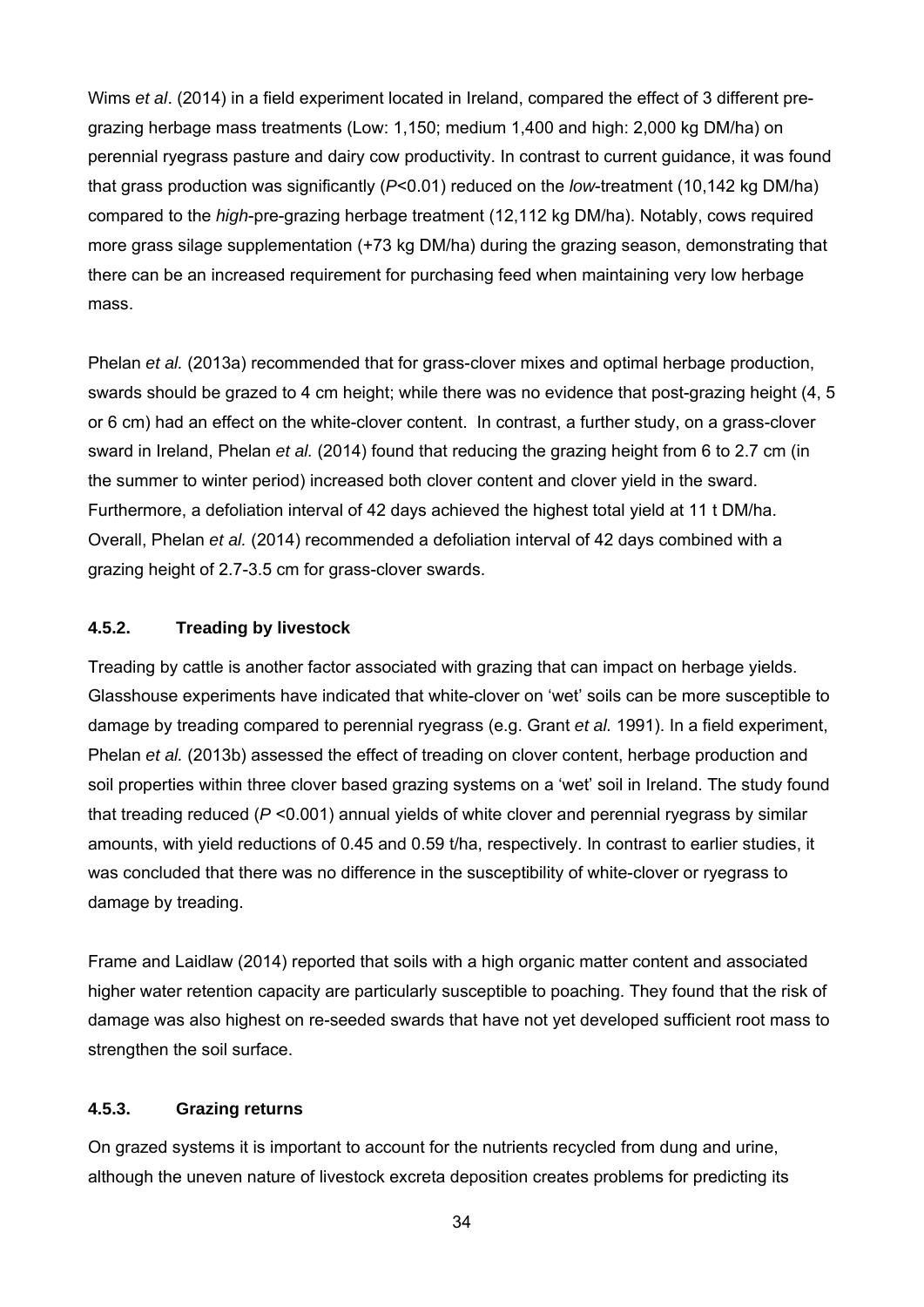Wims *et al*. (2014) in a field experiment located in Ireland, compared the effect of 3 different pre-grazing herbage mass treatments (Low: 1,150; medium 1,400 and high: 2,000 kg DM/ha) on perennial ryegrass pasture and dairy cow productivity. In contrast to current guidance, it was found that grass production was significantly (*P*<0.01) reduced on the *low*-treatment (10,142 kg DM/ha) compared to the *high*-pre-grazing herbage treatment (12,112 kg DM/ha). Notably, cows required more grass silage supplementation (+73 kg DM/ha) during the grazing season, demonstrating that there can be an increased requirement for purchasing feed when maintaining very low herbage mass.

Phelan *et al.* (2013a) recommended that for grass-clover mixes and optimal herbage production, swards should be grazed to 4 cm height; while there was no evidence that post-grazing height (4, 5 or 6 cm) had an effect on the white-clover content. In contrast, a further study, on a grass-clover sward in Ireland, Phelan *et al.* (2014) found that reducing the grazing height from 6 to 2.7 cm (in the summer to winter period) increased both clover content and clover yield in the sward. Furthermore, a defoliation interval of 42 days achieved the highest total yield at 11 t DM/ha. Overall, Phelan *et al.* (2014) recommended a defoliation interval of 42 days combined with a grazing height of 2.7-3.5 cm for grass-clover swards.

### 4.5.2. Treading by livestock

Treading by cattle is another factor associated with grazing that can impact on herbage yields. Glasshouse experiments have indicated that white-clover on 'wet' soils can be more susceptible to damage by treading compared to perennial ryegrass (e.g. Grant *et al.* 1991). In a field experiment, Phelan *et al.* (2013b) assessed the effect of treading on clover content, herbage production and soil properties within three clover based grazing systems on a 'wet' soil in Ireland. The study found that treading reduced (*P* <0.001) annual yields of white clover and perennial ryegrass by similar amounts, with yield reductions of 0.45 and 0.59 t/ha, respectively. In contrast to earlier studies, it was concluded that there was no difference in the susceptibility of white-clover or ryegrass to damage by treading.

Frame and Laidlaw (2014) reported that soils with a high organic matter content and associated higher water retention capacity are particularly susceptible to poaching. They found that the risk of damage was also highest on re-seeded swards that have not yet developed sufficient root mass to strengthen the soil surface.

### 4.5.3. Grazing returns

On grazed systems it is important to account for the nutrients recycled from dung and urine, although the uneven nature of livestock excreta deposition creates problems for predicting its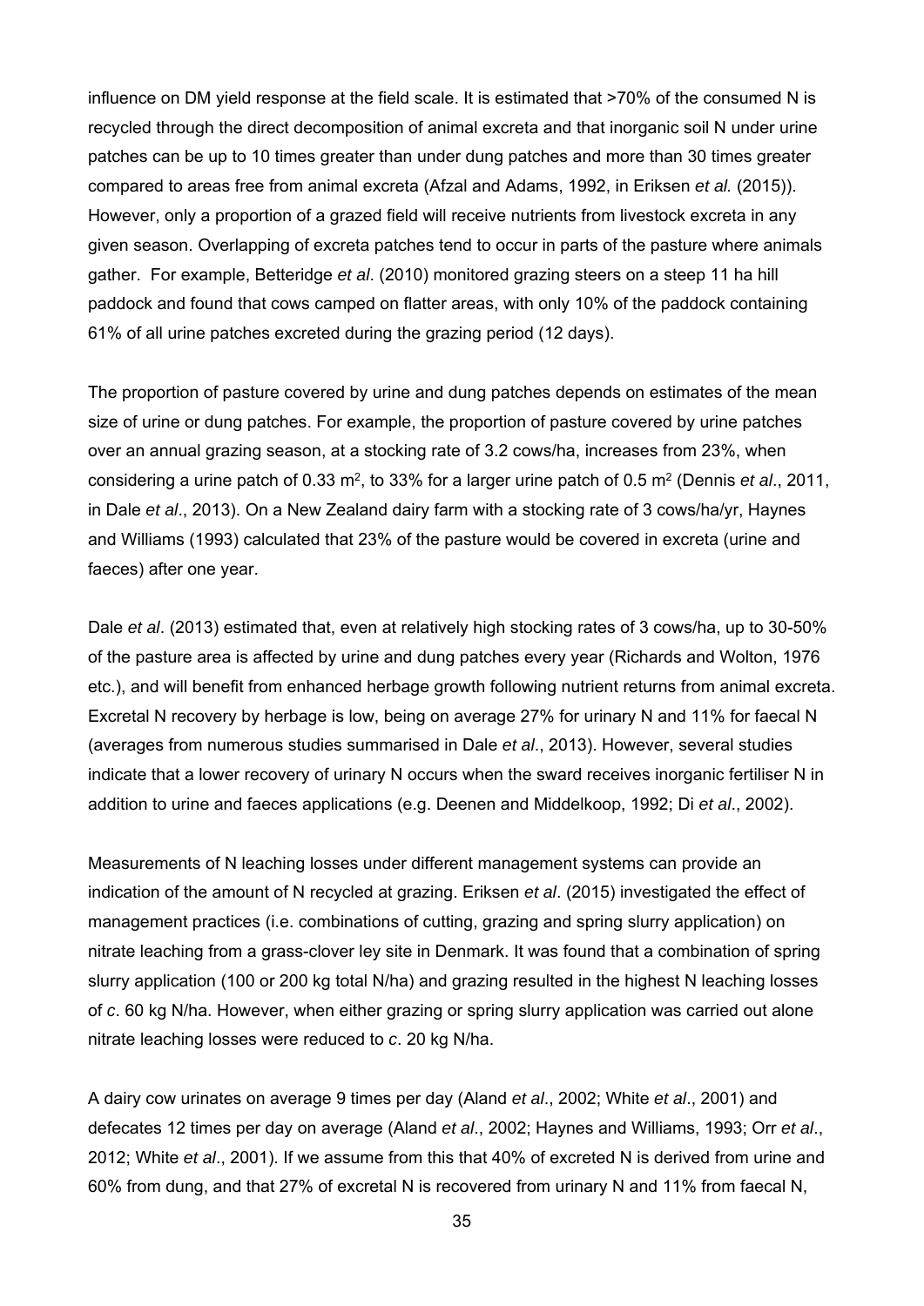influence on DM yield response at the field scale. It is estimated that >70% of the consumed N is recycled through the direct decomposition of animal excreta and that inorganic soil N under urine patches can be up to 10 times greater than under dung patches and more than 30 times greater compared to areas free from animal excreta (Afzal and Adams, 1992, in Eriksen *et al.* (2015)). However, only a proportion of a grazed field will receive nutrients from livestock excreta in any given season. Overlapping of excreta patches tend to occur in parts of the pasture where animals gather. For example, Betteridge *et al*. (2010) monitored grazing steers on a steep 11 ha hill paddock and found that cows camped on flatter areas, with only 10% of the paddock containing 61% of all urine patches excreted during the grazing period (12 days).

The proportion of pasture covered by urine and dung patches depends on estimates of the mean size of urine or dung patches. For example, the proportion of pasture covered by urine patches over an annual grazing season, at a stocking rate of 3.2 cows/ha, increases from 23%, when considering a urine patch of 0.33 $m^2$, to 33% for a larger urine patch of 0.5 $m^2$ (Dennis *et al*., 2011, in Dale *et al*., 2013). On a New Zealand dairy farm with a stocking rate of 3 cows/ha/yr, Haynes and Williams (1993) calculated that 23% of the pasture would be covered in excreta (urine and faeces) after one year.

Dale *et al*. (2013) estimated that, even at relatively high stocking rates of 3 cows/ha, up to 30-50% of the pasture area is affected by urine and dung patches every year (Richards and Wolton, 1976 etc.), and will benefit from enhanced herbage growth following nutrient returns from animal excreta. Excretal N recovery by herbage is low, being on average 27% for urinary N and 11% for faecal N (averages from numerous studies summarised in Dale *et al*., 2013). However, several studies indicate that a lower recovery of urinary N occurs when the sward receives inorganic fertiliser N in addition to urine and faeces applications (e.g. Deenen and Middelkoop, 1992; Di *et al*., 2002).

Measurements of N leaching losses under different management systems can provide an indication of the amount of N recycled at grazing. Eriksen *et al*. (2015) investigated the effect of management practices (i.e. combinations of cutting, grazing and spring slurry application) on nitrate leaching from a grass-clover ley site in Denmark. It was found that a combination of spring slurry application (100 or 200 kg total N/ha) and grazing resulted in the highest N leaching losses of *c*. 60 kg N/ha. However, when either grazing or spring slurry application was carried out alone nitrate leaching losses were reduced to *c*. 20 kg N/ha.

A dairy cow urinates on average 9 times per day (Aland *et al*., 2002; White *et al*., 2001) and defecates 12 times per day on average (Aland *et al*., 2002; Haynes and Williams, 1993; Orr *et al*., 2012; White *et al*., 2001). If we assume from this that 40% of excreted N is derived from urine and 60% from dung, and that 27% of excretal N is recovered from urinary N and 11% from faecal N,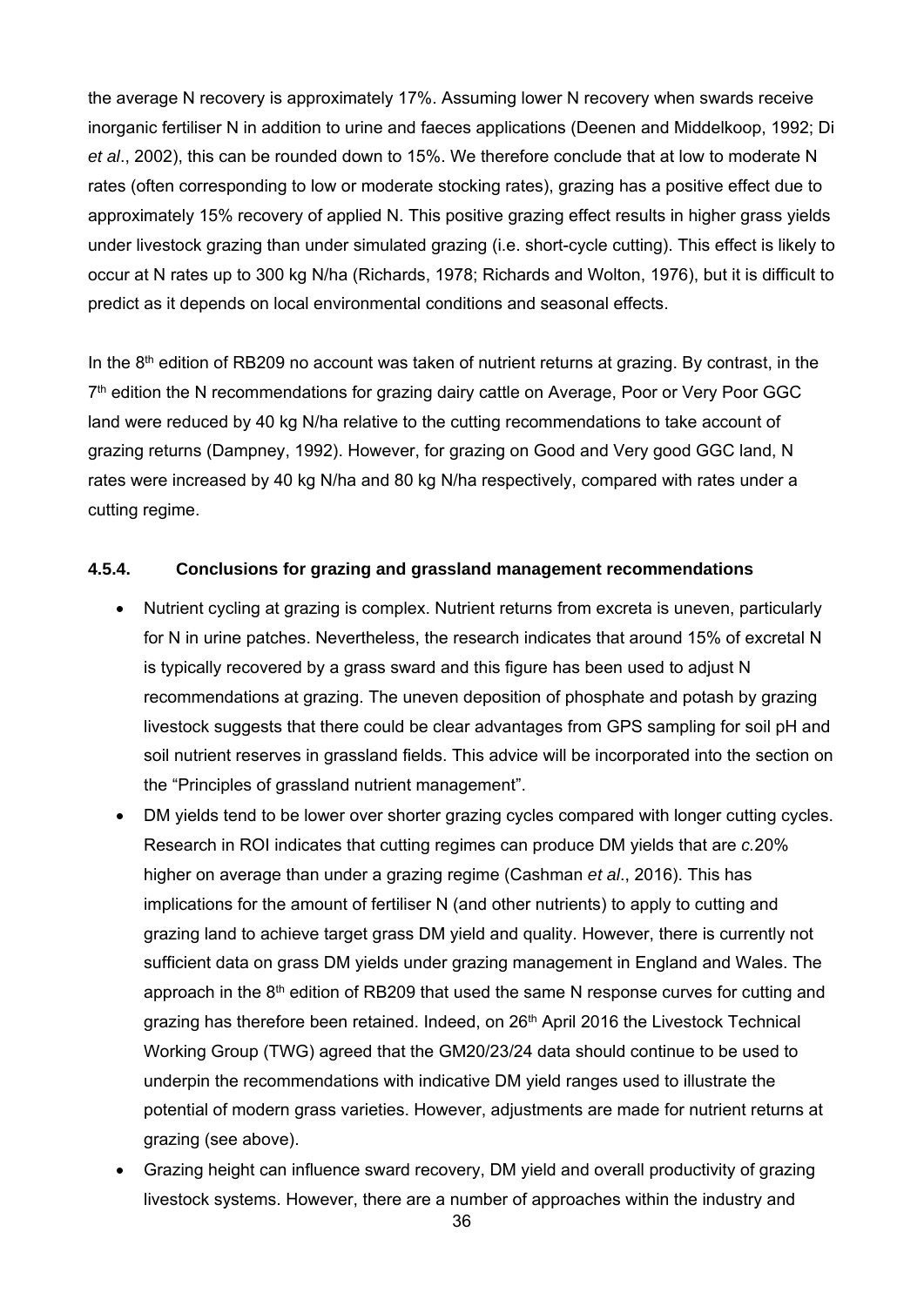the average N recovery is approximately 17%. Assuming lower N recovery when swards receive inorganic fertiliser N in addition to urine and faeces applications (Deenen and Middelkoop, 1992; Di *et al*., 2002), this can be rounded down to 15%. We therefore conclude that at low to moderate N rates (often corresponding to low or moderate stocking rates), grazing has a positive effect due to approximately 15% recovery of applied N. This positive grazing effect results in higher grass yields under livestock grazing than under simulated grazing (i.e. short-cycle cutting). This effect is likely to occur at N rates up to 300 kg N/ha (Richards, 1978; Richards and Wolton, 1976), but it is difficult to predict as it depends on local environmental conditions and seasonal effects.

In the 8th edition of RB209 no account was taken of nutrient returns at grazing. By contrast, in the 7th edition the N recommendations for grazing dairy cattle on Average, Poor or Very Poor GGC land were reduced by 40 kg N/ha relative to the cutting recommendations to take account of grazing returns (Dampney, 1992). However, for grazing on Good and Very good GGC land, N rates were increased by 40 kg N/ha and 80 kg N/ha respectively, compared with rates under a cutting regime.

#### 4.5.4. Conclusions for grazing and grassland management recommendations

- Nutrient cycling at grazing is complex. Nutrient returns from excreta is uneven, particularly for N in urine patches. Nevertheless, the research indicates that around 15% of excretal N is typically recovered by a grass sward and this figure has been used to adjust N recommendations at grazing. The uneven deposition of phosphate and potash by grazing livestock suggests that there could be clear advantages from GPS sampling for soil pH and soil nutrient reserves in grassland fields. This advice will be incorporated into the section on the "Principles of grassland nutrient management".
- DM yields tend to be lower over shorter grazing cycles compared with longer cutting cycles. Research in ROI indicates that cutting regimes can produce DM yields that are *c.*20% higher on average than under a grazing regime (Cashman *et al*., 2016). This has implications for the amount of fertiliser N (and other nutrients) to apply to cutting and grazing land to achieve target grass DM yield and quality. However, there is currently not sufficient data on grass DM yields under grazing management in England and Wales. The approach in the 8th edition of RB209 that used the same N response curves for cutting and grazing has therefore been retained. Indeed, on 26th April 2016 the Livestock Technical Working Group (TWG) agreed that the GM20/23/24 data should continue to be used to underpin the recommendations with indicative DM yield ranges used to illustrate the potential of modern grass varieties. However, adjustments are made for nutrient returns at grazing (see above).
- Grazing height can influence sward recovery, DM yield and overall productivity of grazing livestock systems. However, there are a number of approaches within the industry and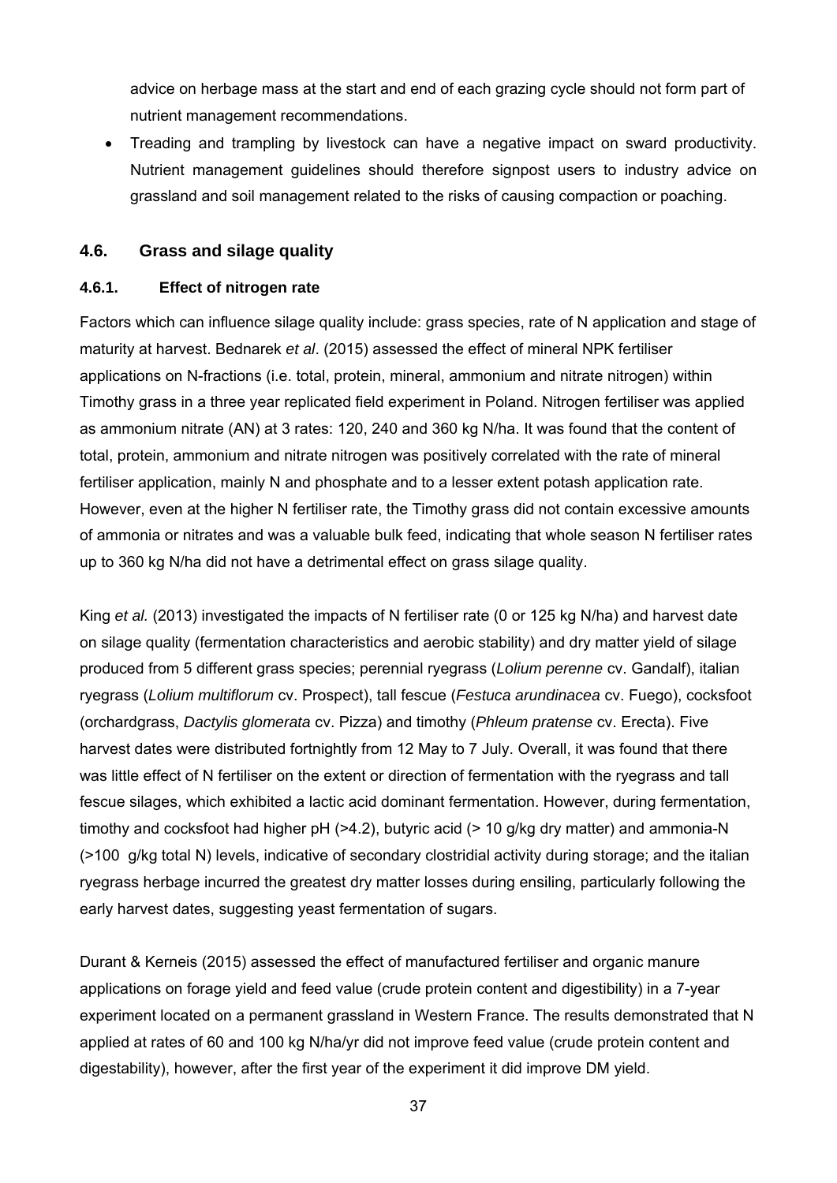advice on herbage mass at the start and end of each grazing cycle should not form part of nutrient management recommendations.

- Treading and trampling by livestock can have a negative impact on sward productivity. Nutrient management guidelines should therefore signpost users to industry advice on grassland and soil management related to the risks of causing compaction or poaching.

## 4.6. Grass and silage quality

### 4.6.1. Effect of nitrogen rate

Factors which can influence silage quality include: grass species, rate of N application and stage of maturity at harvest. Bednarek *et al*. (2015) assessed the effect of mineral NPK fertiliser applications on N-fractions (i.e. total, protein, mineral, ammonium and nitrate nitrogen) within Timothy grass in a three year replicated field experiment in Poland. Nitrogen fertiliser was applied as ammonium nitrate (AN) at 3 rates: 120, 240 and 360 kg N/ha. It was found that the content of total, protein, ammonium and nitrate nitrogen was positively correlated with the rate of mineral fertiliser application, mainly N and phosphate and to a lesser extent potash application rate. However, even at the higher N fertiliser rate, the Timothy grass did not contain excessive amounts of ammonia or nitrates and was a valuable bulk feed, indicating that whole season N fertiliser rates up to 360 kg N/ha did not have a detrimental effect on grass silage quality.

King *et al.* (2013) investigated the impacts of N fertiliser rate (0 or 125 kg N/ha) and harvest date on silage quality (fermentation characteristics and aerobic stability) and dry matter yield of silage produced from 5 different grass species; perennial ryegrass (*Lolium perenne* cv. Gandalf), italian ryegrass (*Lolium multiflorum* cv. Prospect), tall fescue (*Festuca arundinacea* cv. Fuego), cocksfoot (orchardgrass, *Dactylis glomerata* cv. Pizza) and timothy (*Phleum pratense* cv. Erecta). Five harvest dates were distributed fortnightly from 12 May to 7 July. Overall, it was found that there was little effect of N fertiliser on the extent or direction of fermentation with the ryegrass and tall fescue silages, which exhibited a lactic acid dominant fermentation. However, during fermentation, timothy and cocksfoot had higher pH (>4.2), butyric acid (> 10 g/kg dry matter) and ammonia-N (>100 g/kg total N) levels, indicative of secondary clostridial activity during storage; and the italian ryegrass herbage incurred the greatest dry matter losses during ensiling, particularly following the early harvest dates, suggesting yeast fermentation of sugars.

Durant & Kerneis (2015) assessed the effect of manufactured fertiliser and organic manure applications on forage yield and feed value (crude protein content and digestibility) in a 7-year experiment located on a permanent grassland in Western France. The results demonstrated that N applied at rates of 60 and 100 kg N/ha/yr did not improve feed value (crude protein content and digestability), however, after the first year of the experiment it did improve DM yield.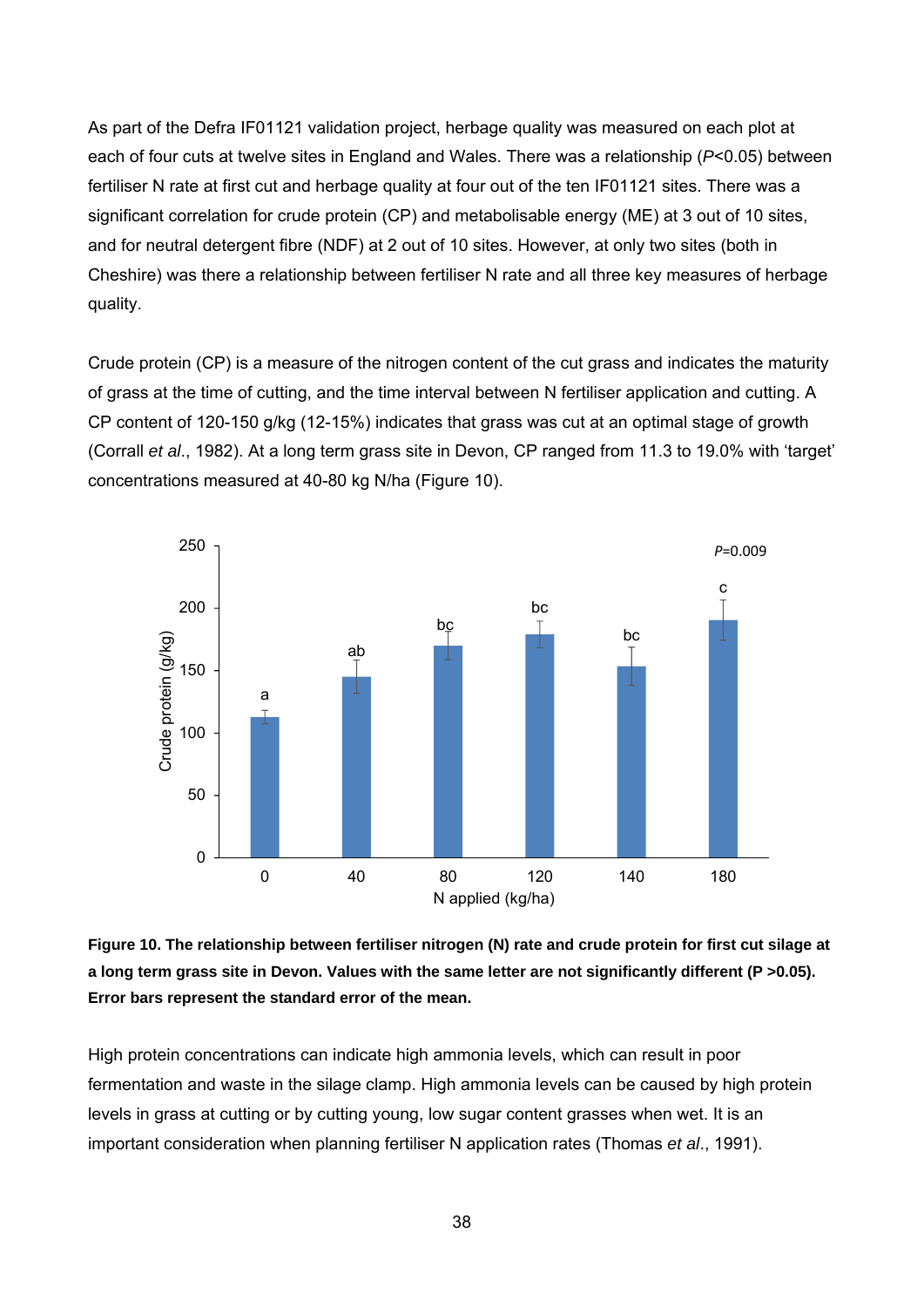As part of the Defra IF01121 validation project, herbage quality was measured on each plot at each of four cuts at twelve sites in England and Wales. There was a relationship (*P*<0.05) between fertiliser N rate at first cut and herbage quality at four out of the ten IF01121 sites. There was a significant correlation for crude protein (CP) and metabolisable energy (ME) at 3 out of 10 sites, and for neutral detergent fibre (NDF) at 2 out of 10 sites. However, at only two sites (both in Cheshire) was there a relationship between fertiliser N rate and all three key measures of herbage quality.

Crude protein (CP) is a measure of the nitrogen content of the cut grass and indicates the maturity of grass at the time of cutting, and the time interval between N fertiliser application and cutting. A CP content of 120-150 g/kg (12-15%) indicates that grass was cut at an optimal stage of growth (Corrall *et al*., 1982). At a long term grass site in Devon, CP ranged from 11.3 to 19.0% with 'target' concentrations measured at 40-80 kg N/ha (Figure 10).

**Figure 10. The relationship between fertiliser nitrogen (N) rate and crude protein for first cut silage at a long term grass site in Devon. Values with the same letter are not significantly different (P >0.05). Error bars represent the standard error of the mean.**

High protein concentrations can indicate high ammonia levels, which can result in poor fermentation and waste in the silage clamp. High ammonia levels can be caused by high protein levels in grass at cutting or by cutting young, low sugar content grasses when wet. It is an important consideration when planning fertiliser N application rates (Thomas *et al*., 1991).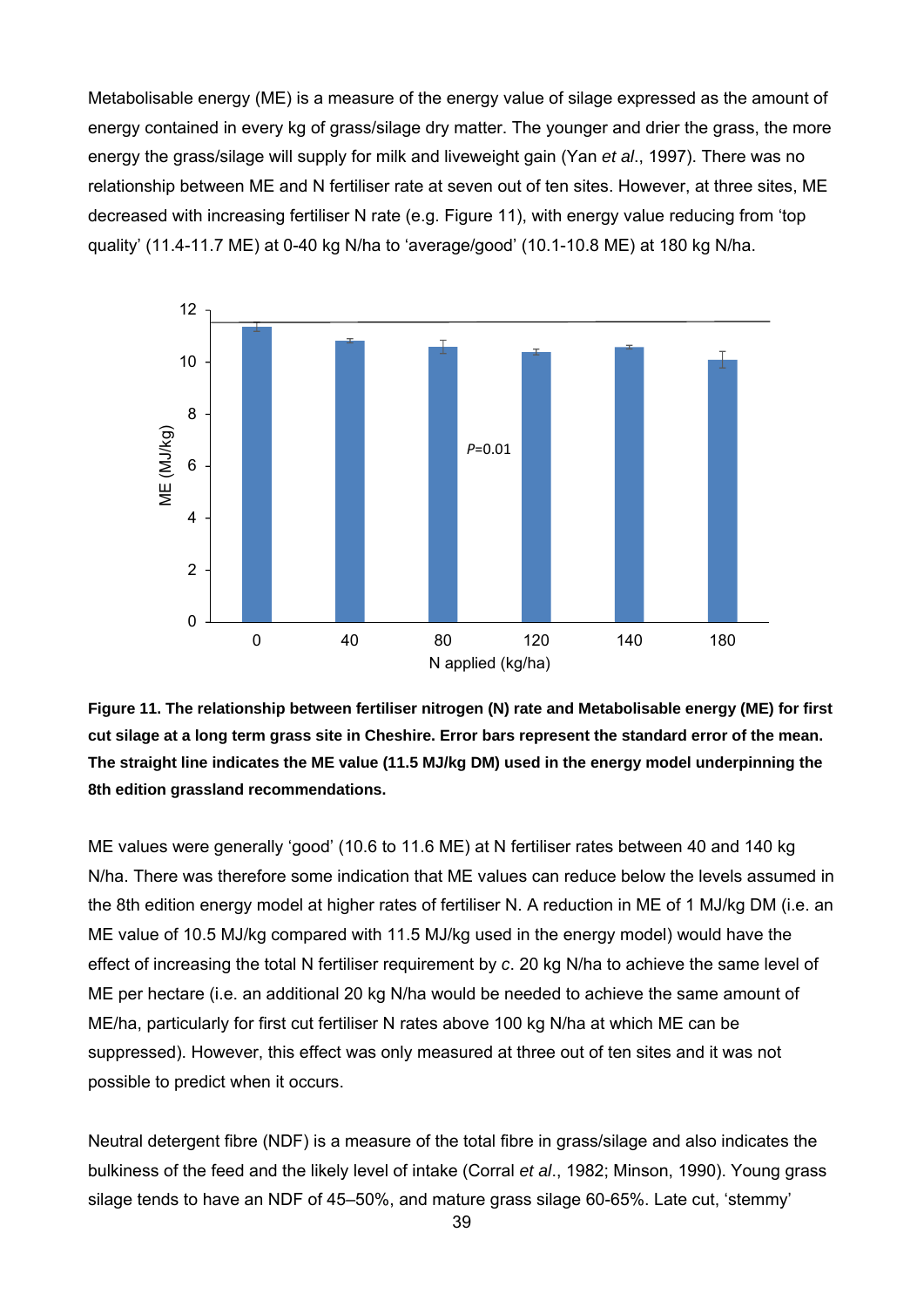Metabolisable energy (ME) is a measure of the energy value of silage expressed as the amount of energy contained in every kg of grass/silage dry matter. The younger and drier the grass, the more energy the grass/silage will supply for milk and liveweight gain (Yan *et al*., 1997). There was no relationship between ME and N fertiliser rate at seven out of ten sites. However, at three sites, ME decreased with increasing fertiliser N rate (e.g. Figure 11), with energy value reducing from 'top quality' (11.4-11.7 ME) at 0-40 kg N/ha to 'average/good' (10.1-10.8 ME) at 180 kg N/ha.

**Figure 11. The relationship between fertiliser nitrogen (N) rate and Metabolisable energy (ME) for first cut silage at a long term grass site in Cheshire. Error bars represent the standard error of the mean. The straight line indicates the ME value (11.5 MJ/kg DM) used in the energy model underpinning the 8th edition grassland recommendations.**

ME values were generally 'good' (10.6 to 11.6 ME) at N fertiliser rates between 40 and 140 kg N/ha. There was therefore some indication that ME values can reduce below the levels assumed in the 8th edition energy model at higher rates of fertiliser N. A reduction in ME of 1 MJ/kg DM (i.e. an ME value of 10.5 MJ/kg compared with 11.5 MJ/kg used in the energy model) would have the effect of increasing the total N fertiliser requirement by *c*. 20 kg N/ha to achieve the same level of ME per hectare (i.e. an additional 20 kg N/ha would be needed to achieve the same amount of ME/ha, particularly for first cut fertiliser N rates above 100 kg N/ha at which ME can be suppressed). However, this effect was only measured at three out of ten sites and it was not possible to predict when it occurs.

Neutral detergent fibre (NDF) is a measure of the total fibre in grass/silage and also indicates the bulkiness of the feed and the likely level of intake (Corral *et al*., 1982; Minson, 1990). Young grass silage tends to have an NDF of 45–50%, and mature grass silage 60-65%. Late cut, 'stemmy'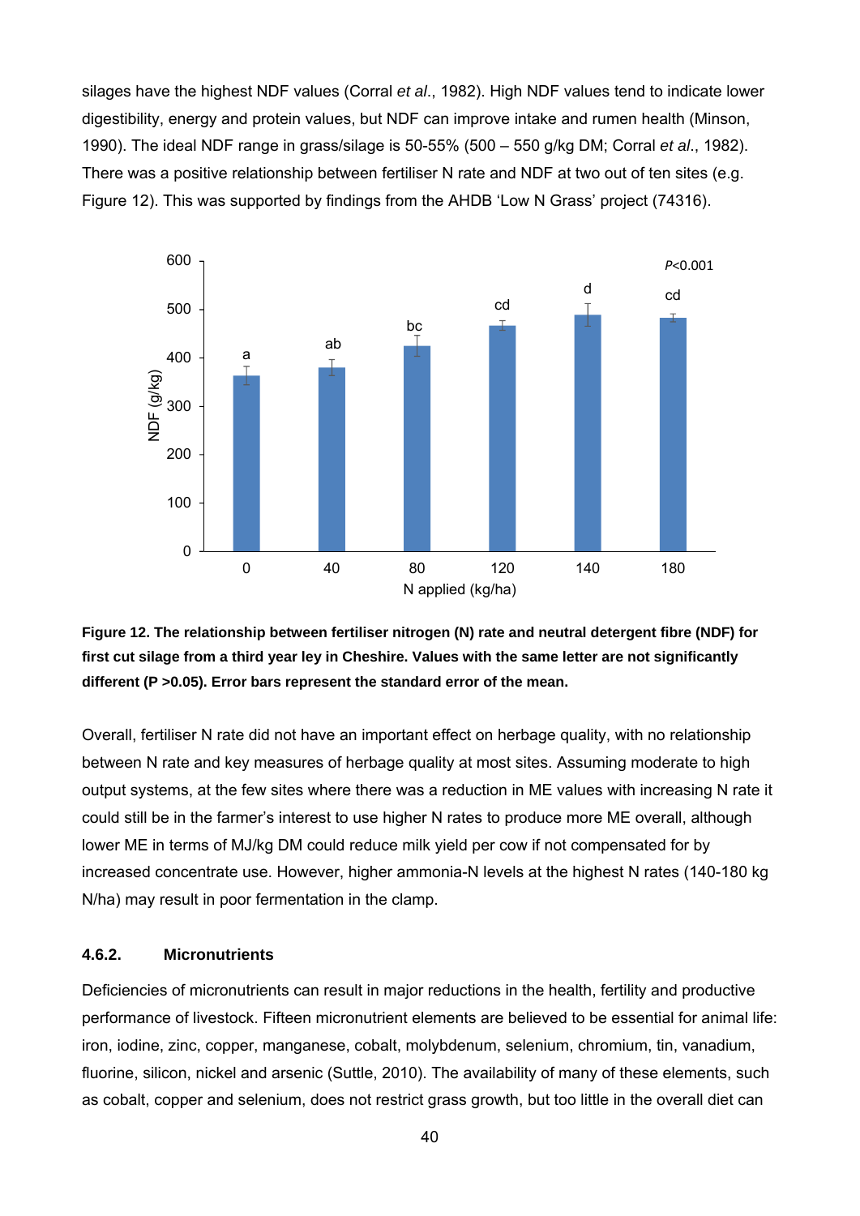silages have the highest NDF values (Corral *et al*., 1982). High NDF values tend to indicate lower digestibility, energy and protein values, but NDF can improve intake and rumen health (Minson, 1990). The ideal NDF range in grass/silage is 50-55% (500 – 550 g/kg DM; Corral *et al*., 1982). There was a positive relationship between fertiliser N rate and NDF at two out of ten sites (e.g. Figure 12). This was supported by findings from the AHDB 'Low N Grass' project (74316).

**Figure 12. The relationship between fertiliser nitrogen (N) rate and neutral detergent fibre (NDF) for first cut silage from a third year ley in Cheshire. Values with the same letter are not significantly different (P >0.05). Error bars represent the standard error of the mean.**

Overall, fertiliser N rate did not have an important effect on herbage quality, with no relationship between N rate and key measures of herbage quality at most sites. Assuming moderate to high output systems, at the few sites where there was a reduction in ME values with increasing N rate it could still be in the farmer's interest to use higher N rates to produce more ME overall, although lower ME in terms of MJ/kg DM could reduce milk yield per cow if not compensated for by increased concentrate use. However, higher ammonia-N levels at the highest N rates (140-180 kg N/ha) may result in poor fermentation in the clamp.

#### 4.6.2. Micronutrients

Deficiencies of micronutrients can result in major reductions in the health, fertility and productive performance of livestock. Fifteen micronutrient elements are believed to be essential for animal life: iron, iodine, zinc, copper, manganese, cobalt, molybdenum, selenium, chromium, tin, vanadium, fluorine, silicon, nickel and arsenic (Suttle, 2010). The availability of many of these elements, such as cobalt, copper and selenium, does not restrict grass growth, but too little in the overall diet can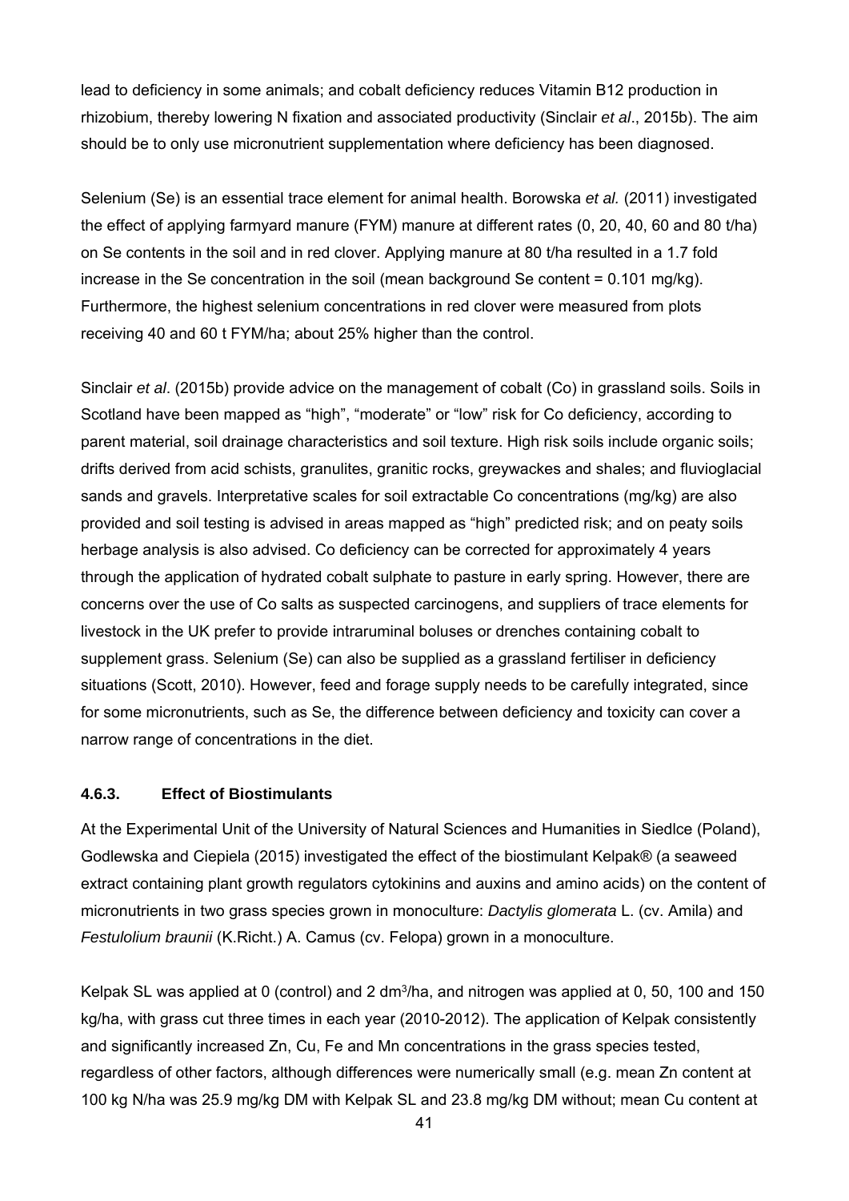lead to deficiency in some animals; and cobalt deficiency reduces Vitamin B12 production in rhizobium, thereby lowering N fixation and associated productivity (Sinclair *et al*., 2015b). The aim should be to only use micronutrient supplementation where deficiency has been diagnosed.

Selenium (Se) is an essential trace element for animal health. Borowska *et al.* (2011) investigated the effect of applying farmyard manure (FYM) manure at different rates (0, 20, 40, 60 and 80 t/ha) on Se contents in the soil and in red clover. Applying manure at 80 t/ha resulted in a 1.7 fold increase in the Se concentration in the soil (mean background Se content = 0.101 mg/kg). Furthermore, the highest selenium concentrations in red clover were measured from plots receiving 40 and 60 t FYM/ha; about 25% higher than the control.

Sinclair *et al*. (2015b) provide advice on the management of cobalt (Co) in grassland soils. Soils in Scotland have been mapped as "high", "moderate" or "low" risk for Co deficiency, according to parent material, soil drainage characteristics and soil texture. High risk soils include organic soils; drifts derived from acid schists, granulites, granitic rocks, greywackes and shales; and fluvioglacial sands and gravels. Interpretative scales for soil extractable Co concentrations (mg/kg) are also provided and soil testing is advised in areas mapped as "high" predicted risk; and on peaty soils herbage analysis is also advised. Co deficiency can be corrected for approximately 4 years through the application of hydrated cobalt sulphate to pasture in early spring. However, there are concerns over the use of Co salts as suspected carcinogens, and suppliers of trace elements for livestock in the UK prefer to provide intraruminal boluses or drenches containing cobalt to supplement grass. Selenium (Se) can also be supplied as a grassland fertiliser in deficiency situations (Scott, 2010). However, feed and forage supply needs to be carefully integrated, since for some micronutrients, such as Se, the difference between deficiency and toxicity can cover a narrow range of concentrations in the diet.

#### 4.6.3. Effect of Biostimulants

At the Experimental Unit of the University of Natural Sciences and Humanities in Siedlce (Poland), Godlewska and Ciepiela (2015) investigated the effect of the biostimulant Kelpak® (a seaweed extract containing plant growth regulators cytokinins and auxins and amino acids) on the content of micronutrients in two grass species grown in monoculture: *Dactylis glomerata* L. (cv. Amila) and *Festulolium braunii* (K.Richt.) A. Camus (cv. Felopa) grown in a monoculture.

Kelpak SL was applied at 0 (control) and 2 $dm^3$/ha, and nitrogen was applied at 0, 50, 100 and 150 kg/ha, with grass cut three times in each year (2010-2012). The application of Kelpak consistently and significantly increased Zn, Cu, Fe and Mn concentrations in the grass species tested, regardless of other factors, although differences were numerically small (e.g. mean Zn content at 100 kg N/ha was 25.9 mg/kg DM with Kelpak SL and 23.8 mg/kg DM without; mean Cu content at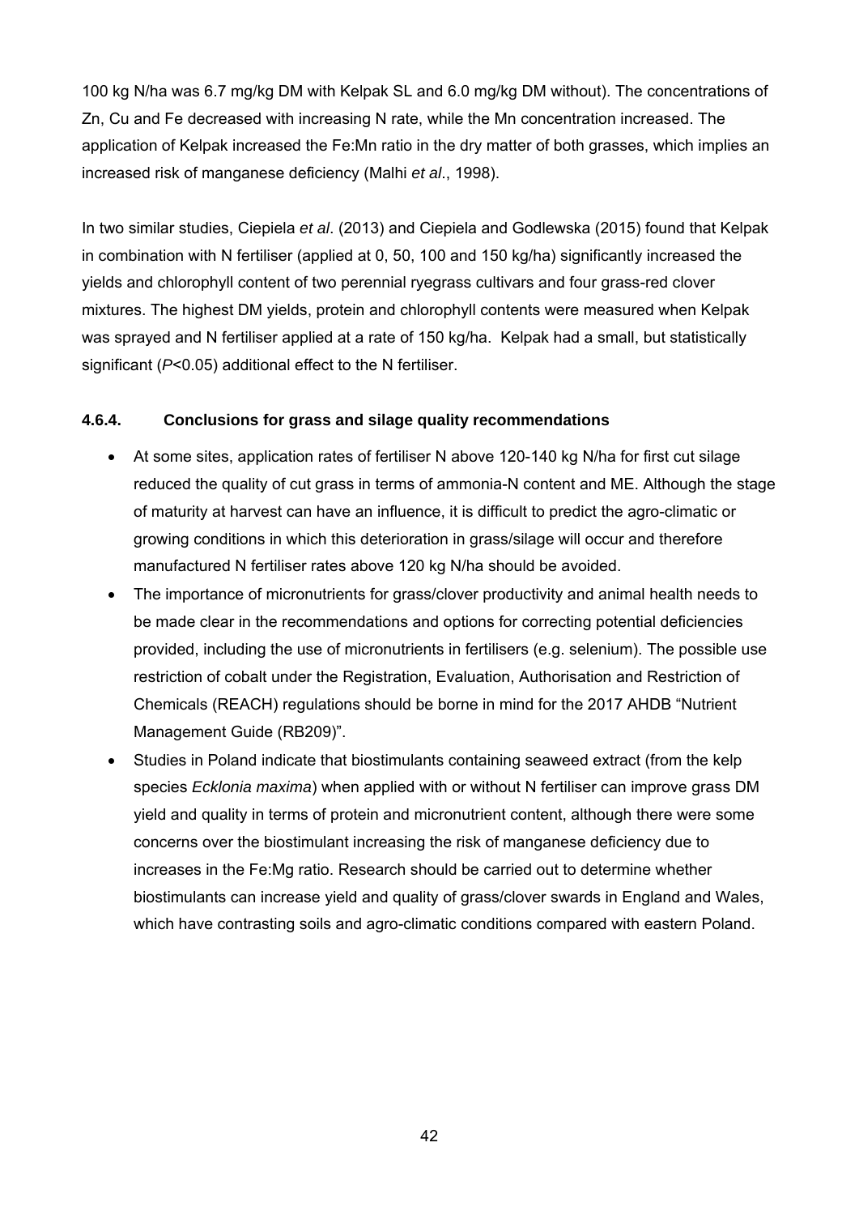100 kg N/ha was 6.7 mg/kg DM with Kelpak SL and 6.0 mg/kg DM without). The concentrations of Zn, Cu and Fe decreased with increasing N rate, while the Mn concentration increased. The application of Kelpak increased the Fe:Mn ratio in the dry matter of both grasses, which implies an increased risk of manganese deficiency (Malhi *et al*., 1998).

In two similar studies, Ciepiela *et al*. (2013) and Ciepiela and Godlewska (2015) found that Kelpak in combination with N fertiliser (applied at 0, 50, 100 and 150 kg/ha) significantly increased the yields and chlorophyll content of two perennial ryegrass cultivars and four grass-red clover mixtures. The highest DM yields, protein and chlorophyll contents were measured when Kelpak was sprayed and N fertiliser applied at a rate of 150 kg/ha. Kelpak had a small, but statistically significant ($P<0.05$) additional effect to the N fertiliser.

#### 4.6.4. Conclusions for grass and silage quality recommendations

- At some sites, application rates of fertiliser N above 120-140 kg N/ha for first cut silage reduced the quality of cut grass in terms of ammonia-N content and ME. Although the stage of maturity at harvest can have an influence, it is difficult to predict the agro-climatic or growing conditions in which this deterioration in grass/silage will occur and therefore manufactured N fertiliser rates above 120 kg N/ha should be avoided.
- The importance of micronutrients for grass/clover productivity and animal health needs to be made clear in the recommendations and options for correcting potential deficiencies provided, including the use of micronutrients in fertilisers (e.g. selenium). The possible use restriction of cobalt under the Registration, Evaluation, Authorisation and Restriction of Chemicals (REACH) regulations should be borne in mind for the 2017 AHDB "Nutrient Management Guide (RB209)".
- Studies in Poland indicate that biostimulants containing seaweed extract (from the kelp species *Ecklonia maxima*) when applied with or without N fertiliser can improve grass DM yield and quality in terms of protein and micronutrient content, although there were some concerns over the biostimulant increasing the risk of manganese deficiency due to increases in the Fe:Mg ratio. Research should be carried out to determine whether biostimulants can increase yield and quality of grass/clover swards in England and Wales, which have contrasting soils and agro-climatic conditions compared with eastern Poland.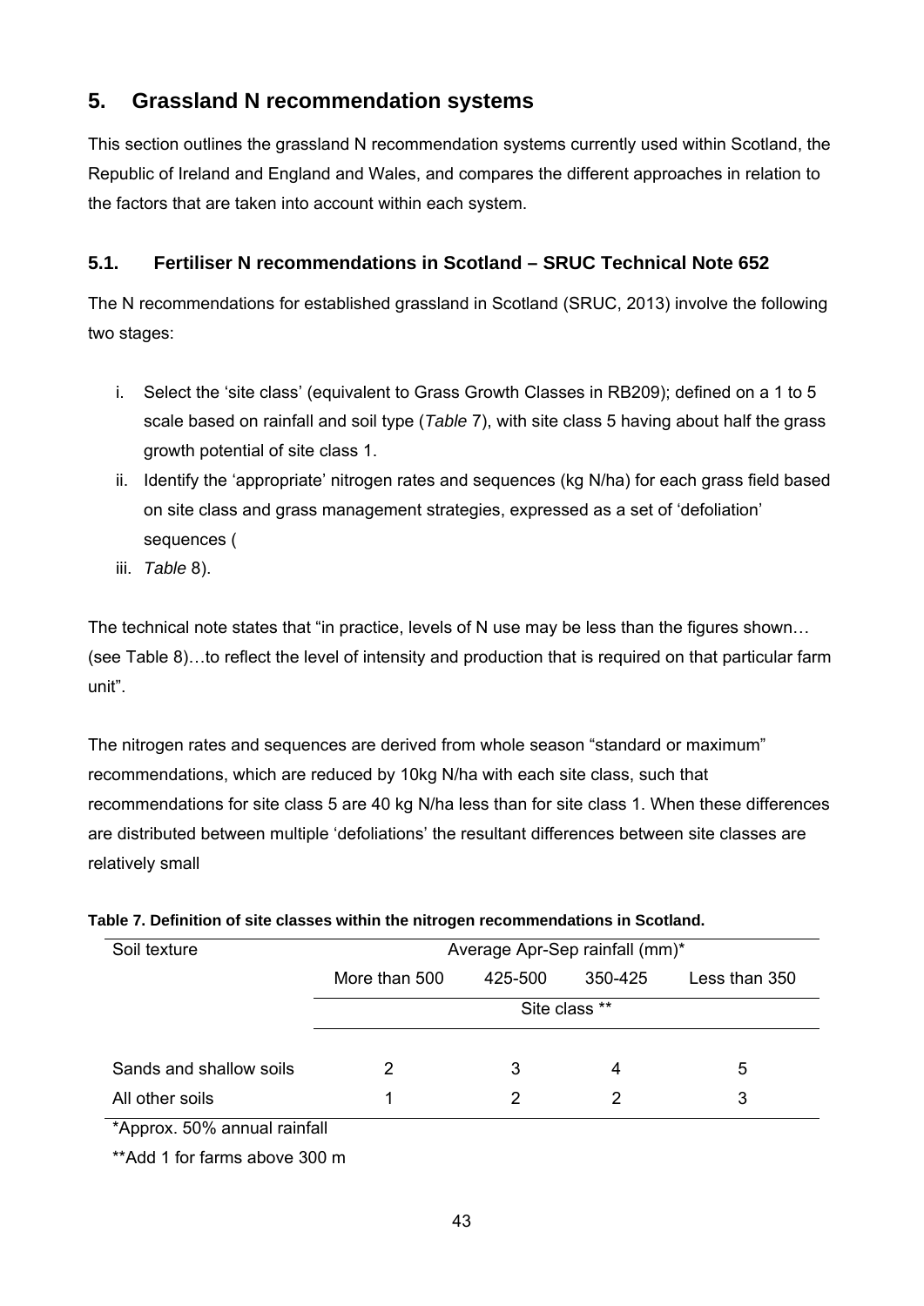## 5. Grassland N recommendation systems

This section outlines the grassland N recommendation systems currently used within Scotland, the Republic of Ireland and England and Wales, and compares the different approaches in relation to the factors that are taken into account within each system.

### 5.1. Fertiliser N recommendations in Scotland – SRUC Technical Note 652

The N recommendations for established grassland in Scotland (SRUC, 2013) involve the following two stages:

i. Select the 'site class' (equivalent to Grass Growth Classes in RB209); defined on a 1 to 5 scale based on rainfall and soil type (*Table* 7), with site class 5 having about half the grass growth potential of site class 1.
ii. Identify the 'appropriate' nitrogen rates and sequences (kg N/ha) for each grass field based on site class and grass management strategies, expressed as a set of 'defoliation' sequences (
iii. *Table* 8).

The technical note states that "in practice, levels of N use may be less than the figures shown… (see Table 8)…to reflect the level of intensity and production that is required on that particular farm unit".

The nitrogen rates and sequences are derived from whole season "standard or maximum" recommendations, which are reduced by 10kg N/ha with each site class, such that recommendations for site class 5 are 40 kg N/ha less than for site class 1. When these differences are distributed between multiple 'defoliations' the resultant differences between site classes are relatively small

**Table 7. Definition of site classes within the nitrogen recommendations in Scotland.**

| Soil texture | Average Apr-Sep rainfall (mm)* | | | |
|---|---|---|---|---|
| | More than 500 | 425-500 | 350-425 | Less than 350 |
| | Site class ** | | | |
| Sands and shallow soils | 2 | 3 | 4 | 5 |
| All other soils | 1 | 2 | 2 | 3 |

*Approx. 50% annual rainfall

**Add 1 for farms above 300 m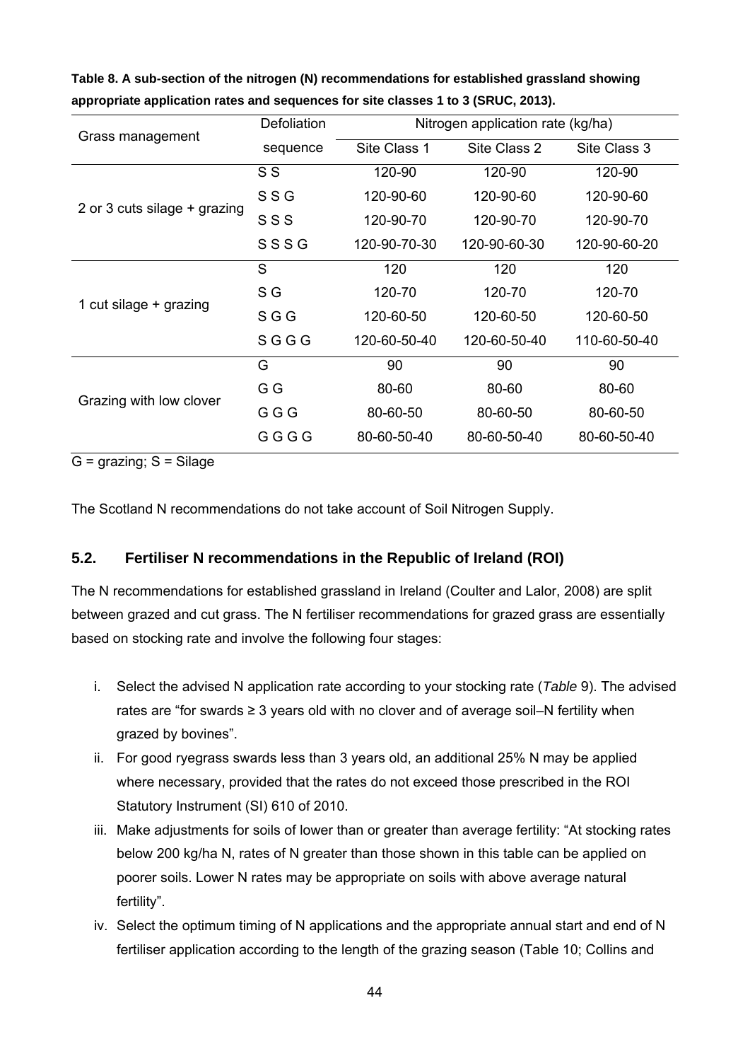**Table 8. A sub-section of the nitrogen (N) recommendations for established grassland showing appropriate application rates and sequences for site classes 1 to 3 (SRUC, 2013).**

| Grass management | Defoliation sequence | Nitrogen application rate (kg/ha) | | |
|---|---|---|---|---|
| | | Site Class 1 | Site Class 2 | Site Class 3 |
| 2 or 3 cuts silage + grazing | S S | 120-90 | 120-90 | 120-90 |
| | S S G | 120-90-60 | 120-90-60 | 120-90-60 |
| | S S S | 120-90-70 | 120-90-70 | 120-90-70 |
| | S S S G | 120-90-70-30 | 120-90-60-30 | 120-90-60-20 |
| 1 cut silage + grazing | S | 120 | 120 | 120 |
| | S G | 120-70 | 120-70 | 120-70 |
| | S G G | 120-60-50 | 120-60-50 | 120-60-50 |
| | S G G G | 120-60-50-40 | 120-60-50-40 | 110-60-50-40 |
| Grazing with low clover | G | 90 | 90 | 90 |
| | G G | 80-60 | 80-60 | 80-60 |
| | G G G | 80-60-50 | 80-60-50 | 80-60-50 |
| | G G G G | 80-60-50-40 | 80-60-50-40 | 80-60-50-40 |

G = grazing; S = Silage

The Scotland N recommendations do not take account of Soil Nitrogen Supply.

### 5.2. Fertiliser N recommendations in the Republic of Ireland (ROI)

The N recommendations for established grassland in Ireland (Coulter and Lalor, 2008) are split between grazed and cut grass. The N fertiliser recommendations for grazed grass are essentially based on stocking rate and involve the following four stages:

i. Select the advised N application rate according to your stocking rate (*Table* 9). The advised rates are "for swards ≥ 3 years old with no clover and of average soil–N fertility when grazed by bovines".
ii. For good ryegrass swards less than 3 years old, an additional 25% N may be applied where necessary, provided that the rates do not exceed those prescribed in the ROI Statutory Instrument (SI) 610 of 2010.
iii. Make adjustments for soils of lower than or greater than average fertility: "At stocking rates below 200 kg/ha N, rates of N greater than those shown in this table can be applied on poorer soils. Lower N rates may be appropriate on soils with above average natural fertility".
iv. Select the optimum timing of N applications and the appropriate annual start and end of N fertiliser application according to the length of the grazing season (Table 10; Collins and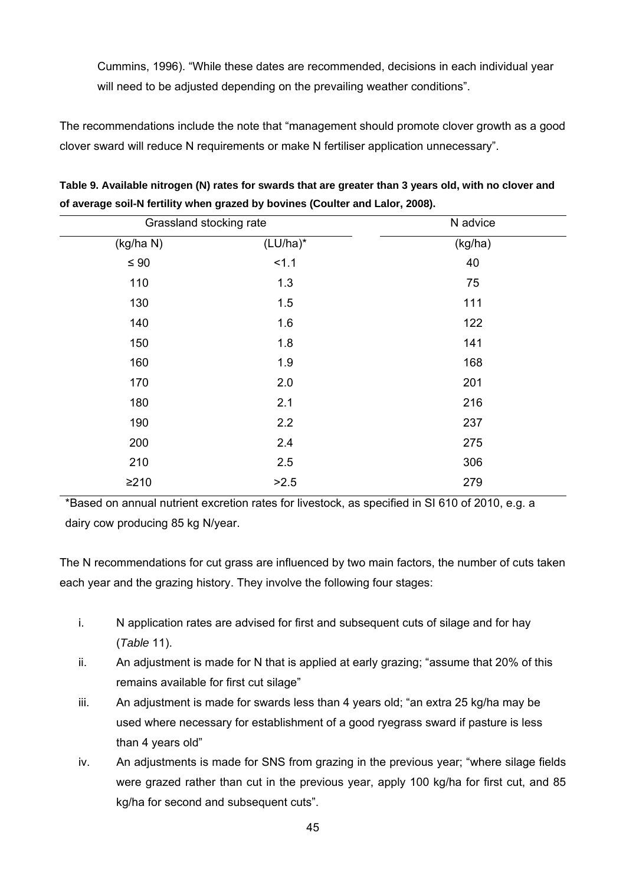Cummins, 1996). "While these dates are recommended, decisions in each individual year will need to be adjusted depending on the prevailing weather conditions".

The recommendations include the note that "management should promote clover growth as a good clover sward will reduce N requirements or make N fertiliser application unnecessary".

**Table 9. Available nitrogen (N) rates for swards that are greater than 3 years old, with no clover and of average soil-N fertility when grazed by bovines (Coulter and Lalor, 2008).**

| Grassland stocking rate | | N advice |
|---|---|---|
| (kg/ha N) | (LU/ha)* | (kg/ha) |
| ≤ 90 | <1.1 | 40 |
| 110 | 1.3 | 75 |
| 130 | 1.5 | 111 |
| 140 | 1.6 | 122 |
| 150 | 1.8 | 141 |
| 160 | 1.9 | 168 |
| 170 | 2.0 | 201 |
| 180 | 2.1 | 216 |
| 190 | 2.2 | 237 |
| 200 | 2.4 | 275 |
| 210 | 2.5 | 306 |
| ≥210 | >2.5 | 279 |

*Based on annual nutrient excretion rates for livestock, as specified in SI 610 of 2010, e.g. a dairy cow producing 85 kg N/year.

The N recommendations for cut grass are influenced by two main factors, the number of cuts taken each year and the grazing history. They involve the following four stages:

i. N application rates are advised for first and subsequent cuts of silage and for hay (*Table* 11).
ii. An adjustment is made for N that is applied at early grazing; "assume that 20% of this remains available for first cut silage"
iii. An adjustment is made for swards less than 4 years old; "an extra 25 kg/ha may be used where necessary for establishment of a good ryegrass sward if pasture is less than 4 years old"
iv. An adjustments is made for SNS from grazing in the previous year; "where silage fields were grazed rather than cut in the previous year, apply 100 kg/ha for first cut, and 85 kg/ha for second and subsequent cuts".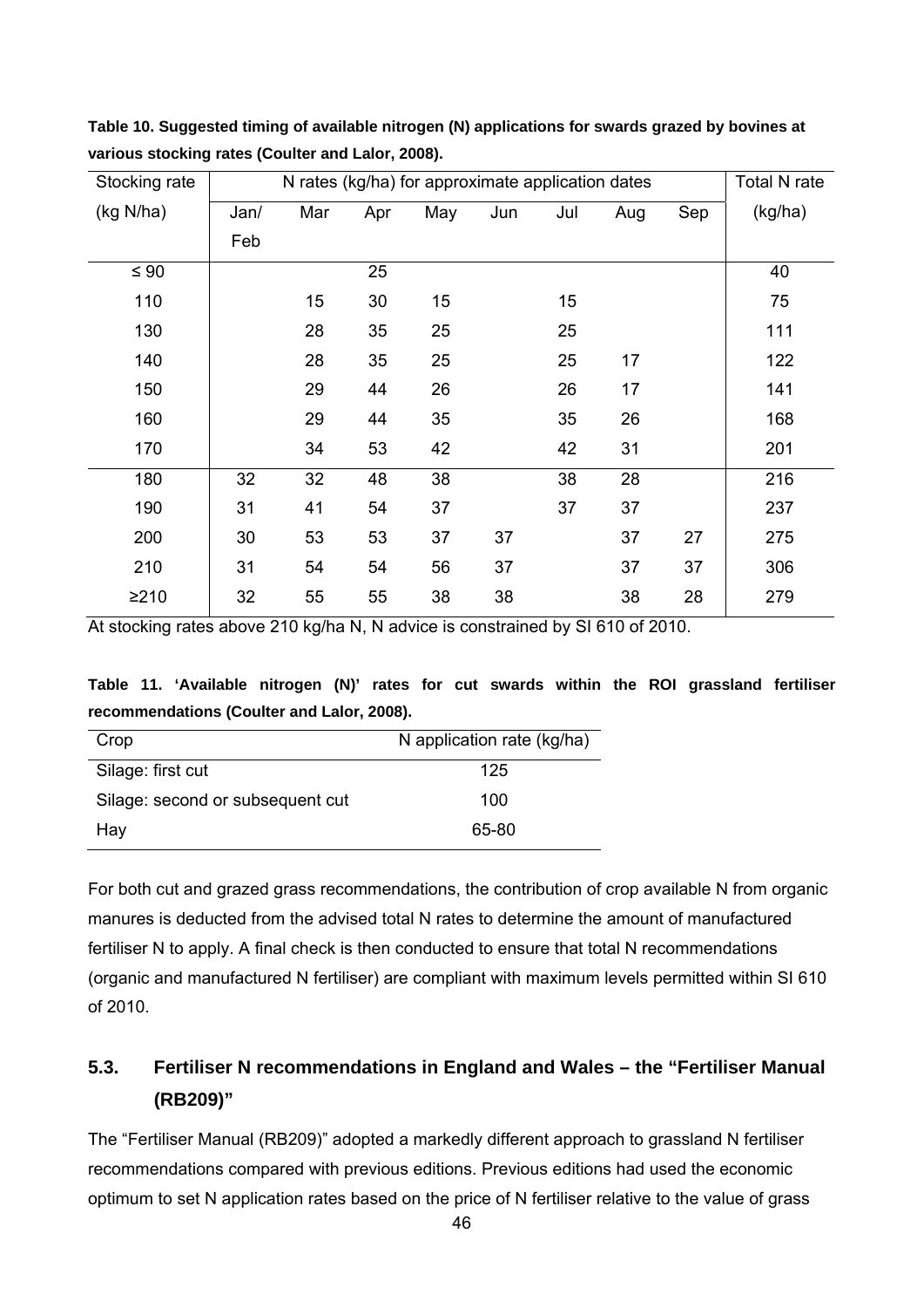**Table 10. Suggested timing of available nitrogen (N) applications for swards grazed by bovines at various stocking rates (Coulter and Lalor, 2008).**

| Stocking rate | N rates (kg/ha) for approximate application dates | | | | | | | | Total N rate |
|---|---|---|---|---|---|---|---|---|---|
| (kg N/ha) | Jan/ Feb | Mar | Apr | May | Jun | Jul | Aug | Sep | (kg/ha) |
| ≤ 90 | | | 25 | | | | | | 40 |
| 110 | | 15 | 30 | 15 | | 15 | | | 75 |
| 130 | | 28 | 35 | 25 | | 25 | | | 111 |
| 140 | | 28 | 35 | 25 | | 25 | 17 | | 122 |
| 150 | | 29 | 44 | 26 | | 26 | 17 | | 141 |
| 160 | | 29 | 44 | 35 | | 35 | 26 | | 168 |
| 170 | | 34 | 53 | 42 | | 42 | 31 | | 201 |
| 180 | 32 | 32 | 48 | 38 | | 38 | 28 | | 216 |
| 190 | 31 | 41 | 54 | 37 | | 37 | 37 | | 237 |
| 200 | 30 | 53 | 53 | 37 | 37 | | 37 | 27 | 275 |
| 210 | 31 | 54 | 54 | 56 | 37 | | 37 | 37 | 306 |
| ≥210 | 32 | 55 | 55 | 38 | 38 | | 38 | 28 | 279 |

At stocking rates above 210 kg/ha N, N advice is constrained by SI 610 of 2010.

**Table 11. 'Available nitrogen (N)' rates for cut swards within the ROI grassland fertiliser recommendations (Coulter and Lalor, 2008).**

| Crop | N application rate (kg/ha) |
|---|---|
| Silage: first cut | 125 |
| Silage: second or subsequent cut | 100 |
| Hay | 65-80 |

For both cut and grazed grass recommendations, the contribution of crop available N from organic manures is deducted from the advised total N rates to determine the amount of manufactured fertiliser N to apply. A final check is then conducted to ensure that total N recommendations (organic and manufactured N fertiliser) are compliant with maximum levels permitted within SI 610 of 2010.

## 5.3. Fertiliser N recommendations in England and Wales – the "Fertiliser Manual (RB209)"

The "Fertiliser Manual (RB209)" adopted a markedly different approach to grassland N fertiliser recommendations compared with previous editions. Previous editions had used the economic optimum to set N application rates based on the price of N fertiliser relative to the value of grass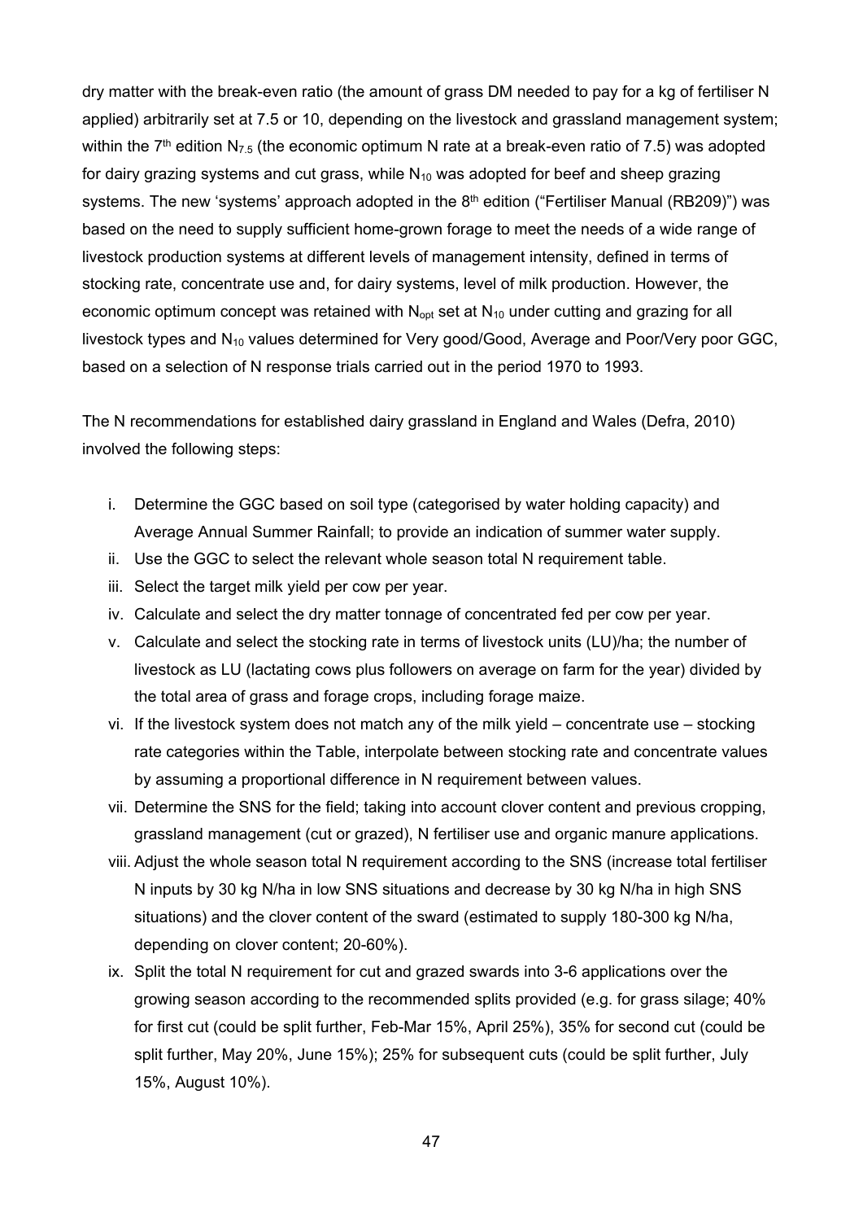dry matter with the break-even ratio (the amount of grass DM needed to pay for a kg of fertiliser N applied) arbitrarily set at 7.5 or 10, depending on the livestock and grassland management system; within the 7[th] edition $N_{7.5}$ (the economic optimum N rate at a break-even ratio of 7.5) was adopted for dairy grazing systems and cut grass, while $N_{10}$ was adopted for beef and sheep grazing systems. The new 'systems' approach adopted in the 8[th] edition ("Fertiliser Manual (RB209)") was based on the need to supply sufficient home-grown forage to meet the needs of a wide range of livestock production systems at different levels of management intensity, defined in terms of stocking rate, concentrate use and, for dairy systems, level of milk production. However, the economic optimum concept was retained with $N_{opt}$ set at $N_{10}$ under cutting and grazing for all livestock types and $N_{10}$ values determined for Very good/Good, Average and Poor/Very poor GGC, based on a selection of N response trials carried out in the period 1970 to 1993.

The N recommendations for established dairy grassland in England and Wales (Defra, 2010) involved the following steps:

i. Determine the GGC based on soil type (categorised by water holding capacity) and Average Annual Summer Rainfall; to provide an indication of summer water supply.
ii. Use the GGC to select the relevant whole season total N requirement table.
iii. Select the target milk yield per cow per year.
iv. Calculate and select the dry matter tonnage of concentrated fed per cow per year.
v. Calculate and select the stocking rate in terms of livestock units (LU)/ha; the number of livestock as LU (lactating cows plus followers on average on farm for the year) divided by the total area of grass and forage crops, including forage maize.
vi. If the livestock system does not match any of the milk yield – concentrate use – stocking rate categories within the Table, interpolate between stocking rate and concentrate values by assuming a proportional difference in N requirement between values.
vii. Determine the SNS for the field; taking into account clover content and previous cropping, grassland management (cut or grazed), N fertiliser use and organic manure applications.
viii. Adjust the whole season total N requirement according to the SNS (increase total fertiliser N inputs by 30 kg N/ha in low SNS situations and decrease by 30 kg N/ha in high SNS situations) and the clover content of the sward (estimated to supply 180-300 kg N/ha, depending on clover content; 20-60%).
ix. Split the total N requirement for cut and grazed swards into 3-6 applications over the growing season according to the recommended splits provided (e.g. for grass silage; 40% for first cut (could be split further, Feb-Mar 15%, April 25%), 35% for second cut (could be split further, May 20%, June 15%); 25% for subsequent cuts (could be split further, July 15%, August 10%).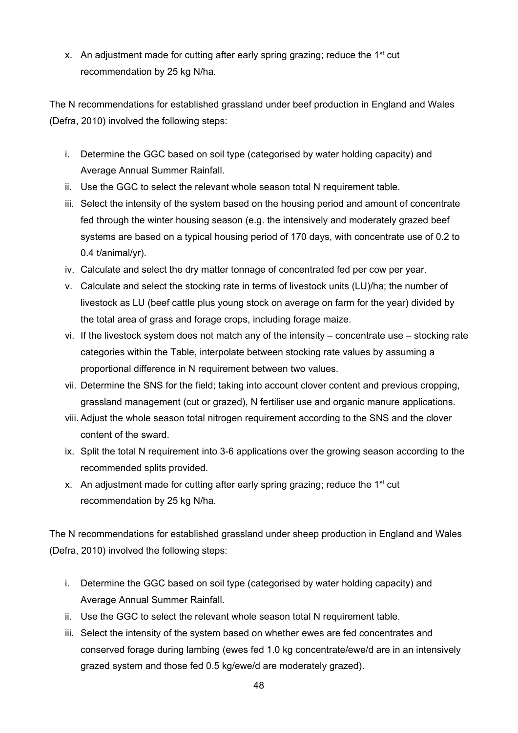x. An adjustment made for cutting after early spring grazing; reduce the 1st cut recommendation by 25 kg N/ha.

The N recommendations for established grassland under beef production in England and Wales (Defra, 2010) involved the following steps:

i. Determine the GGC based on soil type (categorised by water holding capacity) and Average Annual Summer Rainfall.
ii. Use the GGC to select the relevant whole season total N requirement table.
iii. Select the intensity of the system based on the housing period and amount of concentrate fed through the winter housing season (e.g. the intensively and moderately grazed beef systems are based on a typical housing period of 170 days, with concentrate use of 0.2 to 0.4 t/animal/yr).
iv. Calculate and select the dry matter tonnage of concentrated fed per cow per year.
v. Calculate and select the stocking rate in terms of livestock units (LU)/ha; the number of livestock as LU (beef cattle plus young stock on average on farm for the year) divided by the total area of grass and forage crops, including forage maize.
vi. If the livestock system does not match any of the intensity – concentrate use – stocking rate categories within the Table, interpolate between stocking rate values by assuming a proportional difference in N requirement between two values.
vii. Determine the SNS for the field; taking into account clover content and previous cropping, grassland management (cut or grazed), N fertiliser use and organic manure applications.
viii. Adjust the whole season total nitrogen requirement according to the SNS and the clover content of the sward.
ix. Split the total N requirement into 3-6 applications over the growing season according to the recommended splits provided.
x. An adjustment made for cutting after early spring grazing; reduce the 1st cut recommendation by 25 kg N/ha.

The N recommendations for established grassland under sheep production in England and Wales (Defra, 2010) involved the following steps:

i. Determine the GGC based on soil type (categorised by water holding capacity) and Average Annual Summer Rainfall.
ii. Use the GGC to select the relevant whole season total N requirement table.
iii. Select the intensity of the system based on whether ewes are fed concentrates and conserved forage during lambing (ewes fed 1.0 kg concentrate/ewe/d are in an intensively grazed system and those fed 0.5 kg/ewe/d are moderately grazed).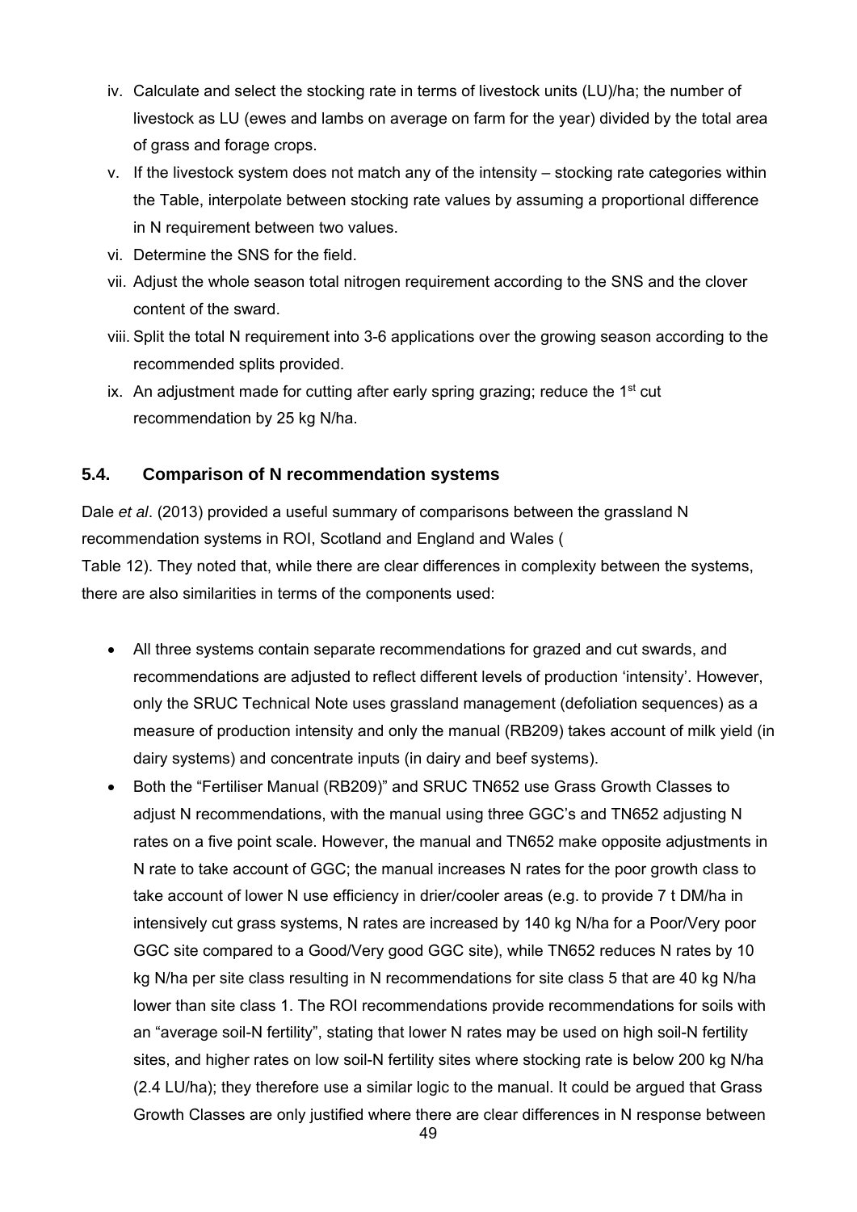iv. Calculate and select the stocking rate in terms of livestock units (LU)/ha; the number of livestock as LU (ewes and lambs on average on farm for the year) divided by the total area of grass and forage crops.
v. If the livestock system does not match any of the intensity – stocking rate categories within the Table, interpolate between stocking rate values by assuming a proportional difference in N requirement between two values.
vi. Determine the SNS for the field.
vii. Adjust the whole season total nitrogen requirement according to the SNS and the clover content of the sward.
viii. Split the total N requirement into 3-6 applications over the growing season according to the recommended splits provided.
ix. An adjustment made for cutting after early spring grazing; reduce the 1st cut recommendation by 25 kg N/ha.

### 5.4. Comparison of N recommendation systems

Dale *et al*. (2013) provided a useful summary of comparisons between the grassland N recommendation systems in ROI, Scotland and England and Wales (
Table 12). They noted that, while there are clear differences in complexity between the systems, there are also similarities in terms of the components used:

- All three systems contain separate recommendations for grazed and cut swards, and recommendations are adjusted to reflect different levels of production 'intensity'. However, only the SRUC Technical Note uses grassland management (defoliation sequences) as a measure of production intensity and only the manual (RB209) takes account of milk yield (in dairy systems) and concentrate inputs (in dairy and beef systems).
- Both the "Fertiliser Manual (RB209)" and SRUC TN652 use Grass Growth Classes to adjust N recommendations, with the manual using three GGC's and TN652 adjusting N rates on a five point scale. However, the manual and TN652 make opposite adjustments in N rate to take account of GGC; the manual increases N rates for the poor growth class to take account of lower N use efficiency in drier/cooler areas (e.g. to provide 7 t DM/ha in intensively cut grass systems, N rates are increased by 140 kg N/ha for a Poor/Very poor GGC site compared to a Good/Very good GGC site), while TN652 reduces N rates by 10 kg N/ha per site class resulting in N recommendations for site class 5 that are 40 kg N/ha lower than site class 1. The ROI recommendations provide recommendations for soils with an "average soil-N fertility", stating that lower N rates may be used on high soil-N fertility sites, and higher rates on low soil-N fertility sites where stocking rate is below 200 kg N/ha (2.4 LU/ha); they therefore use a similar logic to the manual. It could be argued that Grass Growth Classes are only justified where there are clear differences in N response between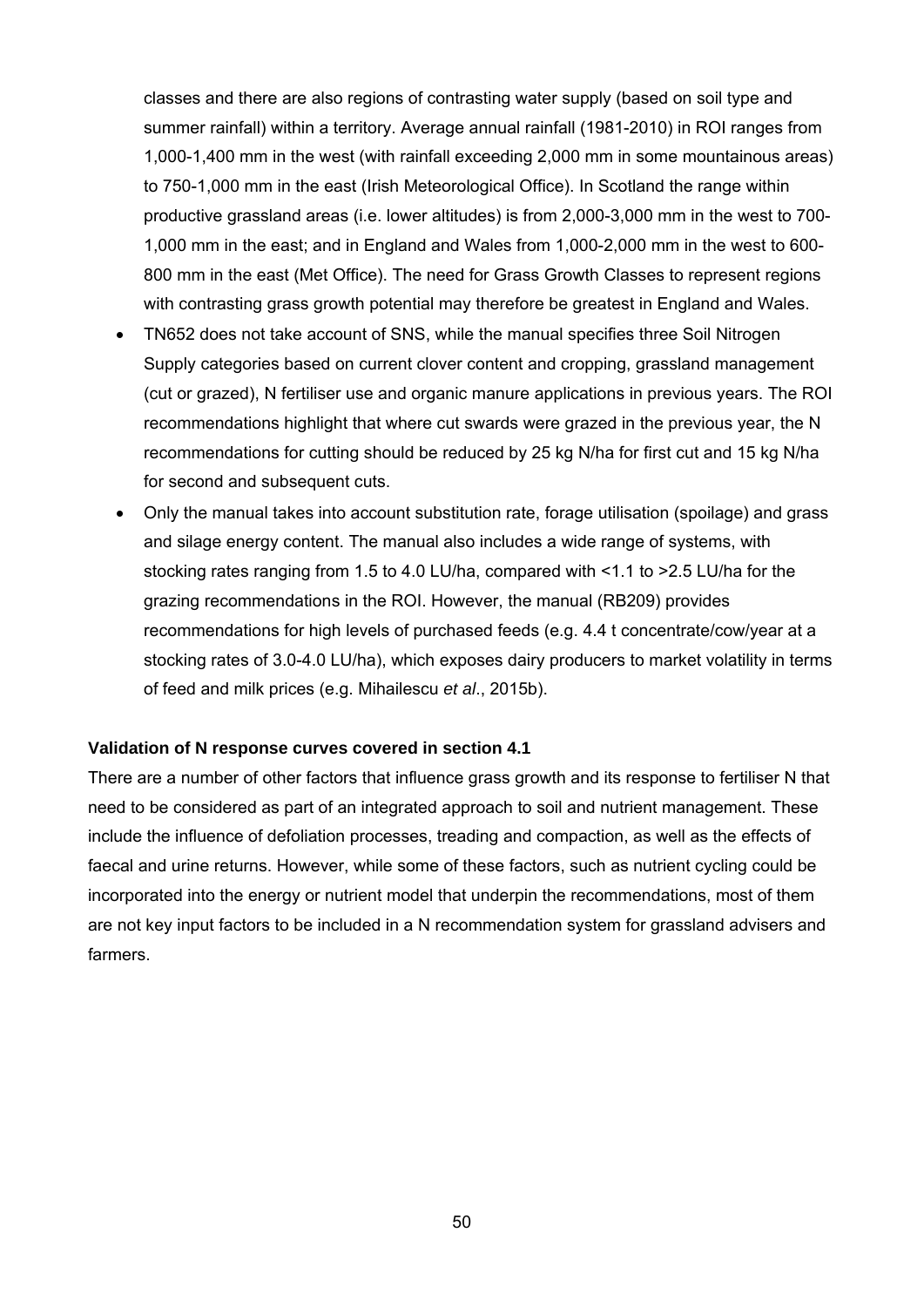classes and there are also regions of contrasting water supply (based on soil type and summer rainfall) within a territory. Average annual rainfall (1981-2010) in ROI ranges from 1,000-1,400 mm in the west (with rainfall exceeding 2,000 mm in some mountainous areas) to 750-1,000 mm in the east (Irish Meteorological Office). In Scotland the range within productive grassland areas (i.e. lower altitudes) is from 2,000-3,000 mm in the west to 700-1,000 mm in the east; and in England and Wales from 1,000-2,000 mm in the west to 600-800 mm in the east (Met Office). The need for Grass Growth Classes to represent regions with contrasting grass growth potential may therefore be greatest in England and Wales.

- TN652 does not take account of SNS, while the manual specifies three Soil Nitrogen Supply categories based on current clover content and cropping, grassland management (cut or grazed), N fertiliser use and organic manure applications in previous years. The ROI recommendations highlight that where cut swards were grazed in the previous year, the N recommendations for cutting should be reduced by 25 kg N/ha for first cut and 15 kg N/ha for second and subsequent cuts.
- Only the manual takes into account substitution rate, forage utilisation (spoilage) and grass and silage energy content. The manual also includes a wide range of systems, with stocking rates ranging from 1.5 to 4.0 LU/ha, compared with <1.1 to >2.5 LU/ha for the grazing recommendations in the ROI. However, the manual (RB209) provides recommendations for high levels of purchased feeds (e.g. 4.4 t concentrate/cow/year at a stocking rates of 3.0-4.0 LU/ha), which exposes dairy producers to market volatility in terms of feed and milk prices (e.g. Mihailescu *et al*., 2015b).

**Validation of N response curves covered in section 4.1**

There are a number of other factors that influence grass growth and its response to fertiliser N that need to be considered as part of an integrated approach to soil and nutrient management. These include the influence of defoliation processes, treading and compaction, as well as the effects of faecal and urine returns. However, while some of these factors, such as nutrient cycling could be incorporated into the energy or nutrient model that underpin the recommendations, most of them are not key input factors to be included in a N recommendation system for grassland advisers and farmers.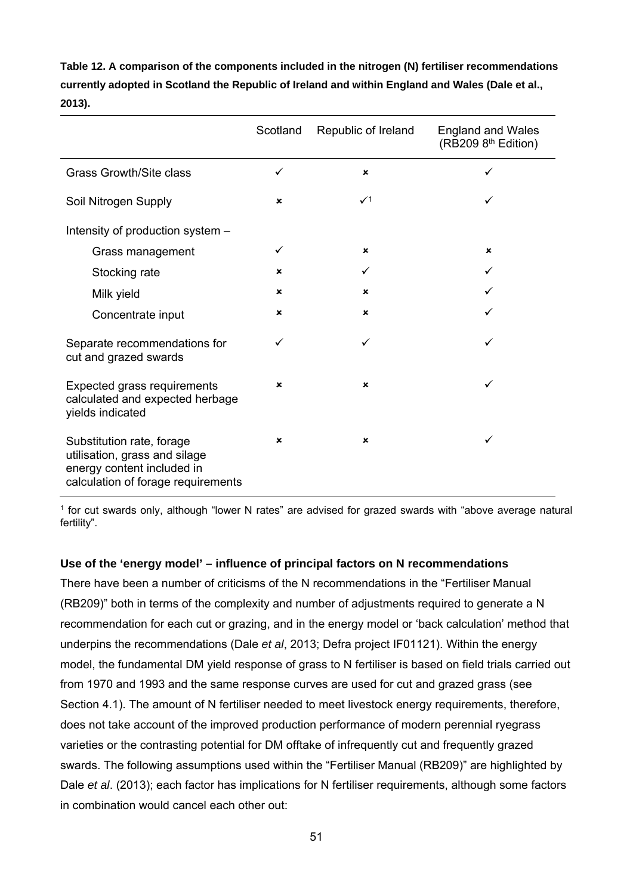**Table 12. A comparison of the components included in the nitrogen (N) fertiliser recommendations currently adopted in Scotland the Republic of Ireland and within England and Wales (Dale et al., 2013).**

| | Scotland | Republic of Ireland | England and Wales (RB209 8th Edition) |
|---|---|---|---|
| Grass Growth/Site class | ✓ | × | ✓ |
| Soil Nitrogen Supply | × | ✓[1] | ✓ |
| Intensity of production system – | | | |
| Grass management | ✓ | × | × |
| Stocking rate | × | ✓ | ✓ |
| Milk yield | × | × | ✓ |
| Concentrate input | × | × | ✓ |
| Separate recommendations for cut and grazed swards | ✓ | ✓ | ✓ |
| Expected grass requirements calculated and expected herbage yields indicated | × | × | ✓ |
| Substitution rate, forage utilisation, grass and silage energy content included in calculation of forage requirements | × | × | ✓ |

[1] for cut swards only, although "lower N rates" are advised for grazed swards with "above average natural fertility".

**Use of the 'energy model' – influence of principal factors on N recommendations**

There have been a number of criticisms of the N recommendations in the "Fertiliser Manual (RB209)" both in terms of the complexity and number of adjustments required to generate a N recommendation for each cut or grazing, and in the energy model or 'back calculation' method that underpins the recommendations (Dale *et al*, 2013; Defra project IF01121). Within the energy model, the fundamental DM yield response of grass to N fertiliser is based on field trials carried out from 1970 and 1993 and the same response curves are used for cut and grazed grass (see Section 4.1). The amount of N fertiliser needed to meet livestock energy requirements, therefore, does not take account of the improved production performance of modern perennial ryegrass varieties or the contrasting potential for DM offtake of infrequently cut and frequently grazed swards. The following assumptions used within the "Fertiliser Manual (RB209)" are highlighted by Dale *et al*. (2013); each factor has implications for N fertiliser requirements, although some factors in combination would cancel each other out: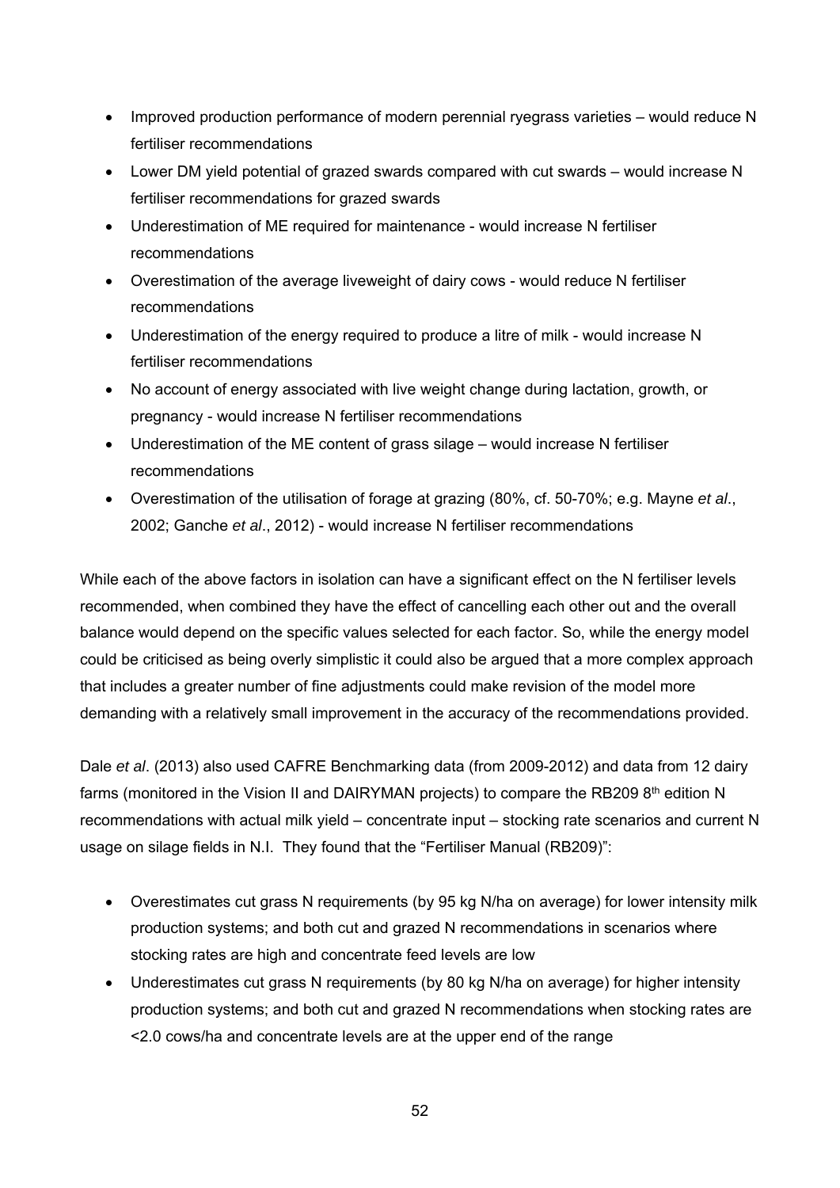- Improved production performance of modern perennial ryegrass varieties – would reduce N fertiliser recommendations
- Lower DM yield potential of grazed swards compared with cut swards – would increase N fertiliser recommendations for grazed swards
- Underestimation of ME required for maintenance - would increase N fertiliser recommendations
- Overestimation of the average liveweight of dairy cows - would reduce N fertiliser recommendations
- Underestimation of the energy required to produce a litre of milk - would increase N fertiliser recommendations
- No account of energy associated with live weight change during lactation, growth, or pregnancy - would increase N fertiliser recommendations
- Underestimation of the ME content of grass silage – would increase N fertiliser recommendations
- Overestimation of the utilisation of forage at grazing (80%, cf. 50-70%; e.g. Mayne *et al*., 2002; Ganche *et al*., 2012) - would increase N fertiliser recommendations

While each of the above factors in isolation can have a significant effect on the N fertiliser levels recommended, when combined they have the effect of cancelling each other out and the overall balance would depend on the specific values selected for each factor. So, while the energy model could be criticised as being overly simplistic it could also be argued that a more complex approach that includes a greater number of fine adjustments could make revision of the model more demanding with a relatively small improvement in the accuracy of the recommendations provided.

Dale *et al*. (2013) also used CAFRE Benchmarking data (from 2009-2012) and data from 12 dairy farms (monitored in the Vision II and DAIRYMAN projects) to compare the RB209 8th edition N recommendations with actual milk yield – concentrate input – stocking rate scenarios and current N usage on silage fields in N.I. They found that the "Fertiliser Manual (RB209)":

- Overestimates cut grass N requirements (by 95 kg N/ha on average) for lower intensity milk production systems; and both cut and grazed N recommendations in scenarios where stocking rates are high and concentrate feed levels are low
- Underestimates cut grass N requirements (by 80 kg N/ha on average) for higher intensity production systems; and both cut and grazed N recommendations when stocking rates are <2.0 cows/ha and concentrate levels are at the upper end of the range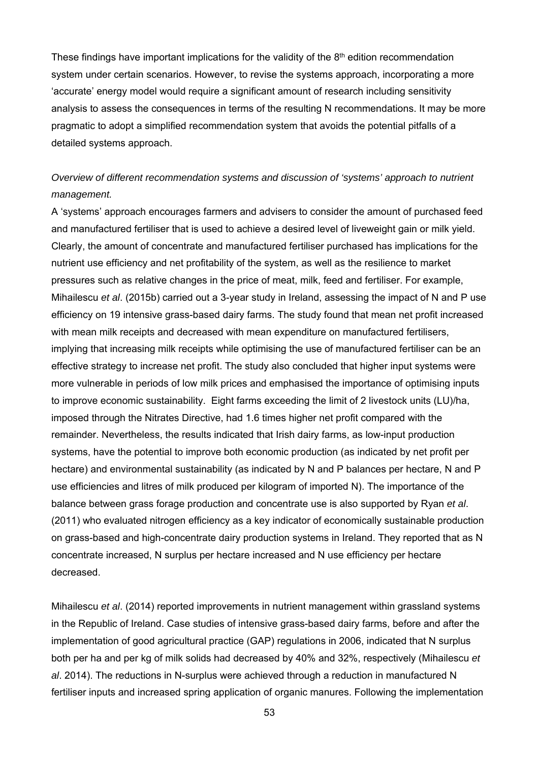These findings have important implications for the validity of the 8th edition recommendation system under certain scenarios. However, to revise the systems approach, incorporating a more 'accurate' energy model would require a significant amount of research including sensitivity analysis to assess the consequences in terms of the resulting N recommendations. It may be more pragmatic to adopt a simplified recommendation system that avoids the potential pitfalls of a detailed systems approach.

*Overview of different recommendation systems and discussion of 'systems' approach to nutrient management.*

A 'systems' approach encourages farmers and advisers to consider the amount of purchased feed and manufactured fertiliser that is used to achieve a desired level of liveweight gain or milk yield. Clearly, the amount of concentrate and manufactured fertiliser purchased has implications for the nutrient use efficiency and net profitability of the system, as well as the resilience to market pressures such as relative changes in the price of meat, milk, feed and fertiliser. For example, Mihailescu *et al*. (2015b) carried out a 3-year study in Ireland, assessing the impact of N and P use efficiency on 19 intensive grass-based dairy farms. The study found that mean net profit increased with mean milk receipts and decreased with mean expenditure on manufactured fertilisers, implying that increasing milk receipts while optimising the use of manufactured fertiliser can be an effective strategy to increase net profit. The study also concluded that higher input systems were more vulnerable in periods of low milk prices and emphasised the importance of optimising inputs to improve economic sustainability. Eight farms exceeding the limit of 2 livestock units (LU)/ha, imposed through the Nitrates Directive, had 1.6 times higher net profit compared with the remainder. Nevertheless, the results indicated that Irish dairy farms, as low-input production systems, have the potential to improve both economic production (as indicated by net profit per hectare) and environmental sustainability (as indicated by N and P balances per hectare, N and P use efficiencies and litres of milk produced per kilogram of imported N). The importance of the balance between grass forage production and concentrate use is also supported by Ryan *et al*. (2011) who evaluated nitrogen efficiency as a key indicator of economically sustainable production on grass-based and high-concentrate dairy production systems in Ireland. They reported that as N concentrate increased, N surplus per hectare increased and N use efficiency per hectare decreased.

Mihailescu *et al*. (2014) reported improvements in nutrient management within grassland systems in the Republic of Ireland. Case studies of intensive grass-based dairy farms, before and after the implementation of good agricultural practice (GAP) regulations in 2006, indicated that N surplus both per ha and per kg of milk solids had decreased by 40% and 32%, respectively (Mihailescu *et al*. 2014). The reductions in N-surplus were achieved through a reduction in manufactured N fertiliser inputs and increased spring application of organic manures. Following the implementation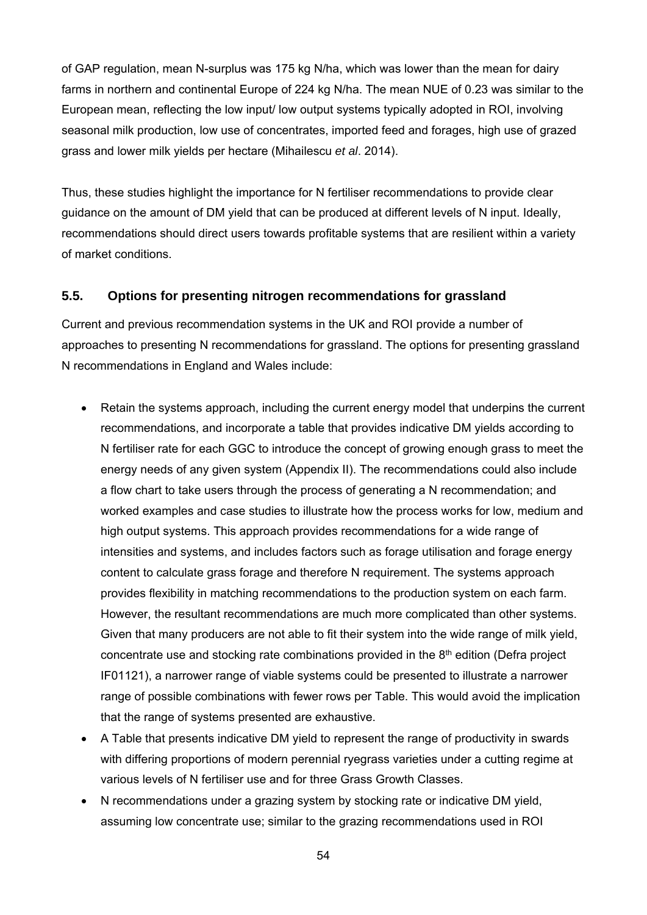of GAP regulation, mean N-surplus was 175 kg N/ha, which was lower than the mean for dairy farms in northern and continental Europe of 224 kg N/ha. The mean NUE of 0.23 was similar to the European mean, reflecting the low input/ low output systems typically adopted in ROI, involving seasonal milk production, low use of concentrates, imported feed and forages, high use of grazed grass and lower milk yields per hectare (Mihailescu *et al*. 2014).

Thus, these studies highlight the importance for N fertiliser recommendations to provide clear guidance on the amount of DM yield that can be produced at different levels of N input. Ideally, recommendations should direct users towards profitable systems that are resilient within a variety of market conditions.

### 5.5. Options for presenting nitrogen recommendations for grassland

Current and previous recommendation systems in the UK and ROI provide a number of approaches to presenting N recommendations for grassland. The options for presenting grassland N recommendations in England and Wales include:

- Retain the systems approach, including the current energy model that underpins the current recommendations, and incorporate a table that provides indicative DM yields according to N fertiliser rate for each GGC to introduce the concept of growing enough grass to meet the energy needs of any given system (Appendix II). The recommendations could also include a flow chart to take users through the process of generating a N recommendation; and worked examples and case studies to illustrate how the process works for low, medium and high output systems. This approach provides recommendations for a wide range of intensities and systems, and includes factors such as forage utilisation and forage energy content to calculate grass forage and therefore N requirement. The systems approach provides flexibility in matching recommendations to the production system on each farm. However, the resultant recommendations are much more complicated than other systems. Given that many producers are not able to fit their system into the wide range of milk yield, concentrate use and stocking rate combinations provided in the 8th edition (Defra project IF01121), a narrower range of viable systems could be presented to illustrate a narrower range of possible combinations with fewer rows per Table. This would avoid the implication that the range of systems presented are exhaustive.
- A Table that presents indicative DM yield to represent the range of productivity in swards with differing proportions of modern perennial ryegrass varieties under a cutting regime at various levels of N fertiliser use and for three Grass Growth Classes.
- N recommendations under a grazing system by stocking rate or indicative DM yield, assuming low concentrate use; similar to the grazing recommendations used in ROI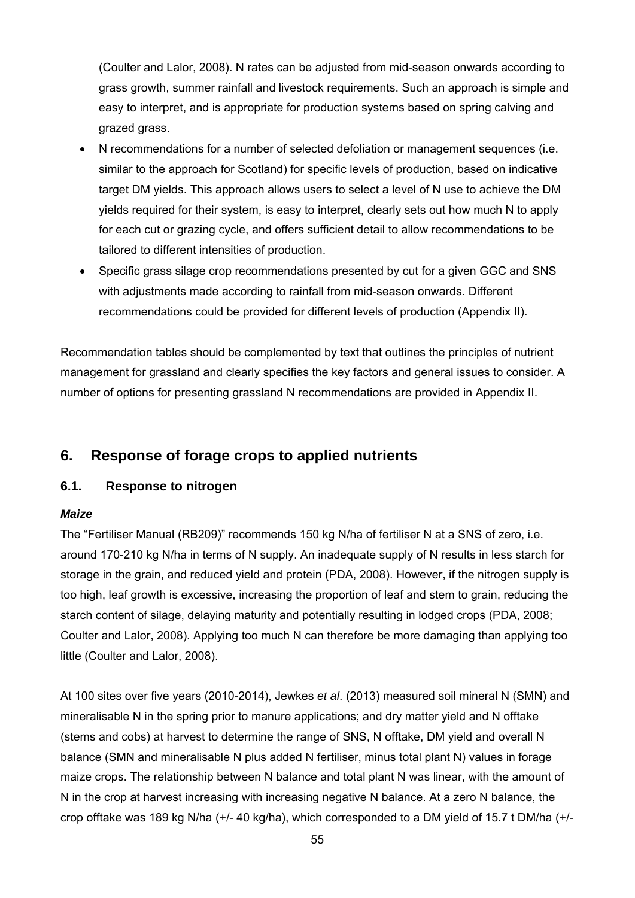(Coulter and Lalor, 2008). N rates can be adjusted from mid-season onwards according to grass growth, summer rainfall and livestock requirements. Such an approach is simple and easy to interpret, and is appropriate for production systems based on spring calving and grazed grass.

- N recommendations for a number of selected defoliation or management sequences (i.e. similar to the approach for Scotland) for specific levels of production, based on indicative target DM yields. This approach allows users to select a level of N use to achieve the DM yields required for their system, is easy to interpret, clearly sets out how much N to apply for each cut or grazing cycle, and offers sufficient detail to allow recommendations to be tailored to different intensities of production.
- Specific grass silage crop recommendations presented by cut for a given GGC and SNS with adjustments made according to rainfall from mid-season onwards. Different recommendations could be provided for different levels of production (Appendix II).

Recommendation tables should be complemented by text that outlines the principles of nutrient management for grassland and clearly specifies the key factors and general issues to consider. A number of options for presenting grassland N recommendations are provided in Appendix II.

## 6. Response of forage crops to applied nutrients

### 6.1. Response to nitrogen

***Maize***

The "Fertiliser Manual (RB209)" recommends 150 kg N/ha of fertiliser N at a SNS of zero, i.e. around 170-210 kg N/ha in terms of N supply. An inadequate supply of N results in less starch for storage in the grain, and reduced yield and protein (PDA, 2008). However, if the nitrogen supply is too high, leaf growth is excessive, increasing the proportion of leaf and stem to grain, reducing the starch content of silage, delaying maturity and potentially resulting in lodged crops (PDA, 2008; Coulter and Lalor, 2008). Applying too much N can therefore be more damaging than applying too little (Coulter and Lalor, 2008).

At 100 sites over five years (2010-2014), Jewkes *et al*. (2013) measured soil mineral N (SMN) and mineralisable N in the spring prior to manure applications; and dry matter yield and N offtake (stems and cobs) at harvest to determine the range of SNS, N offtake, DM yield and overall N balance (SMN and mineralisable N plus added N fertiliser, minus total plant N) values in forage maize crops. The relationship between N balance and total plant N was linear, with the amount of N in the crop at harvest increasing with increasing negative N balance. At a zero N balance, the crop offtake was 189 kg N/ha (+/- 40 kg/ha), which corresponded to a DM yield of 15.7 t DM/ha (+/-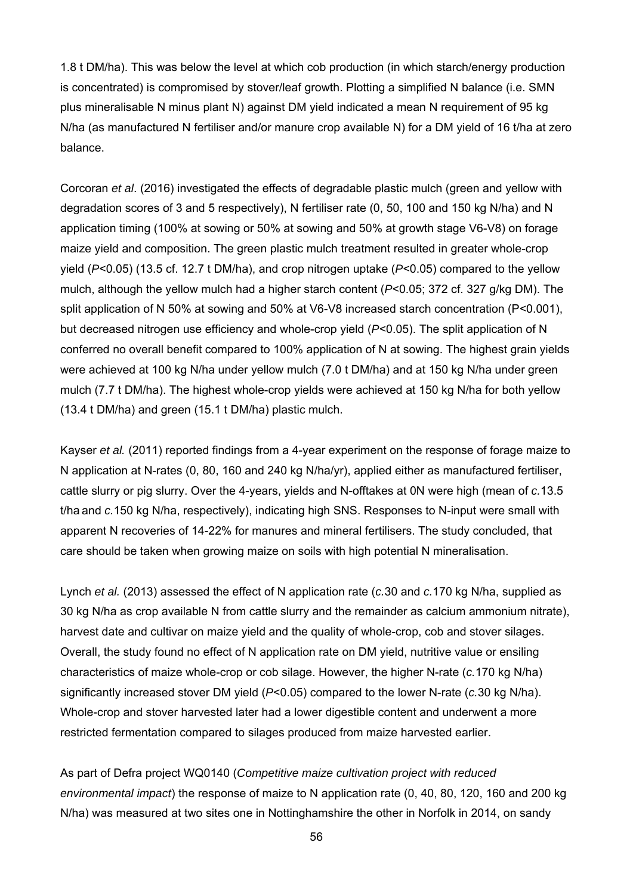1.8 t DM/ha). This was below the level at which cob production (in which starch/energy production is concentrated) is compromised by stover/leaf growth. Plotting a simplified N balance (i.e. SMN plus mineralisable N minus plant N) against DM yield indicated a mean N requirement of 95 kg N/ha (as manufactured N fertiliser and/or manure crop available N) for a DM yield of 16 t/ha at zero balance.

Corcoran *et al*. (2016) investigated the effects of degradable plastic mulch (green and yellow with degradation scores of 3 and 5 respectively), N fertiliser rate (0, 50, 100 and 150 kg N/ha) and N application timing (100% at sowing or 50% at sowing and 50% at growth stage V6-V8) on forage maize yield and composition. The green plastic mulch treatment resulted in greater whole-crop yield ($P<0.05$) (13.5 cf. 12.7 t DM/ha), and crop nitrogen uptake ($P<0.05$) compared to the yellow mulch, although the yellow mulch had a higher starch content ($P<0.05$; 372 cf. 327 g/kg DM). The split application of N 50% at sowing and 50% at V6-V8 increased starch concentration ($P<0.001$), but decreased nitrogen use efficiency and whole-crop yield ($P<0.05$). The split application of N conferred no overall benefit compared to 100% application of N at sowing. The highest grain yields were achieved at 100 kg N/ha under yellow mulch (7.0 t DM/ha) and at 150 kg N/ha under green mulch (7.7 t DM/ha). The highest whole-crop yields were achieved at 150 kg N/ha for both yellow (13.4 t DM/ha) and green (15.1 t DM/ha) plastic mulch.

Kayser *et al.* (2011) reported findings from a 4-year experiment on the response of forage maize to N application at N-rates (0, 80, 160 and 240 kg N/ha/yr), applied either as manufactured fertiliser, cattle slurry or pig slurry. Over the 4-years, yields and N-offtakes at 0N were high (mean of *c.*13.5 t/ha and *c.*150 kg N/ha, respectively), indicating high SNS. Responses to N-input were small with apparent N recoveries of 14-22% for manures and mineral fertilisers. The study concluded, that care should be taken when growing maize on soils with high potential N mineralisation.

Lynch *et al.* (2013) assessed the effect of N application rate (*c.*30 and *c.*170 kg N/ha, supplied as 30 kg N/ha as crop available N from cattle slurry and the remainder as calcium ammonium nitrate), harvest date and cultivar on maize yield and the quality of whole-crop, cob and stover silages. Overall, the study found no effect of N application rate on DM yield, nutritive value or ensiling characteristics of maize whole-crop or cob silage. However, the higher N-rate (*c.*170 kg N/ha) significantly increased stover DM yield ($P<0.05$) compared to the lower N-rate (*c.*30 kg N/ha). Whole-crop and stover harvested later had a lower digestible content and underwent a more restricted fermentation compared to silages produced from maize harvested earlier.

As part of Defra project WQ0140 (*Competitive maize cultivation project with reduced environmental impact*) the response of maize to N application rate (0, 40, 80, 120, 160 and 200 kg N/ha) was measured at two sites one in Nottinghamshire the other in Norfolk in 2014, on sandy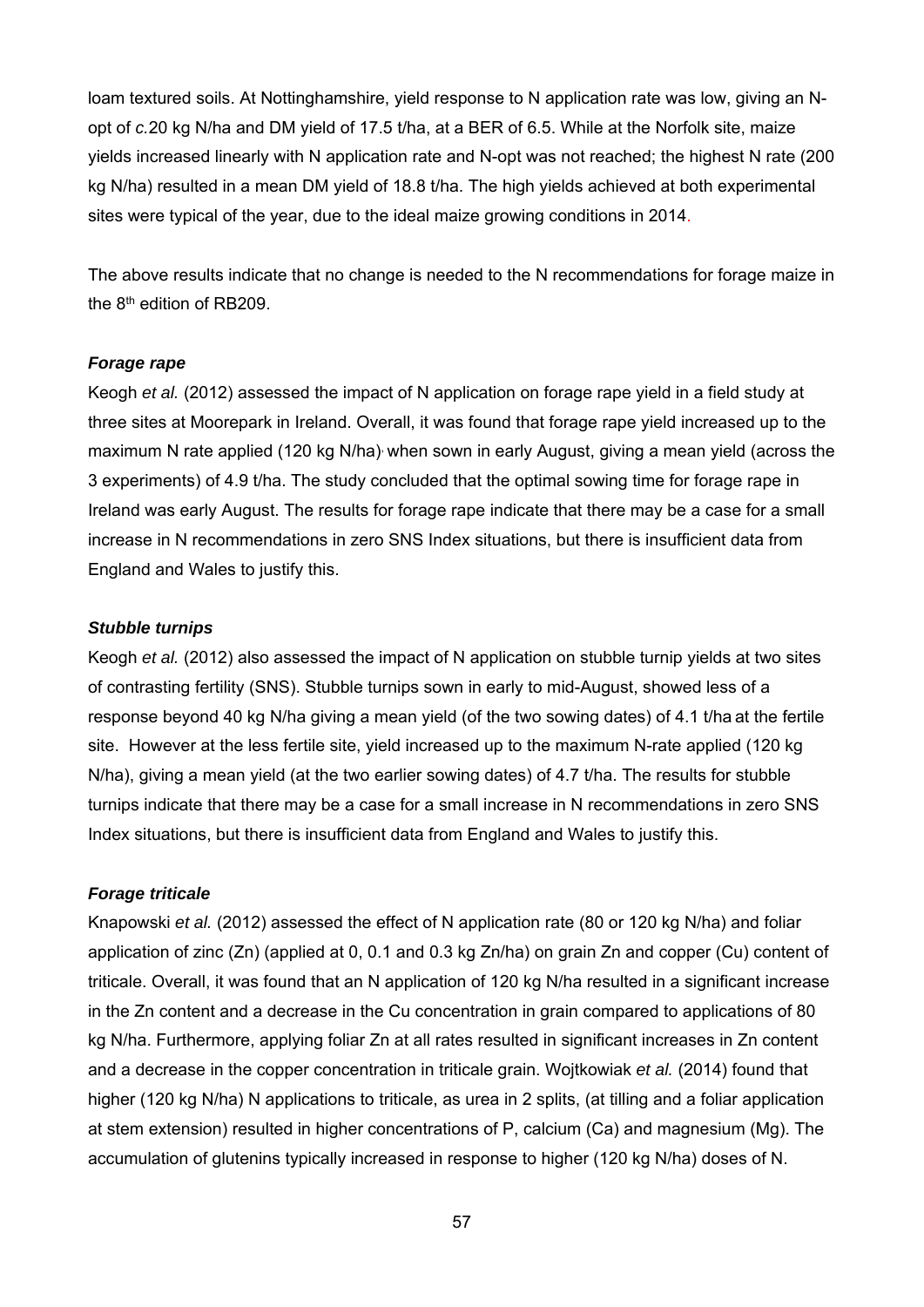loam textured soils. At Nottinghamshire, yield response to N application rate was low, giving an N-opt of *c.*20 kg N/ha and DM yield of 17.5 t/ha, at a BER of 6.5. While at the Norfolk site, maize yields increased linearly with N application rate and N-opt was not reached; the highest N rate (200 kg N/ha) resulted in a mean DM yield of 18.8 t/ha. The high yields achieved at both experimental sites were typical of the year, due to the ideal maize growing conditions in 2014.

The above results indicate that no change is needed to the N recommendations for forage maize in the 8th edition of RB209.

***Forage rape***

Keogh *et al.* (2012) assessed the impact of N application on forage rape yield in a field study at three sites at Moorepark in Ireland. Overall, it was found that forage rape yield increased up to the maximum N rate applied (120 kg N/ha), when sown in early August, giving a mean yield (across the 3 experiments) of 4.9 t/ha. The study concluded that the optimal sowing time for forage rape in Ireland was early August. The results for forage rape indicate that there may be a case for a small increase in N recommendations in zero SNS Index situations, but there is insufficient data from England and Wales to justify this.

***Stubble turnips***

Keogh *et al.* (2012) also assessed the impact of N application on stubble turnip yields at two sites of contrasting fertility (SNS). Stubble turnips sown in early to mid-August, showed less of a response beyond 40 kg N/ha giving a mean yield (of the two sowing dates) of 4.1 t/ha at the fertile site. However at the less fertile site, yield increased up to the maximum N-rate applied (120 kg N/ha), giving a mean yield (at the two earlier sowing dates) of 4.7 t/ha. The results for stubble turnips indicate that there may be a case for a small increase in N recommendations in zero SNS Index situations, but there is insufficient data from England and Wales to justify this.

***Forage triticale***

Knapowski *et al.* (2012) assessed the effect of N application rate (80 or 120 kg N/ha) and foliar application of zinc (Zn) (applied at 0, 0.1 and 0.3 kg Zn/ha) on grain Zn and copper (Cu) content of triticale. Overall, it was found that an N application of 120 kg N/ha resulted in a significant increase in the Zn content and a decrease in the Cu concentration in grain compared to applications of 80 kg N/ha. Furthermore, applying foliar Zn at all rates resulted in significant increases in Zn content and a decrease in the copper concentration in triticale grain. Wojtkowiak *et al.* (2014) found that higher (120 kg N/ha) N applications to triticale, as urea in 2 splits, (at tilling and a foliar application at stem extension) resulted in higher concentrations of P, calcium (Ca) and magnesium (Mg). The accumulation of glutenins typically increased in response to higher (120 kg N/ha) doses of N.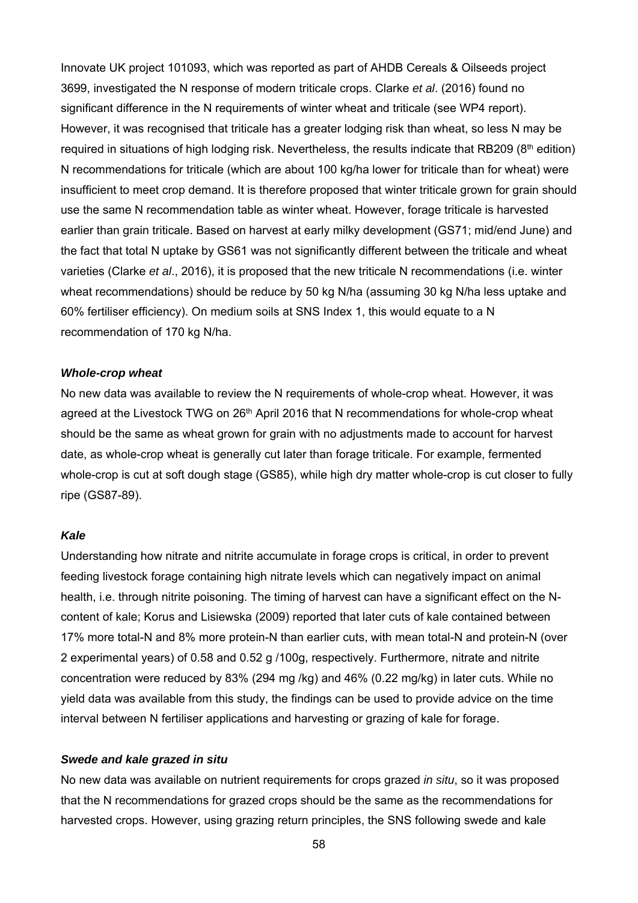Innovate UK project 101093, which was reported as part of AHDB Cereals & Oilseeds project 3699, investigated the N response of modern triticale crops. Clarke *et al*. (2016) found no significant difference in the N requirements of winter wheat and triticale (see WP4 report). However, it was recognised that triticale has a greater lodging risk than wheat, so less N may be required in situations of high lodging risk. Nevertheless, the results indicate that RB209 (8th edition) N recommendations for triticale (which are about 100 kg/ha lower for triticale than for wheat) were insufficient to meet crop demand. It is therefore proposed that winter triticale grown for grain should use the same N recommendation table as winter wheat. However, forage triticale is harvested earlier than grain triticale. Based on harvest at early milky development (GS71; mid/end June) and the fact that total N uptake by GS61 was not significantly different between the triticale and wheat varieties (Clarke *et al*., 2016), it is proposed that the new triticale N recommendations (i.e. winter wheat recommendations) should be reduce by 50 kg N/ha (assuming 30 kg N/ha less uptake and 60% fertiliser efficiency). On medium soils at SNS Index 1, this would equate to a N recommendation of 170 kg N/ha.

***Whole-crop wheat***

No new data was available to review the N requirements of whole-crop wheat. However, it was agreed at the Livestock TWG on 26th April 2016 that N recommendations for whole-crop wheat should be the same as wheat grown for grain with no adjustments made to account for harvest date, as whole-crop wheat is generally cut later than forage triticale. For example, fermented whole-crop is cut at soft dough stage (GS85), while high dry matter whole-crop is cut closer to fully ripe (GS87-89).

***Kale***

Understanding how nitrate and nitrite accumulate in forage crops is critical, in order to prevent feeding livestock forage containing high nitrate levels which can negatively impact on animal health, i.e. through nitrite poisoning. The timing of harvest can have a significant effect on the N-content of kale; Korus and Lisiewska (2009) reported that later cuts of kale contained between 17% more total-N and 8% more protein-N than earlier cuts, with mean total-N and protein-N (over 2 experimental years) of 0.58 and 0.52 g /100g, respectively. Furthermore, nitrate and nitrite concentration were reduced by 83% (294 mg /kg) and 46% (0.22 mg/kg) in later cuts. While no yield data was available from this study, the findings can be used to provide advice on the time interval between N fertiliser applications and harvesting or grazing of kale for forage.

***Swede and kale grazed in situ***

No new data was available on nutrient requirements for crops grazed *in situ*, so it was proposed that the N recommendations for grazed crops should be the same as the recommendations for harvested crops. However, using grazing return principles, the SNS following swede and kale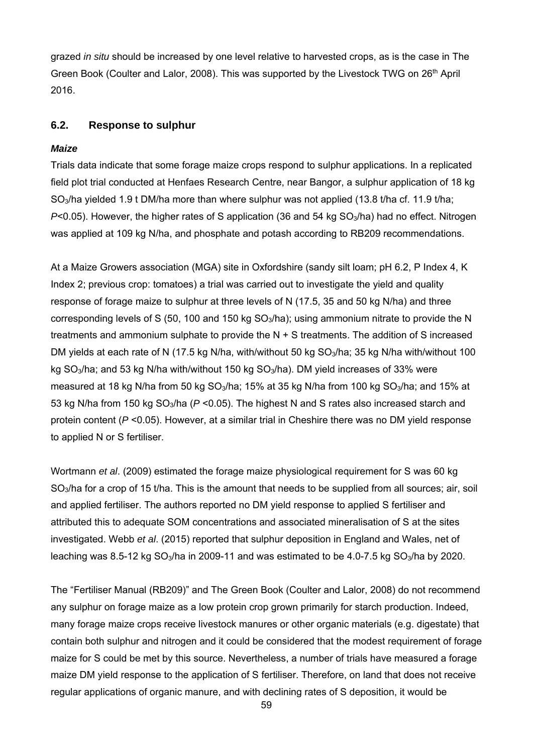grazed *in situ* should be increased by one level relative to harvested crops, as is the case in The Green Book (Coulter and Lalor, 2008). This was supported by the Livestock TWG on 26th April 2016.

## 6.2. Response to sulphur

***Maize***

Trials data indicate that some forage maize crops respond to sulphur applications. In a replicated field plot trial conducted at Henfaes Research Centre, near Bangor, a sulphur application of 18 kg $SO_3$/ha yielded 1.9 t DM/ha more than where sulphur was not applied (13.8 t/ha cf. 11.9 t/ha; $P<0.05$). However, the higher rates of S application (36 and 54 kg $SO_3$/ha) had no effect. Nitrogen was applied at 109 kg N/ha, and phosphate and potash according to RB209 recommendations.

At a Maize Growers association (MGA) site in Oxfordshire (sandy silt loam; pH 6.2, P Index 4, K Index 2; previous crop: tomatoes) a trial was carried out to investigate the yield and quality response of forage maize to sulphur at three levels of N (17.5, 35 and 50 kg N/ha) and three corresponding levels of S (50, 100 and 150 kg $SO_3$/ha); using ammonium nitrate to provide the N treatments and ammonium sulphate to provide the N + S treatments. The addition of S increased DM yields at each rate of N (17.5 kg N/ha, with/without 50 kg $SO_3$/ha; 35 kg N/ha with/without 100 kg $SO_3$/ha; and 53 kg N/ha with/without 150 kg $SO_3$/ha). DM yield increases of 33% were measured at 18 kg N/ha from 50 kg $SO_3$/ha; 15% at 35 kg N/ha from 100 kg $SO_3$/ha; and 15% at 53 kg N/ha from 150 kg $SO_3$/ha ($P<0.05$). The highest N and S rates also increased starch and protein content ($P<0.05$). However, at a similar trial in Cheshire there was no DM yield response to applied N or S fertiliser.

Wortmann *et al*. (2009) estimated the forage maize physiological requirement for S was 60 kg $SO_3$/ha for a crop of 15 t/ha. This is the amount that needs to be supplied from all sources; air, soil and applied fertiliser. The authors reported no DM yield response to applied S fertiliser and attributed this to adequate SOM concentrations and associated mineralisation of S at the sites investigated. Webb *et al*. (2015) reported that sulphur deposition in England and Wales, net of leaching was 8.5-12 kg $SO_3$/ha in 2009-11 and was estimated to be 4.0-7.5 kg $SO_3$/ha by 2020.

The "Fertiliser Manual (RB209)" and The Green Book (Coulter and Lalor, 2008) do not recommend any sulphur on forage maize as a low protein crop grown primarily for starch production. Indeed, many forage maize crops receive livestock manures or other organic materials (e.g. digestate) that contain both sulphur and nitrogen and it could be considered that the modest requirement of forage maize for S could be met by this source. Nevertheless, a number of trials have measured a forage maize DM yield response to the application of S fertiliser. Therefore, on land that does not receive regular applications of organic manure, and with declining rates of S deposition, it would be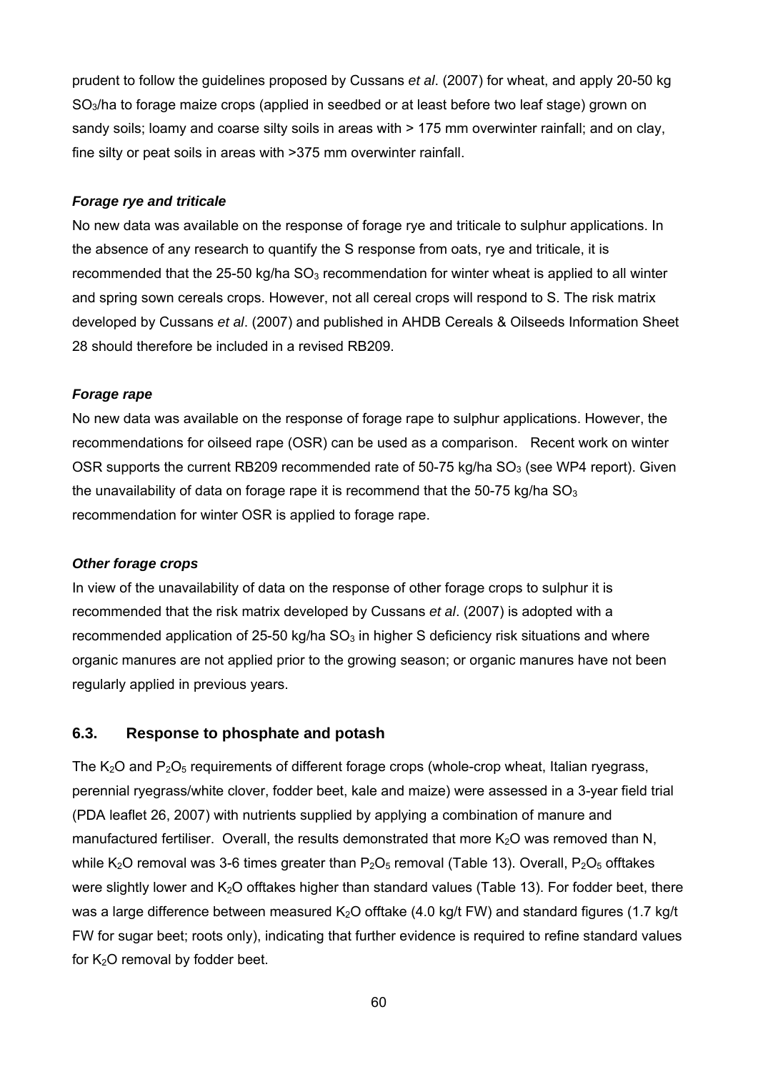prudent to follow the guidelines proposed by Cussans *et al*. (2007) for wheat, and apply 20-50 kg $SO_3$/ha to forage maize crops (applied in seedbed or at least before two leaf stage) grown on sandy soils; loamy and coarse silty soils in areas with > 175 mm overwinter rainfall; and on clay, fine silty or peat soils in areas with >375 mm overwinter rainfall.

***Forage rye and triticale***

No new data was available on the response of forage rye and triticale to sulphur applications. In the absence of any research to quantify the S response from oats, rye and triticale, it is recommended that the 25-50 kg/ha $SO_3$ recommendation for winter wheat is applied to all winter and spring sown cereals crops. However, not all cereal crops will respond to S. The risk matrix developed by Cussans *et al*. (2007) and published in AHDB Cereals & Oilseeds Information Sheet 28 should therefore be included in a revised RB209.

***Forage rape***

No new data was available on the response of forage rape to sulphur applications. However, the recommendations for oilseed rape (OSR) can be used as a comparison. Recent work on winter OSR supports the current RB209 recommended rate of 50-75 kg/ha $SO_3$ (see WP4 report). Given the unavailability of data on forage rape it is recommend that the 50-75 kg/ha $SO_3$ recommendation for winter OSR is applied to forage rape.

***Other forage crops***

In view of the unavailability of data on the response of other forage crops to sulphur it is recommended that the risk matrix developed by Cussans *et al*. (2007) is adopted with a recommended application of 25-50 kg/ha $SO_3$ in higher S deficiency risk situations and where organic manures are not applied prior to the growing season; or organic manures have not been regularly applied in previous years.

## 6.3. Response to phosphate and potash

The $K_2O$ and $P_2O_5$ requirements of different forage crops (whole-crop wheat, Italian ryegrass, perennial ryegrass/white clover, fodder beet, kale and maize) were assessed in a 3-year field trial (PDA leaflet 26, 2007) with nutrients supplied by applying a combination of manure and manufactured fertiliser. Overall, the results demonstrated that more $K_2O$ was removed than N, while $K_2O$ removal was 3-6 times greater than $P_2O_5$ removal (Table 13). Overall, $P_2O_5$ offtakes were slightly lower and $K_2O$ offtakes higher than standard values (Table 13). For fodder beet, there was a large difference between measured $K_2O$ offtake (4.0 kg/t FW) and standard figures (1.7 kg/t FW for sugar beet; roots only), indicating that further evidence is required to refine standard values for $K_2O$ removal by fodder beet.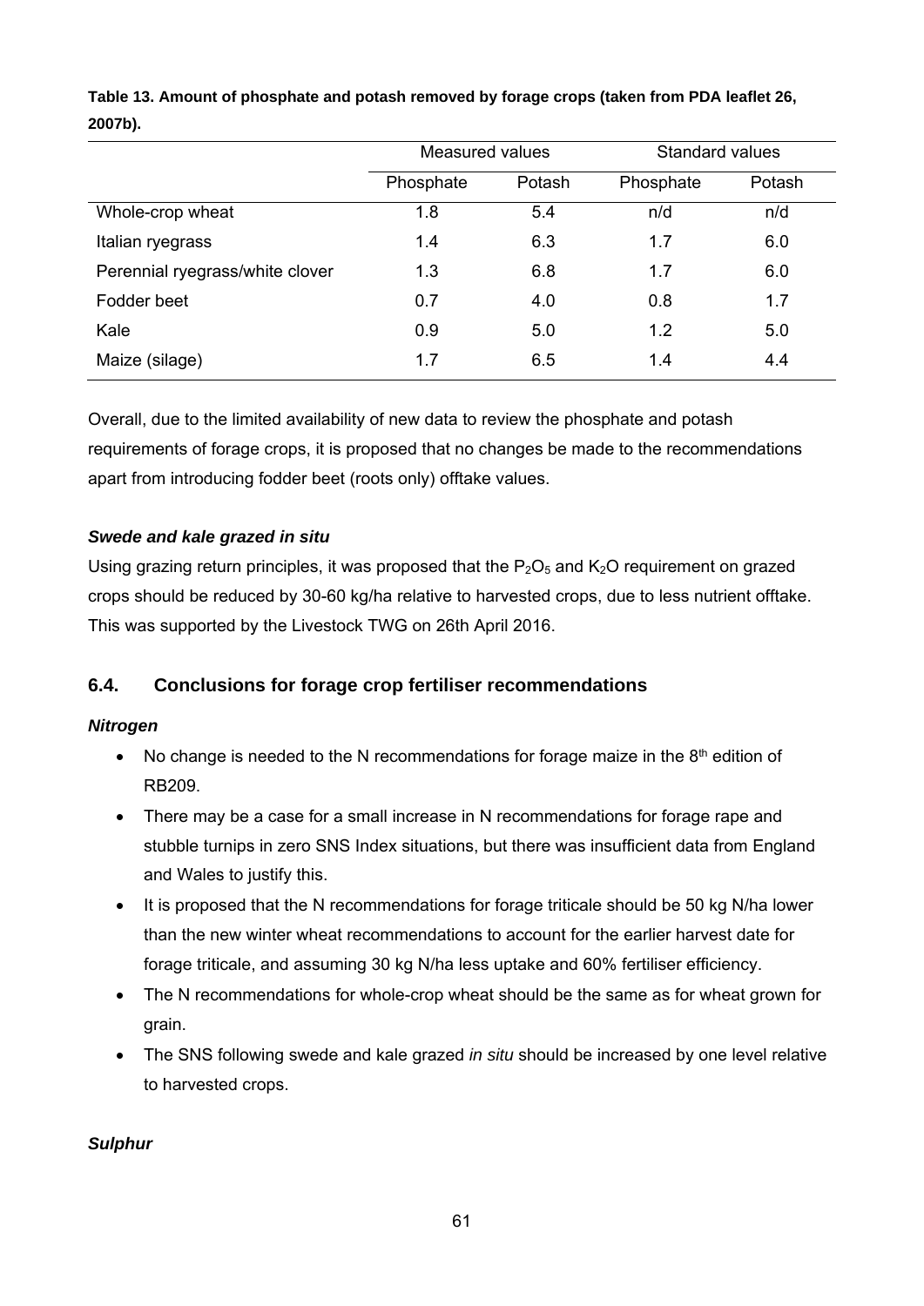**Table 13. Amount of phosphate and potash removed by forage crops (taken from PDA leaflet 26, 2007b).**

| | Measured values | | Standard values | |
|---|---|---|---|---|
| | Phosphate | Potash | Phosphate | Potash |
| Whole-crop wheat | 1.8 | 5.4 | n/d | n/d |
| Italian ryegrass | 1.4 | 6.3 | 1.7 | 6.0 |
| Perennial ryegrass/white clover | 1.3 | 6.8 | 1.7 | 6.0 |
| Fodder beet | 0.7 | 4.0 | 0.8 | 1.7 |
| Kale | 0.9 | 5.0 | 1.2 | 5.0 |
| Maize (silage) | 1.7 | 6.5 | 1.4 | 4.4 |

Overall, due to the limited availability of new data to review the phosphate and potash requirements of forage crops, it is proposed that no changes be made to the recommendations apart from introducing fodder beet (roots only) offtake values.

***Swede and kale grazed in situ***

Using grazing return principles, it was proposed that the $P_2O_5$ and $K_2O$ requirement on grazed crops should be reduced by 30-60 kg/ha relative to harvested crops, due to less nutrient offtake. This was supported by the Livestock TWG on 26th April 2016.

## 6.4. Conclusions for forage crop fertiliser recommendations

***Nitrogen***

- No change is needed to the N recommendations for forage maize in the 8th edition of RB209.
- There may be a case for a small increase in N recommendations for forage rape and stubble turnips in zero SNS Index situations, but there was insufficient data from England and Wales to justify this.
- It is proposed that the N recommendations for forage triticale should be 50 kg N/ha lower than the new winter wheat recommendations to account for the earlier harvest date for forage triticale, and assuming 30 kg N/ha less uptake and 60% fertiliser efficiency.
- The N recommendations for whole-crop wheat should be the same as for wheat grown for grain.
- The SNS following swede and kale grazed *in situ* should be increased by one level relative to harvested crops.

***Sulphur***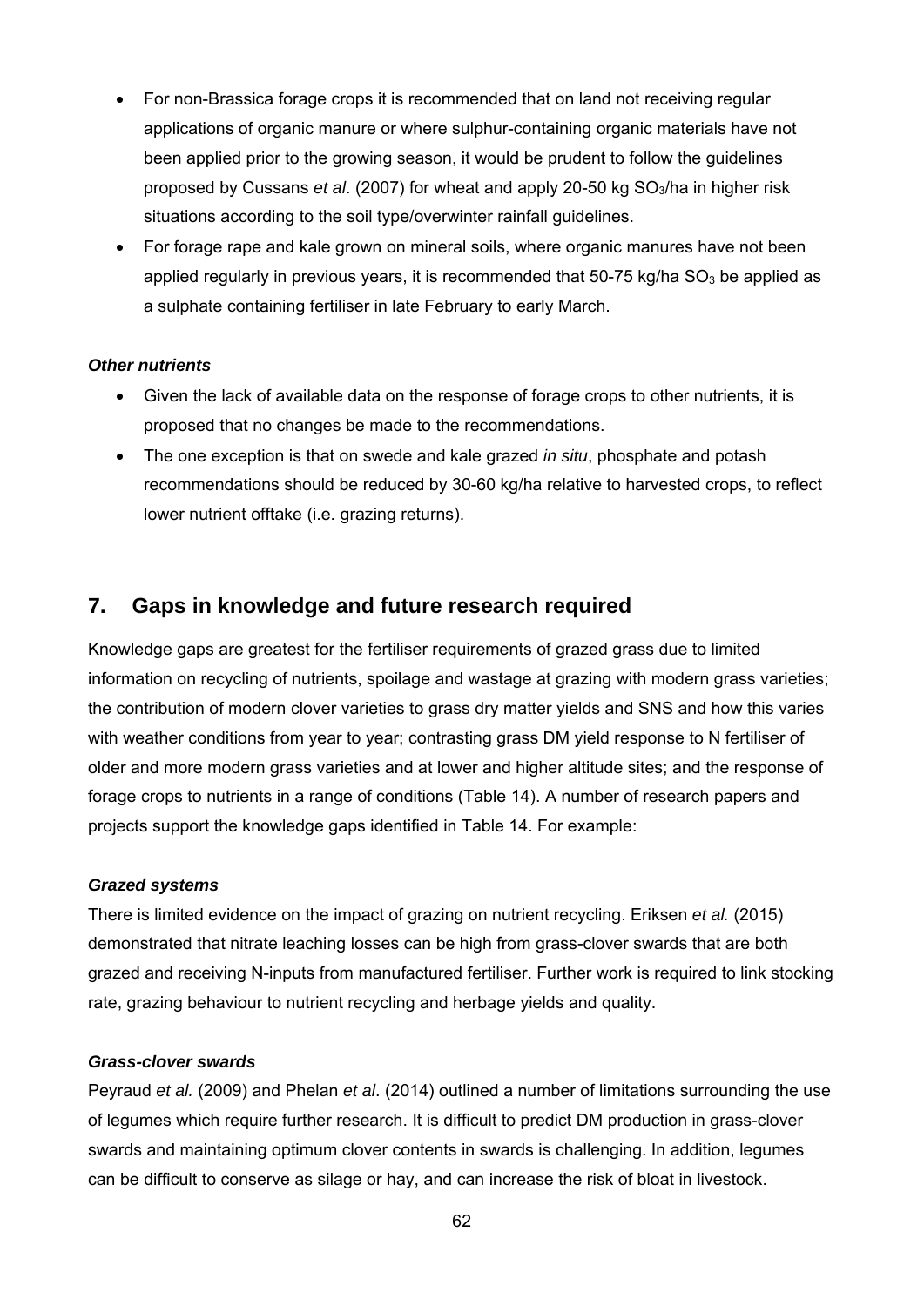- For non-Brassica forage crops it is recommended that on land not receiving regular applications of organic manure or where sulphur-containing organic materials have not been applied prior to the growing season, it would be prudent to follow the guidelines proposed by Cussans *et al*. (2007) for wheat and apply 20-50 kg $SO_3$/ha in higher risk situations according to the soil type/overwinter rainfall guidelines.
- For forage rape and kale grown on mineral soils, where organic manures have not been applied regularly in previous years, it is recommended that 50-75 kg/ha $SO_3$ be applied as a sulphate containing fertiliser in late February to early March.

***Other nutrients***

- Given the lack of available data on the response of forage crops to other nutrients, it is proposed that no changes be made to the recommendations.
- The one exception is that on swede and kale grazed *in situ*, phosphate and potash recommendations should be reduced by 30-60 kg/ha relative to harvested crops, to reflect lower nutrient offtake (i.e. grazing returns).

## 7. Gaps in knowledge and future research required

Knowledge gaps are greatest for the fertiliser requirements of grazed grass due to limited information on recycling of nutrients, spoilage and wastage at grazing with modern grass varieties; the contribution of modern clover varieties to grass dry matter yields and SNS and how this varies with weather conditions from year to year; contrasting grass DM yield response to N fertiliser of older and more modern grass varieties and at lower and higher altitude sites; and the response of forage crops to nutrients in a range of conditions (Table 14). A number of research papers and projects support the knowledge gaps identified in Table 14. For example:

***Grazed systems***

There is limited evidence on the impact of grazing on nutrient recycling. Eriksen *et al.* (2015) demonstrated that nitrate leaching losses can be high from grass-clover swards that are both grazed and receiving N-inputs from manufactured fertiliser. Further work is required to link stocking rate, grazing behaviour to nutrient recycling and herbage yields and quality.

***Grass-clover swards***

Peyraud *et al.* (2009) and Phelan *et al*. (2014) outlined a number of limitations surrounding the use of legumes which require further research. It is difficult to predict DM production in grass-clover swards and maintaining optimum clover contents in swards is challenging. In addition, legumes can be difficult to conserve as silage or hay, and can increase the risk of bloat in livestock.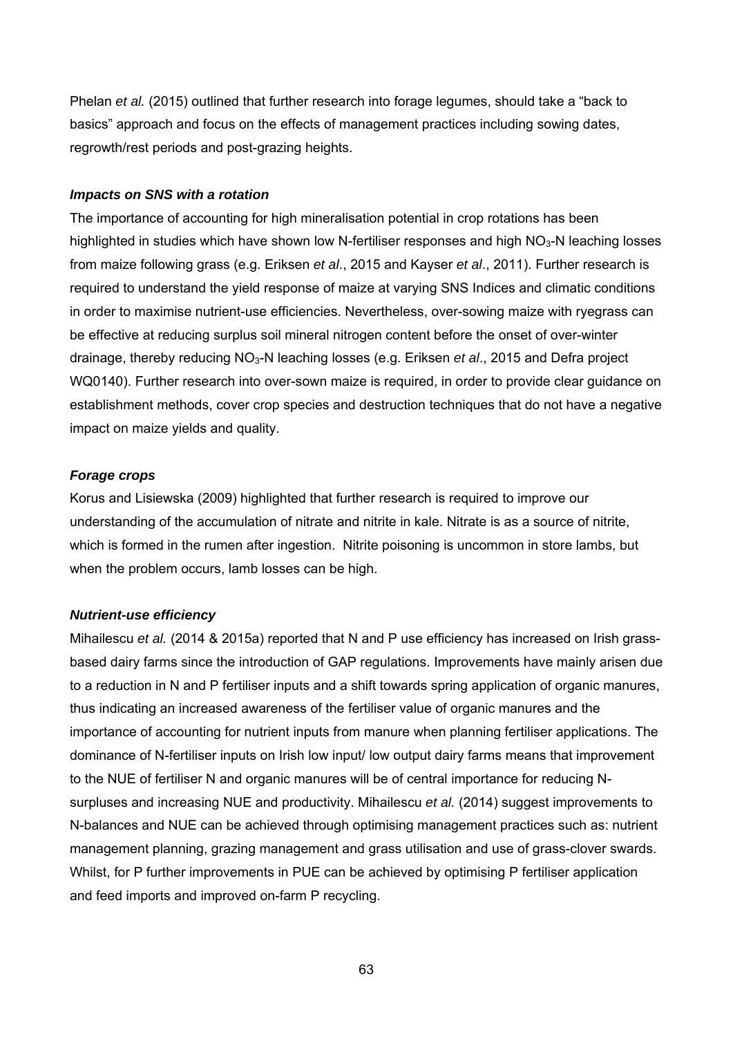Phelan *et al.* (2015) outlined that further research into forage legumes, should take a "back to basics" approach and focus on the effects of management practices including sowing dates, regrowth/rest periods and post-grazing heights.

***Impacts on SNS with a rotation***

The importance of accounting for high mineralisation potential in crop rotations has been highlighted in studies which have shown low N-fertiliser responses and high $NO_3$-N leaching losses from maize following grass (e.g. Eriksen *et al*., 2015 and Kayser *et al*., 2011). Further research is required to understand the yield response of maize at varying SNS Indices and climatic conditions in order to maximise nutrient-use efficiencies. Nevertheless, over-sowing maize with ryegrass can be effective at reducing surplus soil mineral nitrogen content before the onset of over-winter drainage, thereby reducing $NO_3$-N leaching losses (e.g. Eriksen *et al*., 2015 and Defra project WQ0140). Further research into over-sown maize is required, in order to provide clear guidance on establishment methods, cover crop species and destruction techniques that do not have a negative impact on maize yields and quality.

***Forage crops***

Korus and Lisiewska (2009) highlighted that further research is required to improve our understanding of the accumulation of nitrate and nitrite in kale. Nitrate is as a source of nitrite, which is formed in the rumen after ingestion. Nitrite poisoning is uncommon in store lambs, but when the problem occurs, lamb losses can be high.

***Nutrient-use efficiency***

Mihailescu *et al.* (2014 & 2015a) reported that N and P use efficiency has increased on Irish grass-based dairy farms since the introduction of GAP regulations. Improvements have mainly arisen due to a reduction in N and P fertiliser inputs and a shift towards spring application of organic manures, thus indicating an increased awareness of the fertiliser value of organic manures and the importance of accounting for nutrient inputs from manure when planning fertiliser applications. The dominance of N-fertiliser inputs on Irish low input/ low output dairy farms means that improvement to the NUE of fertiliser N and organic manures will be of central importance for reducing N-surpluses and increasing NUE and productivity. Mihailescu *et al.* (2014) suggest improvements to N-balances and NUE can be achieved through optimising management practices such as: nutrient management planning, grazing management and grass utilisation and use of grass-clover swards. Whilst, for P further improvements in PUE can be achieved by optimising P fertiliser application and feed imports and improved on-farm P recycling.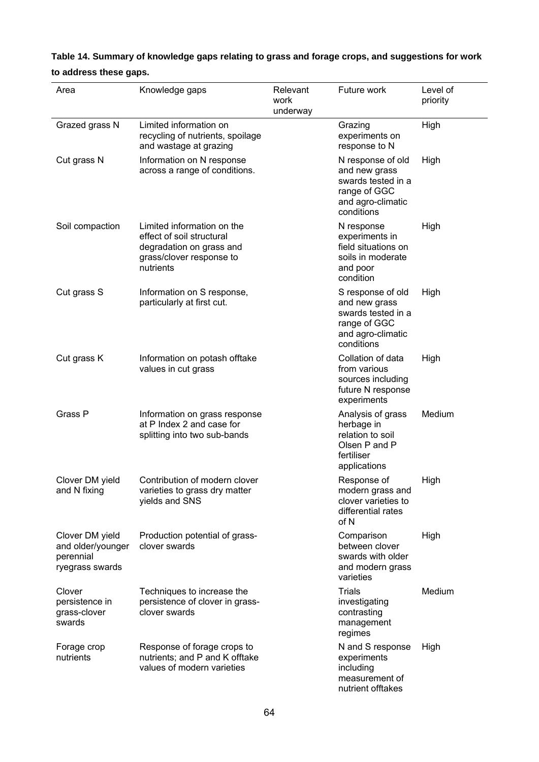**Table 14. Summary of knowledge gaps relating to grass and forage crops, and suggestions for work to address these gaps.**

| Area | Knowledge gaps | Relevant work underway | Future work | Level of priority |
|---|---|---|---|---|
| Grazed grass N | Limited information on recycling of nutrients, spoilage and wastage at grazing | | Grazing experiments on response to N | High |
| Cut grass N | Information on N response across a range of conditions. | | N response of old and new grass swards tested in a range of GGC and agro-climatic conditions | High |
| Soil compaction | Limited information on the effect of soil structural degradation on grass and grass/clover response to nutrients | | N response experiments in field situations on soils in moderate and poor condition | High |
| Cut grass S | Information on S response, particularly at first cut. | | S response of old and new grass swards tested in a range of GGC and agro-climatic conditions | High |
| Cut grass K | Information on potash offtake values in cut grass | | Collation of data from various sources including future N response experiments | High |
| Grass P | Information on grass response at P Index 2 and case for splitting into two sub-bands | | Analysis of grass herbage in relation to soil Olsen P and P fertiliser applications | Medium |
| Clover DM yield and N fixing | Contribution of modern clover varieties to grass dry matter yields and SNS | | Response of modern grass and clover varieties to differential rates of N | High |
| Clover DM yield and older/younger perennial ryegrass swards | Production potential of grass-clover swards | | Comparison between clover swards with older and modern grass varieties | High |
| Clover persistence in grass-clover swards | Techniques to increase the persistence of clover in grass-clover swards | | Trials investigating contrasting management regimes | Medium |
| Forage crop nutrients | Response of forage crops to nutrients; and P and K offtake values of modern varieties | | N and S response experiments including measurement of nutrient offtakes | High |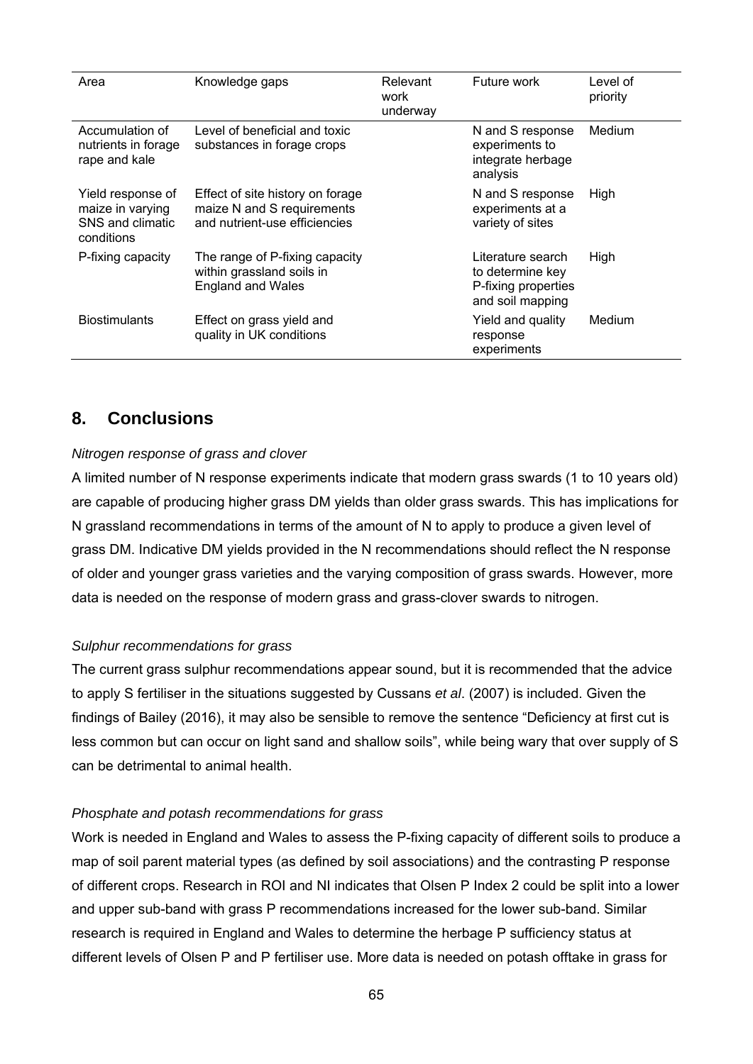| Area | Knowledge gaps | Relevant work underway | Future work | Level of priority |
|---|---|---|---|---|
| Accumulation of nutrients in forage rape and kale | Level of beneficial and toxic substances in forage crops | | N and S response experiments to integrate herbage analysis | Medium |
| Yield response of maize in varying SNS and climatic conditions | Effect of site history on forage maize N and S requirements and nutrient-use efficiencies | | N and S response experiments at a variety of sites | High |
| P-fixing capacity | The range of P-fixing capacity within grassland soils in England and Wales | | Literature search to determine key P-fixing properties and soil mapping | High |
| Biostimulants | Effect on grass yield and quality in UK conditions | | Yield and quality response experiments | Medium |

## 8. Conclusions

*Nitrogen response of grass and clover*

A limited number of N response experiments indicate that modern grass swards (1 to 10 years old) are capable of producing higher grass DM yields than older grass swards. This has implications for N grassland recommendations in terms of the amount of N to apply to produce a given level of grass DM. Indicative DM yields provided in the N recommendations should reflect the N response of older and younger grass varieties and the varying composition of grass swards. However, more data is needed on the response of modern grass and grass-clover swards to nitrogen.

*Sulphur recommendations for grass*

The current grass sulphur recommendations appear sound, but it is recommended that the advice to apply S fertiliser in the situations suggested by Cussans *et al*. (2007) is included. Given the findings of Bailey (2016), it may also be sensible to remove the sentence "Deficiency at first cut is less common but can occur on light sand and shallow soils", while being wary that over supply of S can be detrimental to animal health.

*Phosphate and potash recommendations for grass*

Work is needed in England and Wales to assess the P-fixing capacity of different soils to produce a map of soil parent material types (as defined by soil associations) and the contrasting P response of different crops. Research in ROI and NI indicates that Olsen P Index 2 could be split into a lower and upper sub-band with grass P recommendations increased for the lower sub-band. Similar research is required in England and Wales to determine the herbage P sufficiency status at different levels of Olsen P and P fertiliser use. More data is needed on potash offtake in grass for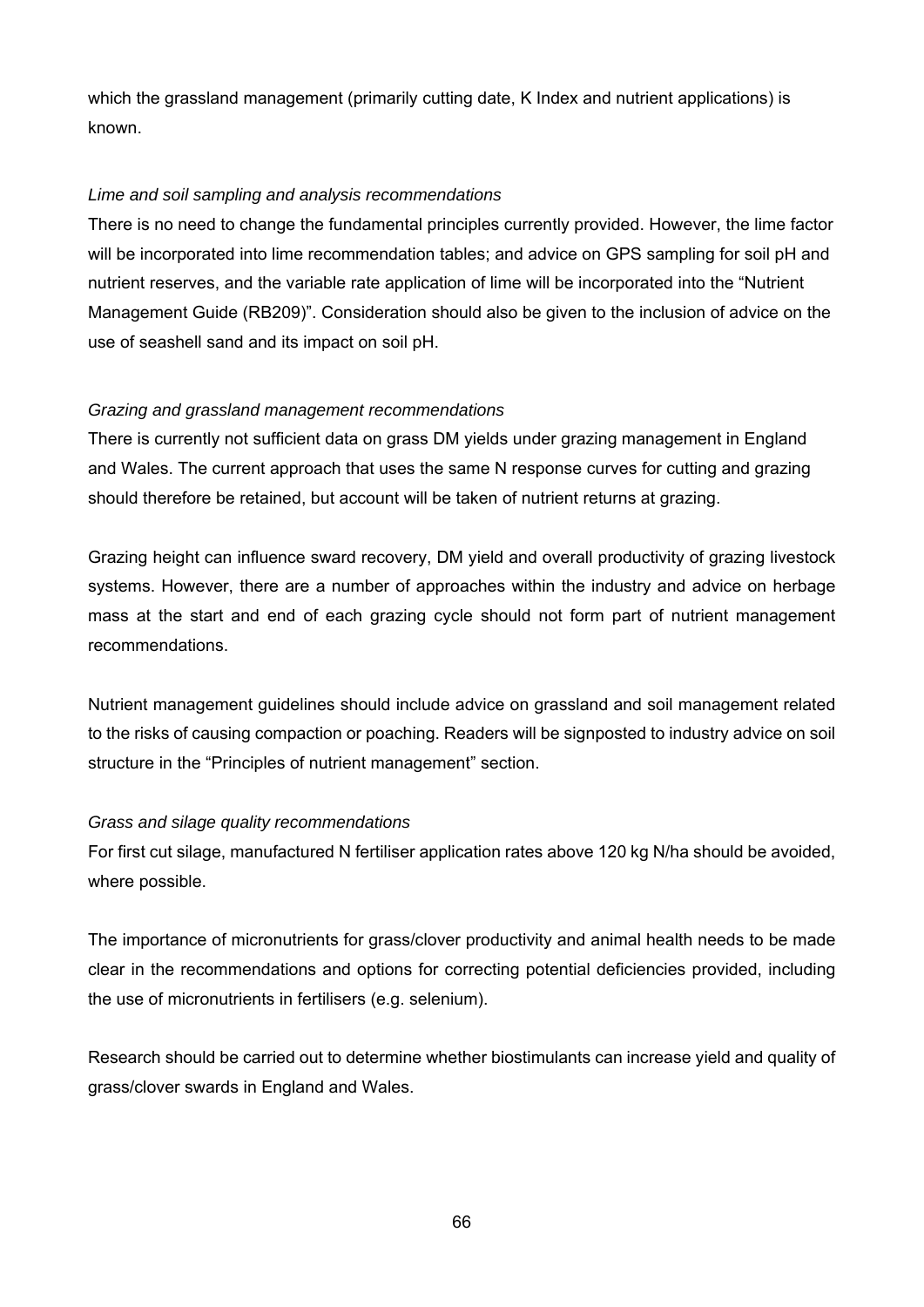which the grassland management (primarily cutting date, K Index and nutrient applications) is known.

*Lime and soil sampling and analysis recommendations*

There is no need to change the fundamental principles currently provided. However, the lime factor will be incorporated into lime recommendation tables; and advice on GPS sampling for soil pH and nutrient reserves, and the variable rate application of lime will be incorporated into the "Nutrient Management Guide (RB209)". Consideration should also be given to the inclusion of advice on the use of seashell sand and its impact on soil pH.

*Grazing and grassland management recommendations*

There is currently not sufficient data on grass DM yields under grazing management in England and Wales. The current approach that uses the same N response curves for cutting and grazing should therefore be retained, but account will be taken of nutrient returns at grazing.

Grazing height can influence sward recovery, DM yield and overall productivity of grazing livestock systems. However, there are a number of approaches within the industry and advice on herbage mass at the start and end of each grazing cycle should not form part of nutrient management recommendations.

Nutrient management guidelines should include advice on grassland and soil management related to the risks of causing compaction or poaching. Readers will be signposted to industry advice on soil structure in the "Principles of nutrient management" section.

*Grass and silage quality recommendations*

For first cut silage, manufactured N fertiliser application rates above 120 kg N/ha should be avoided, where possible.

The importance of micronutrients for grass/clover productivity and animal health needs to be made clear in the recommendations and options for correcting potential deficiencies provided, including the use of micronutrients in fertilisers (e.g. selenium).

Research should be carried out to determine whether biostimulants can increase yield and quality of grass/clover swards in England and Wales.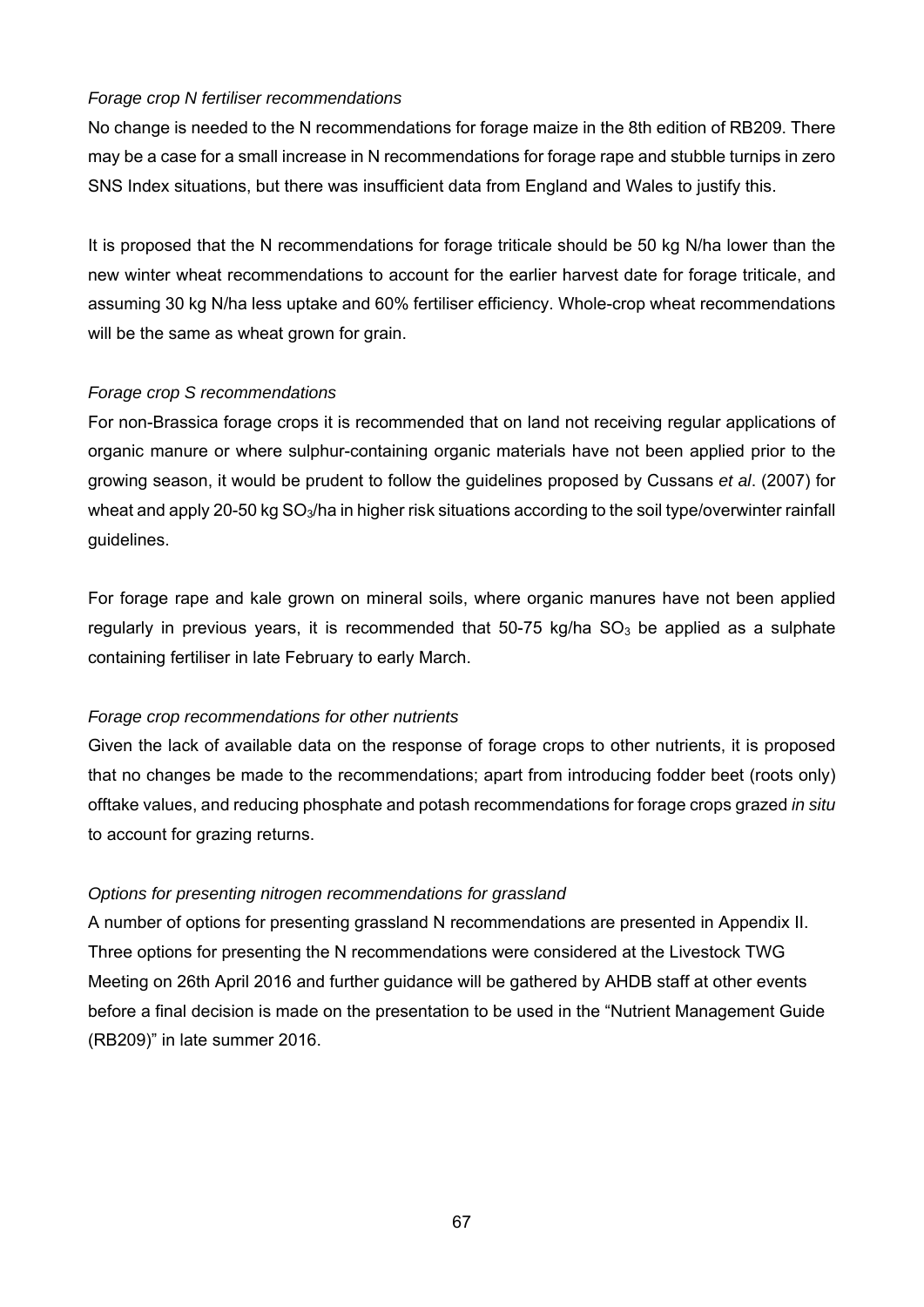*Forage crop N fertiliser recommendations*

No change is needed to the N recommendations for forage maize in the 8th edition of RB209. There may be a case for a small increase in N recommendations for forage rape and stubble turnips in zero SNS Index situations, but there was insufficient data from England and Wales to justify this.

It is proposed that the N recommendations for forage triticale should be 50 kg N/ha lower than the new winter wheat recommendations to account for the earlier harvest date for forage triticale, and assuming 30 kg N/ha less uptake and 60% fertiliser efficiency. Whole-crop wheat recommendations will be the same as wheat grown for grain.

*Forage crop S recommendations*

For non-Brassica forage crops it is recommended that on land not receiving regular applications of organic manure or where sulphur-containing organic materials have not been applied prior to the growing season, it would be prudent to follow the guidelines proposed by Cussans *et al*. (2007) for wheat and apply 20-50 kg $SO_3$/ha in higher risk situations according to the soil type/overwinter rainfall guidelines.

For forage rape and kale grown on mineral soils, where organic manures have not been applied regularly in previous years, it is recommended that 50-75 kg/ha $SO_3$ be applied as a sulphate containing fertiliser in late February to early March.

*Forage crop recommendations for other nutrients*

Given the lack of available data on the response of forage crops to other nutrients, it is proposed that no changes be made to the recommendations; apart from introducing fodder beet (roots only) offtake values, and reducing phosphate and potash recommendations for forage crops grazed *in situ* to account for grazing returns.

*Options for presenting nitrogen recommendations for grassland*

A number of options for presenting grassland N recommendations are presented in Appendix II. Three options for presenting the N recommendations were considered at the Livestock TWG Meeting on 26th April 2016 and further guidance will be gathered by AHDB staff at other events before a final decision is made on the presentation to be used in the "Nutrient Management Guide (RB209)" in late summer 2016.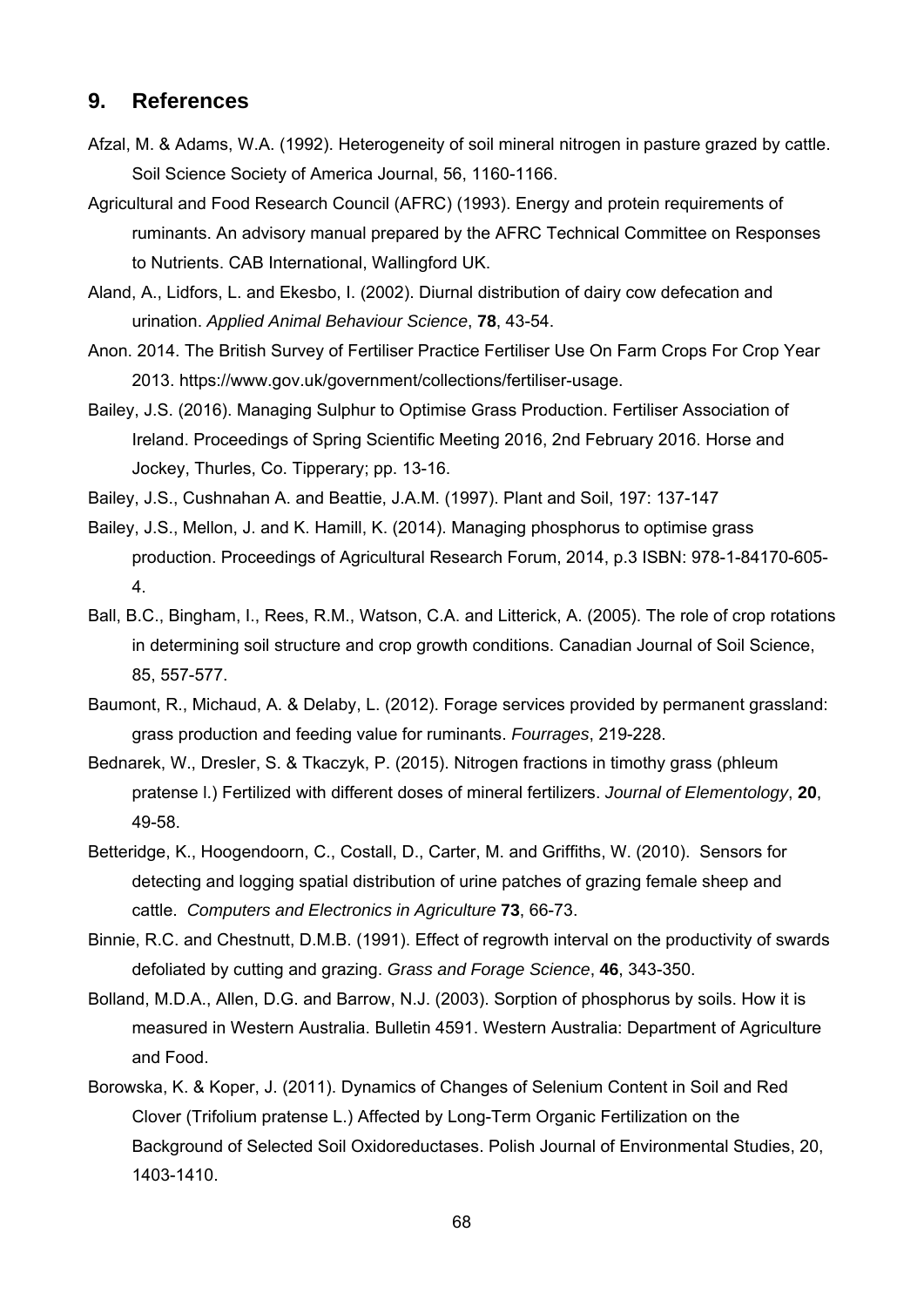## 9. References

Afzal, M. & Adams, W.A. (1992). Heterogeneity of soil mineral nitrogen in pasture grazed by cattle. Soil Science Society of America Journal, 56, 1160-1166.

Agricultural and Food Research Council (AFRC) (1993). Energy and protein requirements of ruminants. An advisory manual prepared by the AFRC Technical Committee on Responses to Nutrients. CAB International, Wallingford UK.

Aland, A., Lidfors, L. and Ekesbo, I. (2002). Diurnal distribution of dairy cow defecation and urination. *Applied Animal Behaviour Science*, **78**, 43-54.

Anon. 2014. The British Survey of Fertiliser Practice Fertiliser Use On Farm Crops For Crop Year 2013. https://www.gov.uk/government/collections/fertiliser-usage.

Bailey, J.S. (2016). Managing Sulphur to Optimise Grass Production. Fertiliser Association of Ireland. Proceedings of Spring Scientific Meeting 2016, 2nd February 2016. Horse and Jockey, Thurles, Co. Tipperary; pp. 13-16.

Bailey, J.S., Cushnahan A. and Beattie, J.A.M. (1997). Plant and Soil, 197: 137-147

Bailey, J.S., Mellon, J. and K. Hamill, K. (2014). Managing phosphorus to optimise grass production. Proceedings of Agricultural Research Forum, 2014, p.3 ISBN: 978-1-84170-605-4.

Ball, B.C., Bingham, I., Rees, R.M., Watson, C.A. and Litterick, A. (2005). The role of crop rotations in determining soil structure and crop growth conditions. Canadian Journal of Soil Science, 85, 557-577.

Baumont, R., Michaud, A. & Delaby, L. (2012). Forage services provided by permanent grassland: grass production and feeding value for ruminants. *Fourrages*, 219-228.

Bednarek, W., Dresler, S. & Tkaczyk, P. (2015). Nitrogen fractions in timothy grass (phleum pratense l.) Fertilized with different doses of mineral fertilizers. *Journal of Elementology*, **20**, 49-58.

Betteridge, K., Hoogendoorn, C., Costall, D., Carter, M. and Griffiths, W. (2010). Sensors for detecting and logging spatial distribution of urine patches of grazing female sheep and cattle. *Computers and Electronics in Agriculture* **73**, 66-73.

Binnie, R.C. and Chestnutt, D.M.B. (1991). Effect of regrowth interval on the productivity of swards defoliated by cutting and grazing. *Grass and Forage Science*, **46**, 343-350.

Bolland, M.D.A., Allen, D.G. and Barrow, N.J. (2003). Sorption of phosphorus by soils. How it is measured in Western Australia. Bulletin 4591. Western Australia: Department of Agriculture and Food.

Borowska, K. & Koper, J. (2011). Dynamics of Changes of Selenium Content in Soil and Red Clover (Trifolium pratense L.) Affected by Long-Term Organic Fertilization on the Background of Selected Soil Oxidoreductases. Polish Journal of Environmental Studies, 20, 1403-1410.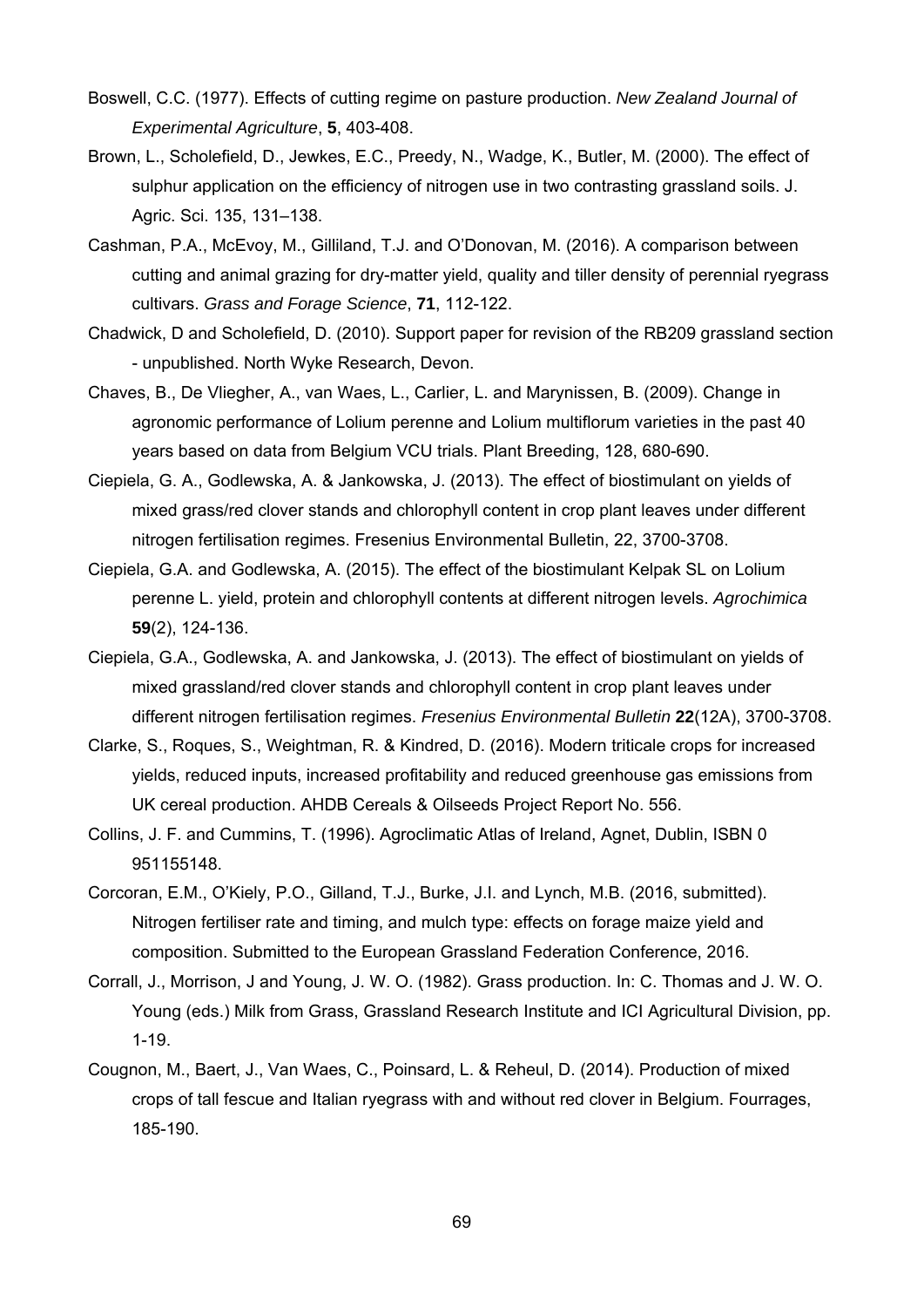Boswell, C.C. (1977). Effects of cutting regime on pasture production. *New Zealand Journal of Experimental Agriculture*, **5**, 403-408.

Brown, L., Scholefield, D., Jewkes, E.C., Preedy, N., Wadge, K., Butler, M. (2000). The effect of sulphur application on the efficiency of nitrogen use in two contrasting grassland soils. J. Agric. Sci. 135, 131–138.

Cashman, P.A., McEvoy, M., Gilliland, T.J. and O'Donovan, M. (2016). A comparison between cutting and animal grazing for dry-matter yield, quality and tiller density of perennial ryegrass cultivars. *Grass and Forage Science*, **71**, 112-122.

Chadwick, D and Scholefield, D. (2010). Support paper for revision of the RB209 grassland section - unpublished. North Wyke Research, Devon.

Chaves, B., De Vliegher, A., van Waes, L., Carlier, L. and Marynissen, B. (2009). Change in agronomic performance of Lolium perenne and Lolium multiflorum varieties in the past 40 years based on data from Belgium VCU trials. Plant Breeding, 128, 680-690.

Ciepiela, G. A., Godlewska, A. & Jankowska, J. (2013). The effect of biostimulant on yields of mixed grass/red clover stands and chlorophyll content in crop plant leaves under different nitrogen fertilisation regimes. Fresenius Environmental Bulletin, 22, 3700-3708.

Ciepiela, G.A. and Godlewska, A. (2015). The effect of the biostimulant Kelpak SL on Lolium perenne L. yield, protein and chlorophyll contents at different nitrogen levels. *Agrochimica* **59**(2), 124-136.

Ciepiela, G.A., Godlewska, A. and Jankowska, J. (2013). The effect of biostimulant on yields of mixed grassland/red clover stands and chlorophyll content in crop plant leaves under different nitrogen fertilisation regimes. *Fresenius Environmental Bulletin* **22**(12A), 3700-3708.

Clarke, S., Roques, S., Weightman, R. & Kindred, D. (2016). Modern triticale crops for increased yields, reduced inputs, increased profitability and reduced greenhouse gas emissions from UK cereal production. AHDB Cereals & Oilseeds Project Report No. 556.

Collins, J. F. and Cummins, T. (1996). Agroclimatic Atlas of Ireland, Agnet, Dublin, ISBN 0 951155148.

Corcoran, E.M., O'Kiely, P.O., Gilland, T.J., Burke, J.I. and Lynch, M.B. (2016, submitted). Nitrogen fertiliser rate and timing, and mulch type: effects on forage maize yield and composition. Submitted to the European Grassland Federation Conference, 2016.

Corrall, J., Morrison, J and Young, J. W. O. (1982). Grass production. In: C. Thomas and J. W. O. Young (eds.) Milk from Grass, Grassland Research Institute and ICI Agricultural Division, pp. 1-19.

Cougnon, M., Baert, J., Van Waes, C., Poinsard, L. & Reheul, D. (2014). Production of mixed crops of tall fescue and Italian ryegrass with and without red clover in Belgium. Fourrages, 185-190.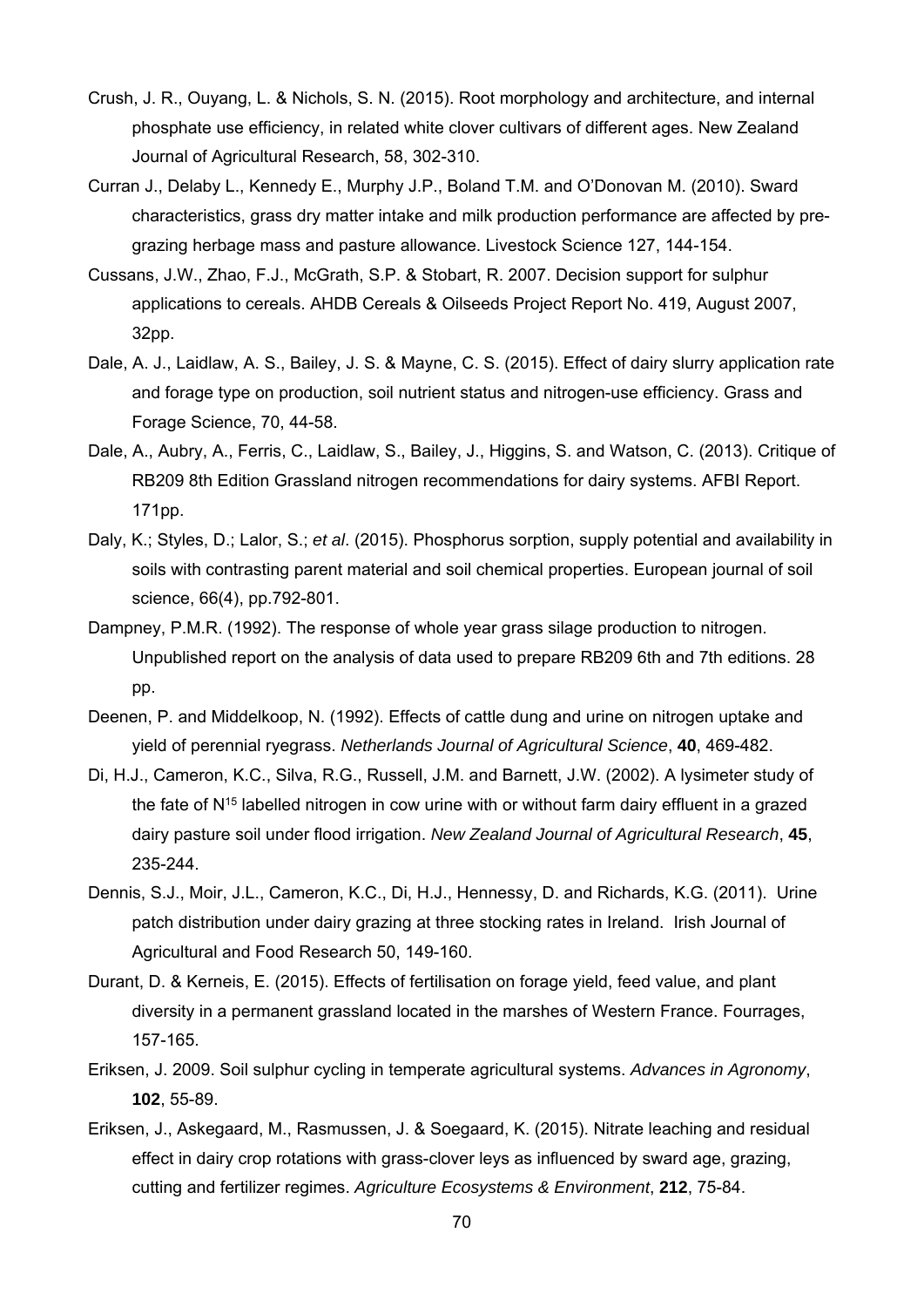Crush, J. R., Ouyang, L. & Nichols, S. N. (2015). Root morphology and architecture, and internal phosphate use efficiency, in related white clover cultivars of different ages. New Zealand Journal of Agricultural Research, 58, 302-310.

Curran J., Delaby L., Kennedy E., Murphy J.P., Boland T.M. and O'Donovan M. (2010). Sward characteristics, grass dry matter intake and milk production performance are affected by pre-grazing herbage mass and pasture allowance. Livestock Science 127, 144-154.

Cussans, J.W., Zhao, F.J., McGrath, S.P. & Stobart, R. 2007. Decision support for sulphur applications to cereals. AHDB Cereals & Oilseeds Project Report No. 419, August 2007, 32pp.

Dale, A. J., Laidlaw, A. S., Bailey, J. S. & Mayne, C. S. (2015). Effect of dairy slurry application rate and forage type on production, soil nutrient status and nitrogen-use efficiency. Grass and Forage Science, 70, 44-58.

Dale, A., Aubry, A., Ferris, C., Laidlaw, S., Bailey, J., Higgins, S. and Watson, C. (2013). Critique of RB209 8th Edition Grassland nitrogen recommendations for dairy systems. AFBI Report. 171pp.

Daly, K.; Styles, D.; Lalor, S.; *et al*. (2015). Phosphorus sorption, supply potential and availability in soils with contrasting parent material and soil chemical properties. European journal of soil science, 66(4), pp.792-801.

Dampney, P.M.R. (1992). The response of whole year grass silage production to nitrogen. Unpublished report on the analysis of data used to prepare RB209 6th and 7th editions. 28 pp.

Deenen, P. and Middelkoop, N. (1992). Effects of cattle dung and urine on nitrogen uptake and yield of perennial ryegrass. *Netherlands Journal of Agricultural Science*, **40**, 469-482.

Di, H.J., Cameron, K.C., Silva, R.G., Russell, J.M. and Barnett, J.W. (2002). A lysimeter study of the fate of $N^{15}$ labelled nitrogen in cow urine with or without farm dairy effluent in a grazed dairy pasture soil under flood irrigation. *New Zealand Journal of Agricultural Research*, **45**, 235-244.

Dennis, S.J., Moir, J.L., Cameron, K.C., Di, H.J., Hennessy, D. and Richards, K.G. (2011). Urine patch distribution under dairy grazing at three stocking rates in Ireland. Irish Journal of Agricultural and Food Research 50, 149-160.

Durant, D. & Kerneis, E. (2015). Effects of fertilisation on forage yield, feed value, and plant diversity in a permanent grassland located in the marshes of Western France. Fourrages, 157-165.

Eriksen, J. 2009. Soil sulphur cycling in temperate agricultural systems. *Advances in Agronomy*, **102**, 55-89.

Eriksen, J., Askegaard, M., Rasmussen, J. & Soegaard, K. (2015). Nitrate leaching and residual effect in dairy crop rotations with grass-clover leys as influenced by sward age, grazing, cutting and fertilizer regimes. *Agriculture Ecosystems & Environment*, **212**, 75-84.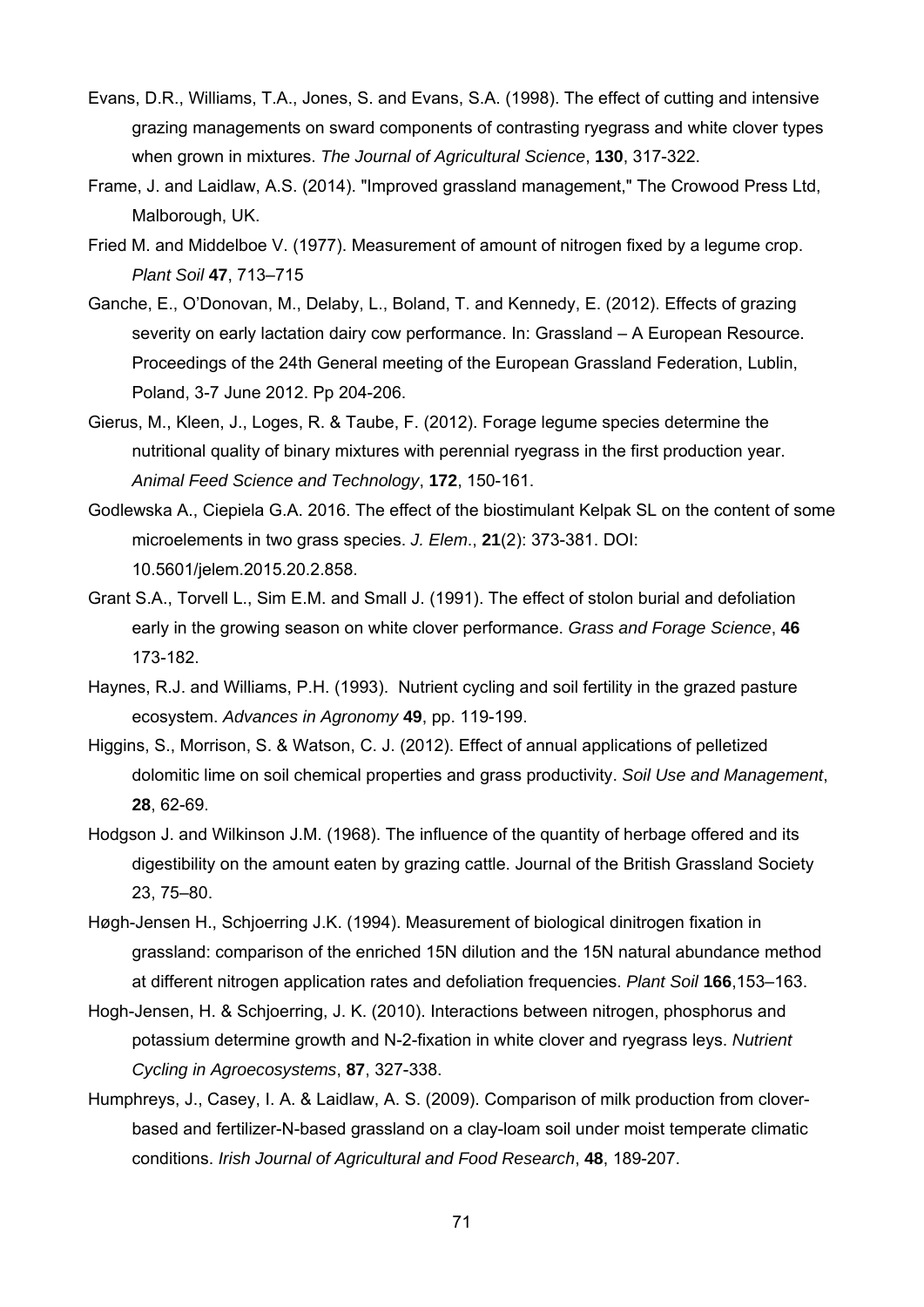Evans, D.R., Williams, T.A., Jones, S. and Evans, S.A. (1998). The effect of cutting and intensive grazing managements on sward components of contrasting ryegrass and white clover types when grown in mixtures. *The Journal of Agricultural Science*, **130**, 317-322.

Frame, J. and Laidlaw, A.S. (2014). "Improved grassland management," The Crowood Press Ltd, Malborough, UK.

Fried M. and Middelboe V. (1977). Measurement of amount of nitrogen fixed by a legume crop. *Plant Soil* **47**, 713–715

Ganche, E., O'Donovan, M., Delaby, L., Boland, T. and Kennedy, E. (2012). Effects of grazing severity on early lactation dairy cow performance. In: Grassland – A European Resource. Proceedings of the 24th General meeting of the European Grassland Federation, Lublin, Poland, 3-7 June 2012. Pp 204-206.

Gierus, M., Kleen, J., Loges, R. & Taube, F. (2012). Forage legume species determine the nutritional quality of binary mixtures with perennial ryegrass in the first production year. *Animal Feed Science and Technology*, **172**, 150-161.

Godlewska A., Ciepiela G.A. 2016. The effect of the biostimulant Kelpak SL on the content of some microelements in two grass species. *J. Elem*., **21**(2): 373-381. DOI: 10.5601/jelem.2015.20.2.858.

Grant S.A., Torvell L., Sim E.M. and Small J. (1991). The effect of stolon burial and defoliation early in the growing season on white clover performance. *Grass and Forage Science*, **46** 173-182.

Haynes, R.J. and Williams, P.H. (1993). Nutrient cycling and soil fertility in the grazed pasture ecosystem. *Advances in Agronomy* **49**, pp. 119-199.

Higgins, S., Morrison, S. & Watson, C. J. (2012). Effect of annual applications of pelletized dolomitic lime on soil chemical properties and grass productivity. *Soil Use and Management*, **28**, 62-69.

Hodgson J. and Wilkinson J.M. (1968). The influence of the quantity of herbage offered and its digestibility on the amount eaten by grazing cattle. Journal of the British Grassland Society 23, 75–80.

Høgh-Jensen H., Schjoerring J.K. (1994). Measurement of biological dinitrogen fixation in grassland: comparison of the enriched 15N dilution and the 15N natural abundance method at different nitrogen application rates and defoliation frequencies. *Plant Soil* **166**,153–163.

Hogh-Jensen, H. & Schjoerring, J. K. (2010). Interactions between nitrogen, phosphorus and potassium determine growth and N-2-fixation in white clover and ryegrass leys. *Nutrient Cycling in Agroecosystems*, **87**, 327-338.

Humphreys, J., Casey, I. A. & Laidlaw, A. S. (2009). Comparison of milk production from clover-based and fertilizer-N-based grassland on a clay-loam soil under moist temperate climatic conditions. *Irish Journal of Agricultural and Food Research*, **48**, 189-207.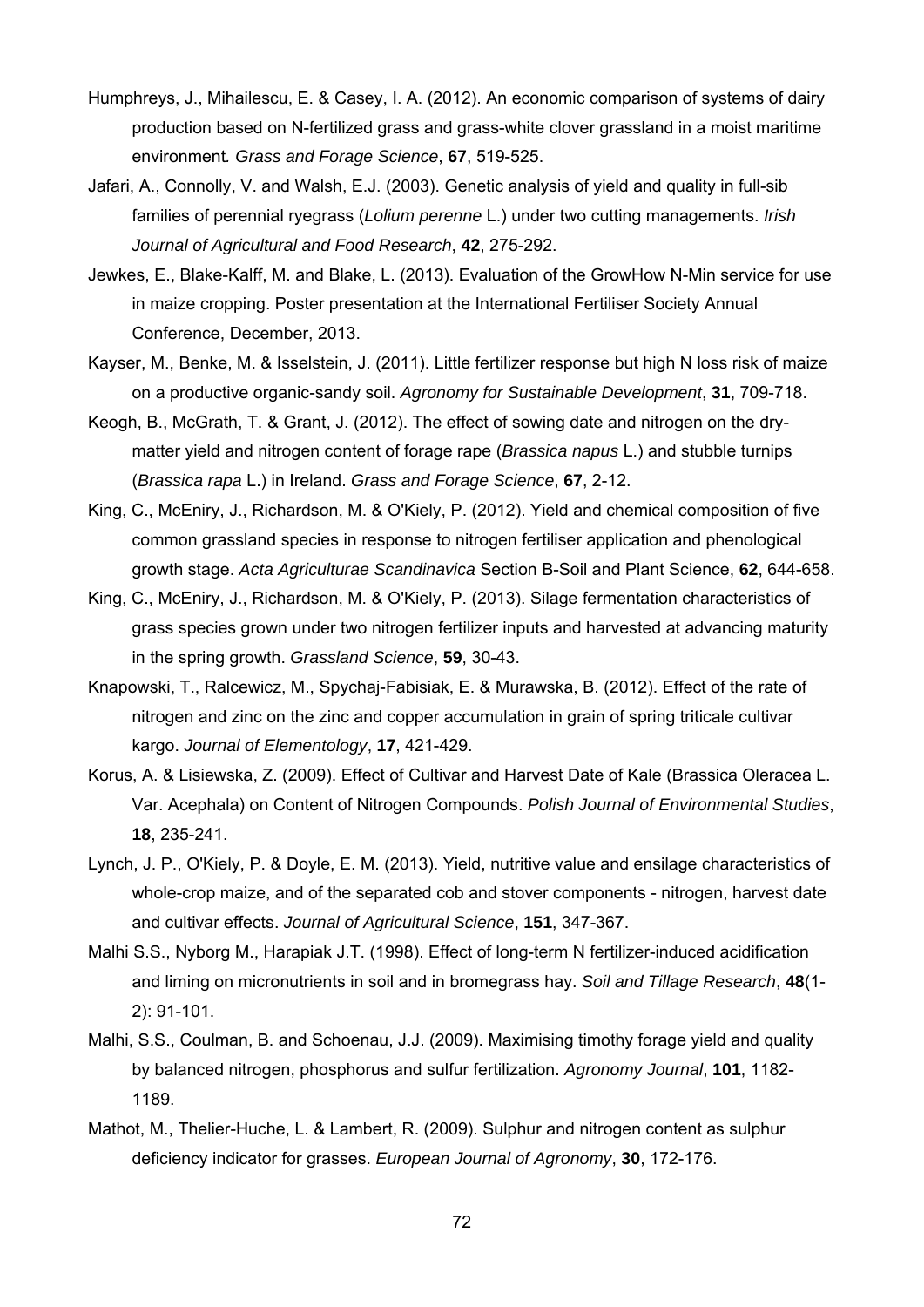Humphreys, J., Mihailescu, E. & Casey, I. A. (2012). An economic comparison of systems of dairy production based on N-fertilized grass and grass-white clover grassland in a moist maritime environment*. Grass and Forage Science*, **67**, 519-525.

Jafari, A., Connolly, V. and Walsh, E.J. (2003). Genetic analysis of yield and quality in full-sib families of perennial ryegrass (*Lolium perenne* L.) under two cutting managements. *Irish Journal of Agricultural and Food Research*, **42**, 275-292.

Jewkes, E., Blake-Kalff, M. and Blake, L. (2013). Evaluation of the GrowHow N-Min service for use in maize cropping. Poster presentation at the International Fertiliser Society Annual Conference, December, 2013.

Kayser, M., Benke, M. & Isselstein, J. (2011). Little fertilizer response but high N loss risk of maize on a productive organic-sandy soil. *Agronomy for Sustainable Development*, **31**, 709-718.

Keogh, B., McGrath, T. & Grant, J. (2012). The effect of sowing date and nitrogen on the dry-matter yield and nitrogen content of forage rape (*Brassica napus* L.) and stubble turnips (*Brassica rapa* L.) in Ireland. *Grass and Forage Science*, **67**, 2-12.

King, C., McEniry, J., Richardson, M. & O'Kiely, P. (2012). Yield and chemical composition of five common grassland species in response to nitrogen fertiliser application and phenological growth stage. *Acta Agriculturae Scandinavica* Section B-Soil and Plant Science, **62**, 644-658.

King, C., McEniry, J., Richardson, M. & O'Kiely, P. (2013). Silage fermentation characteristics of grass species grown under two nitrogen fertilizer inputs and harvested at advancing maturity in the spring growth. *Grassland Science*, **59**, 30-43.

Knapowski, T., Ralcewicz, M., Spychaj-Fabisiak, E. & Murawska, B. (2012). Effect of the rate of nitrogen and zinc on the zinc and copper accumulation in grain of spring triticale cultivar kargo. *Journal of Elementology*, **17**, 421-429.

Korus, A. & Lisiewska, Z. (2009). Effect of Cultivar and Harvest Date of Kale (Brassica Oleracea L. Var. Acephala) on Content of Nitrogen Compounds. *Polish Journal of Environmental Studies*, **18**, 235-241.

Lynch, J. P., O'Kiely, P. & Doyle, E. M. (2013). Yield, nutritive value and ensilage characteristics of whole-crop maize, and of the separated cob and stover components - nitrogen, harvest date and cultivar effects. *Journal of Agricultural Science*, **151**, 347-367.

Malhi S.S., Nyborg M., Harapiak J.T. (1998). Effect of long-term N fertilizer-induced acidification and liming on micronutrients in soil and in bromegrass hay. *Soil and Tillage Research*, **48**(1-2): 91-101.

Malhi, S.S., Coulman, B. and Schoenau, J.J. (2009). Maximising timothy forage yield and quality by balanced nitrogen, phosphorus and sulfur fertilization. *Agronomy Journal*, **101**, 1182-1189.

Mathot, M., Thelier-Huche, L. & Lambert, R. (2009). Sulphur and nitrogen content as sulphur deficiency indicator for grasses. *European Journal of Agronomy*, **30**, 172-176.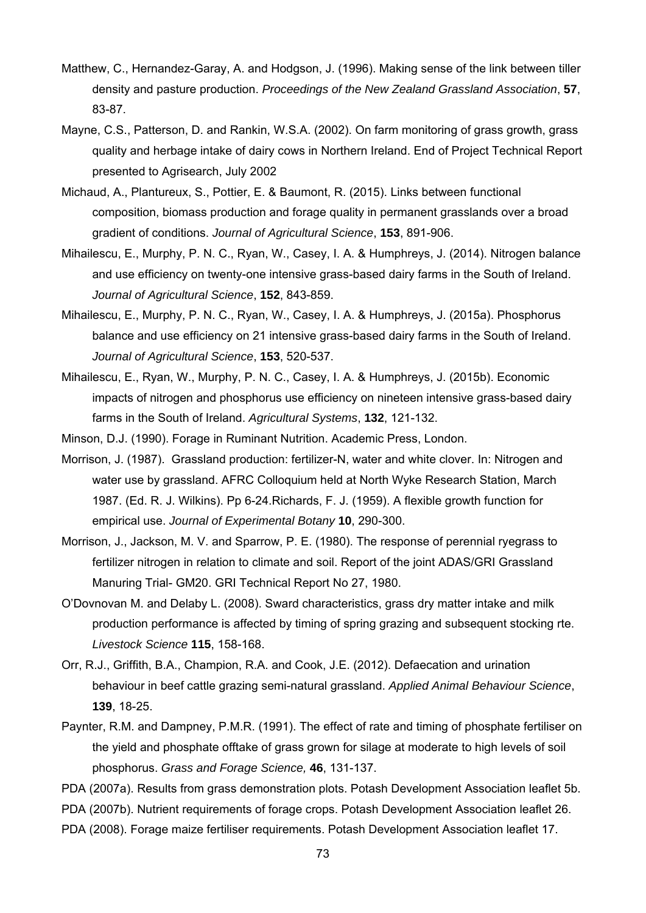Matthew, C., Hernandez-Garay, A. and Hodgson, J. (1996). Making sense of the link between tiller density and pasture production. *Proceedings of the New Zealand Grassland Association*, **57**, 83-87.

Mayne, C.S., Patterson, D. and Rankin, W.S.A. (2002). On farm monitoring of grass growth, grass quality and herbage intake of dairy cows in Northern Ireland. End of Project Technical Report presented to Agrisearch, July 2002

Michaud, A., Plantureux, S., Pottier, E. & Baumont, R. (2015). Links between functional composition, biomass production and forage quality in permanent grasslands over a broad gradient of conditions. *Journal of Agricultural Science*, **153**, 891-906.

Mihailescu, E., Murphy, P. N. C., Ryan, W., Casey, I. A. & Humphreys, J. (2014). Nitrogen balance and use efficiency on twenty-one intensive grass-based dairy farms in the South of Ireland. *Journal of Agricultural Science*, **152**, 843-859.

Mihailescu, E., Murphy, P. N. C., Ryan, W., Casey, I. A. & Humphreys, J. (2015a). Phosphorus balance and use efficiency on 21 intensive grass-based dairy farms in the South of Ireland. *Journal of Agricultural Science*, **153**, 520-537.

Mihailescu, E., Ryan, W., Murphy, P. N. C., Casey, I. A. & Humphreys, J. (2015b). Economic impacts of nitrogen and phosphorus use efficiency on nineteen intensive grass-based dairy farms in the South of Ireland. *Agricultural Systems*, **132**, 121-132.

Minson, D.J. (1990). Forage in Ruminant Nutrition. Academic Press, London.

Morrison, J. (1987). Grassland production: fertilizer-N, water and white clover. In: Nitrogen and water use by grassland. AFRC Colloquium held at North Wyke Research Station, March 1987. (Ed. R. J. Wilkins). Pp 6-24.Richards, F. J. (1959). A flexible growth function for empirical use. *Journal of Experimental Botany* **10**, 290-300.

Morrison, J., Jackson, M. V. and Sparrow, P. E. (1980). The response of perennial ryegrass to fertilizer nitrogen in relation to climate and soil. Report of the joint ADAS/GRI Grassland Manuring Trial- GM20. GRI Technical Report No 27, 1980.

O'Dovnovan M. and Delaby L. (2008). Sward characteristics, grass dry matter intake and milk production performance is affected by timing of spring grazing and subsequent stocking rte. *Livestock Science* **115**, 158-168.

Orr, R.J., Griffith, B.A., Champion, R.A. and Cook, J.E. (2012). Defaecation and urination behaviour in beef cattle grazing semi-natural grassland. *Applied Animal Behaviour Science*, **139**, 18-25.

Paynter, R.M. and Dampney, P.M.R. (1991). The effect of rate and timing of phosphate fertiliser on the yield and phosphate offtake of grass grown for silage at moderate to high levels of soil phosphorus. *Grass and Forage Science,* **46**, 131-137.

PDA (2007a). Results from grass demonstration plots. Potash Development Association leaflet 5b.

PDA (2007b). Nutrient requirements of forage crops. Potash Development Association leaflet 26.

PDA (2008). Forage maize fertiliser requirements. Potash Development Association leaflet 17.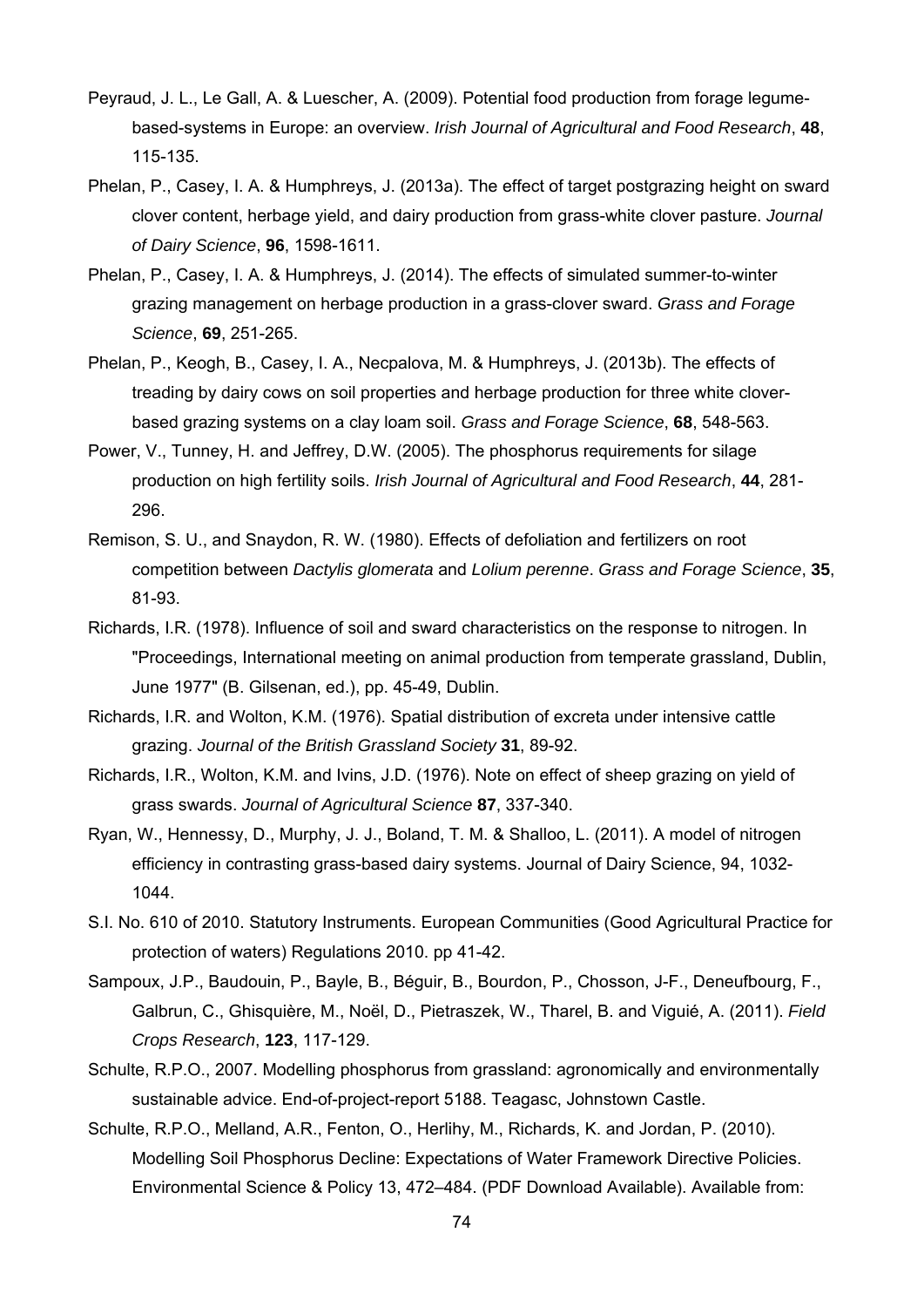Peyraud, J. L., Le Gall, A. & Luescher, A. (2009). Potential food production from forage legume-based-systems in Europe: an overview. *Irish Journal of Agricultural and Food Research*, **48**, 115-135.

Phelan, P., Casey, I. A. & Humphreys, J. (2013a). The effect of target postgrazing height on sward clover content, herbage yield, and dairy production from grass-white clover pasture. *Journal of Dairy Science*, **96**, 1598-1611.

Phelan, P., Casey, I. A. & Humphreys, J. (2014). The effects of simulated summer-to-winter grazing management on herbage production in a grass-clover sward. *Grass and Forage Science*, **69**, 251-265.

Phelan, P., Keogh, B., Casey, I. A., Necpalova, M. & Humphreys, J. (2013b). The effects of treading by dairy cows on soil properties and herbage production for three white clover-based grazing systems on a clay loam soil. *Grass and Forage Science*, **68**, 548-563.

Power, V., Tunney, H. and Jeffrey, D.W. (2005). The phosphorus requirements for silage production on high fertility soils. *Irish Journal of Agricultural and Food Research*, **44**, 281-296.

Remison, S. U., and Snaydon, R. W. (1980). Effects of defoliation and fertilizers on root competition between *Dactylis glomerata* and *Lolium perenne*. *Grass and Forage Science*, **35**, 81-93.

Richards, I.R. (1978). Influence of soil and sward characteristics on the response to nitrogen. In "Proceedings, International meeting on animal production from temperate grassland, Dublin, June 1977" (B. Gilsenan, ed.), pp. 45-49, Dublin.

Richards, I.R. and Wolton, K.M. (1976). Spatial distribution of excreta under intensive cattle grazing. *Journal of the British Grassland Society* **31**, 89-92.

Richards, I.R., Wolton, K.M. and Ivins, J.D. (1976). Note on effect of sheep grazing on yield of grass swards. *Journal of Agricultural Science* **87**, 337-340.

Ryan, W., Hennessy, D., Murphy, J. J., Boland, T. M. & Shalloo, L. (2011). A model of nitrogen efficiency in contrasting grass-based dairy systems. Journal of Dairy Science, 94, 1032-1044.

S.I. No. 610 of 2010. Statutory Instruments. European Communities (Good Agricultural Practice for protection of waters) Regulations 2010. pp 41-42.

Sampoux, J.P., Baudouin, P., Bayle, B., Béguir, B., Bourdon, P., Chosson, J-F., Deneufbourg, F., Galbrun, C., Ghisquière, M., Noël, D., Pietraszek, W., Tharel, B. and Viguié, A. (2011). *Field Crops Research*, **123**, 117-129.

Schulte, R.P.O., 2007. Modelling phosphorus from grassland: agronomically and environmentally sustainable advice. End-of-project-report 5188. Teagasc, Johnstown Castle.

Schulte, R.P.O., Melland, A.R., Fenton, O., Herlihy, M., Richards, K. and Jordan, P. (2010). Modelling Soil Phosphorus Decline: Expectations of Water Framework Directive Policies. Environmental Science & Policy 13, 472–484. (PDF Download Available). Available from: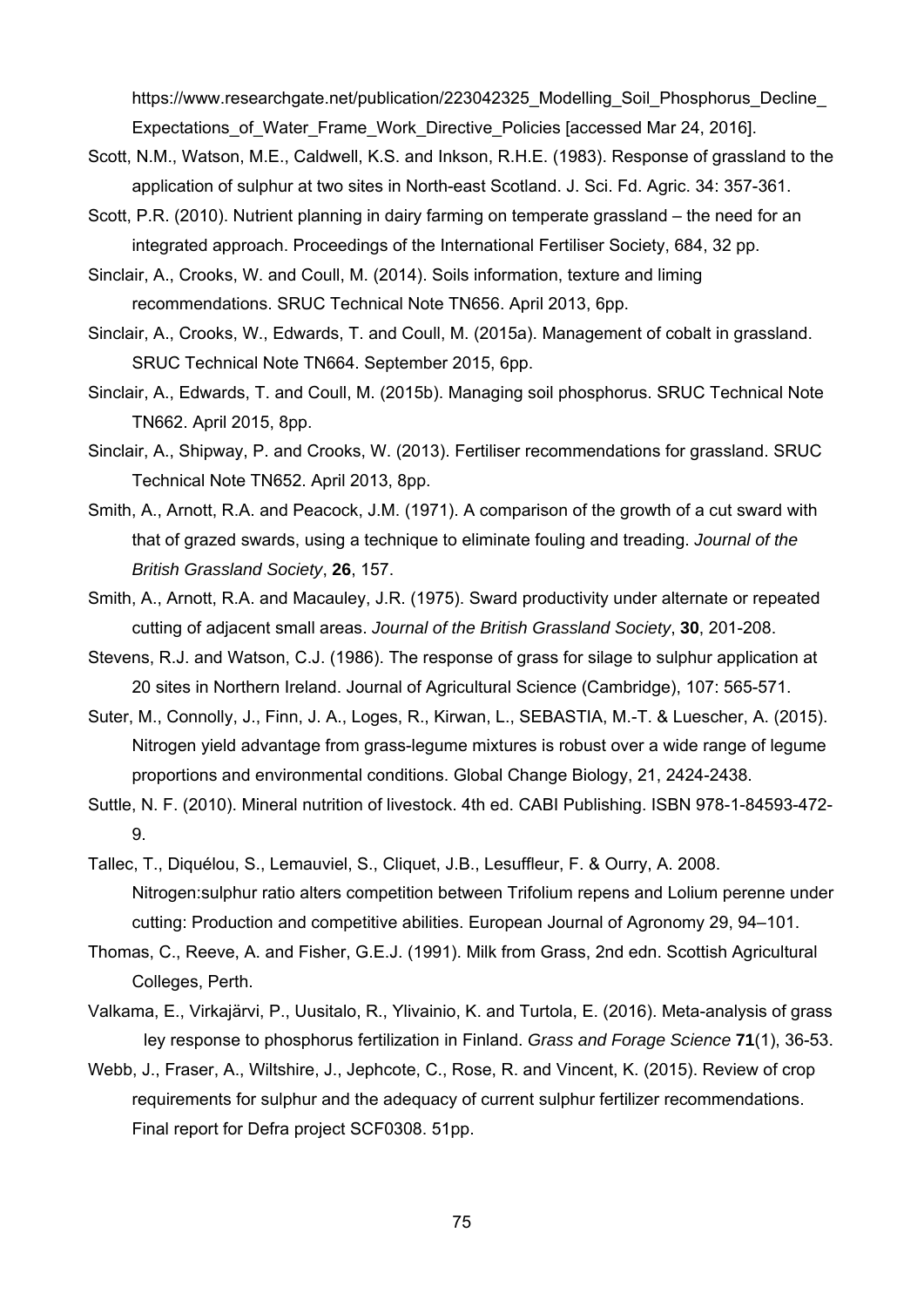https://www.researchgate.net/publication/223042325_Modelling_Soil_Phosphorus_Decline_Expectations_of_Water_Frame_Work_Directive_Policies [accessed Mar 24, 2016].

Scott, N.M., Watson, M.E., Caldwell, K.S. and Inkson, R.H.E. (1983). Response of grassland to the application of sulphur at two sites in North-east Scotland. J. Sci. Fd. Agric. 34: 357-361.

Scott, P.R. (2010). Nutrient planning in dairy farming on temperate grassland – the need for an integrated approach. Proceedings of the International Fertiliser Society, 684, 32 pp.

Sinclair, A., Crooks, W. and Coull, M. (2014). Soils information, texture and liming recommendations. SRUC Technical Note TN656. April 2013, 6pp.

Sinclair, A., Crooks, W., Edwards, T. and Coull, M. (2015a). Management of cobalt in grassland. SRUC Technical Note TN664. September 2015, 6pp.

Sinclair, A., Edwards, T. and Coull, M. (2015b). Managing soil phosphorus. SRUC Technical Note TN662. April 2015, 8pp.

Sinclair, A., Shipway, P. and Crooks, W. (2013). Fertiliser recommendations for grassland. SRUC Technical Note TN652. April 2013, 8pp.

Smith, A., Arnott, R.A. and Peacock, J.M. (1971). A comparison of the growth of a cut sward with that of grazed swards, using a technique to eliminate fouling and treading. *Journal of the British Grassland Society*, **26**, 157.

Smith, A., Arnott, R.A. and Macauley, J.R. (1975). Sward productivity under alternate or repeated cutting of adjacent small areas. *Journal of the British Grassland Society*, **30**, 201-208.

Stevens, R.J. and Watson, C.J. (1986). The response of grass for silage to sulphur application at 20 sites in Northern Ireland. Journal of Agricultural Science (Cambridge), 107: 565-571.

Suter, M., Connolly, J., Finn, J. A., Loges, R., Kirwan, L., SEBASTIA, M.-T. & Luescher, A. (2015). Nitrogen yield advantage from grass-legume mixtures is robust over a wide range of legume proportions and environmental conditions. Global Change Biology, 21, 2424-2438.

Suttle, N. F. (2010). Mineral nutrition of livestock. 4th ed. CABI Publishing. ISBN 978-1-84593-472-9.

Tallec, T., Diquélou, S., Lemauviel, S., Cliquet, J.B., Lesuffleur, F. & Ourry, A. 2008. Nitrogen:sulphur ratio alters competition between Trifolium repens and Lolium perenne under cutting: Production and competitive abilities. European Journal of Agronomy 29, 94–101.

Thomas, C., Reeve, A. and Fisher, G.E.J. (1991). Milk from Grass, 2nd edn. Scottish Agricultural Colleges, Perth.

Valkama, E., Virkajärvi, P., Uusitalo, R., Ylivainio, K. and Turtola, E. (2016). Meta-analysis of grass ley response to phosphorus fertilization in Finland. *Grass and Forage Science* **71**(1), 36-53.

Webb, J., Fraser, A., Wiltshire, J., Jephcote, C., Rose, R. and Vincent, K. (2015). Review of crop requirements for sulphur and the adequacy of current sulphur fertilizer recommendations. Final report for Defra project SCF0308. 51pp.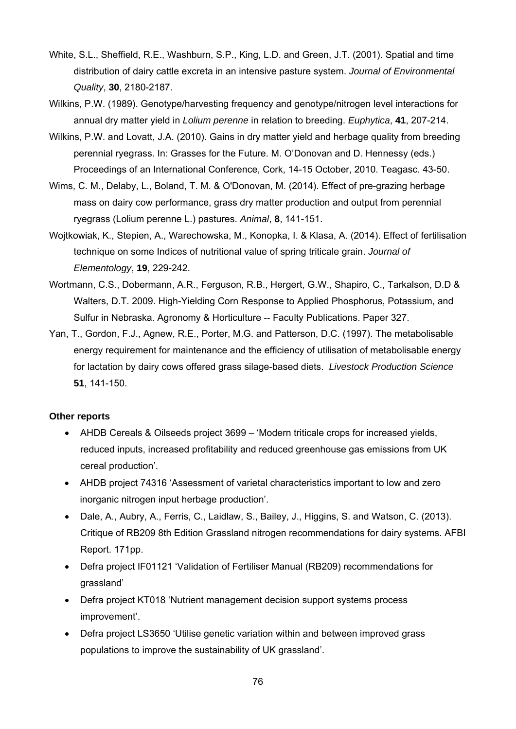White, S.L., Sheffield, R.E., Washburn, S.P., King, L.D. and Green, J.T. (2001). Spatial and time distribution of dairy cattle excreta in an intensive pasture system. *Journal of Environmental Quality*, **30**, 2180-2187.

Wilkins, P.W. (1989). Genotype/harvesting frequency and genotype/nitrogen level interactions for annual dry matter yield in *Lolium perenne* in relation to breeding. *Euphytica*, **41**, 207-214.

Wilkins, P.W. and Lovatt, J.A. (2010). Gains in dry matter yield and herbage quality from breeding perennial ryegrass. In: Grasses for the Future. M. O'Donovan and D. Hennessy (eds.) Proceedings of an International Conference, Cork, 14-15 October, 2010. Teagasc. 43-50.

Wims, C. M., Delaby, L., Boland, T. M. & O'Donovan, M. (2014). Effect of pre-grazing herbage mass on dairy cow performance, grass dry matter production and output from perennial ryegrass (Lolium perenne L.) pastures. *Animal*, **8**, 141-151.

Wojtkowiak, K., Stepien, A., Warechowska, M., Konopka, I. & Klasa, A. (2014). Effect of fertilisation technique on some Indices of nutritional value of spring triticale grain. *Journal of Elementology*, **19**, 229-242.

Wortmann, C.S., Dobermann, A.R., Ferguson, R.B., Hergert, G.W., Shapiro, C., Tarkalson, D.D & Walters, D.T. 2009. High-Yielding Corn Response to Applied Phosphorus, Potassium, and Sulfur in Nebraska. Agronomy & Horticulture -- Faculty Publications. Paper 327.

Yan, T., Gordon, F.J., Agnew, R.E., Porter, M.G. and Patterson, D.C. (1997). The metabolisable energy requirement for maintenance and the efficiency of utilisation of metabolisable energy for lactation by dairy cows offered grass silage-based diets. *Livestock Production Science* **51**, 141-150.

**Other reports**

- AHDB Cereals & Oilseeds project 3699 – 'Modern triticale crops for increased yields, reduced inputs, increased profitability and reduced greenhouse gas emissions from UK cereal production'.
- AHDB project 74316 'Assessment of varietal characteristics important to low and zero inorganic nitrogen input herbage production'.
- Dale, A., Aubry, A., Ferris, C., Laidlaw, S., Bailey, J., Higgins, S. and Watson, C. (2013). Critique of RB209 8th Edition Grassland nitrogen recommendations for dairy systems. AFBI Report. 171pp.
- Defra project IF01121 'Validation of Fertiliser Manual (RB209) recommendations for grassland'
- Defra project KT018 'Nutrient management decision support systems process improvement'.
- Defra project LS3650 'Utilise genetic variation within and between improved grass populations to improve the sustainability of UK grassland'.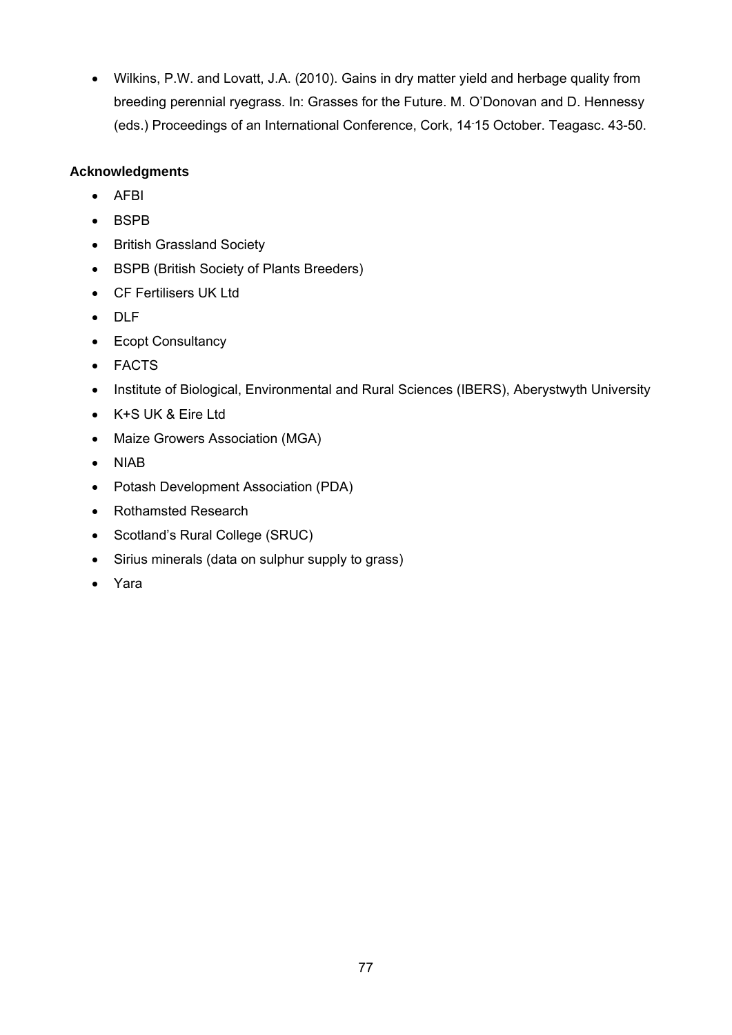- Wilkins, P.W. and Lovatt, J.A. (2010). Gains in dry matter yield and herbage quality from breeding perennial ryegrass. In: Grasses for the Future. M. O'Donovan and D. Hennessy (eds.) Proceedings of an International Conference, Cork, 14-15 October. Teagasc. 43-50.

**Acknowledgments**

- AFBI
- BSPB
- British Grassland Society
- BSPB (British Society of Plants Breeders)
- CF Fertilisers UK Ltd
- DLF
- Ecopt Consultancy
- FACTS
- Institute of Biological, Environmental and Rural Sciences (IBERS), Aberystwyth University
- K+S UK & Eire Ltd
- Maize Growers Association (MGA)
- NIAB
- Potash Development Association (PDA)
- Rothamsted Research
- Scotland's Rural College (SRUC)
- Sirius minerals (data on sulphur supply to grass)
- Yara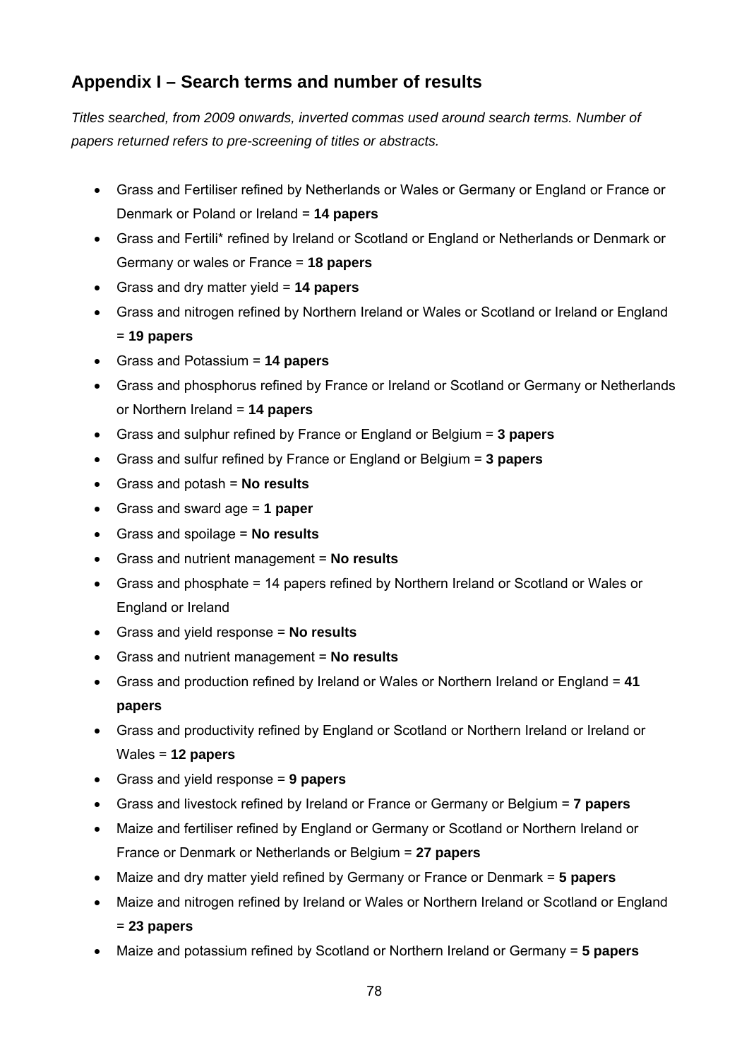## Appendix I – Search terms and number of results

*Titles searched, from 2009 onwards, inverted commas used around search terms. Number of papers returned refers to pre-screening of titles or abstracts.*

- Grass and Fertiliser refined by Netherlands or Wales or Germany or England or France or Denmark or Poland or Ireland = **14 papers**
- Grass and Fertili* refined by Ireland or Scotland or England or Netherlands or Denmark or Germany or wales or France = **18 papers**
- Grass and dry matter yield = **14 papers**
- Grass and nitrogen refined by Northern Ireland or Wales or Scotland or Ireland or England = **19 papers**
- Grass and Potassium = **14 papers**
- Grass and phosphorus refined by France or Ireland or Scotland or Germany or Netherlands or Northern Ireland = **14 papers**
- Grass and sulphur refined by France or England or Belgium = **3 papers**
- Grass and sulfur refined by France or England or Belgium = **3 papers**
- Grass and potash = **No results**
- Grass and sward age = **1 paper**
- Grass and spoilage = **No results**
- Grass and nutrient management = **No results**
- Grass and phosphate = 14 papers refined by Northern Ireland or Scotland or Wales or England or Ireland
- Grass and yield response = **No results**
- Grass and nutrient management = **No results**
- Grass and production refined by Ireland or Wales or Northern Ireland or England = **41 papers**
- Grass and productivity refined by England or Scotland or Northern Ireland or Ireland or Wales = **12 papers**
- Grass and yield response = **9 papers**
- Grass and livestock refined by Ireland or France or Germany or Belgium = **7 papers**
- Maize and fertiliser refined by England or Germany or Scotland or Northern Ireland or France or Denmark or Netherlands or Belgium = **27 papers**
- Maize and dry matter yield refined by Germany or France or Denmark = **5 papers**
- Maize and nitrogen refined by Ireland or Wales or Northern Ireland or Scotland or England = **23 papers**
- Maize and potassium refined by Scotland or Northern Ireland or Germany = **5 papers**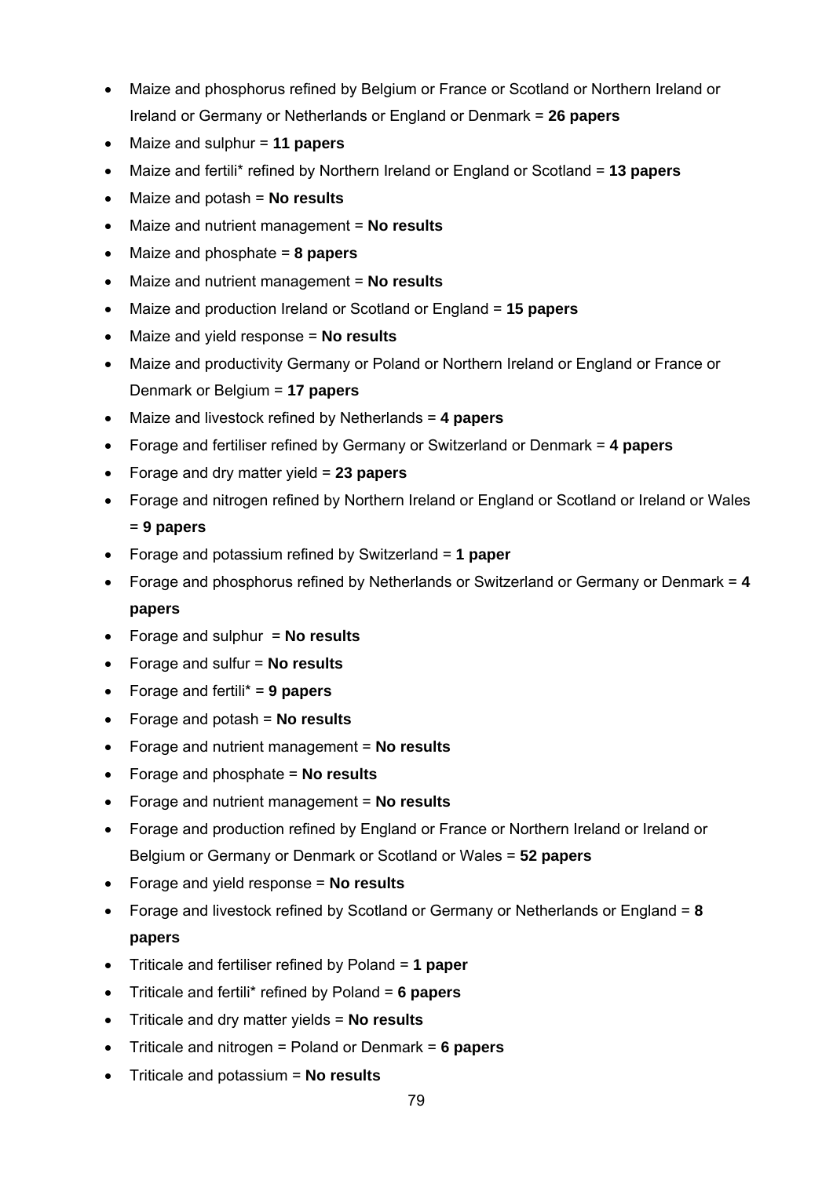- Maize and phosphorus refined by Belgium or France or Scotland or Northern Ireland or Ireland or Germany or Netherlands or England or Denmark = **26 papers**
- Maize and sulphur = **11 papers**
- Maize and fertili* refined by Northern Ireland or England or Scotland = **13 papers**
- Maize and potash = **No results**
- Maize and nutrient management = **No results**
- Maize and phosphate = **8 papers**
- Maize and nutrient management = **No results**
- Maize and production Ireland or Scotland or England = **15 papers**
- Maize and yield response = **No results**
- Maize and productivity Germany or Poland or Northern Ireland or England or France or Denmark or Belgium = **17 papers**
- Maize and livestock refined by Netherlands = **4 papers**
- Forage and fertiliser refined by Germany or Switzerland or Denmark = **4 papers**
- Forage and dry matter yield = **23 papers**
- Forage and nitrogen refined by Northern Ireland or England or Scotland or Ireland or Wales = **9 papers**
- Forage and potassium refined by Switzerland = **1 paper**
- Forage and phosphorus refined by Netherlands or Switzerland or Germany or Denmark = **4 papers**
- Forage and sulphur = **No results**
- Forage and sulfur = **No results**
- Forage and fertili* = **9 papers**
- Forage and potash = **No results**
- Forage and nutrient management = **No results**
- Forage and phosphate = **No results**
- Forage and nutrient management = **No results**
- Forage and production refined by England or France or Northern Ireland or Ireland or Belgium or Germany or Denmark or Scotland or Wales = **52 papers**
- Forage and yield response = **No results**
- Forage and livestock refined by Scotland or Germany or Netherlands or England = **8 papers**
- Triticale and fertiliser refined by Poland = **1 paper**
- Triticale and fertili* refined by Poland = **6 papers**
- Triticale and dry matter yields = **No results**
- Triticale and nitrogen = Poland or Denmark = **6 papers**
- Triticale and potassium = **No results**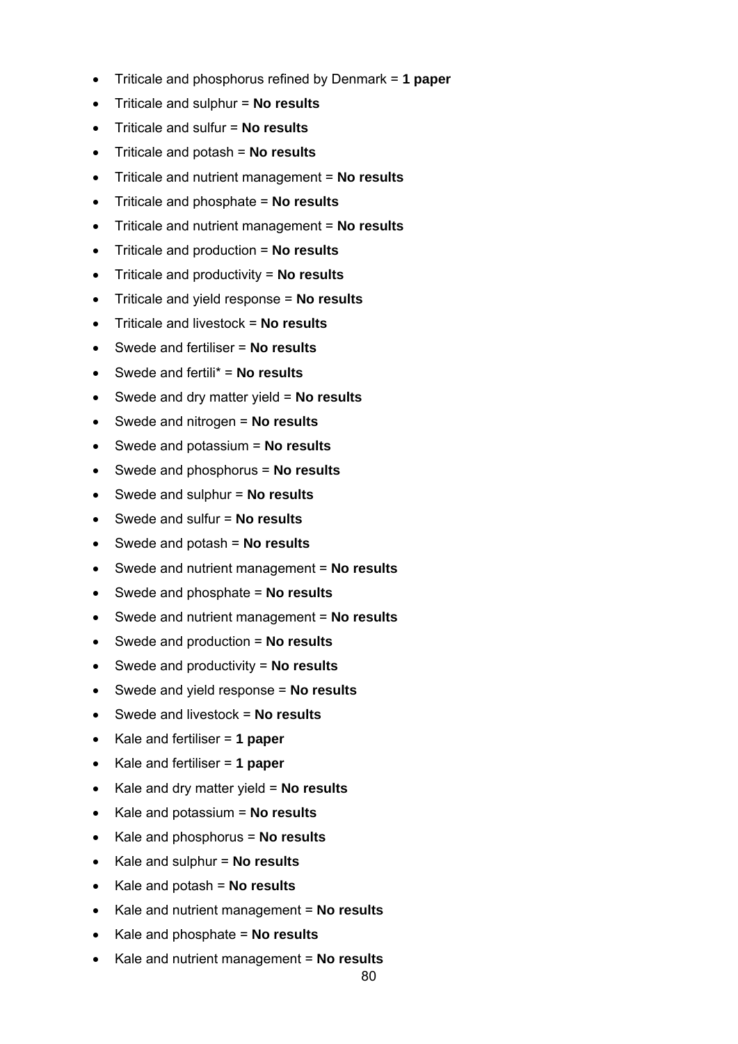- Triticale and phosphorus refined by Denmark = **1 paper**
- Triticale and sulphur = **No results**
- Triticale and sulfur = **No results**
- Triticale and potash = **No results**
- Triticale and nutrient management = **No results**
- Triticale and phosphate = **No results**
- Triticale and nutrient management = **No results**
- Triticale and production = **No results**
- Triticale and productivity = **No results**
- Triticale and yield response = **No results**
- Triticale and livestock = **No results**
- Swede and fertiliser = **No results**
- Swede and fertili* = **No results**
- Swede and dry matter yield = **No results**
- Swede and nitrogen = **No results**
- Swede and potassium = **No results**
- Swede and phosphorus = **No results**
- Swede and sulphur = **No results**
- Swede and sulfur = **No results**
- Swede and potash = **No results**
- Swede and nutrient management = **No results**
- Swede and phosphate = **No results**
- Swede and nutrient management = **No results**
- Swede and production = **No results**
- Swede and productivity = **No results**
- Swede and yield response = **No results**
- Swede and livestock = **No results**
- Kale and fertiliser = **1 paper**
- Kale and fertiliser = **1 paper**
- Kale and dry matter yield = **No results**
- Kale and potassium = **No results**
- Kale and phosphorus = **No results**
- Kale and sulphur = **No results**
- Kale and potash = **No results**
- Kale and nutrient management = **No results**
- Kale and phosphate = **No results**
- Kale and nutrient management = **No results**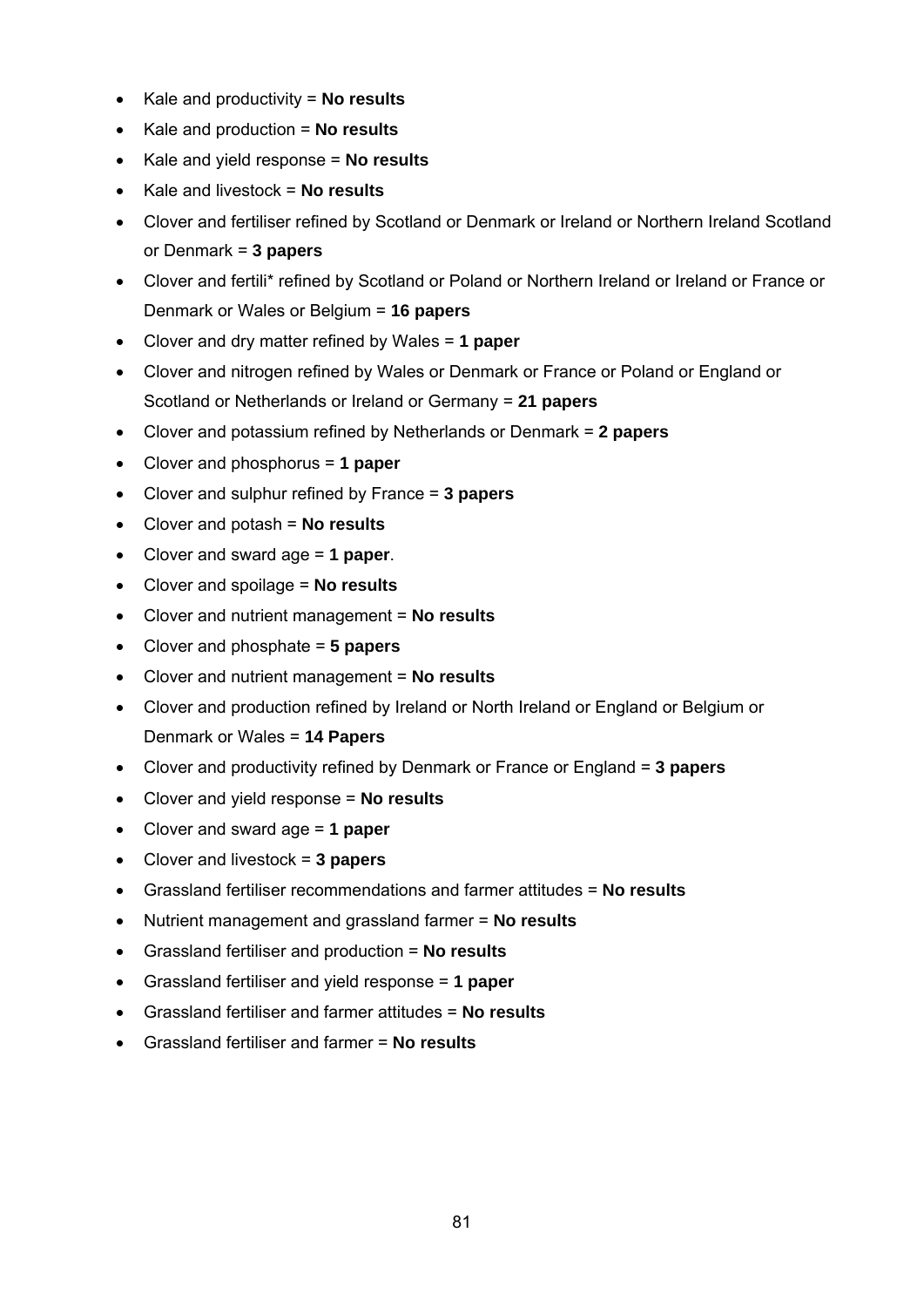- Kale and productivity = **No results**
- Kale and production = **No results**
- Kale and yield response = **No results**
- Kale and livestock = **No results**
- Clover and fertiliser refined by Scotland or Denmark or Ireland or Northern Ireland Scotland or Denmark = **3 papers**
- Clover and fertili* refined by Scotland or Poland or Northern Ireland or Ireland or France or Denmark or Wales or Belgium = **16 papers**
- Clover and dry matter refined by Wales = **1 paper**
- Clover and nitrogen refined by Wales or Denmark or France or Poland or England or Scotland or Netherlands or Ireland or Germany = **21 papers**
- Clover and potassium refined by Netherlands or Denmark = **2 papers**
- Clover and phosphorus = **1 paper**
- Clover and sulphur refined by France = **3 papers**
- Clover and potash = **No results**
- Clover and sward age = **1 paper**.
- Clover and spoilage = **No results**
- Clover and nutrient management = **No results**
- Clover and phosphate = **5 papers**
- Clover and nutrient management = **No results**
- Clover and production refined by Ireland or North Ireland or England or Belgium or Denmark or Wales = **14 Papers**
- Clover and productivity refined by Denmark or France or England = **3 papers**
- Clover and yield response = **No results**
- Clover and sward age = **1 paper**
- Clover and livestock = **3 papers**
- Grassland fertiliser recommendations and farmer attitudes = **No results**
- Nutrient management and grassland farmer = **No results**
- Grassland fertiliser and production = **No results**
- Grassland fertiliser and yield response = **1 paper**
- Grassland fertiliser and farmer attitudes = **No results**
- Grassland fertiliser and farmer = **No results**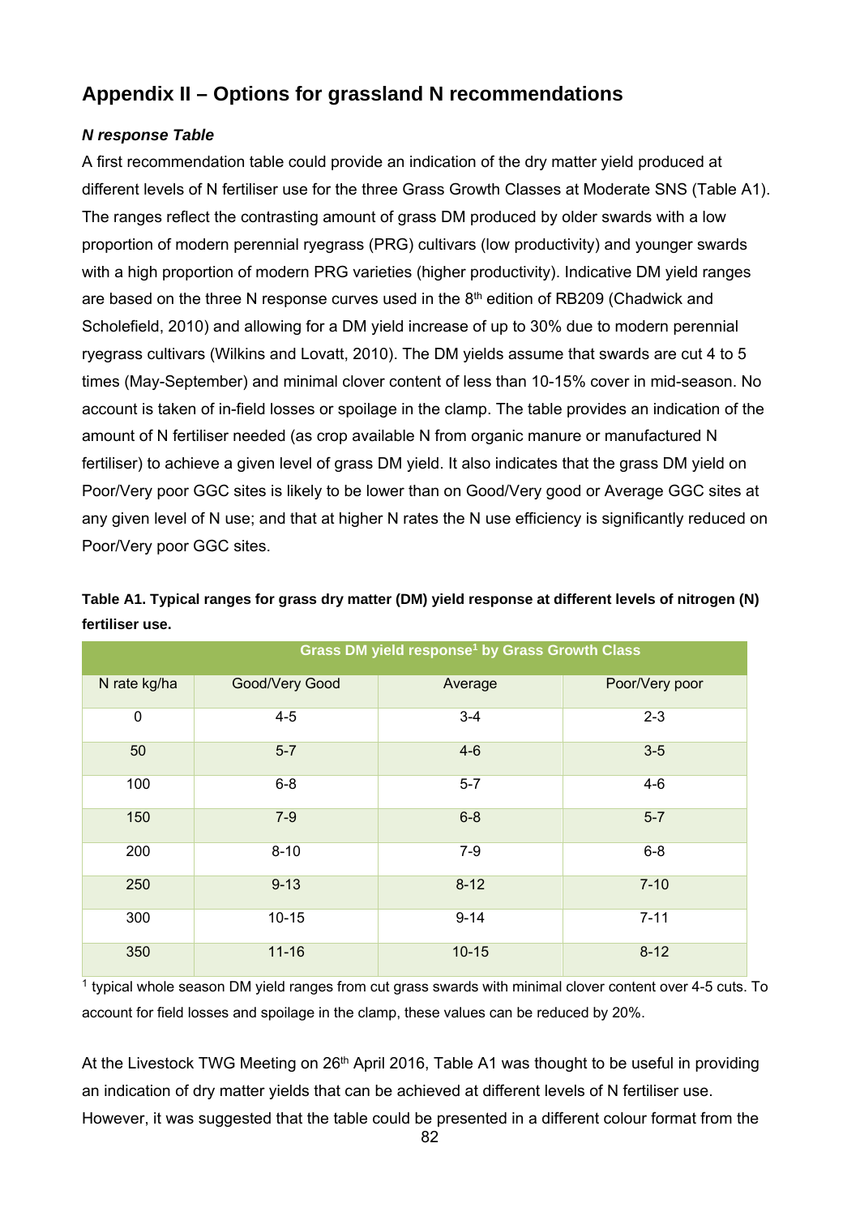## Appendix II – Options for grassland N recommendations

### *N response Table*

A first recommendation table could provide an indication of the dry matter yield produced at different levels of N fertiliser use for the three Grass Growth Classes at Moderate SNS (Table A1). The ranges reflect the contrasting amount of grass DM produced by older swards with a low proportion of modern perennial ryegrass (PRG) cultivars (low productivity) and younger swards with a high proportion of modern PRG varieties (higher productivity). Indicative DM yield ranges are based on the three N response curves used in the 8th edition of RB209 (Chadwick and Scholefield, 2010) and allowing for a DM yield increase of up to 30% due to modern perennial ryegrass cultivars (Wilkins and Lovatt, 2010). The DM yields assume that swards are cut 4 to 5 times (May-September) and minimal clover content of less than 10-15% cover in mid-season. No account is taken of in-field losses or spoilage in the clamp. The table provides an indication of the amount of N fertiliser needed (as crop available N from organic manure or manufactured N fertiliser) to achieve a given level of grass DM yield. It also indicates that the grass DM yield on Poor/Very poor GGC sites is likely to be lower than on Good/Very good or Average GGC sites at any given level of N use; and that at higher N rates the N use efficiency is significantly reduced on Poor/Very poor GGC sites.

**Table A1. Typical ranges for grass dry matter (DM) yield response at different levels of nitrogen (N) fertiliser use.**

| | Grass DM yield response[1] by Grass Growth Class | | |
|---|---|---|---|
| N rate kg/ha | Good/Very Good | Average | Poor/Very poor |
| 0 | 4-5 | 3-4 | 2-3 |
| 50 | 5-7 | 4-6 | 3-5 |
| 100 | 6-8 | 5-7 | 4-6 |
| 150 | 7-9 | 6-8 | 5-7 |
| 200 | 8-10 | 7-9 | 6-8 |
| 250 | 9-13 | 8-12 | 7-10 |
| 300 | 10-15 | 9-14 | 7-11 |
| 350 | 11-16 | 10-15 | 8-12 |

[1] typical whole season DM yield ranges from cut grass swards with minimal clover content over 4-5 cuts. To account for field losses and spoilage in the clamp, these values can be reduced by 20%.

At the Livestock TWG Meeting on 26th April 2016, Table A1 was thought to be useful in providing an indication of dry matter yields that can be achieved at different levels of N fertiliser use. However, it was suggested that the table could be presented in a different colour format from the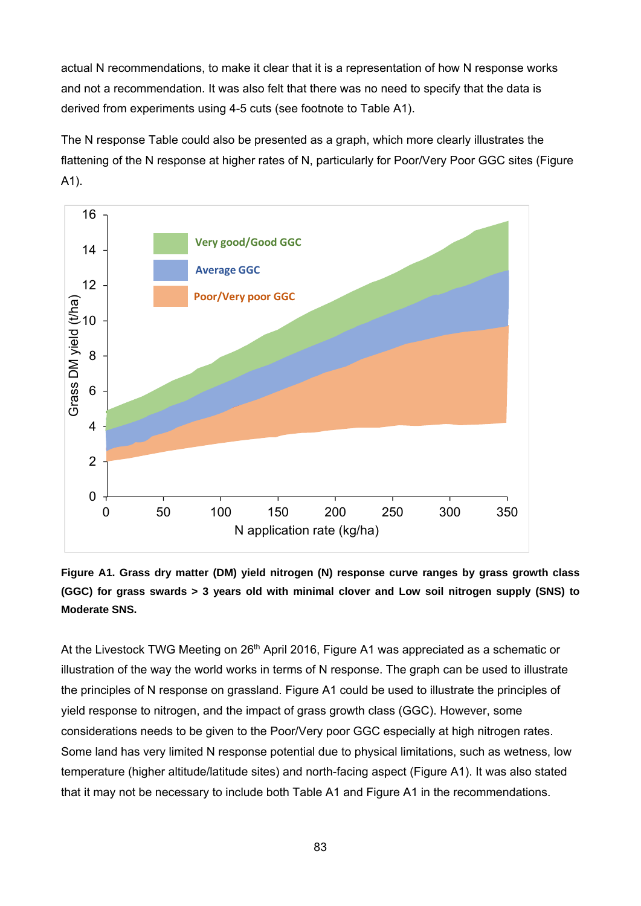actual N recommendations, to make it clear that it is a representation of how N response works and not a recommendation. It was also felt that there was no need to specify that the data is derived from experiments using 4-5 cuts (see footnote to Table A1).

The N response Table could also be presented as a graph, which more clearly illustrates the flattening of the N response at higher rates of N, particularly for Poor/Very Poor GGC sites (Figure A1).

**Figure A1. Grass dry matter (DM) yield nitrogen (N) response curve ranges by grass growth class (GGC) for grass swards > 3 years old with minimal clover and Low soil nitrogen supply (SNS) to Moderate SNS.**

At the Livestock TWG Meeting on 26th April 2016, Figure A1 was appreciated as a schematic or illustration of the way the world works in terms of N response. The graph can be used to illustrate the principles of N response on grassland. Figure A1 could be used to illustrate the principles of yield response to nitrogen, and the impact of grass growth class (GGC). However, some considerations needs to be given to the Poor/Very poor GGC especially at high nitrogen rates. Some land has very limited N response potential due to physical limitations, such as wetness, low temperature (higher altitude/latitude sites) and north-facing aspect (Figure A1). It was also stated that it may not be necessary to include both Table A1 and Figure A1 in the recommendations.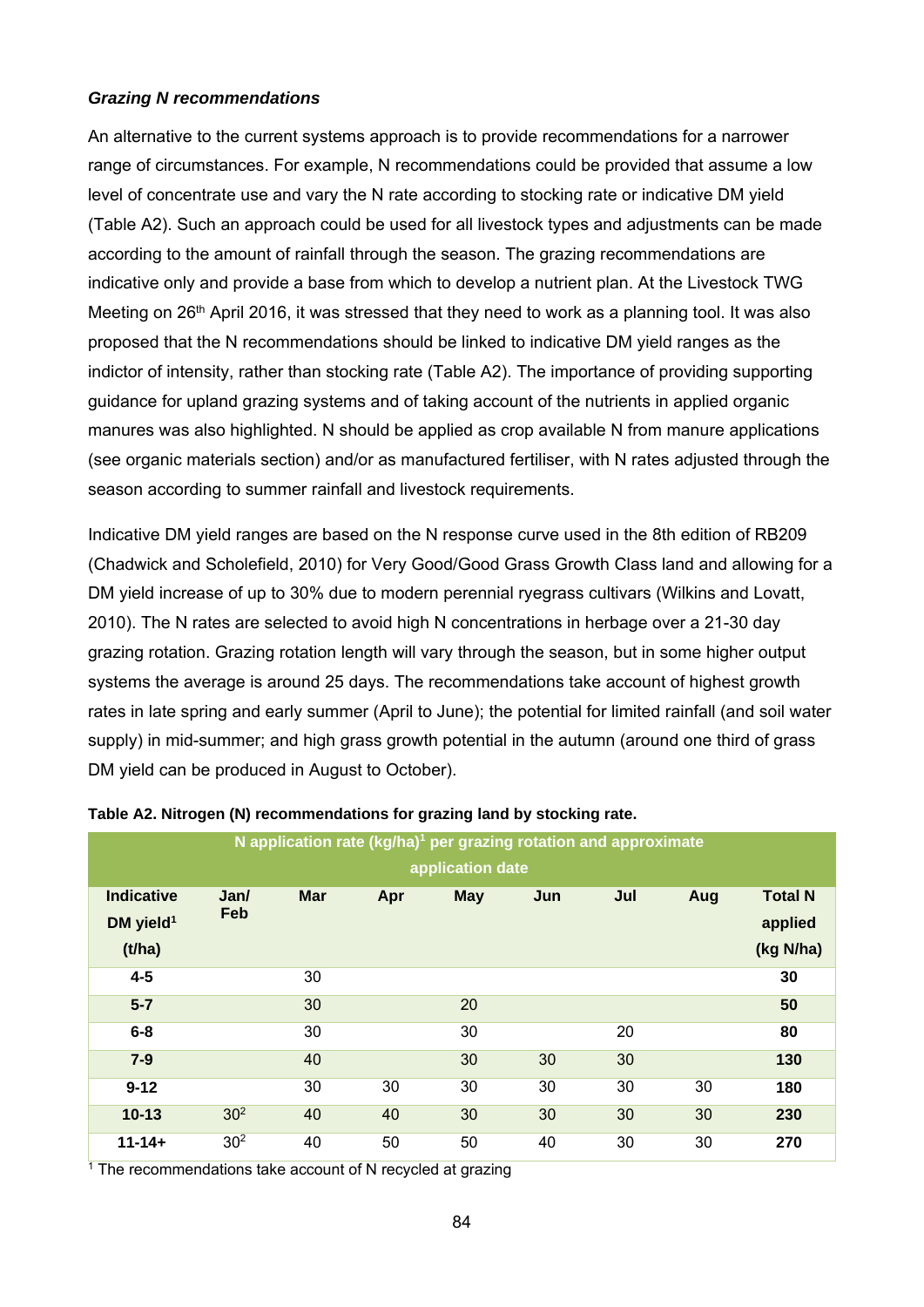***Grazing N recommendations***

An alternative to the current systems approach is to provide recommendations for a narrower range of circumstances. For example, N recommendations could be provided that assume a low level of concentrate use and vary the N rate according to stocking rate or indicative DM yield (Table A2). Such an approach could be used for all livestock types and adjustments can be made according to the amount of rainfall through the season. The grazing recommendations are indicative only and provide a base from which to develop a nutrient plan. At the Livestock TWG Meeting on 26th April 2016, it was stressed that they need to work as a planning tool. It was also proposed that the N recommendations should be linked to indicative DM yield ranges as the indictor of intensity, rather than stocking rate (Table A2). The importance of providing supporting guidance for upland grazing systems and of taking account of the nutrients in applied organic manures was also highlighted. N should be applied as crop available N from manure applications (see organic materials section) and/or as manufactured fertiliser, with N rates adjusted through the season according to summer rainfall and livestock requirements.

Indicative DM yield ranges are based on the N response curve used in the 8th edition of RB209 (Chadwick and Scholefield, 2010) for Very Good/Good Grass Growth Class land and allowing for a DM yield increase of up to 30% due to modern perennial ryegrass cultivars (Wilkins and Lovatt, 2010). The N rates are selected to avoid high N concentrations in herbage over a 21-30 day grazing rotation. Grazing rotation length will vary through the season, but in some higher output systems the average is around 25 days. The recommendations take account of highest growth rates in late spring and early summer (April to June); the potential for limited rainfall (and soil water supply) in mid-summer; and high grass growth potential in the autumn (around one third of grass DM yield can be produced in August to October).

**Table A2. Nitrogen (N) recommendations for grazing land by stocking rate.**

| | N application rate (kg/ha)[1] per grazing rotation and approximate application date | | | | | | | |
|---|---|---|---|---|---|---|---|---|
| **Indicative DM yield[1] (t/ha)** | **Jan/ Feb** | **Mar** | **Apr** | **May** | **Jun** | **Jul** | **Aug** | **Total N applied (kg N/ha)** |
| **4-5** | | 30 | | | | | | **30** |
| **5-7** | | 30 | | 20 | | | | **50** |
| **6-8** | | 30 | | 30 | | 20 | | **80** |
| **7-9** | | 40 | | 30 | 30 | 30 | | **130** |
| **9-12** | | 30 | 30 | 30 | 30 | 30 | 30 | **180** |
| **10-13** | 30[2] | 40 | 40 | 30 | 30 | 30 | 30 | **230** |
| **11-14+** | 30[2] | 40 | 50 | 50 | 40 | 30 | 30 | **270** |

[1] The recommendations take account of N recycled at grazing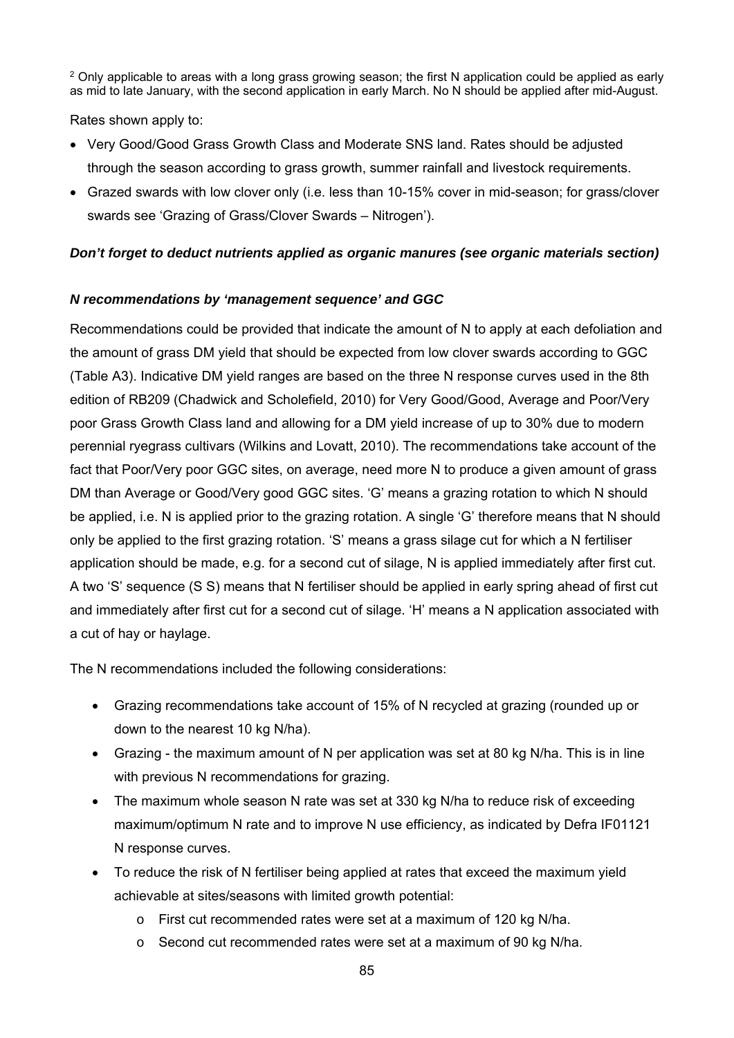[2] Only applicable to areas with a long grass growing season; the first N application could be applied as early as mid to late January, with the second application in early March. No N should be applied after mid-August.

Rates shown apply to:

- Very Good/Good Grass Growth Class and Moderate SNS land. Rates should be adjusted through the season according to grass growth, summer rainfall and livestock requirements.
- Grazed swards with low clover only (i.e. less than 10-15% cover in mid-season; for grass/clover swards see 'Grazing of Grass/Clover Swards – Nitrogen').

***Don't forget to deduct nutrients applied as organic manures (see organic materials section)***

***N recommendations by 'management sequence' and GGC***

Recommendations could be provided that indicate the amount of N to apply at each defoliation and the amount of grass DM yield that should be expected from low clover swards according to GGC (Table A3). Indicative DM yield ranges are based on the three N response curves used in the 8th edition of RB209 (Chadwick and Scholefield, 2010) for Very Good/Good, Average and Poor/Very poor Grass Growth Class land and allowing for a DM yield increase of up to 30% due to modern perennial ryegrass cultivars (Wilkins and Lovatt, 2010). The recommendations take account of the fact that Poor/Very poor GGC sites, on average, need more N to produce a given amount of grass DM than Average or Good/Very good GGC sites. 'G' means a grazing rotation to which N should be applied, i.e. N is applied prior to the grazing rotation. A single 'G' therefore means that N should only be applied to the first grazing rotation. 'S' means a grass silage cut for which a N fertiliser application should be made, e.g. for a second cut of silage, N is applied immediately after first cut. A two 'S' sequence (S S) means that N fertiliser should be applied in early spring ahead of first cut and immediately after first cut for a second cut of silage. 'H' means a N application associated with a cut of hay or haylage.

The N recommendations included the following considerations:

- Grazing recommendations take account of 15% of N recycled at grazing (rounded up or down to the nearest 10 kg N/ha).
- Grazing - the maximum amount of N per application was set at 80 kg N/ha. This is in line with previous N recommendations for grazing.
- The maximum whole season N rate was set at 330 kg N/ha to reduce risk of exceeding maximum/optimum N rate and to improve N use efficiency, as indicated by Defra IF01121 N response curves.
- To reduce the risk of N fertiliser being applied at rates that exceed the maximum yield achievable at sites/seasons with limited growth potential:
  - First cut recommended rates were set at a maximum of 120 kg N/ha.
  - Second cut recommended rates were set at a maximum of 90 kg N/ha.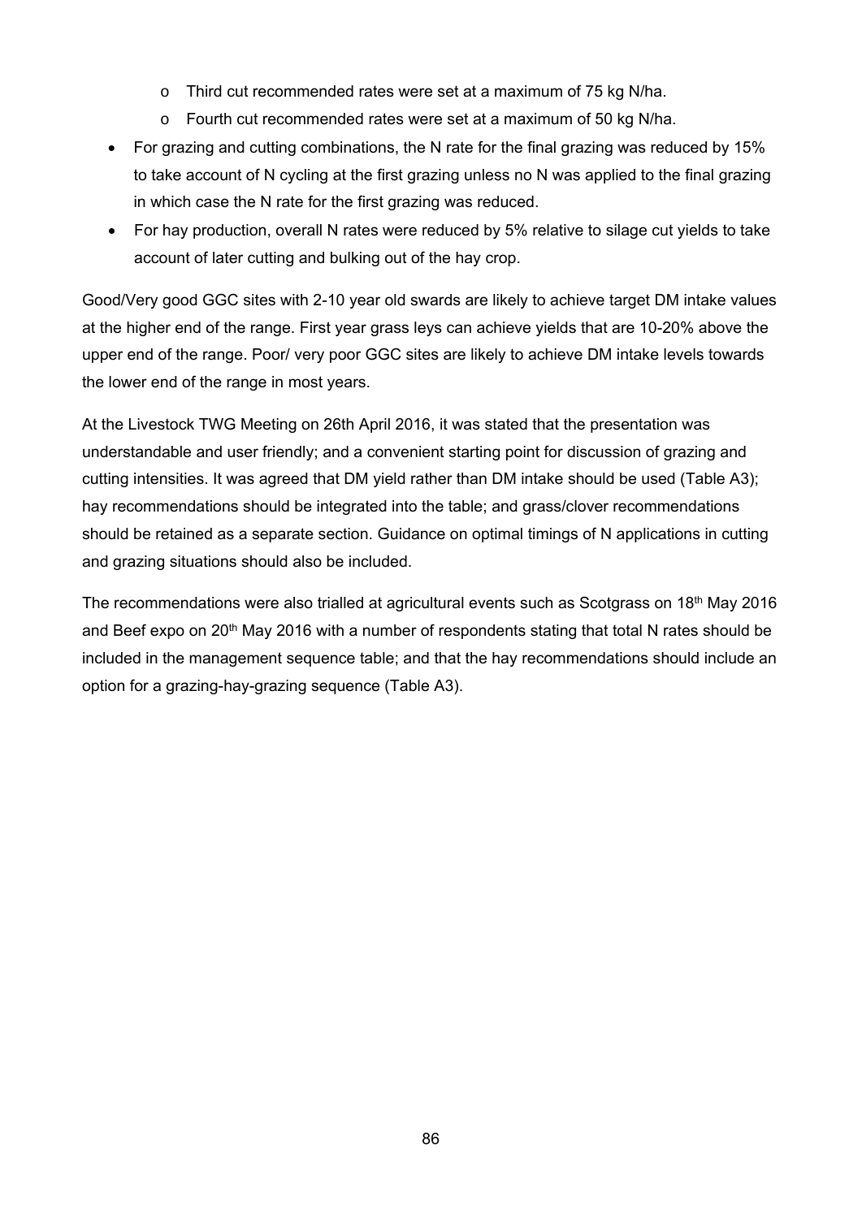- Third cut recommended rates were set at a maximum of 75 kg N/ha.
  - Fourth cut recommended rates were set at a maximum of 50 kg N/ha.
- For grazing and cutting combinations, the N rate for the final grazing was reduced by 15% to take account of N cycling at the first grazing unless no N was applied to the final grazing in which case the N rate for the first grazing was reduced.
- For hay production, overall N rates were reduced by 5% relative to silage cut yields to take account of later cutting and bulking out of the hay crop.

Good/Very good GGC sites with 2-10 year old swards are likely to achieve target DM intake values at the higher end of the range. First year grass leys can achieve yields that are 10-20% above the upper end of the range. Poor/ very poor GGC sites are likely to achieve DM intake levels towards the lower end of the range in most years.

At the Livestock TWG Meeting on 26th April 2016, it was stated that the presentation was understandable and user friendly; and a convenient starting point for discussion of grazing and cutting intensities. It was agreed that DM yield rather than DM intake should be used (Table A3); hay recommendations should be integrated into the table; and grass/clover recommendations should be retained as a separate section. Guidance on optimal timings of N applications in cutting and grazing situations should also be included.

The recommendations were also trialled at agricultural events such as Scotgrass on 18th May 2016 and Beef expo on 20th May 2016 with a number of respondents stating that total N rates should be included in the management sequence table; and that the hay recommendations should include an option for a grazing-hay-grazing sequence (Table A3).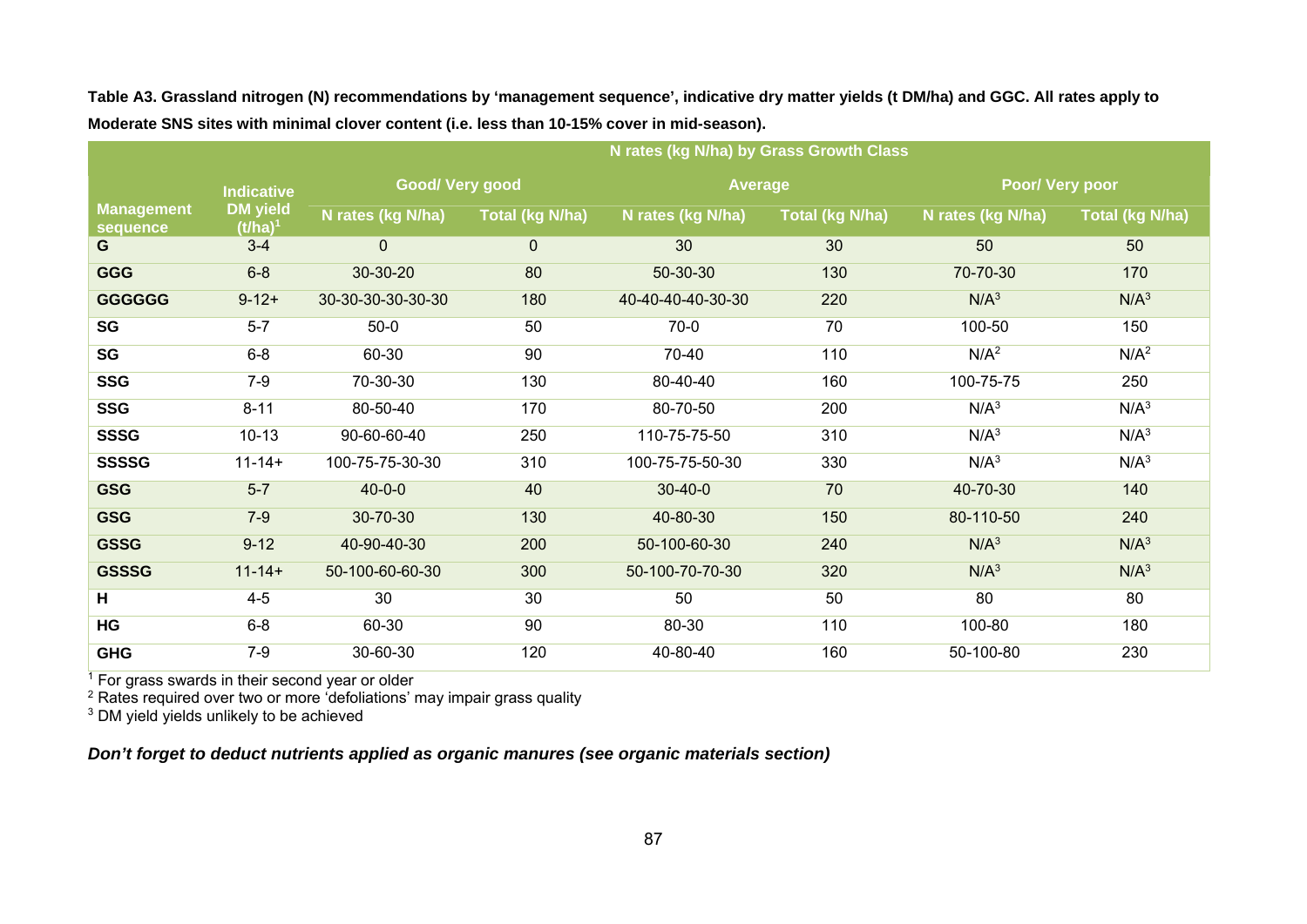**Table A3. Grassland nitrogen (N) recommendations by 'management sequence', indicative dry matter yields (t DM/ha) and GGC. All rates apply to Moderate SNS sites with minimal clover content (i.e. less than 10-15% cover in mid-season).**

| Management sequence | Indicative DM yield (t/ha)[1] | N rates (kg N/ha) by Grass Growth Class | | | | | |
|---|---|---|---|---|---|---|---|
| | | Good/ Very good | | Average | | Poor/ Very poor | |
| | | N rates (kg N/ha) | Total (kg N/ha) | N rates (kg N/ha) | Total (kg N/ha) | N rates (kg N/ha) | Total (kg N/ha) |
| **G** | 3-4 | 0 | 0 | 30 | 30 | 50 | 50 |
| **GGG** | 6-8 | 30-30-20 | 80 | 50-30-30 | 130 | 70-70-30 | 170 |
| **GGGGGG** | 9-12+ | 30-30-30-30-30 | 180 | 40-40-40-30-30 | 220 | N/A[3] | N/A[3] |
| **SG** | 5-7 | 50-0 | 50 | 70-0 | 70 | 100-50 | 150 |
| **SG** | 6-8 | 60-30 | 90 | 70-40 | 110 | N/A[2] | N/A[2] |
| **SSG** | 7-9 | 70-30-30 | 130 | 80-40-40 | 160 | 100-75-75 | 250 |
| **SSG** | 8-11 | 80-50-40 | 170 | 80-70-50 | 200 | N/A[3] | N/A[3] |
| **SSSG** | 10-13 | 90-60-60-40 | 250 | 110-75-75-50 | 310 | N/A[3] | N/A[3] |
| **SSSSG** | 11-14+ | 100-75-75-30-30 | 310 | 100-75-75-50-30 | 330 | N/A[3] | N/A[3] |
| **GSG** | 5-7 | 40-0-0 | 40 | 30-40-0 | 70 | 40-70-30 | 140 |
| **GSG** | 7-9 | 30-70-30 | 130 | 40-80-30 | 150 | 80-110-50 | 240 |
| **GSSG** | 9-12 | 40-90-40-30 | 200 | 50-100-60-30 | 240 | N/A[3] | N/A[3] |
| **GSSSG** | 11-14+ | 50-100-60-60-30 | 300 | 50-100-70-70-30 | 320 | N/A[3] | N/A[3] |
| **H** | 4-5 | 30 | 30 | 50 | 50 | 80 | 80 |
| **HG** | 6-8 | 60-30 | 90 | 80-30 | 110 | 100-80 | 180 |
| **GHG** | 7-9 | 30-60-30 | 120 | 40-80-40 | 160 | 50-100-80 | 230 |

[1] For grass swards in their second year or older
[2] Rates required over two or more 'defoliations' may impair grass quality
[3] DM yield yields unlikely to be achieved

***Don't forget to deduct nutrients applied as organic manures (see organic materials section)***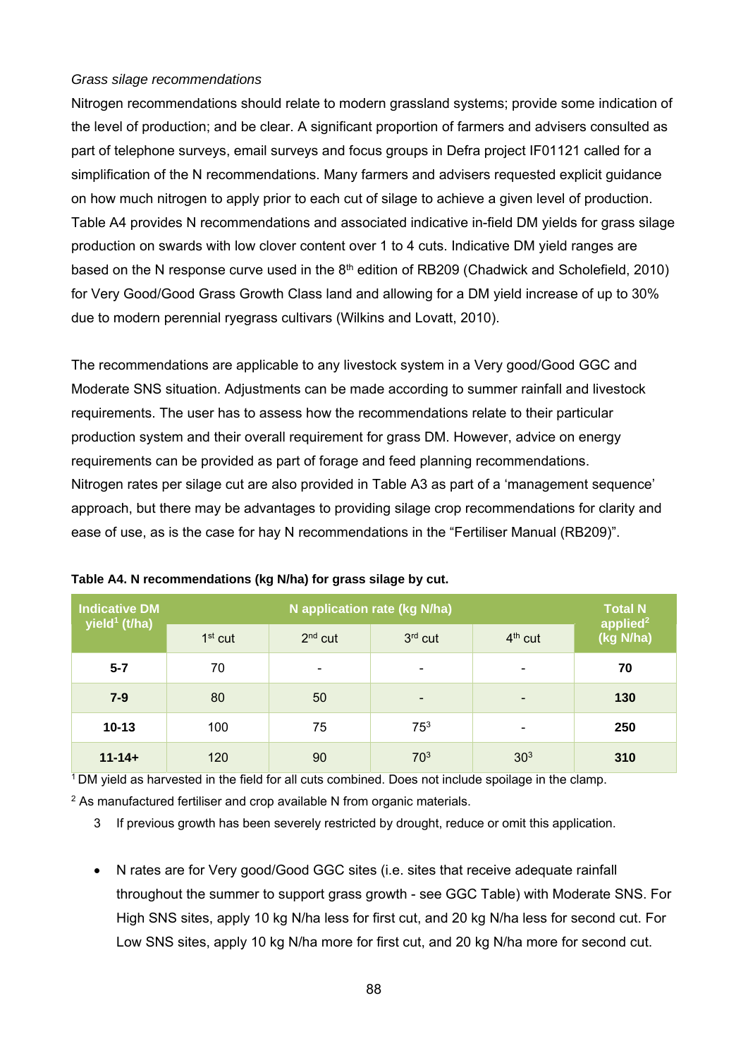*Grass silage recommendations*

Nitrogen recommendations should relate to modern grassland systems; provide some indication of the level of production; and be clear. A significant proportion of farmers and advisers consulted as part of telephone surveys, email surveys and focus groups in Defra project IF01121 called for a simplification of the N recommendations. Many farmers and advisers requested explicit guidance on how much nitrogen to apply prior to each cut of silage to achieve a given level of production. Table A4 provides N recommendations and associated indicative in-field DM yields for grass silage production on swards with low clover content over 1 to 4 cuts. Indicative DM yield ranges are based on the N response curve used in the 8th edition of RB209 (Chadwick and Scholefield, 2010) for Very Good/Good Grass Growth Class land and allowing for a DM yield increase of up to 30% due to modern perennial ryegrass cultivars (Wilkins and Lovatt, 2010).

The recommendations are applicable to any livestock system in a Very good/Good GGC and Moderate SNS situation. Adjustments can be made according to summer rainfall and livestock requirements. The user has to assess how the recommendations relate to their particular production system and their overall requirement for grass DM. However, advice on energy requirements can be provided as part of forage and feed planning recommendations. Nitrogen rates per silage cut are also provided in Table A3 as part of a 'management sequence' approach, but there may be advantages to providing silage crop recommendations for clarity and ease of use, as is the case for hay N recommendations in the "Fertiliser Manual (RB209)".

**Table A4. N recommendations (kg N/ha) for grass silage by cut.**

| Indicative DM yield[1] (t/ha) | N application rate (kg N/ha) | | | | Total N applied[2] (kg N/ha) |
|---|---|---|---|---|---|
| | 1st cut | 2nd cut | 3rd cut | 4th cut | |
| **5-7** | 70 | - | - | - | **70** |
| **7-9** | 80 | 50 | - | - | **130** |
| **10-13** | 100 | 75 | 75[3] | - | **250** |
| **11-14+** | 120 | 90 | 70[3] | 30[3] | **310** |

[1] DM yield as harvested in the field for all cuts combined. Does not include spoilage in the clamp.

[2] As manufactured fertiliser and crop available N from organic materials.

3 If previous growth has been severely restricted by drought, reduce or omit this application.

- N rates are for Very good/Good GGC sites (i.e. sites that receive adequate rainfall throughout the summer to support grass growth - see GGC Table) with Moderate SNS. For High SNS sites, apply 10 kg N/ha less for first cut, and 20 kg N/ha less for second cut. For Low SNS sites, apply 10 kg N/ha more for first cut, and 20 kg N/ha more for second cut.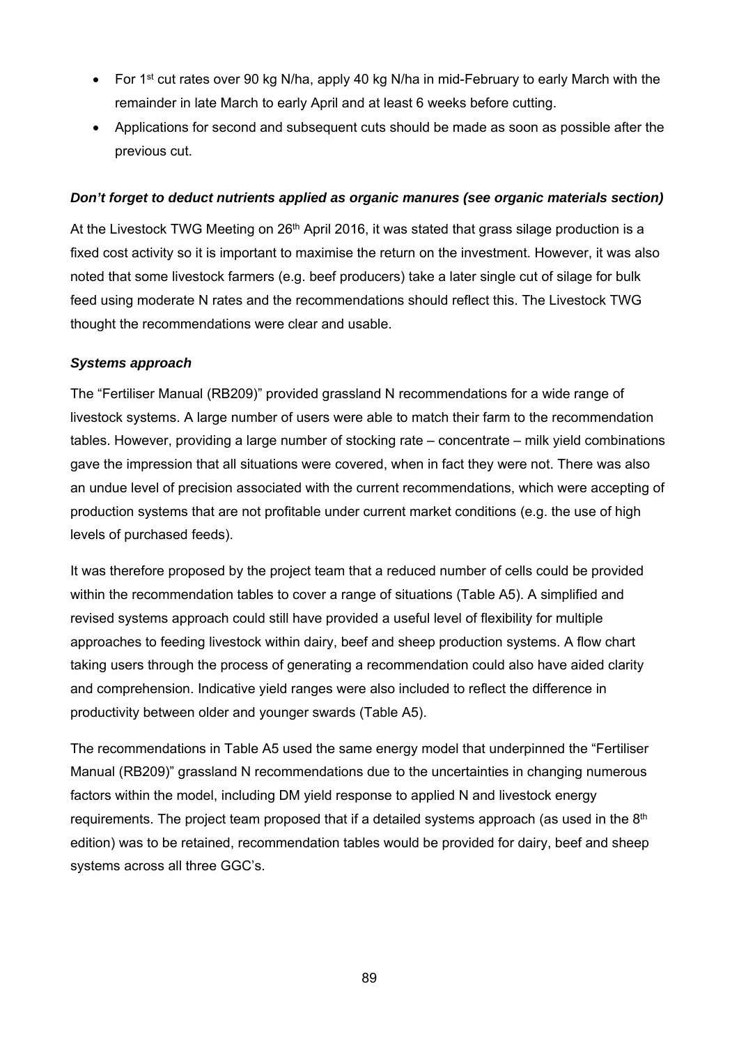- For 1st cut rates over 90 kg N/ha, apply 40 kg N/ha in mid-February to early March with the remainder in late March to early April and at least 6 weeks before cutting.
- Applications for second and subsequent cuts should be made as soon as possible after the previous cut.

***Don't forget to deduct nutrients applied as organic manures (see organic materials section)***

At the Livestock TWG Meeting on 26th April 2016, it was stated that grass silage production is a fixed cost activity so it is important to maximise the return on the investment. However, it was also noted that some livestock farmers (e.g. beef producers) take a later single cut of silage for bulk feed using moderate N rates and the recommendations should reflect this. The Livestock TWG thought the recommendations were clear and usable.

***Systems approach***

The "Fertiliser Manual (RB209)" provided grassland N recommendations for a wide range of livestock systems. A large number of users were able to match their farm to the recommendation tables. However, providing a large number of stocking rate – concentrate – milk yield combinations gave the impression that all situations were covered, when in fact they were not. There was also an undue level of precision associated with the current recommendations, which were accepting of production systems that are not profitable under current market conditions (e.g. the use of high levels of purchased feeds).

It was therefore proposed by the project team that a reduced number of cells could be provided within the recommendation tables to cover a range of situations (Table A5). A simplified and revised systems approach could still have provided a useful level of flexibility for multiple approaches to feeding livestock within dairy, beef and sheep production systems. A flow chart taking users through the process of generating a recommendation could also have aided clarity and comprehension. Indicative yield ranges were also included to reflect the difference in productivity between older and younger swards (Table A5).

The recommendations in Table A5 used the same energy model that underpinned the "Fertiliser Manual (RB209)" grassland N recommendations due to the uncertainties in changing numerous factors within the model, including DM yield response to applied N and livestock energy requirements. The project team proposed that if a detailed systems approach (as used in the 8th edition) was to be retained, recommendation tables would be provided for dairy, beef and sheep systems across all three GGC's.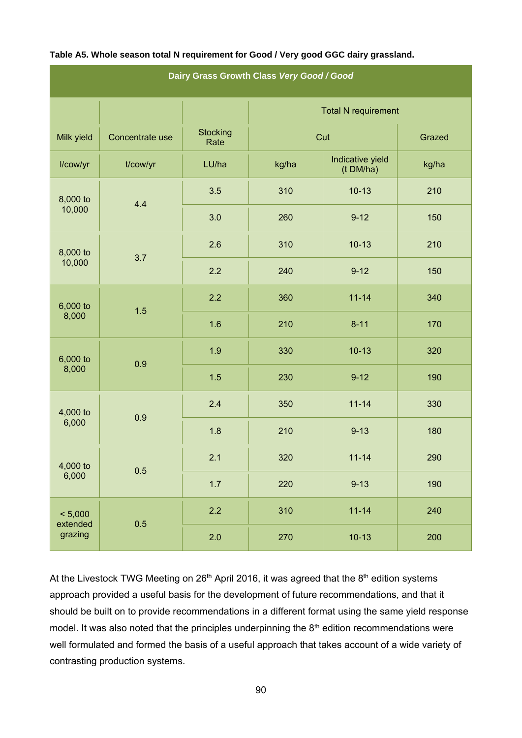**Table A5. Whole season total N requirement for Good / Very good GGC dairy grassland.**

| Dairy Grass Growth Class *Very Good / Good* | | | | | |
|---|---|---|---|---|---|
| | | | Total N requirement | | |
| Milk yield | Concentrate use | Stocking Rate | Cut | | Grazed |
| l/cow/yr | t/cow/yr | LU/ha | kg/ha | Indicative yield (t DM/ha) | kg/ha |
| 8,000 to 10,000 | 4.4 | 3.5 | 310 | 10-13 | 210 |
| | | 3.0 | 260 | 9-12 | 150 |
| 8,000 to 10,000 | 3.7 | 2.6 | 310 | 10-13 | 210 |
| | | 2.2 | 240 | 9-12 | 150 |
| 6,000 to 8,000 | 1.5 | 2.2 | 360 | 11-14 | 340 |
| | | 1.6 | 210 | 8-11 | 170 |
| 6,000 to 8,000 | 0.9 | 1.9 | 330 | 10-13 | 320 |
| | | 1.5 | 230 | 9-12 | 190 |
| 4,000 to 6,000 | 0.9 | 2.4 | 350 | 11-14 | 330 |
| | | 1.8 | 210 | 9-13 | 180 |
| 4,000 to 6,000 | 0.5 | 2.1 | 320 | 11-14 | 290 |
| | | 1.7 | 220 | 9-13 | 190 |
| < 5,000 extended grazing | 0.5 | 2.2 | 310 | 11-14 | 240 |
| | | 2.0 | 270 | 10-13 | 200 |

At the Livestock TWG Meeting on 26th April 2016, it was agreed that the 8th edition systems approach provided a useful basis for the development of future recommendations, and that it should be built on to provide recommendations in a different format using the same yield response model. It was also noted that the principles underpinning the 8th edition recommendations were well formulated and formed the basis of a useful approach that takes account of a wide variety of contrasting production systems.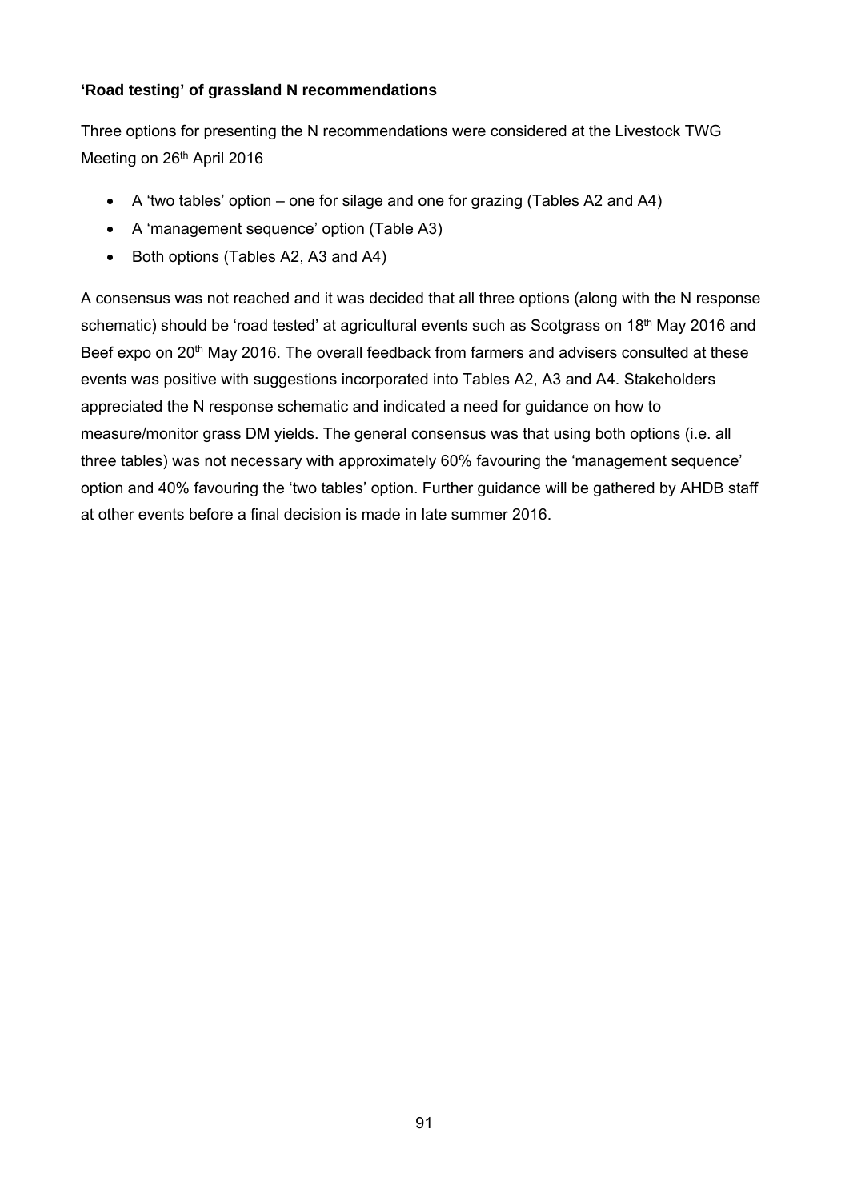**'Road testing' of grassland N recommendations**

Three options for presenting the N recommendations were considered at the Livestock TWG Meeting on 26th April 2016

- A 'two tables' option – one for silage and one for grazing (Tables A2 and A4)
- A 'management sequence' option (Table A3)
- Both options (Tables A2, A3 and A4)

A consensus was not reached and it was decided that all three options (along with the N response schematic) should be 'road tested' at agricultural events such as Scotgrass on 18th May 2016 and Beef expo on 20th May 2016. The overall feedback from farmers and advisers consulted at these events was positive with suggestions incorporated into Tables A2, A3 and A4. Stakeholders appreciated the N response schematic and indicated a need for guidance on how to measure/monitor grass DM yields. The general consensus was that using both options (i.e. all three tables) was not necessary with approximately 60% favouring the 'management sequence' option and 40% favouring the 'two tables' option. Further guidance will be gathered by AHDB staff at other events before a final decision is made in late summer 2016.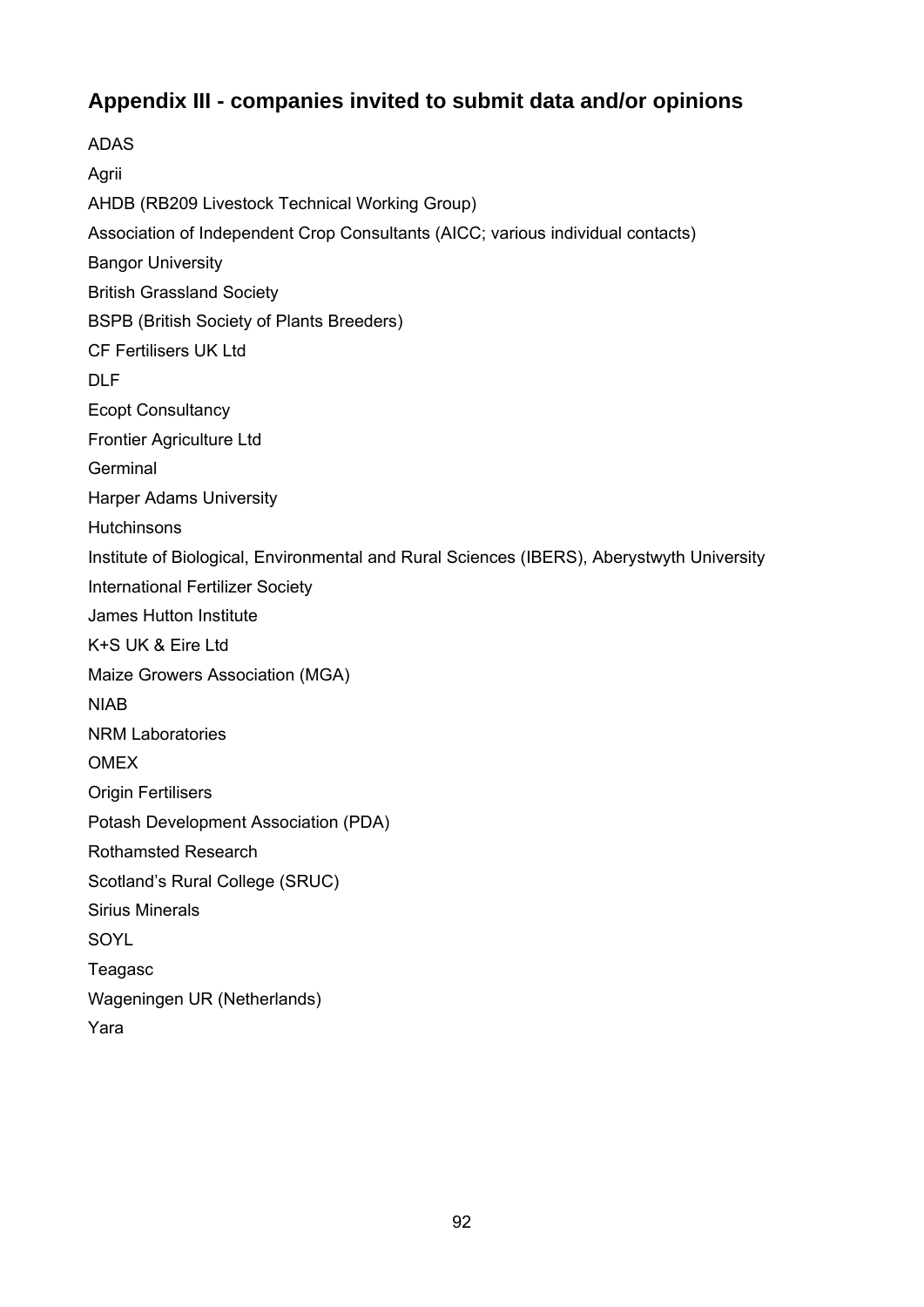## Appendix III - companies invited to submit data and/or opinions

ADAS

Agrii

AHDB (RB209 Livestock Technical Working Group)

Association of Independent Crop Consultants (AICC; various individual contacts)

Bangor University

British Grassland Society

BSPB (British Society of Plants Breeders)

CF Fertilisers UK Ltd

DLF

Ecopt Consultancy

Frontier Agriculture Ltd

Germinal

Harper Adams University

Hutchinsons

Institute of Biological, Environmental and Rural Sciences (IBERS), Aberystwyth University

International Fertilizer Society

James Hutton Institute

K+S UK & Eire Ltd

Maize Growers Association (MGA)

NIAB

NRM Laboratories

OMEX

Origin Fertilisers

Potash Development Association (PDA)

Rothamsted Research

Scotland's Rural College (SRUC)

Sirius Minerals

SOYL

Teagasc

Wageningen UR (Netherlands)

Yara